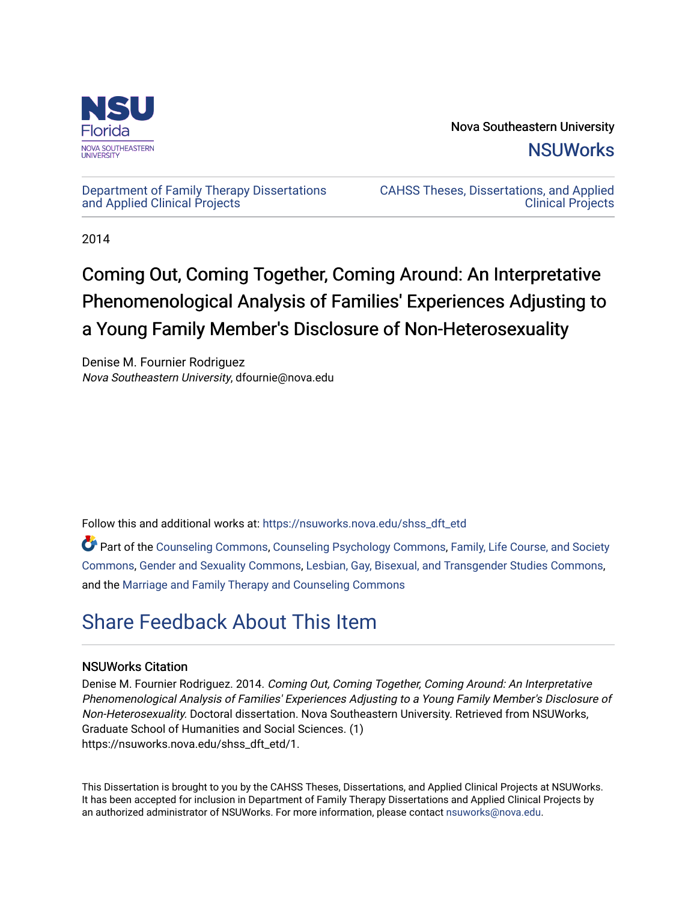NSU Florida
NOVA SOUTHEASTERN UNIVERSITY

Nova Southeastern University
**NSUWorks**

Department of Family Therapy Dissertations and Applied Clinical Projects

CAHSS Theses, Dissertations, and Applied Clinical Projects

2014

# Coming Out, Coming Together, Coming Around: An Interpretative Phenomenological Analysis of Families' Experiences Adjusting to a Young Family Member's Disclosure of Non-Heterosexuality

Denise M. Fournier Rodriguez
*Nova Southeastern University*, dfournie@nova.edu

Follow this and additional works at: https://nsuworks.nova.edu/shss_dft_etd

Part of the Counseling Commons, Counseling Psychology Commons, Family, Life Course, and Society Commons, Gender and Sexuality Commons, Lesbian, Gay, Bisexual, and Transgender Studies Commons, and the Marriage and Family Therapy and Counseling Commons

## Share Feedback About This Item

### NSUWorks Citation

Denise M. Fournier Rodriguez. 2014. *Coming Out, Coming Together, Coming Around: An Interpretative Phenomenological Analysis of Families' Experiences Adjusting to a Young Family Member's Disclosure of Non-Heterosexuality.* Doctoral dissertation. Nova Southeastern University. Retrieved from NSUWorks, Graduate School of Humanities and Social Sciences. (1)
https://nsuworks.nova.edu/shss_dft_etd/1.

This Dissertation is brought to you by the CAHSS Theses, Dissertations, and Applied Clinical Projects at NSUWorks. It has been accepted for inclusion in Department of Family Therapy Dissertations and Applied Clinical Projects by an authorized administrator of NSUWorks. For more information, please contact nsuworks@nova.edu.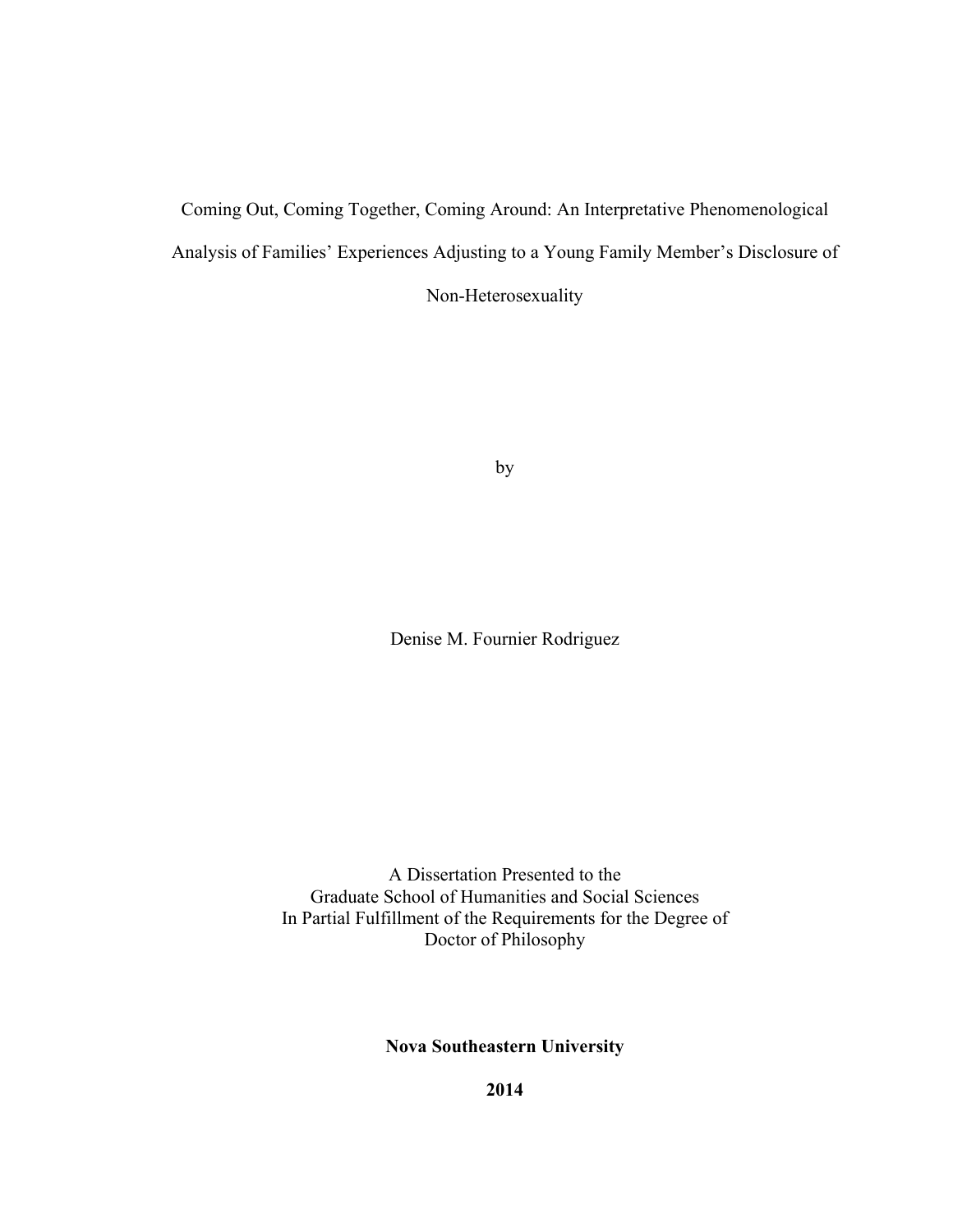# Coming Out, Coming Together, Coming Around: An Interpretative Phenomenological Analysis of Families' Experiences Adjusting to a Young Family Member's Disclosure of Non-Heterosexuality

by

Denise M. Fournier Rodriguez

A Dissertation Presented to the
Graduate School of Humanities and Social Sciences
In Partial Fulfillment of the Requirements for the Degree of
Doctor of Philosophy

**Nova Southeastern University**

**2014**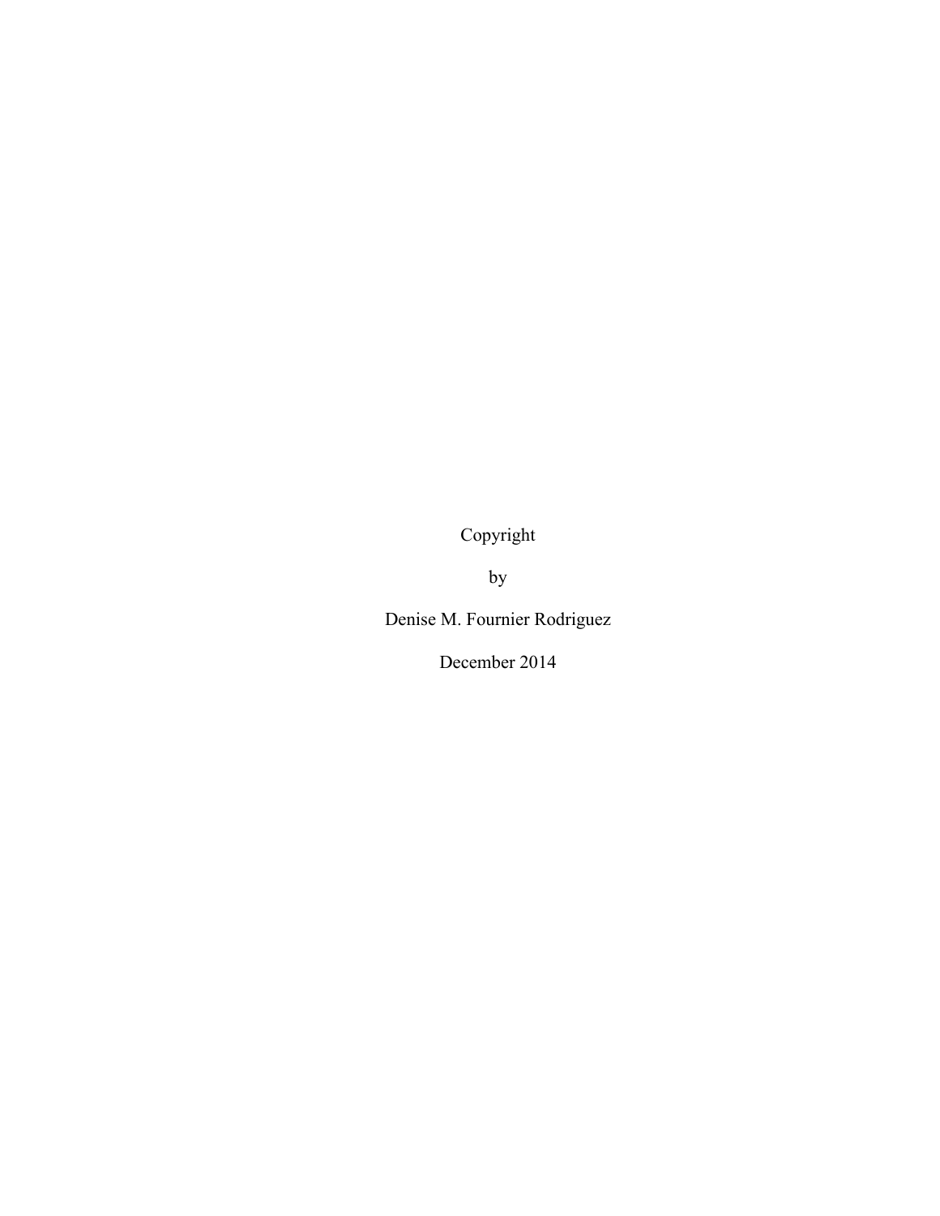Copyright

by

Denise M. Fournier Rodriguez

December 2014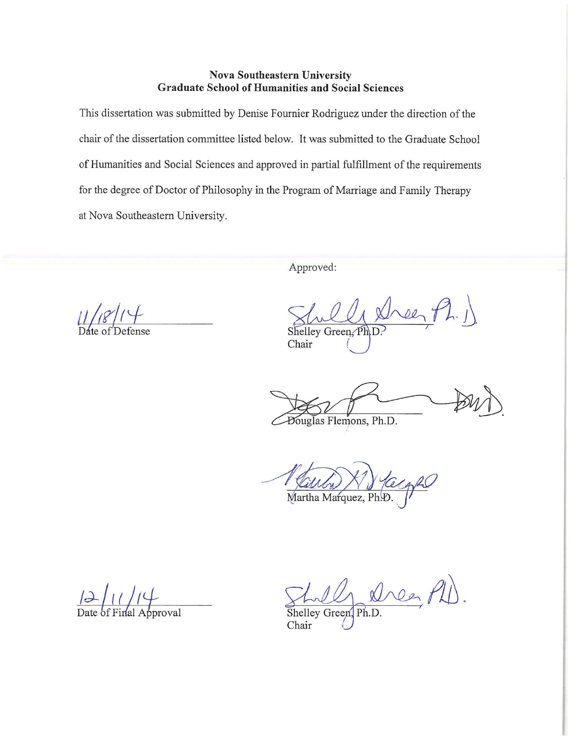**Nova Southeastern University**
**Graduate School of Humanities and Social Sciences**

This dissertation was submitted by Denise Fournier Rodriguez under the direction of the chair of the dissertation committee listed below. It was submitted to the Graduate School of Humanities and Social Sciences and approved in partial fulfillment of the requirements for the degree of Doctor of Philosophy in the Program of Marriage and Family Therapy at Nova Southeastern University.

Approved:

11/18/14
Date of Defense

Shelley Green, Ph.D.
Chair

Douglas Flemons, Ph.D.

Martha Marquez, Ph.D.

12/11/14
Date of Final Approval

Shelley Green, Ph.D.
Chair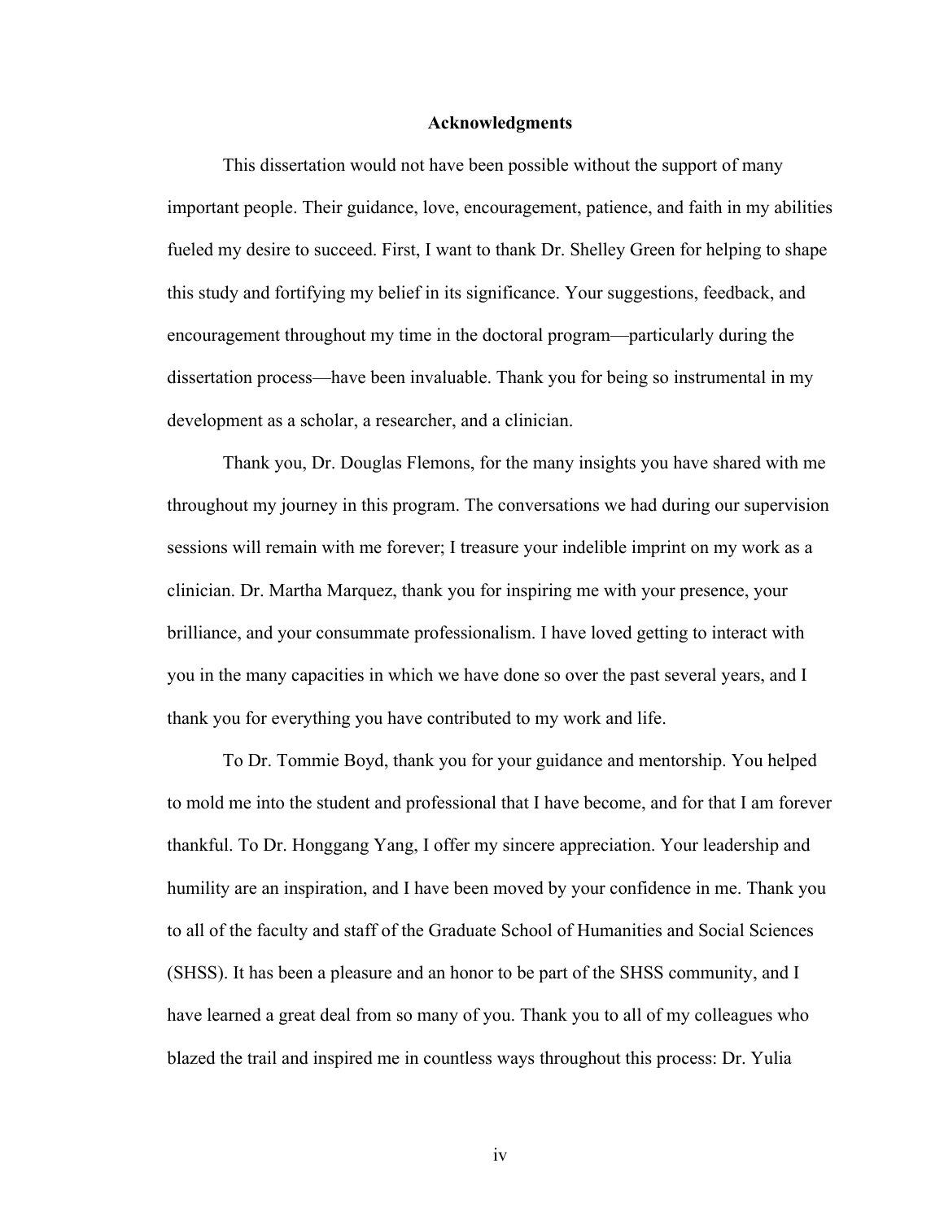## Acknowledgments

This dissertation would not have been possible without the support of many important people. Their guidance, love, encouragement, patience, and faith in my abilities fueled my desire to succeed. First, I want to thank Dr. Shelley Green for helping to shape this study and fortifying my belief in its significance. Your suggestions, feedback, and encouragement throughout my time in the doctoral program—particularly during the dissertation process—have been invaluable. Thank you for being so instrumental in my development as a scholar, a researcher, and a clinician.

Thank you, Dr. Douglas Flemons, for the many insights you have shared with me throughout my journey in this program. The conversations we had during our supervision sessions will remain with me forever; I treasure your indelible imprint on my work as a clinician. Dr. Martha Marquez, thank you for inspiring me with your presence, your brilliance, and your consummate professionalism. I have loved getting to interact with you in the many capacities in which we have done so over the past several years, and I thank you for everything you have contributed to my work and life.

To Dr. Tommie Boyd, thank you for your guidance and mentorship. You helped to mold me into the student and professional that I have become, and for that I am forever thankful. To Dr. Honggang Yang, I offer my sincere appreciation. Your leadership and humility are an inspiration, and I have been moved by your confidence in me. Thank you to all of the faculty and staff of the Graduate School of Humanities and Social Sciences (SHSS). It has been a pleasure and an honor to be part of the SHSS community, and I have learned a great deal from so many of you. Thank you to all of my colleagues who blazed the trail and inspired me in countless ways throughout this process: Dr. Yulia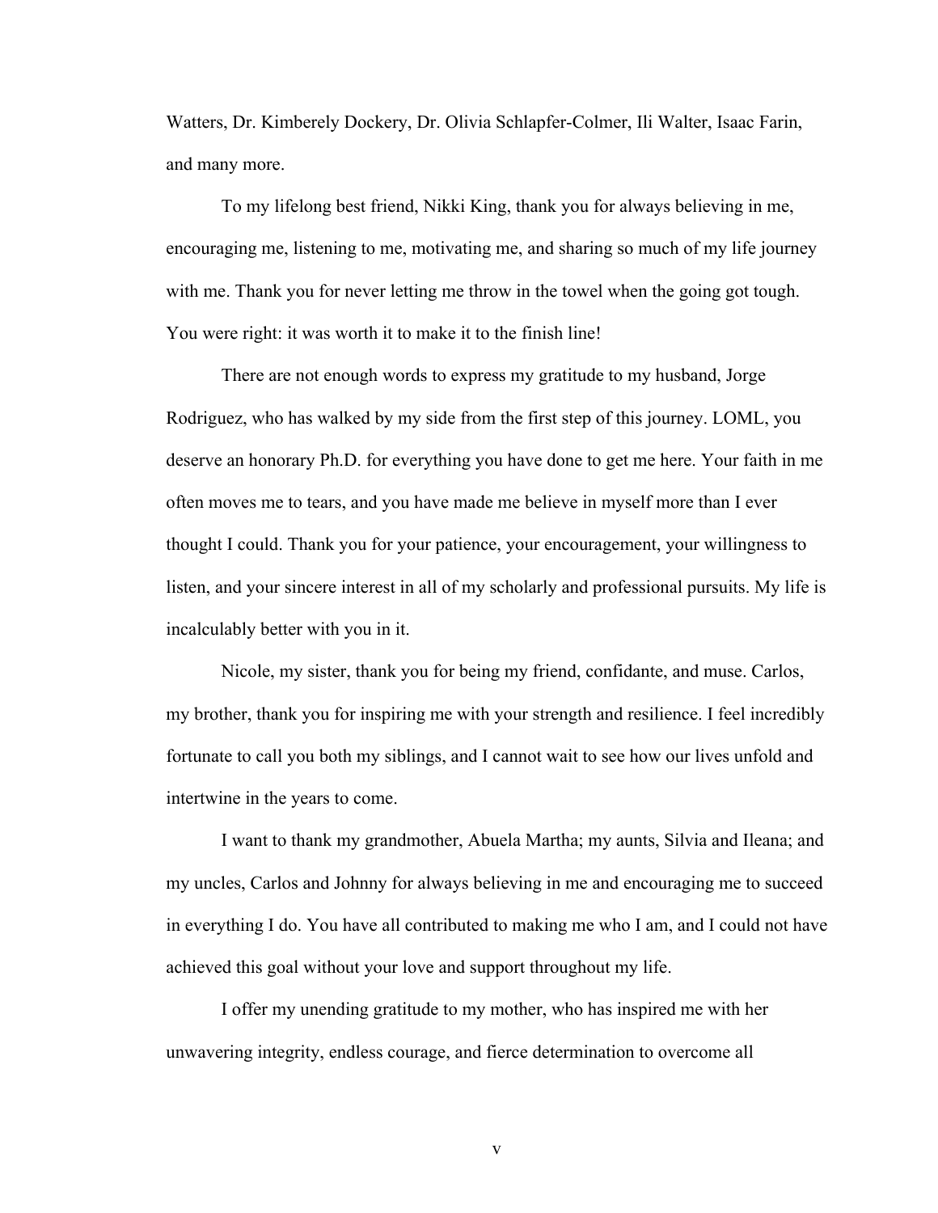Watters, Dr. Kimberely Dockery, Dr. Olivia Schlapfer-Colmer, Ili Walter, Isaac Farin, and many more.

To my lifelong best friend, Nikki King, thank you for always believing in me, encouraging me, listening to me, motivating me, and sharing so much of my life journey with me. Thank you for never letting me throw in the towel when the going got tough. You were right: it was worth it to make it to the finish line!

There are not enough words to express my gratitude to my husband, Jorge Rodriguez, who has walked by my side from the first step of this journey. LOML, you deserve an honorary Ph.D. for everything you have done to get me here. Your faith in me often moves me to tears, and you have made me believe in myself more than I ever thought I could. Thank you for your patience, your encouragement, your willingness to listen, and your sincere interest in all of my scholarly and professional pursuits. My life is incalculably better with you in it.

Nicole, my sister, thank you for being my friend, confidante, and muse. Carlos, my brother, thank you for inspiring me with your strength and resilience. I feel incredibly fortunate to call you both my siblings, and I cannot wait to see how our lives unfold and intertwine in the years to come.

I want to thank my grandmother, Abuela Martha; my aunts, Silvia and Ileana; and my uncles, Carlos and Johnny for always believing in me and encouraging me to succeed in everything I do. You have all contributed to making me who I am, and I could not have achieved this goal without your love and support throughout my life.

I offer my unending gratitude to my mother, who has inspired me with her unwavering integrity, endless courage, and fierce determination to overcome all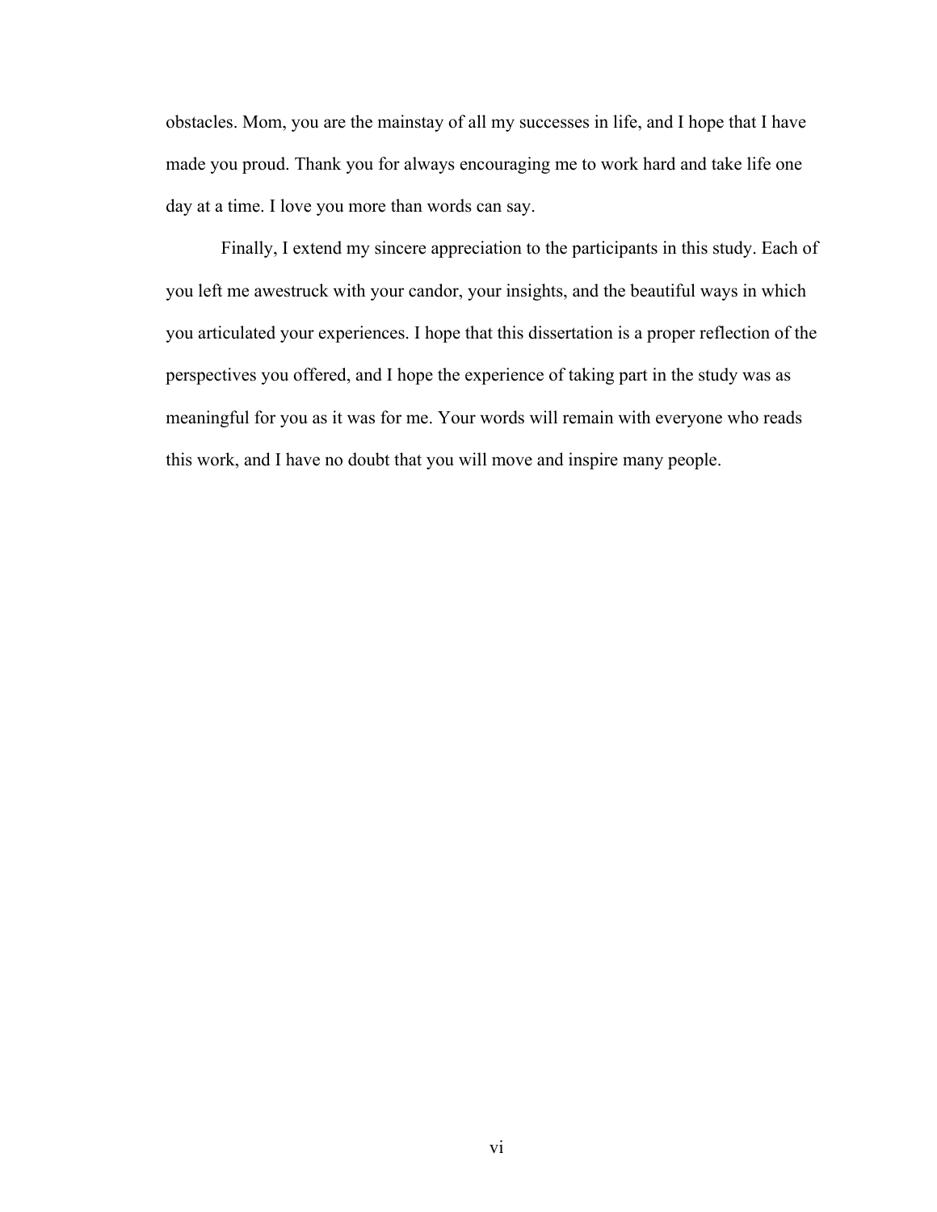obstacles. Mom, you are the mainstay of all my successes in life, and I hope that I have made you proud. Thank you for always encouraging me to work hard and take life one day at a time. I love you more than words can say.

Finally, I extend my sincere appreciation to the participants in this study. Each of you left me awestruck with your candor, your insights, and the beautiful ways in which you articulated your experiences. I hope that this dissertation is a proper reflection of the perspectives you offered, and I hope the experience of taking part in the study was as meaningful for you as it was for me. Your words will remain with everyone who reads this work, and I have no doubt that you will move and inspire many people.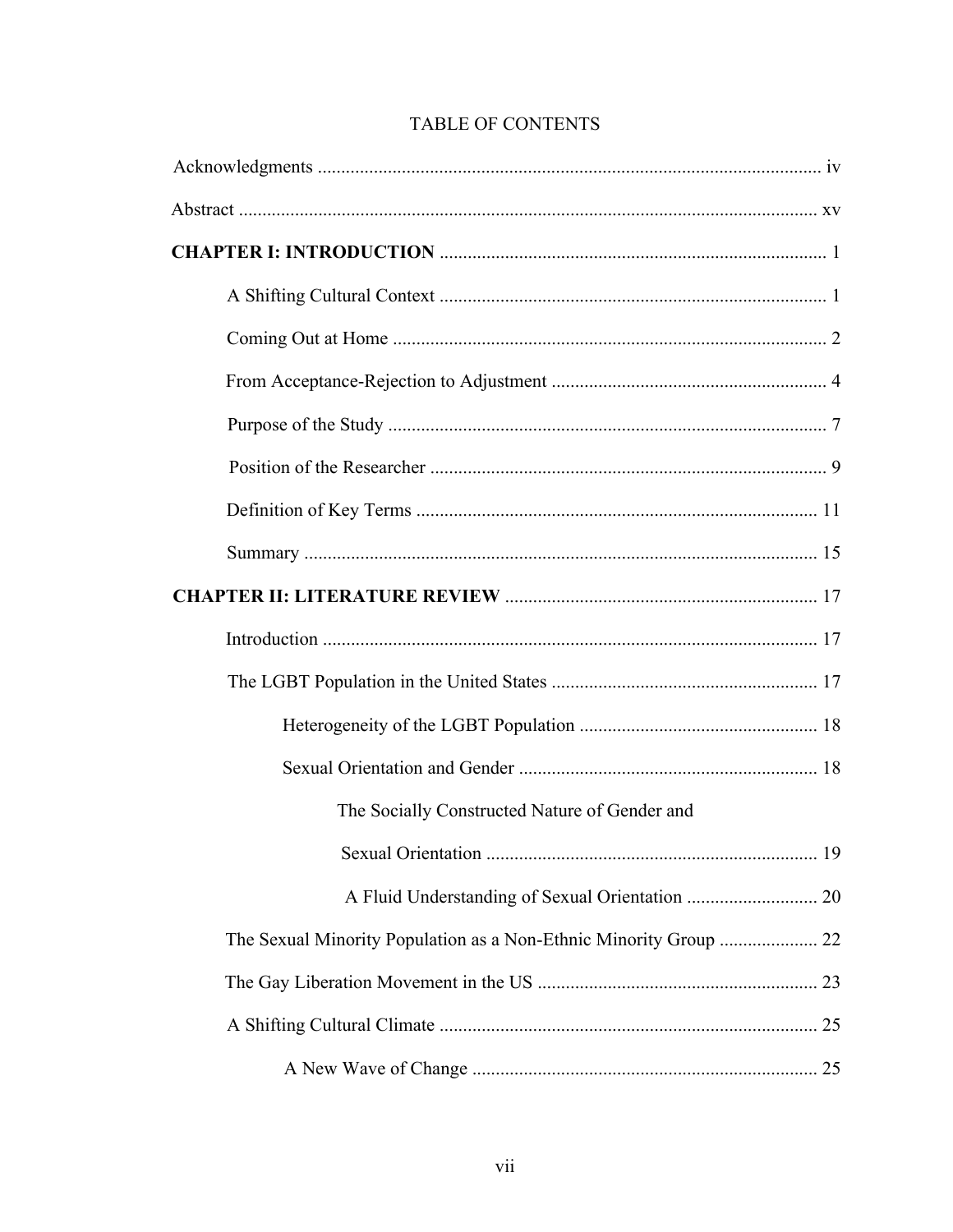# TABLE OF CONTENTS

Acknowledgments ........................................................................................................... iv

Abstract ........................................................................................................................... xv

**CHAPTER I: INTRODUCTION** .................................................................................. 1

- A Shifting Cultural Context .................................................................................. 1
- Coming Out at Home ............................................................................................ 2
- From Acceptance-Rejection to Adjustment .......................................................... 4
- Purpose of the Study ............................................................................................. 7
- Position of the Researcher .................................................................................... 9
- Definition of Key Terms ..................................................................................... 11
- Summary ............................................................................................................. 15

**CHAPTER II: LITERATURE REVIEW** .................................................................. 17

- Introduction ......................................................................................................... 17
- The LGBT Population in the United States ......................................................... 17
    - Heterogeneity of the LGBT Population .................................................. 18
    - Sexual Orientation and Gender ............................................................... 18
        - The Socially Constructed Nature of Gender and Sexual Orientation ...................................................................... 19
        - A Fluid Understanding of Sexual Orientation ............................ 20
- The Sexual Minority Population as a Non-Ethnic Minority Group ..................... 22
- The Gay Liberation Movement in the US ........................................................... 23
- A Shifting Cultural Climate ................................................................................ 25
    - A New Wave of Change ......................................................................... 25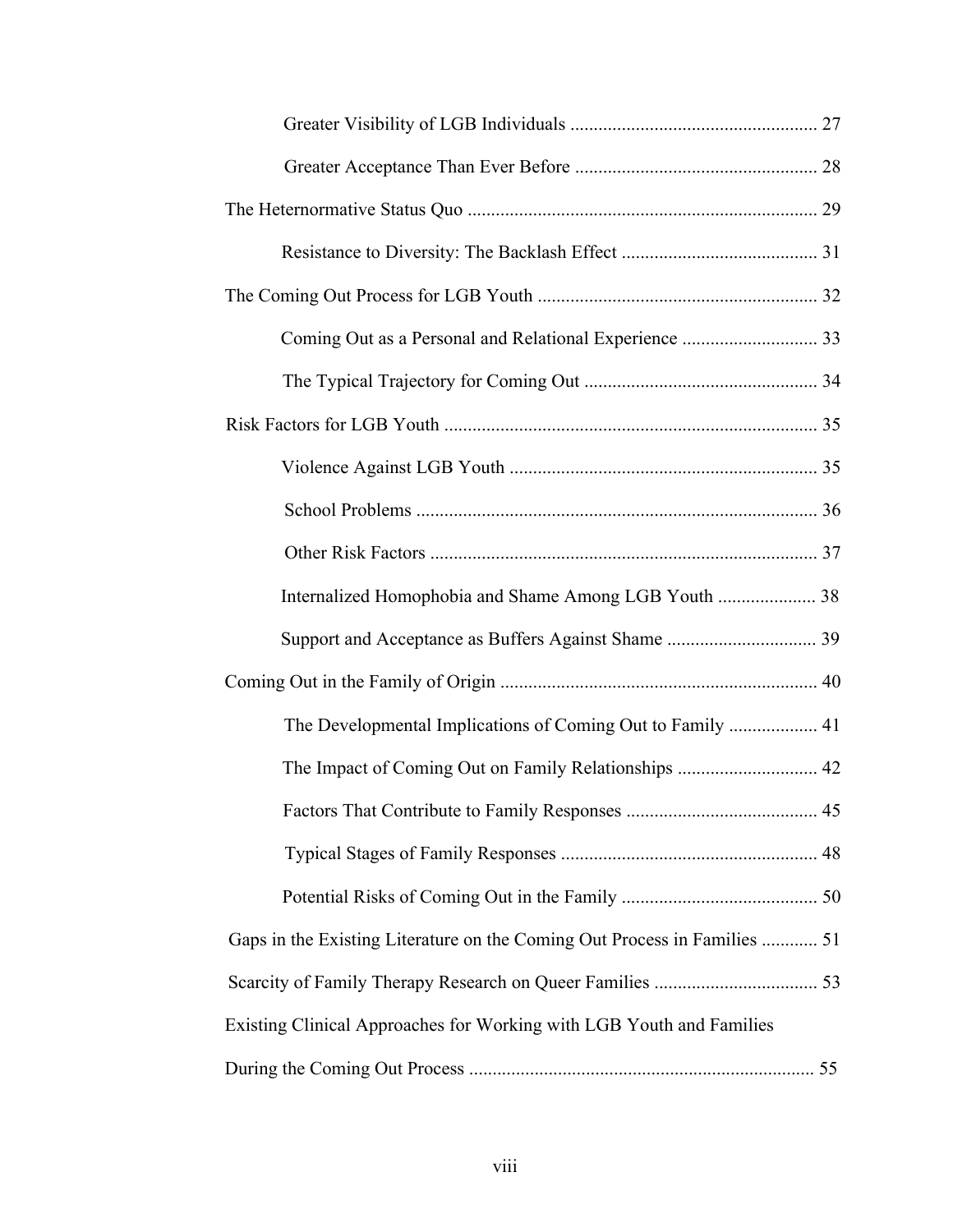Greater Visibility of LGB Individuals .................................................... 27

Greater Acceptance Than Ever Before ................................................... 28

The Heternormative Status Quo .......................................................................... 29

Resistance to Diversity: The Backlash Effect .......................................... 31

The Coming Out Process for LGB Youth ........................................................... 32

Coming Out as a Personal and Relational Experience ............................. 33

The Typical Trajectory for Coming Out .................................................. 34

Risk Factors for LGB Youth ................................................................................ 35

Violence Against LGB Youth .................................................................. 35

School Problems ...................................................................................... 36

Other Risk Factors ................................................................................... 37

Internalized Homophobia and Shame Among LGB Youth ..................... 38

Support and Acceptance as Buffers Against Shame ................................ 39

Coming Out in the Family of Origin ................................................................... 40

The Developmental Implications of Coming Out to Family ................... 41

The Impact of Coming Out on Family Relationships .............................. 42

Factors That Contribute to Family Responses ......................................... 45

Typical Stages of Family Responses ....................................................... 48

Potential Risks of Coming Out in the Family .......................................... 50

Gaps in the Existing Literature on the Coming Out Process in Families ............ 51

Scarcity of Family Therapy Research on Queer Families ................................... 53

Existing Clinical Approaches for Working with LGB Youth and Families During the Coming Out Process .......................................................................... 55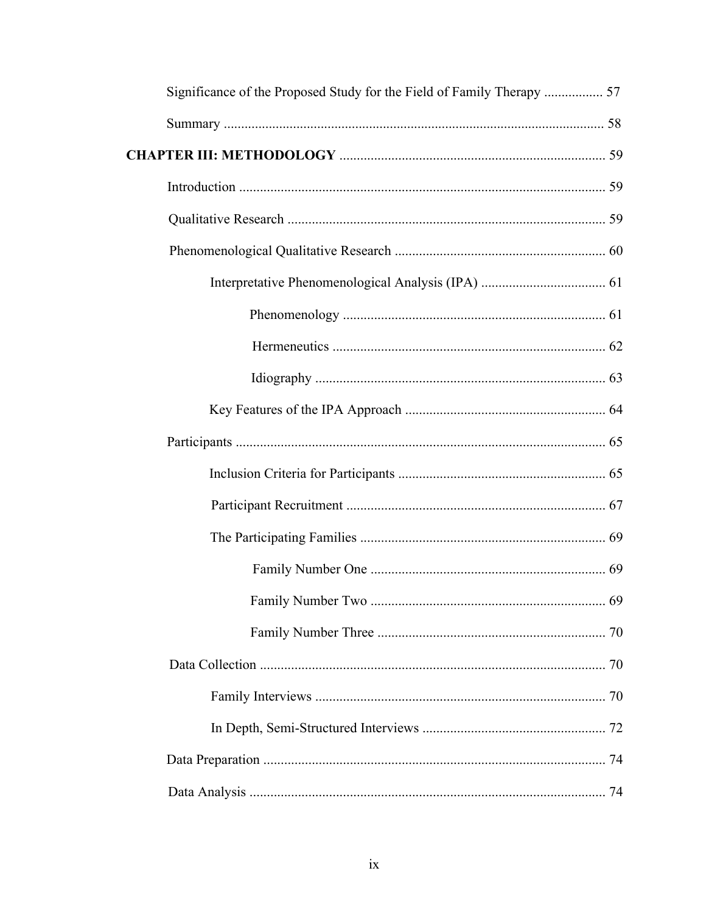Significance of the Proposed Study for the Field of Family Therapy ................ 57

Summary ............................................................................................................ 58

**CHAPTER III: METHODOLOGY** ........................................................................... 59

Introduction ........................................................................................................ 59

Qualitative Research .......................................................................................... 59

Phenomenological Qualitative Research ............................................................ 60

Interpretative Phenomenological Analysis (IPA) .................................... 61

Phenomenology ........................................................................... 61

Hermeneutics .............................................................................. 62

Idiography ................................................................................... 63

Key Features of the IPA Approach .......................................................... 64

Participants .......................................................................................................... 65

Inclusion Criteria for Participants ............................................................ 65

Participant Recruitment ........................................................................... 67

The Participating Families ....................................................................... 69

Family Number One ................................................................... 69

Family Number Two ................................................................... 69

Family Number Three ................................................................. 70

Data Collection ................................................................................................... 70

Family Interviews .................................................................................... 70

In Depth, Semi-Structured Interviews ..................................................... 72

Data Preparation ................................................................................................. 74

Data Analysis ...................................................................................................... 74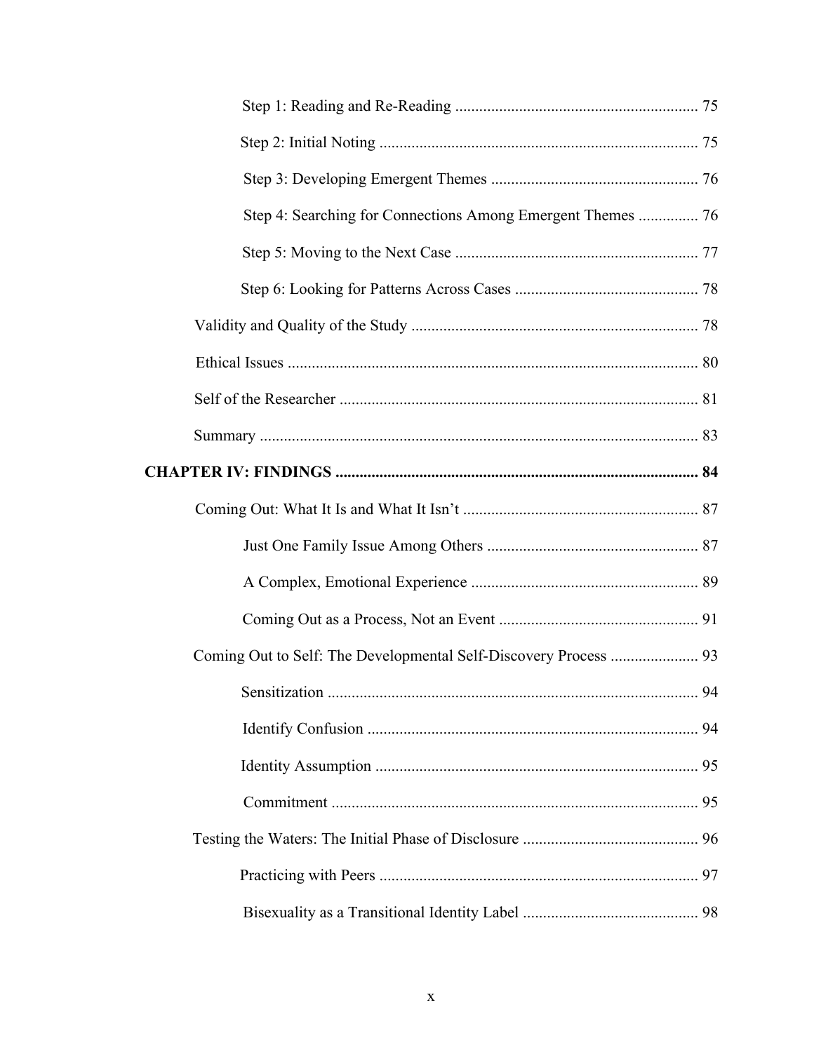Step 1: Reading and Re-Reading ............................................................ 75

Step 2: Initial Noting ............................................................................... 75

Step 3: Developing Emergent Themes ................................................... 76

Step 4: Searching for Connections Among Emergent Themes ............... 76

Step 5: Moving to the Next Case ............................................................ 77

Step 6: Looking for Patterns Across Cases ............................................. 78

Validity and Quality of the Study ....................................................................... 78

Ethical Issues ...................................................................................................... 80

Self of the Researcher ......................................................................................... 81

Summary ............................................................................................................. 83

**CHAPTER IV: FINDINGS ......................................................................................... 84**

Coming Out: What It Is and What It Isn't .......................................................... 87

Just One Family Issue Among Others .................................................... 87

A Complex, Emotional Experience ........................................................ 89

Coming Out as a Process, Not an Event ................................................. 91

Coming Out to Self: The Developmental Self-Discovery Process ...................... 93

Sensitization ............................................................................................ 94

Identify Confusion .................................................................................. 94

Identity Assumption ................................................................................ 95

Commitment ........................................................................................... 95

Testing the Waters: The Initial Phase of Disclosure ........................................... 96

Practicing with Peers ............................................................................... 97

Bisexuality as a Transitional Identity Label ........................................... 98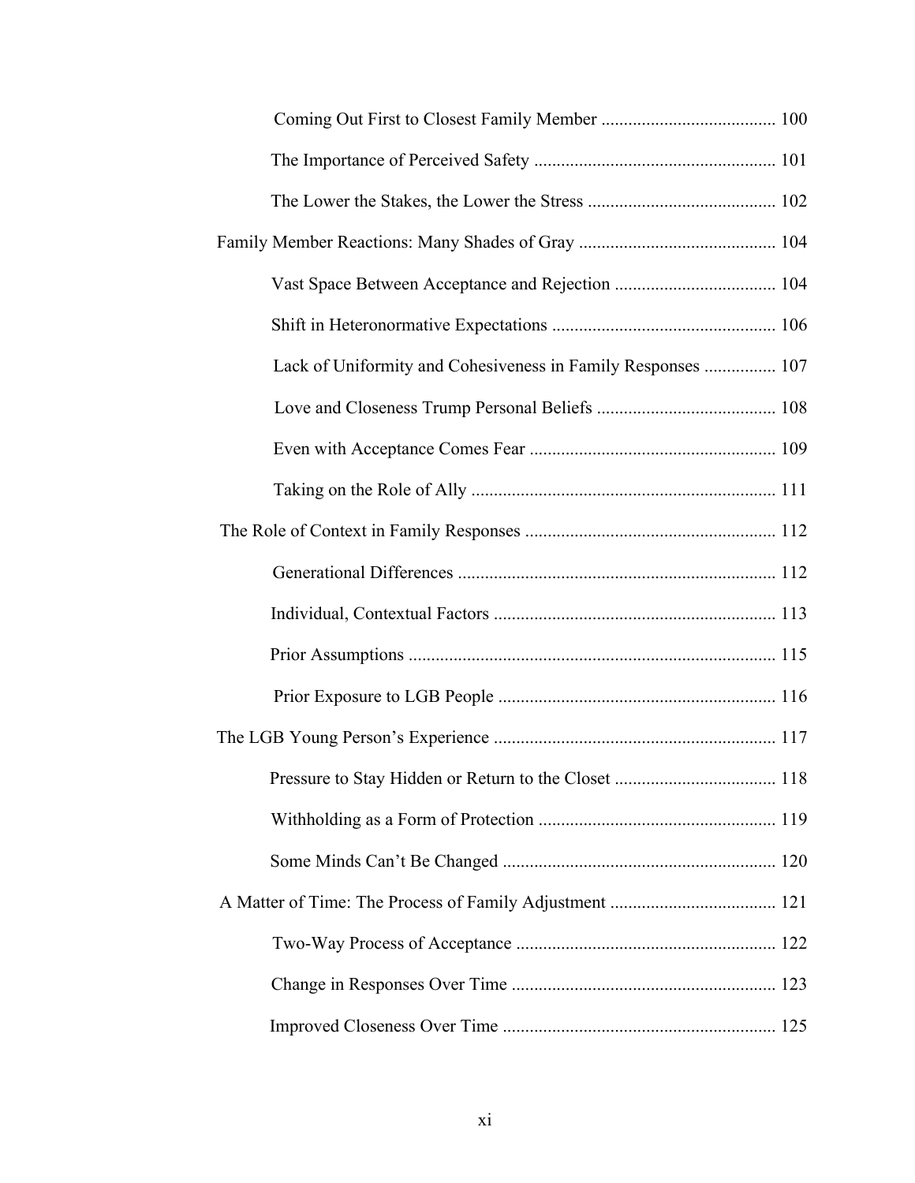Coming Out First to Closest Family Member ....................................... 100

The Importance of Perceived Safety ..................................................... 101

The Lower the Stakes, the Lower the Stress .......................................... 102

Family Member Reactions: Many Shades of Gray ............................................ 104

Vast Space Between Acceptance and Rejection .................................... 104

Shift in Heteronormative Expectations .................................................. 106

Lack of Uniformity and Cohesiveness in Family Responses ................ 107

Love and Closeness Trump Personal Beliefs ........................................ 108

Even with Acceptance Comes Fear ....................................................... 109

Taking on the Role of Ally .................................................................... 111

The Role of Context in Family Responses ........................................................ 112

Generational Differences ....................................................................... 112

Individual, Contextual Factors ............................................................... 113

Prior Assumptions .................................................................................. 115

Prior Exposure to LGB People .............................................................. 116

The LGB Young Person's Experience .............................................................. 117

Pressure to Stay Hidden or Return to the Closet .................................... 118

Withholding as a Form of Protection ..................................................... 119

Some Minds Can't Be Changed ............................................................. 120

A Matter of Time: The Process of Family Adjustment ..................................... 121

Two-Way Process of Acceptance .......................................................... 122

Change in Responses Over Time ........................................................... 123

Improved Closeness Over Time ............................................................. 125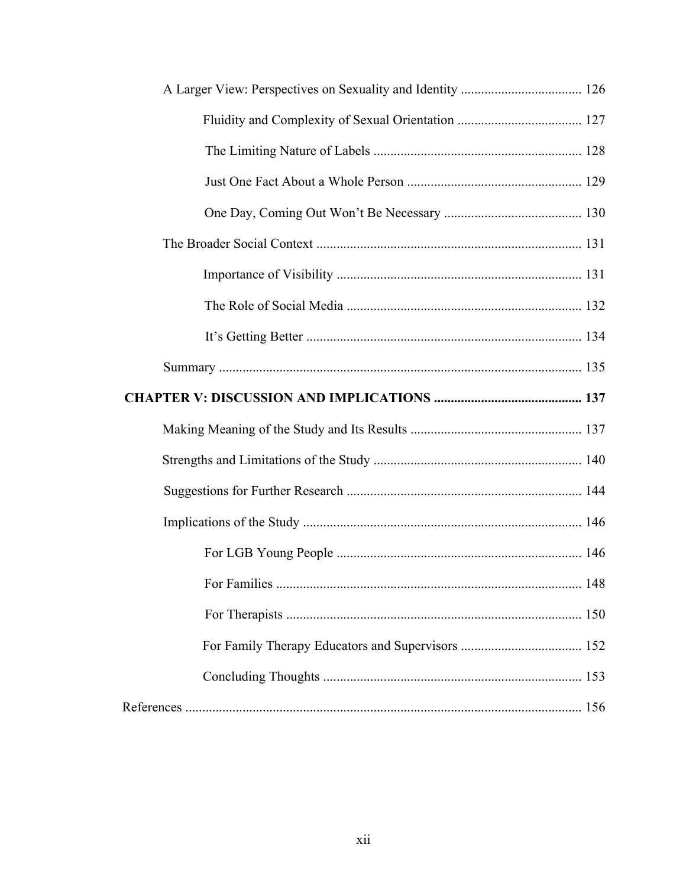A Larger View: Perspectives on Sexuality and Identity .................................... 126

Fluidity and Complexity of Sexual Orientation ..................................... 127

The Limiting Nature of Labels ............................................................. 128

Just One Fact About a Whole Person .................................................... 129

One Day, Coming Out Won't Be Necessary ......................................... 130

The Broader Social Context .............................................................................. 131

Importance of Visibility ........................................................................ 131

The Role of Social Media ...................................................................... 132

It's Getting Better .................................................................................. 134

Summary ............................................................................................................ 135

**CHAPTER V: DISCUSSION AND IMPLICATIONS ............................................ 137**

Making Meaning of the Study and Its Results ................................................... 137

Strengths and Limitations of the Study .............................................................. 140

Suggestions for Further Research ...................................................................... 144

Implications of the Study ................................................................................... 146

For LGB Young People ......................................................................... 146

For Families ........................................................................................... 148

For Therapists ........................................................................................ 150

For Family Therapy Educators and Supervisors .................................... 152

Concluding Thoughts ............................................................................. 153

References ...................................................................................................................... 156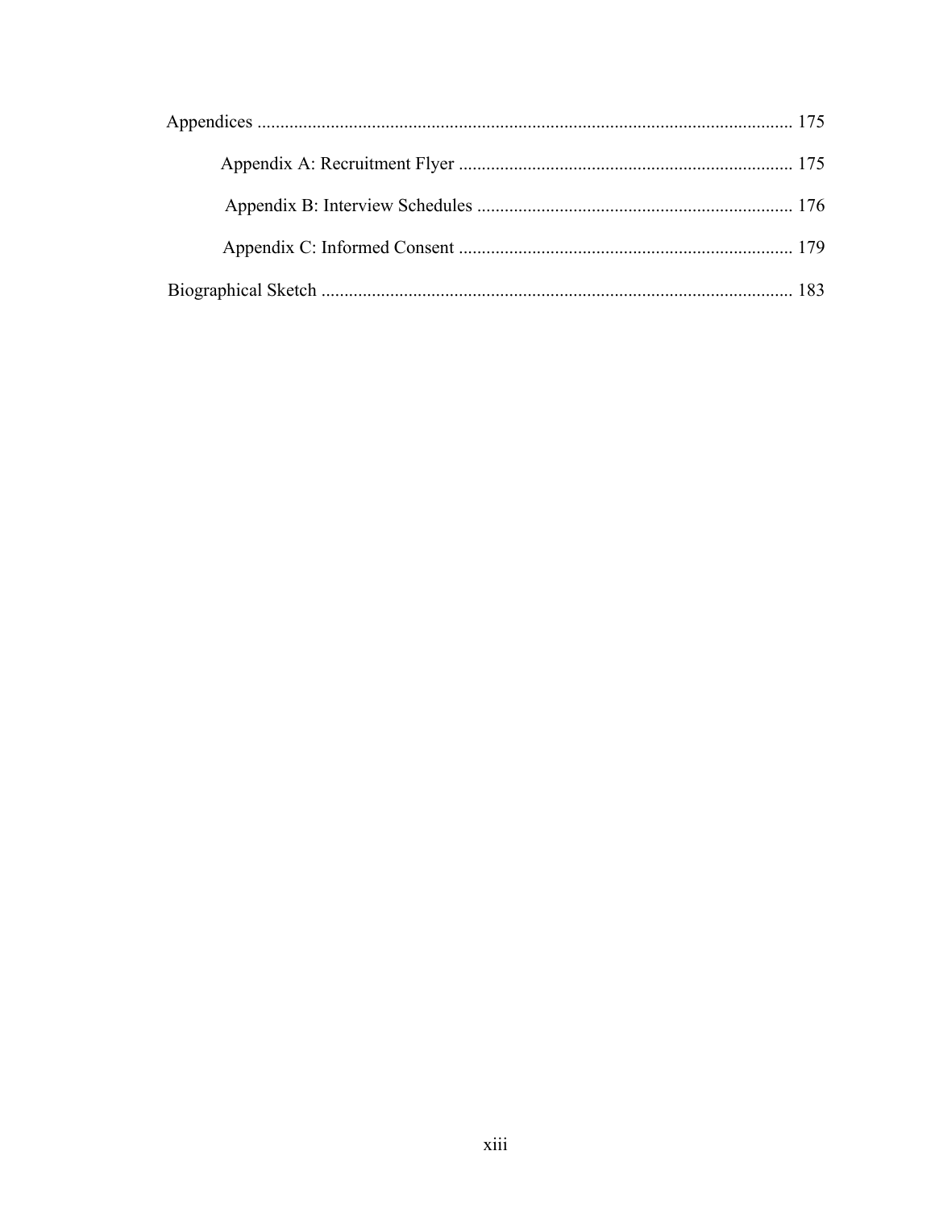Appendices ..................................................................................................................... 175

Appendix A: Recruitment Flyer ......................................................................... 175

Appendix B: Interview Schedules ..................................................................... 176

Appendix C: Informed Consent ......................................................................... 179

Biographical Sketch ....................................................................................................... 183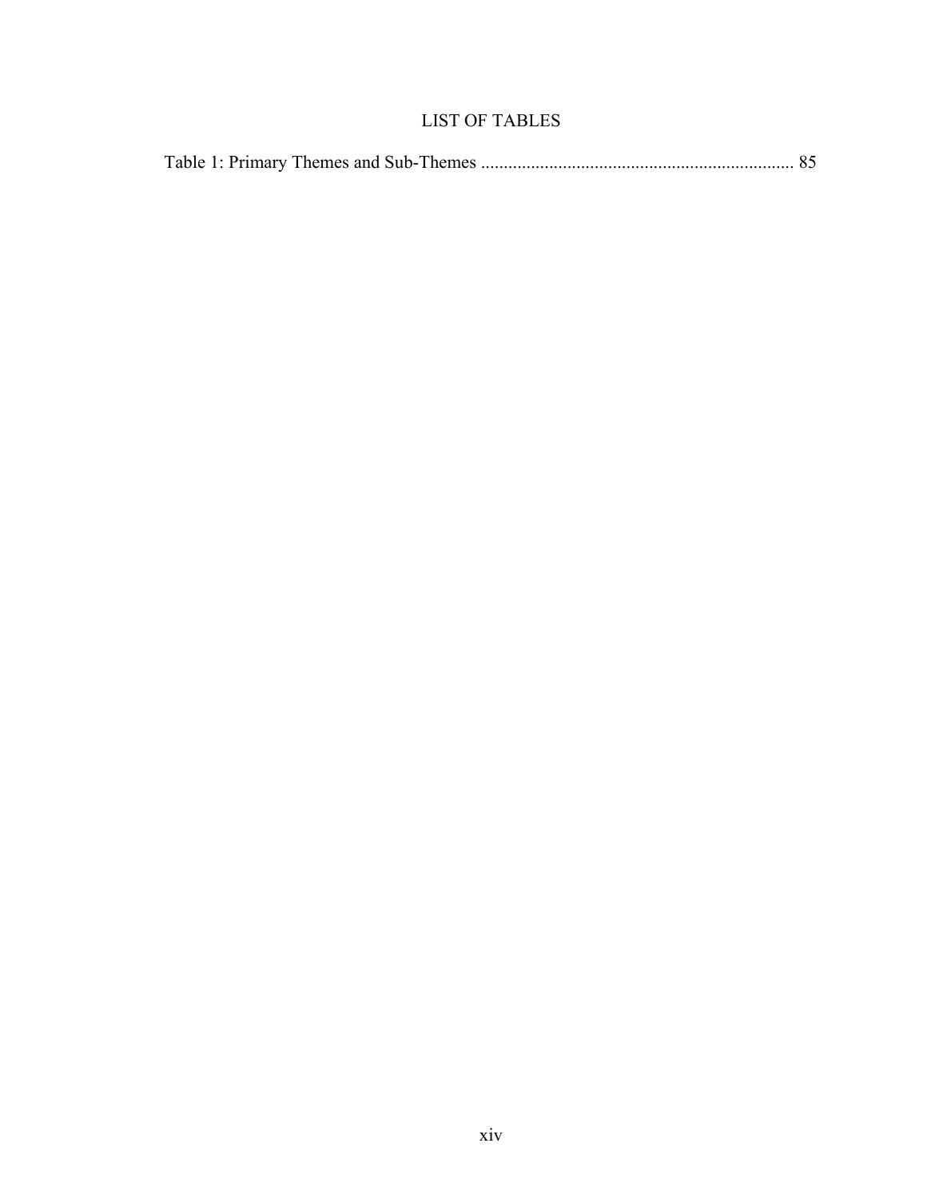# LIST OF TABLES

Table 1: Primary Themes and Sub-Themes .................................................................... 85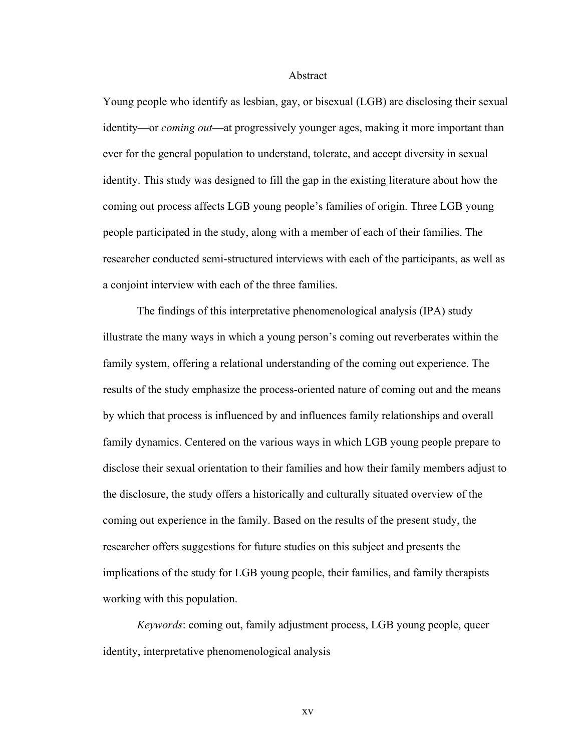# Abstract

Young people who identify as lesbian, gay, or bisexual (LGB) are disclosing their sexual identity—or *coming out*—at progressively younger ages, making it more important than ever for the general population to understand, tolerate, and accept diversity in sexual identity. This study was designed to fill the gap in the existing literature about how the coming out process affects LGB young people's families of origin. Three LGB young people participated in the study, along with a member of each of their families. The researcher conducted semi-structured interviews with each of the participants, as well as a conjoint interview with each of the three families.

The findings of this interpretative phenomenological analysis (IPA) study illustrate the many ways in which a young person's coming out reverberates within the family system, offering a relational understanding of the coming out experience. The results of the study emphasize the process-oriented nature of coming out and the means by which that process is influenced by and influences family relationships and overall family dynamics. Centered on the various ways in which LGB young people prepare to disclose their sexual orientation to their families and how their family members adjust to the disclosure, the study offers a historically and culturally situated overview of the coming out experience in the family. Based on the results of the present study, the researcher offers suggestions for future studies on this subject and presents the implications of the study for LGB young people, their families, and family therapists working with this population.

*Keywords*: coming out, family adjustment process, LGB young people, queer identity, interpretative phenomenological analysis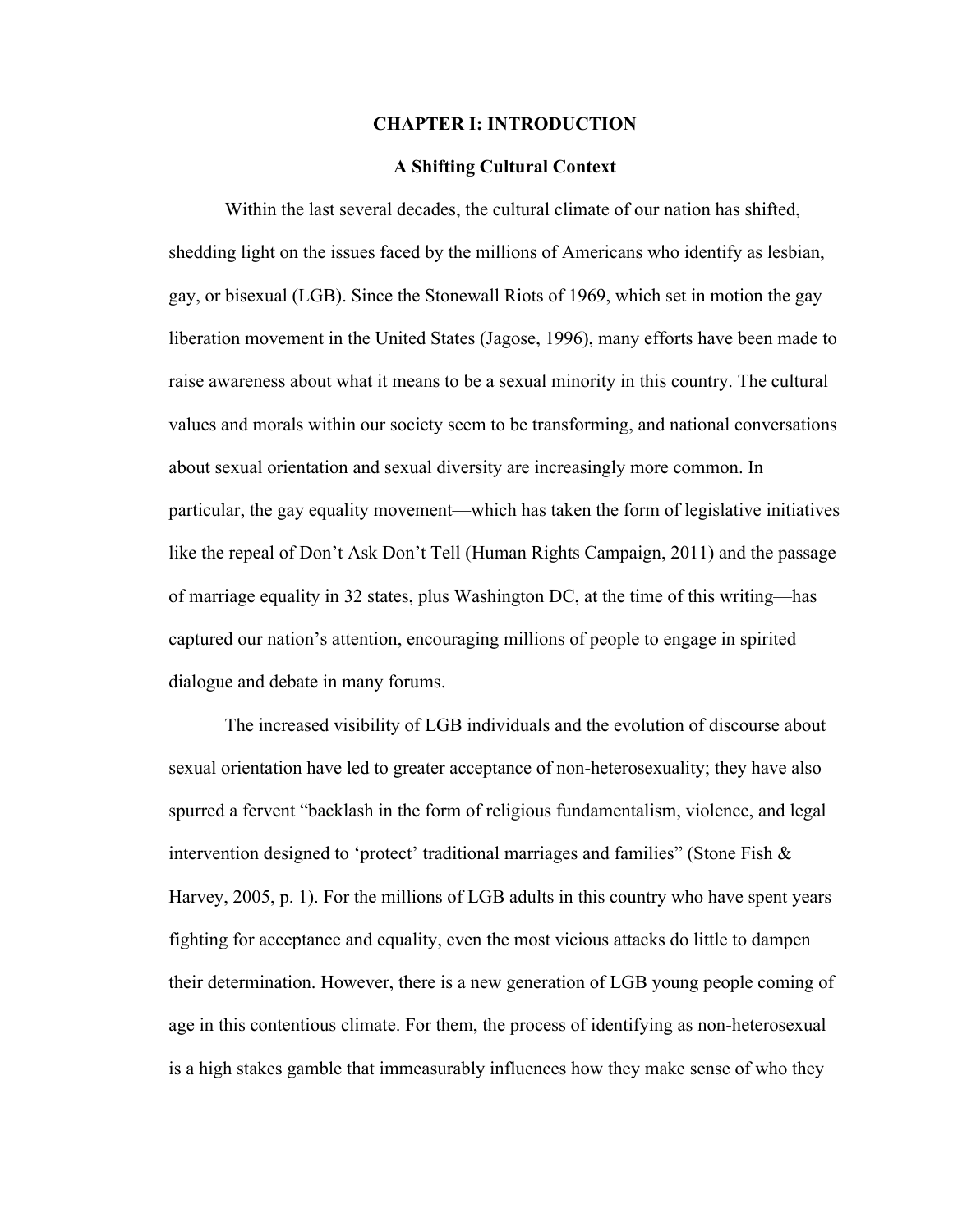# CHAPTER I: INTRODUCTION

## A Shifting Cultural Context

Within the last several decades, the cultural climate of our nation has shifted, shedding light on the issues faced by the millions of Americans who identify as lesbian, gay, or bisexual (LGB). Since the Stonewall Riots of 1969, which set in motion the gay liberation movement in the United States (Jagose, 1996), many efforts have been made to raise awareness about what it means to be a sexual minority in this country. The cultural values and morals within our society seem to be transforming, and national conversations about sexual orientation and sexual diversity are increasingly more common. In particular, the gay equality movement—which has taken the form of legislative initiatives like the repeal of Don't Ask Don't Tell (Human Rights Campaign, 2011) and the passage of marriage equality in 32 states, plus Washington DC, at the time of this writing—has captured our nation's attention, encouraging millions of people to engage in spirited dialogue and debate in many forums.

The increased visibility of LGB individuals and the evolution of discourse about sexual orientation have led to greater acceptance of non-heterosexuality; they have also spurred a fervent "backlash in the form of religious fundamentalism, violence, and legal intervention designed to 'protect' traditional marriages and families" (Stone Fish & Harvey, 2005, p. 1). For the millions of LGB adults in this country who have spent years fighting for acceptance and equality, even the most vicious attacks do little to dampen their determination. However, there is a new generation of LGB young people coming of age in this contentious climate. For them, the process of identifying as non-heterosexual is a high stakes gamble that immeasurably influences how they make sense of who they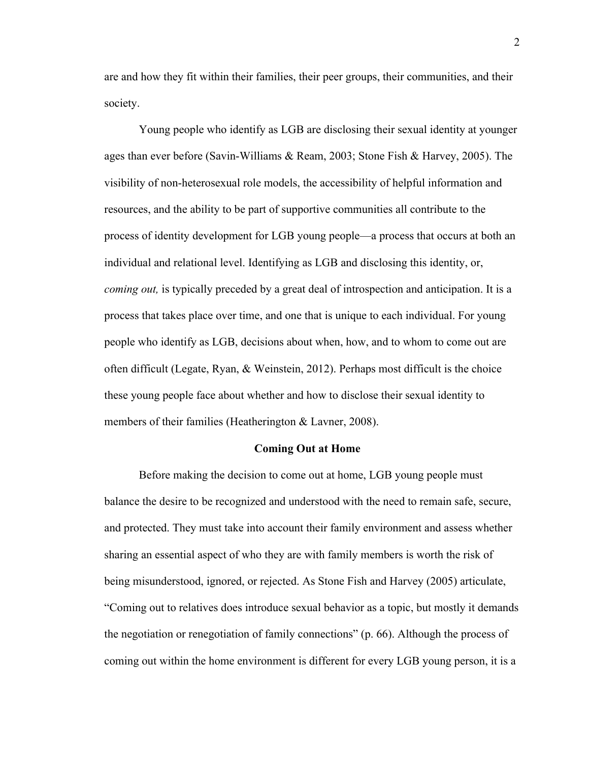are and how they fit within their families, their peer groups, their communities, and their society.

Young people who identify as LGB are disclosing their sexual identity at younger ages than ever before (Savin-Williams & Ream, 2003; Stone Fish & Harvey, 2005). The visibility of non-heterosexual role models, the accessibility of helpful information and resources, and the ability to be part of supportive communities all contribute to the process of identity development for LGB young people—a process that occurs at both an individual and relational level. Identifying as LGB and disclosing this identity, or, *coming out,* is typically preceded by a great deal of introspection and anticipation. It is a process that takes place over time, and one that is unique to each individual. For young people who identify as LGB, decisions about when, how, and to whom to come out are often difficult (Legate, Ryan, & Weinstein, 2012). Perhaps most difficult is the choice these young people face about whether and how to disclose their sexual identity to members of their families (Heatherington & Lavner, 2008).

## Coming Out at Home

Before making the decision to come out at home, LGB young people must balance the desire to be recognized and understood with the need to remain safe, secure, and protected. They must take into account their family environment and assess whether sharing an essential aspect of who they are with family members is worth the risk of being misunderstood, ignored, or rejected. As Stone Fish and Harvey (2005) articulate, "Coming out to relatives does introduce sexual behavior as a topic, but mostly it demands the negotiation or renegotiation of family connections" (p. 66). Although the process of coming out within the home environment is different for every LGB young person, it is a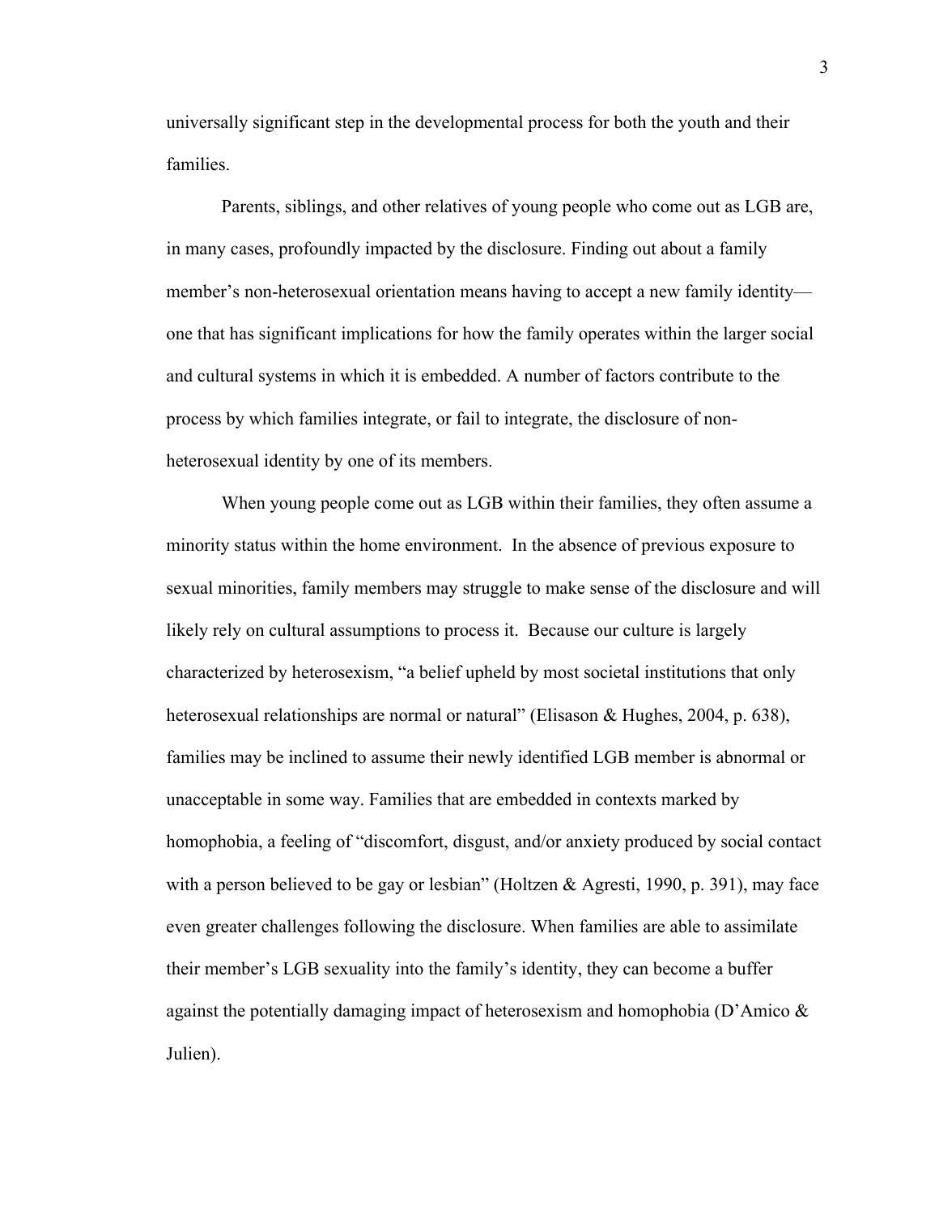universally significant step in the developmental process for both the youth and their families.

Parents, siblings, and other relatives of young people who come out as LGB are, in many cases, profoundly impacted by the disclosure. Finding out about a family member's non-heterosexual orientation means having to accept a new family identity—one that has significant implications for how the family operates within the larger social and cultural systems in which it is embedded. A number of factors contribute to the process by which families integrate, or fail to integrate, the disclosure of non-heterosexual identity by one of its members.

When young people come out as LGB within their families, they often assume a minority status within the home environment. In the absence of previous exposure to sexual minorities, family members may struggle to make sense of the disclosure and will likely rely on cultural assumptions to process it. Because our culture is largely characterized by heterosexism, "a belief upheld by most societal institutions that only heterosexual relationships are normal or natural" (Elisason & Hughes, 2004, p. 638), families may be inclined to assume their newly identified LGB member is abnormal or unacceptable in some way. Families that are embedded in contexts marked by homophobia, a feeling of "discomfort, disgust, and/or anxiety produced by social contact with a person believed to be gay or lesbian" (Holtzen & Agresti, 1990, p. 391), may face even greater challenges following the disclosure. When families are able to assimilate their member's LGB sexuality into the family's identity, they can become a buffer against the potentially damaging impact of heterosexism and homophobia (D'Amico & Julien).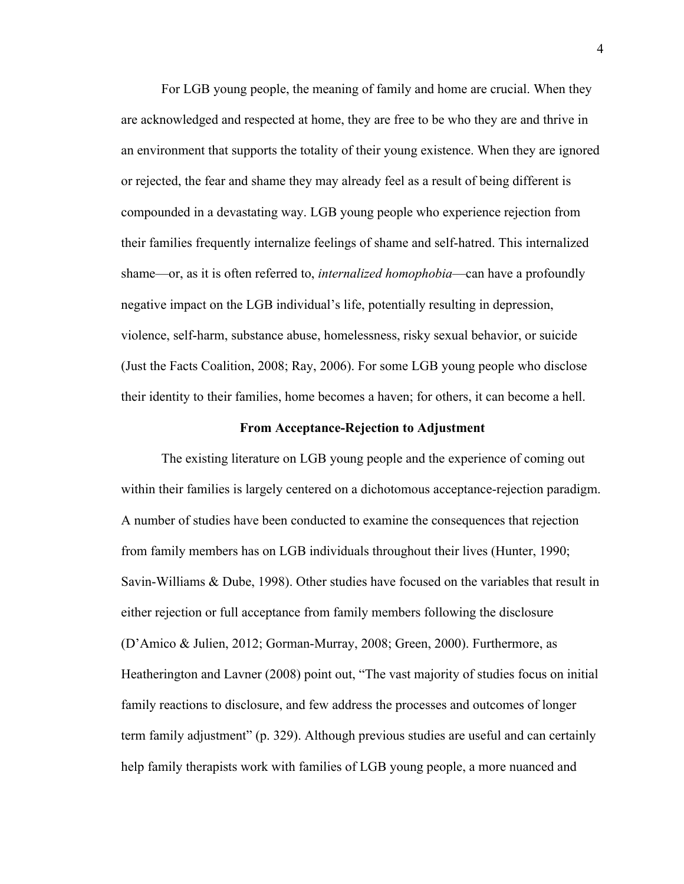For LGB young people, the meaning of family and home are crucial. When they are acknowledged and respected at home, they are free to be who they are and thrive in an environment that supports the totality of their young existence. When they are ignored or rejected, the fear and shame they may already feel as a result of being different is compounded in a devastating way. LGB young people who experience rejection from their families frequently internalize feelings of shame and self-hatred. This internalized shame—or, as it is often referred to, *internalized homophobia*—can have a profoundly negative impact on the LGB individual's life, potentially resulting in depression, violence, self-harm, substance abuse, homelessness, risky sexual behavior, or suicide (Just the Facts Coalition, 2008; Ray, 2006). For some LGB young people who disclose their identity to their families, home becomes a haven; for others, it can become a hell.

## From Acceptance-Rejection to Adjustment

The existing literature on LGB young people and the experience of coming out within their families is largely centered on a dichotomous acceptance-rejection paradigm. A number of studies have been conducted to examine the consequences that rejection from family members has on LGB individuals throughout their lives (Hunter, 1990; Savin-Williams & Dube, 1998). Other studies have focused on the variables that result in either rejection or full acceptance from family members following the disclosure (D'Amico & Julien, 2012; Gorman-Murray, 2008; Green, 2000). Furthermore, as Heatherington and Lavner (2008) point out, "The vast majority of studies focus on initial family reactions to disclosure, and few address the processes and outcomes of longer term family adjustment" (p. 329). Although previous studies are useful and can certainly help family therapists work with families of LGB young people, a more nuanced and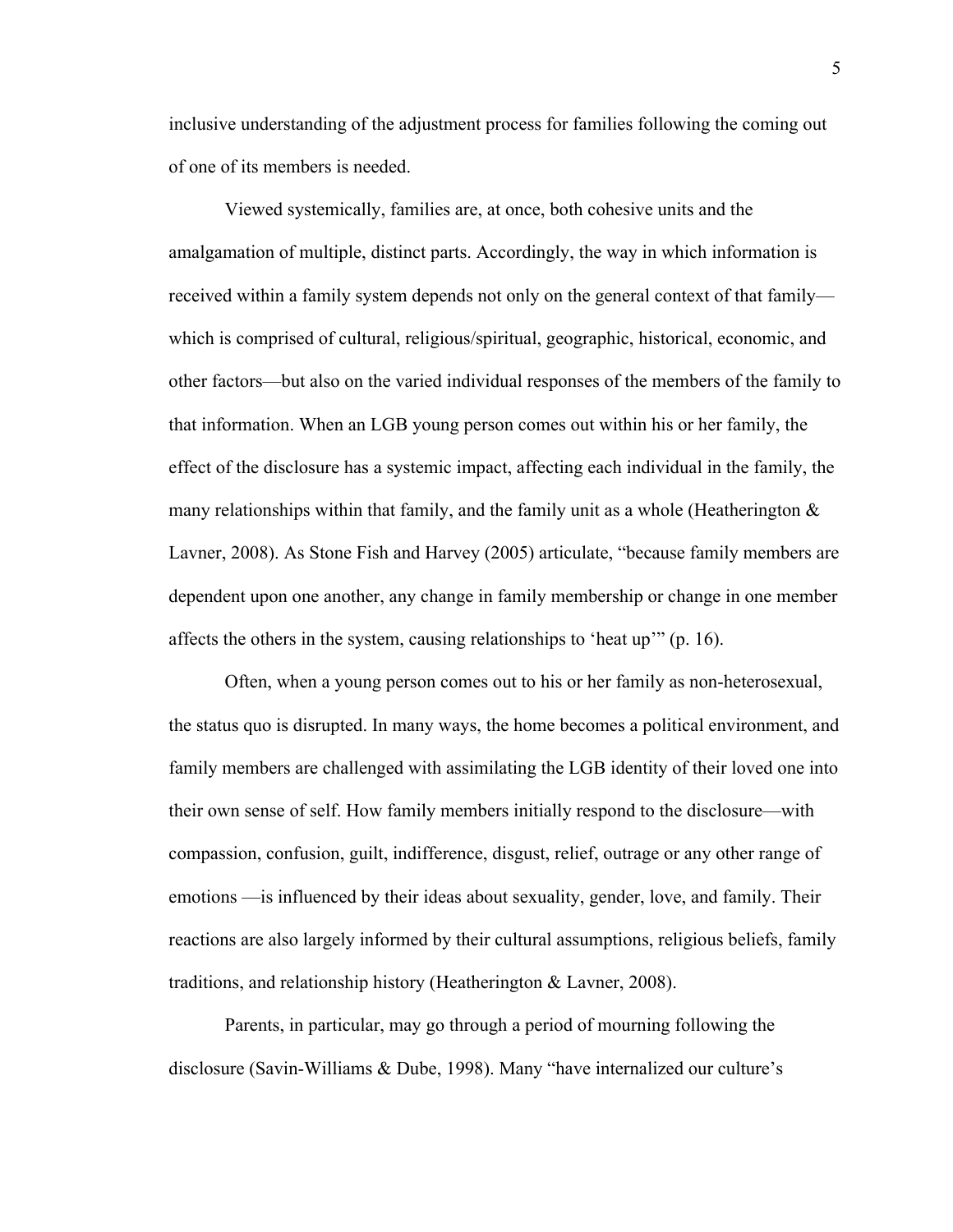inclusive understanding of the adjustment process for families following the coming out of one of its members is needed.

Viewed systemically, families are, at once, both cohesive units and the amalgamation of multiple, distinct parts. Accordingly, the way in which information is received within a family system depends not only on the general context of that family—which is comprised of cultural, religious/spiritual, geographic, historical, economic, and other factors—but also on the varied individual responses of the members of the family to that information. When an LGB young person comes out within his or her family, the effect of the disclosure has a systemic impact, affecting each individual in the family, the many relationships within that family, and the family unit as a whole (Heatherington & Lavner, 2008). As Stone Fish and Harvey (2005) articulate, "because family members are dependent upon one another, any change in family membership or change in one member affects the others in the system, causing relationships to 'heat up'" (p. 16).

Often, when a young person comes out to his or her family as non-heterosexual, the status quo is disrupted. In many ways, the home becomes a political environment, and family members are challenged with assimilating the LGB identity of their loved one into their own sense of self. How family members initially respond to the disclosure—with compassion, confusion, guilt, indifference, disgust, relief, outrage or any other range of emotions —is influenced by their ideas about sexuality, gender, love, and family. Their reactions are also largely informed by their cultural assumptions, religious beliefs, family traditions, and relationship history (Heatherington & Lavner, 2008).

Parents, in particular, may go through a period of mourning following the disclosure (Savin-Williams & Dube, 1998). Many "have internalized our culture's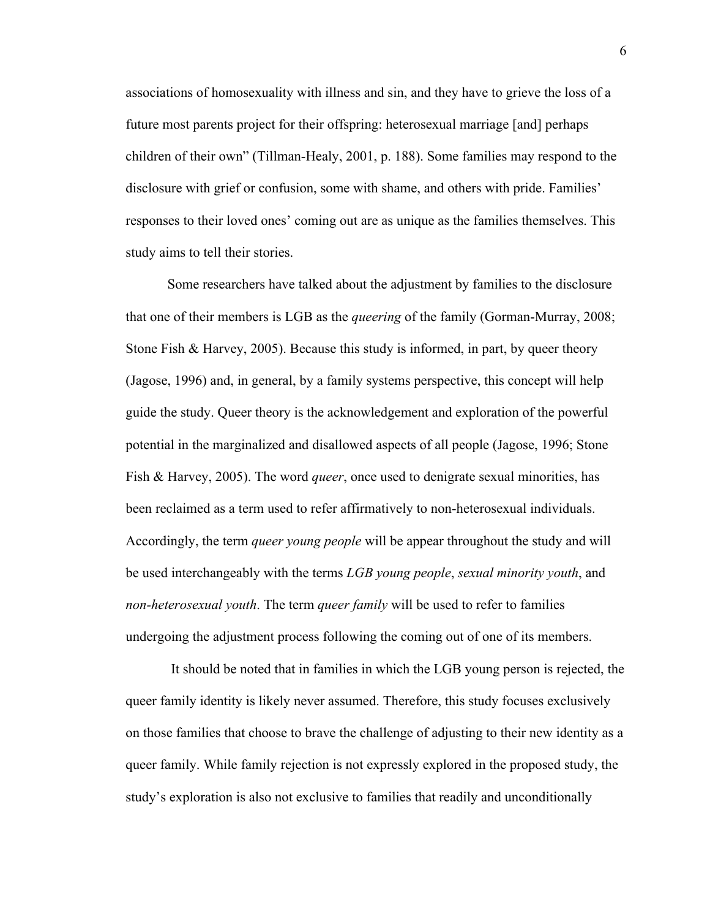associations of homosexuality with illness and sin, and they have to grieve the loss of a future most parents project for their offspring: heterosexual marriage [and] perhaps children of their own" (Tillman-Healy, 2001, p. 188). Some families may respond to the disclosure with grief or confusion, some with shame, and others with pride. Families' responses to their loved ones' coming out are as unique as the families themselves. This study aims to tell their stories.

Some researchers have talked about the adjustment by families to the disclosure that one of their members is LGB as the *queering* of the family (Gorman-Murray, 2008; Stone Fish & Harvey, 2005). Because this study is informed, in part, by queer theory (Jagose, 1996) and, in general, by a family systems perspective, this concept will help guide the study. Queer theory is the acknowledgement and exploration of the powerful potential in the marginalized and disallowed aspects of all people (Jagose, 1996; Stone Fish & Harvey, 2005). The word *queer*, once used to denigrate sexual minorities, has been reclaimed as a term used to refer affirmatively to non-heterosexual individuals. Accordingly, the term *queer young people* will be appear throughout the study and will be used interchangeably with the terms *LGB young people*, *sexual minority youth*, and *non-heterosexual youth*. The term *queer family* will be used to refer to families undergoing the adjustment process following the coming out of one of its members.

It should be noted that in families in which the LGB young person is rejected, the queer family identity is likely never assumed. Therefore, this study focuses exclusively on those families that choose to brave the challenge of adjusting to their new identity as a queer family. While family rejection is not expressly explored in the proposed study, the study's exploration is also not exclusive to families that readily and unconditionally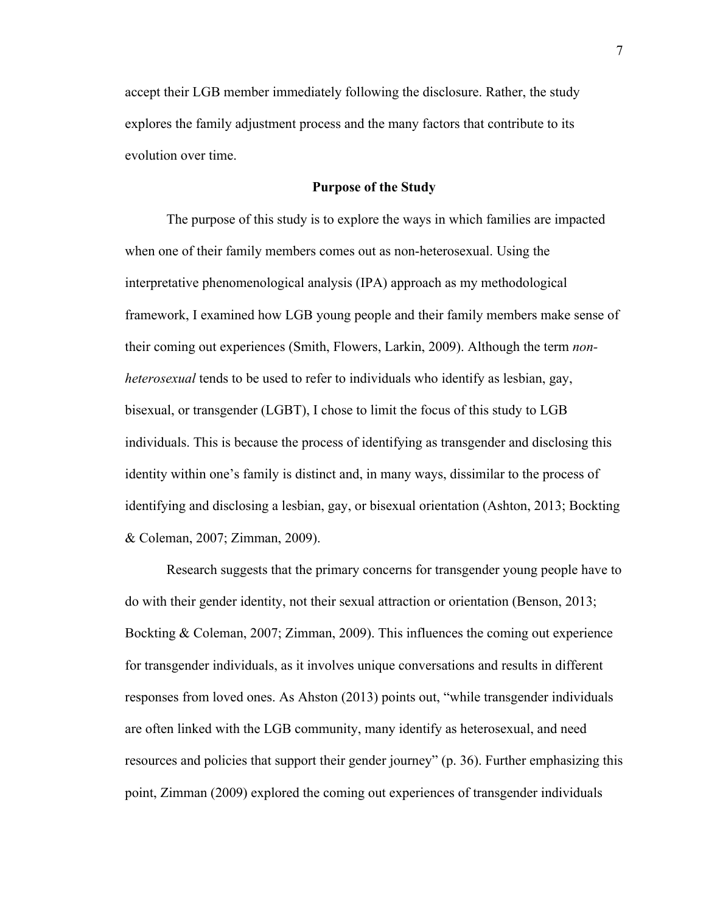accept their LGB member immediately following the disclosure. Rather, the study explores the family adjustment process and the many factors that contribute to its evolution over time.

## Purpose of the Study

The purpose of this study is to explore the ways in which families are impacted when one of their family members comes out as non-heterosexual. Using the interpretative phenomenological analysis (IPA) approach as my methodological framework, I examined how LGB young people and their family members make sense of their coming out experiences (Smith, Flowers, Larkin, 2009). Although the term *non-heterosexual* tends to be used to refer to individuals who identify as lesbian, gay, bisexual, or transgender (LGBT), I chose to limit the focus of this study to LGB individuals. This is because the process of identifying as transgender and disclosing this identity within one's family is distinct and, in many ways, dissimilar to the process of identifying and disclosing a lesbian, gay, or bisexual orientation (Ashton, 2013; Bockting & Coleman, 2007; Zimman, 2009).

Research suggests that the primary concerns for transgender young people have to do with their gender identity, not their sexual attraction or orientation (Benson, 2013; Bockting & Coleman, 2007; Zimman, 2009). This influences the coming out experience for transgender individuals, as it involves unique conversations and results in different responses from loved ones. As Ahston (2013) points out, "while transgender individuals are often linked with the LGB community, many identify as heterosexual, and need resources and policies that support their gender journey" (p. 36). Further emphasizing this point, Zimman (2009) explored the coming out experiences of transgender individuals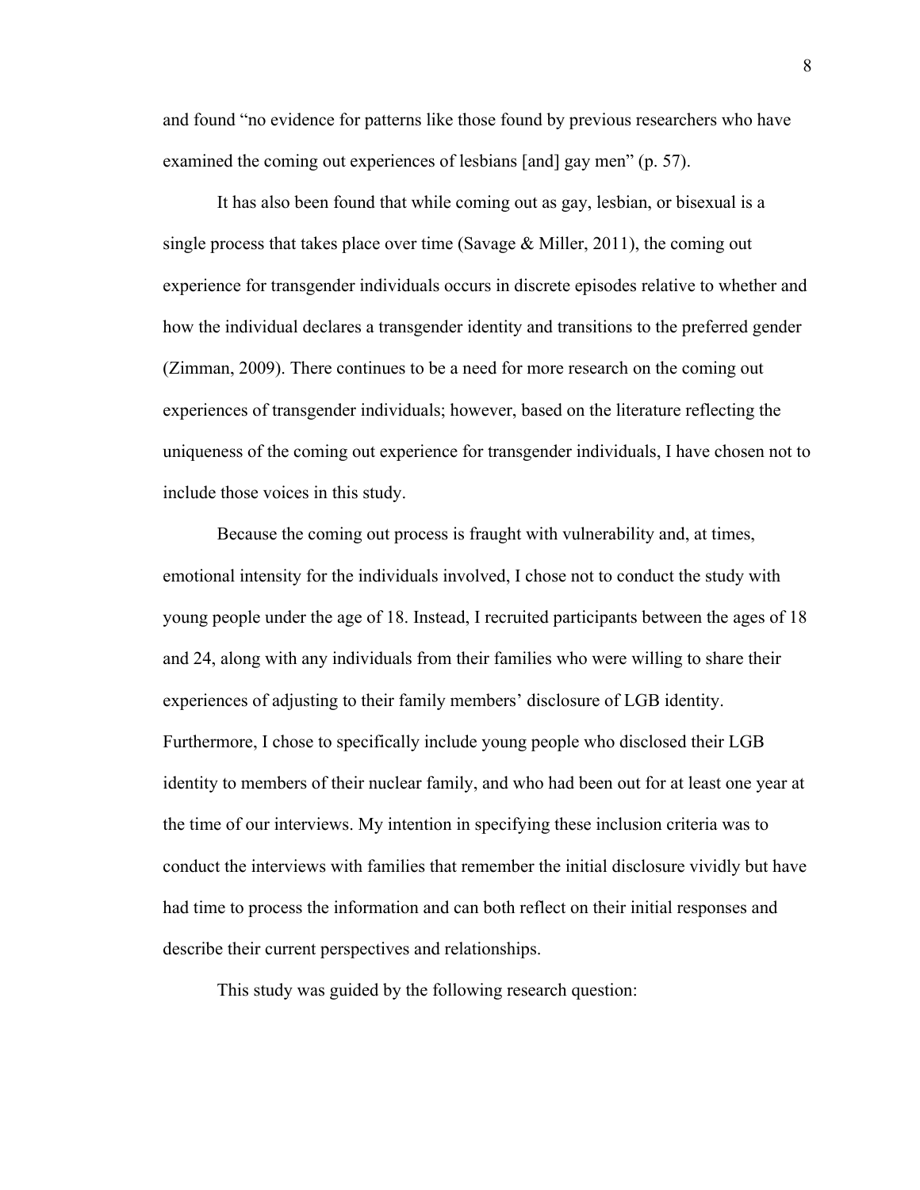and found "no evidence for patterns like those found by previous researchers who have examined the coming out experiences of lesbians [and] gay men" (p. 57).

It has also been found that while coming out as gay, lesbian, or bisexual is a single process that takes place over time (Savage & Miller, 2011), the coming out experience for transgender individuals occurs in discrete episodes relative to whether and how the individual declares a transgender identity and transitions to the preferred gender (Zimman, 2009). There continues to be a need for more research on the coming out experiences of transgender individuals; however, based on the literature reflecting the uniqueness of the coming out experience for transgender individuals, I have chosen not to include those voices in this study.

Because the coming out process is fraught with vulnerability and, at times, emotional intensity for the individuals involved, I chose not to conduct the study with young people under the age of 18. Instead, I recruited participants between the ages of 18 and 24, along with any individuals from their families who were willing to share their experiences of adjusting to their family members' disclosure of LGB identity. Furthermore, I chose to specifically include young people who disclosed their LGB identity to members of their nuclear family, and who had been out for at least one year at the time of our interviews. My intention in specifying these inclusion criteria was to conduct the interviews with families that remember the initial disclosure vividly but have had time to process the information and can both reflect on their initial responses and describe their current perspectives and relationships.

This study was guided by the following research question: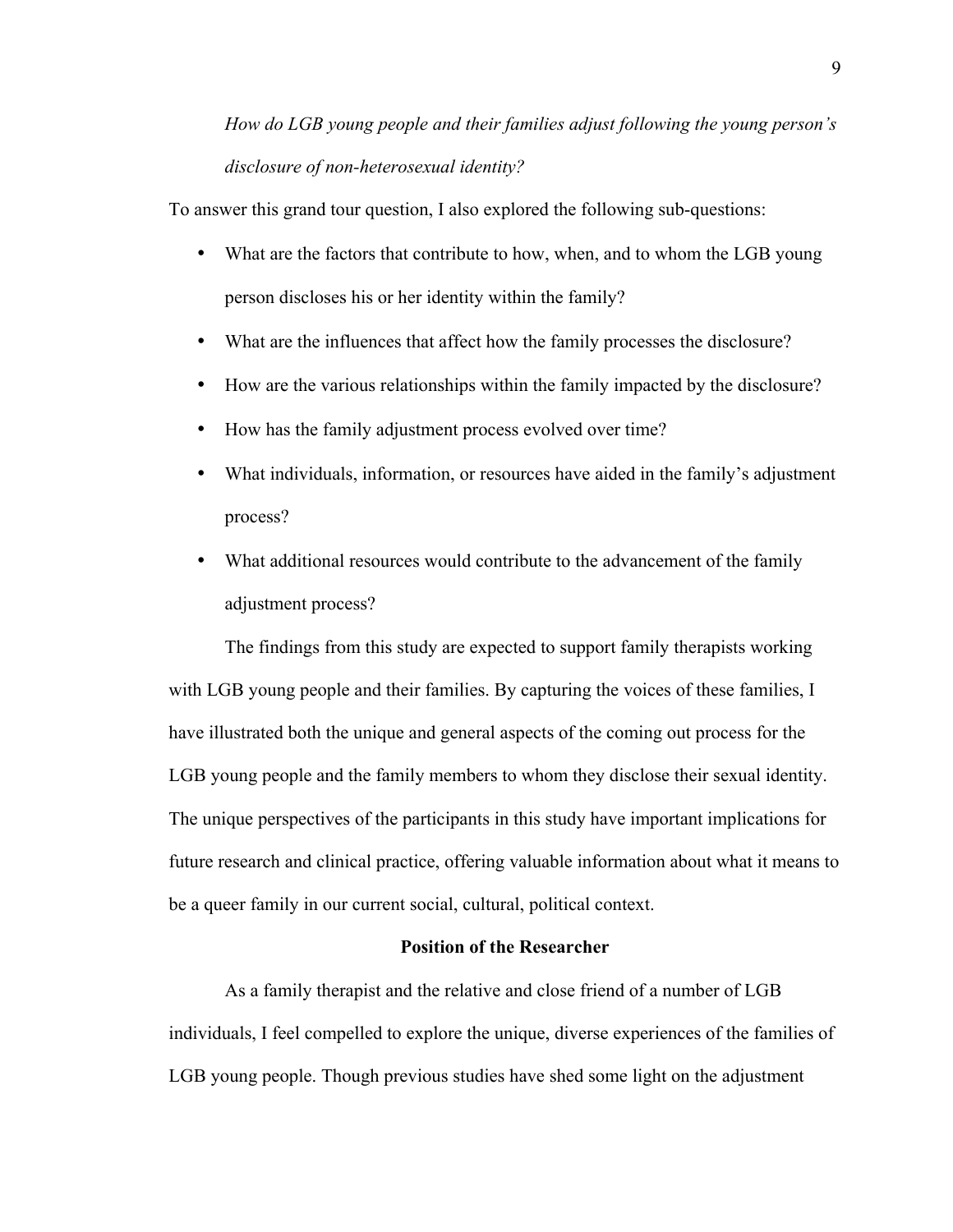*How do LGB young people and their families adjust following the young person's disclosure of non-heterosexual identity?*

To answer this grand tour question, I also explored the following sub-questions:

- What are the factors that contribute to how, when, and to whom the LGB young person discloses his or her identity within the family?
- What are the influences that affect how the family processes the disclosure?
- How are the various relationships within the family impacted by the disclosure?
- How has the family adjustment process evolved over time?
- What individuals, information, or resources have aided in the family's adjustment process?
- What additional resources would contribute to the advancement of the family adjustment process?

The findings from this study are expected to support family therapists working with LGB young people and their families. By capturing the voices of these families, I have illustrated both the unique and general aspects of the coming out process for the LGB young people and the family members to whom they disclose their sexual identity. The unique perspectives of the participants in this study have important implications for future research and clinical practice, offering valuable information about what it means to be a queer family in our current social, cultural, political context.

## Position of the Researcher

As a family therapist and the relative and close friend of a number of LGB individuals, I feel compelled to explore the unique, diverse experiences of the families of LGB young people. Though previous studies have shed some light on the adjustment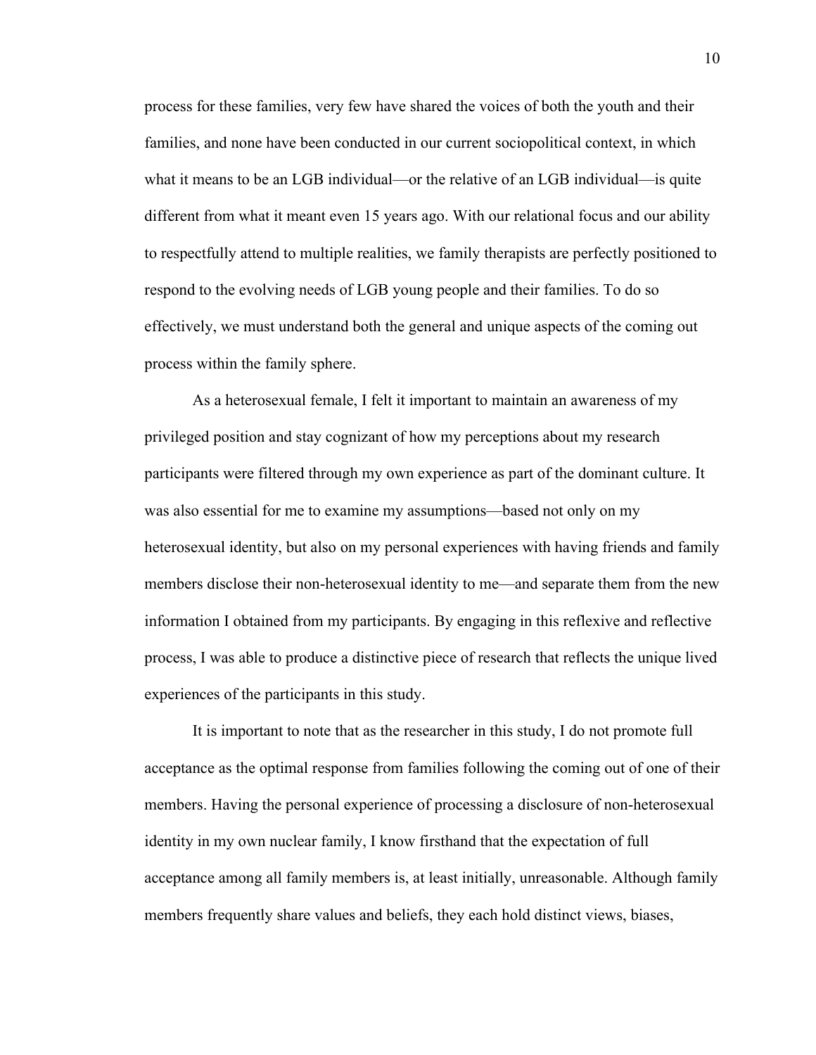process for these families, very few have shared the voices of both the youth and their families, and none have been conducted in our current sociopolitical context, in which what it means to be an LGB individual—or the relative of an LGB individual—is quite different from what it meant even 15 years ago. With our relational focus and our ability to respectfully attend to multiple realities, we family therapists are perfectly positioned to respond to the evolving needs of LGB young people and their families. To do so effectively, we must understand both the general and unique aspects of the coming out process within the family sphere.

As a heterosexual female, I felt it important to maintain an awareness of my privileged position and stay cognizant of how my perceptions about my research participants were filtered through my own experience as part of the dominant culture. It was also essential for me to examine my assumptions—based not only on my heterosexual identity, but also on my personal experiences with having friends and family members disclose their non-heterosexual identity to me—and separate them from the new information I obtained from my participants. By engaging in this reflexive and reflective process, I was able to produce a distinctive piece of research that reflects the unique lived experiences of the participants in this study.

It is important to note that as the researcher in this study, I do not promote full acceptance as the optimal response from families following the coming out of one of their members. Having the personal experience of processing a disclosure of non-heterosexual identity in my own nuclear family, I know firsthand that the expectation of full acceptance among all family members is, at least initially, unreasonable. Although family members frequently share values and beliefs, they each hold distinct views, biases,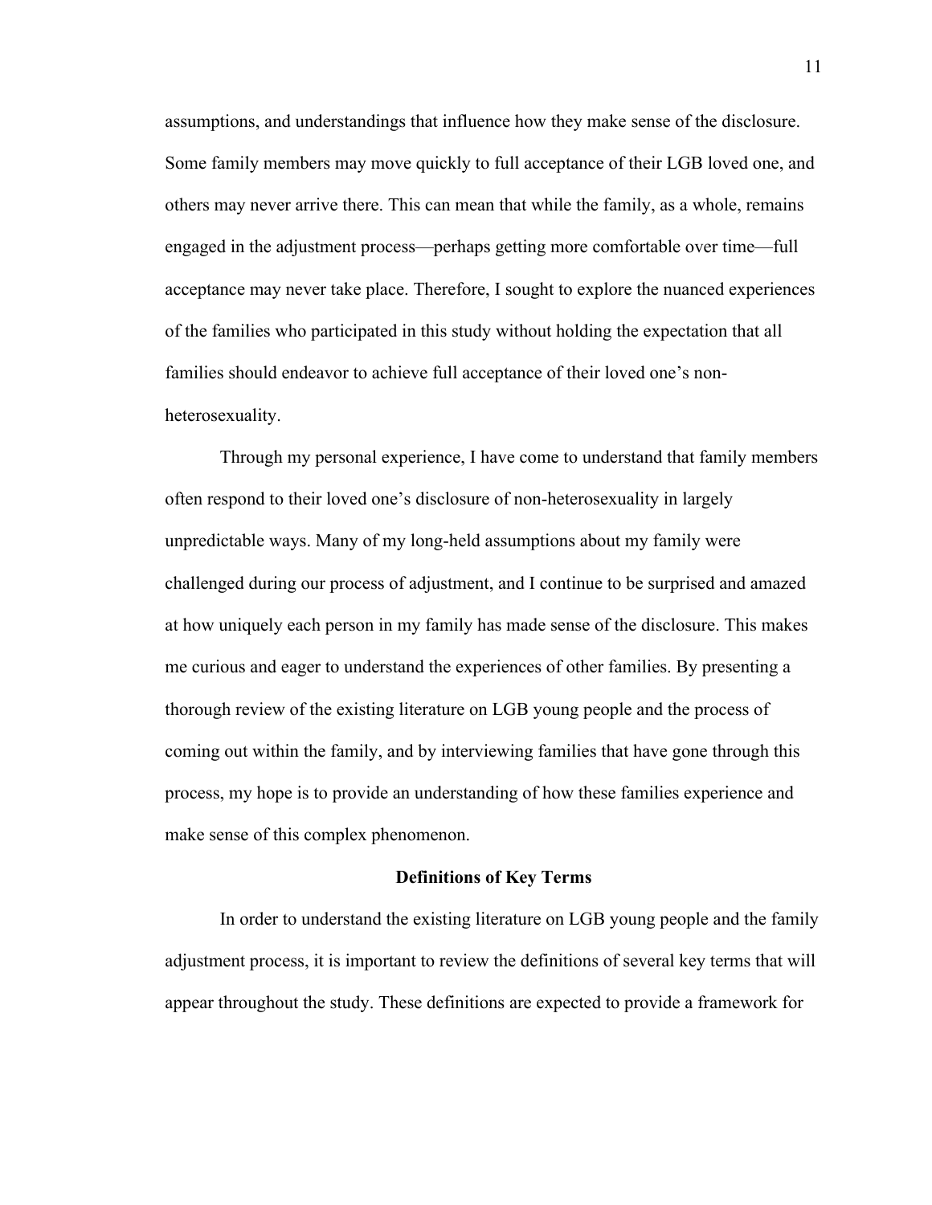assumptions, and understandings that influence how they make sense of the disclosure. Some family members may move quickly to full acceptance of their LGB loved one, and others may never arrive there. This can mean that while the family, as a whole, remains engaged in the adjustment process—perhaps getting more comfortable over time—full acceptance may never take place. Therefore, I sought to explore the nuanced experiences of the families who participated in this study without holding the expectation that all families should endeavor to achieve full acceptance of their loved one's non-heterosexuality.

Through my personal experience, I have come to understand that family members often respond to their loved one's disclosure of non-heterosexuality in largely unpredictable ways. Many of my long-held assumptions about my family were challenged during our process of adjustment, and I continue to be surprised and amazed at how uniquely each person in my family has made sense of the disclosure. This makes me curious and eager to understand the experiences of other families. By presenting a thorough review of the existing literature on LGB young people and the process of coming out within the family, and by interviewing families that have gone through this process, my hope is to provide an understanding of how these families experience and make sense of this complex phenomenon.

## Definitions of Key Terms

In order to understand the existing literature on LGB young people and the family adjustment process, it is important to review the definitions of several key terms that will appear throughout the study. These definitions are expected to provide a framework for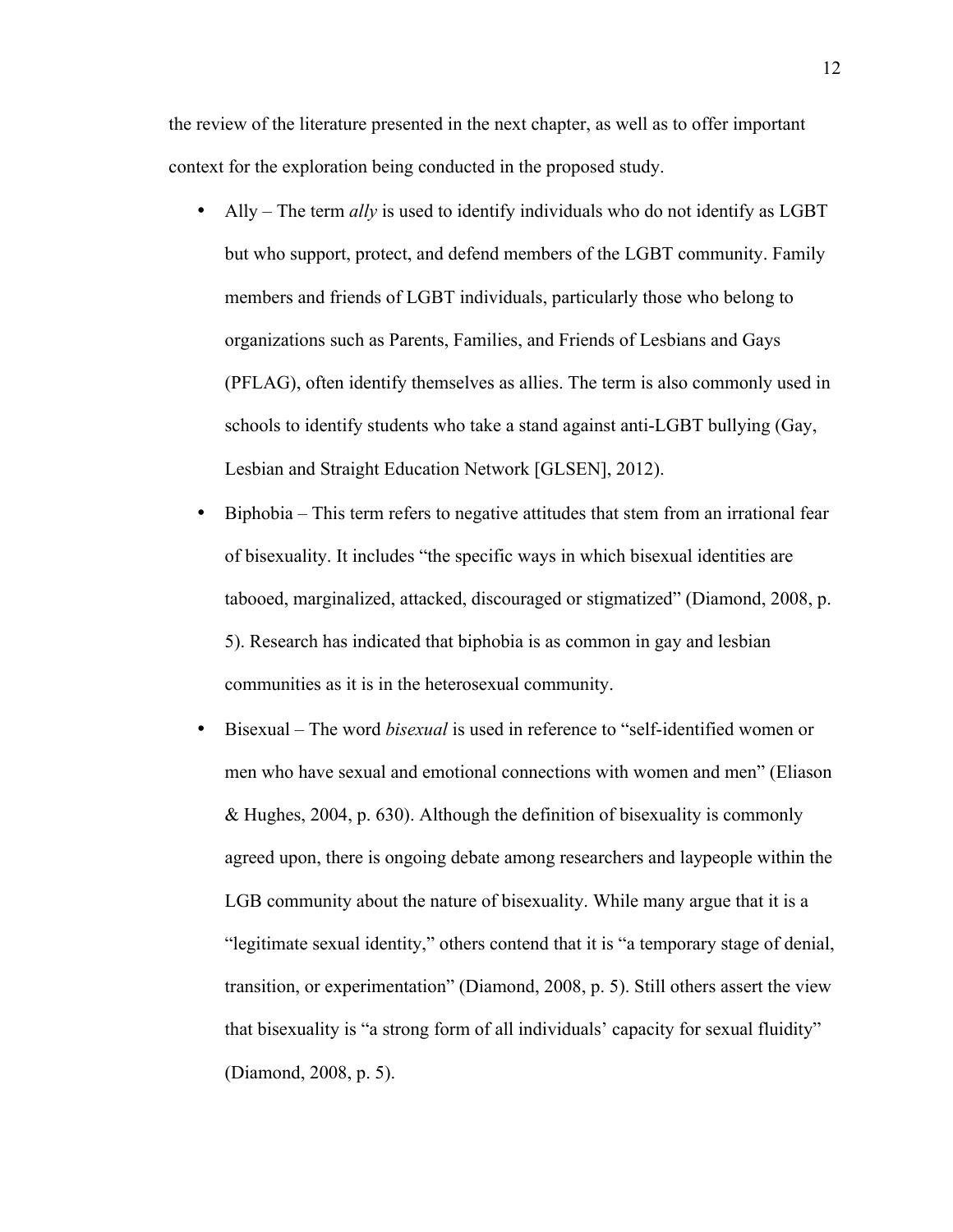the review of the literature presented in the next chapter, as well as to offer important context for the exploration being conducted in the proposed study.

- Ally – The term *ally* is used to identify individuals who do not identify as LGBT but who support, protect, and defend members of the LGBT community. Family members and friends of LGBT individuals, particularly those who belong to organizations such as Parents, Families, and Friends of Lesbians and Gays (PFLAG), often identify themselves as allies. The term is also commonly used in schools to identify students who take a stand against anti-LGBT bullying (Gay, Lesbian and Straight Education Network [GLSEN], 2012).
- Biphobia – This term refers to negative attitudes that stem from an irrational fear of bisexuality. It includes "the specific ways in which bisexual identities are tabooed, marginalized, attacked, discouraged or stigmatized" (Diamond, 2008, p. 5). Research has indicated that biphobia is as common in gay and lesbian communities as it is in the heterosexual community.
- Bisexual – The word *bisexual* is used in reference to "self-identified women or men who have sexual and emotional connections with women and men" (Eliason & Hughes, 2004, p. 630). Although the definition of bisexuality is commonly agreed upon, there is ongoing debate among researchers and laypeople within the LGB community about the nature of bisexuality. While many argue that it is a "legitimate sexual identity," others contend that it is "a temporary stage of denial, transition, or experimentation" (Diamond, 2008, p. 5). Still others assert the view that bisexuality is "a strong form of all individuals' capacity for sexual fluidity" (Diamond, 2008, p. 5).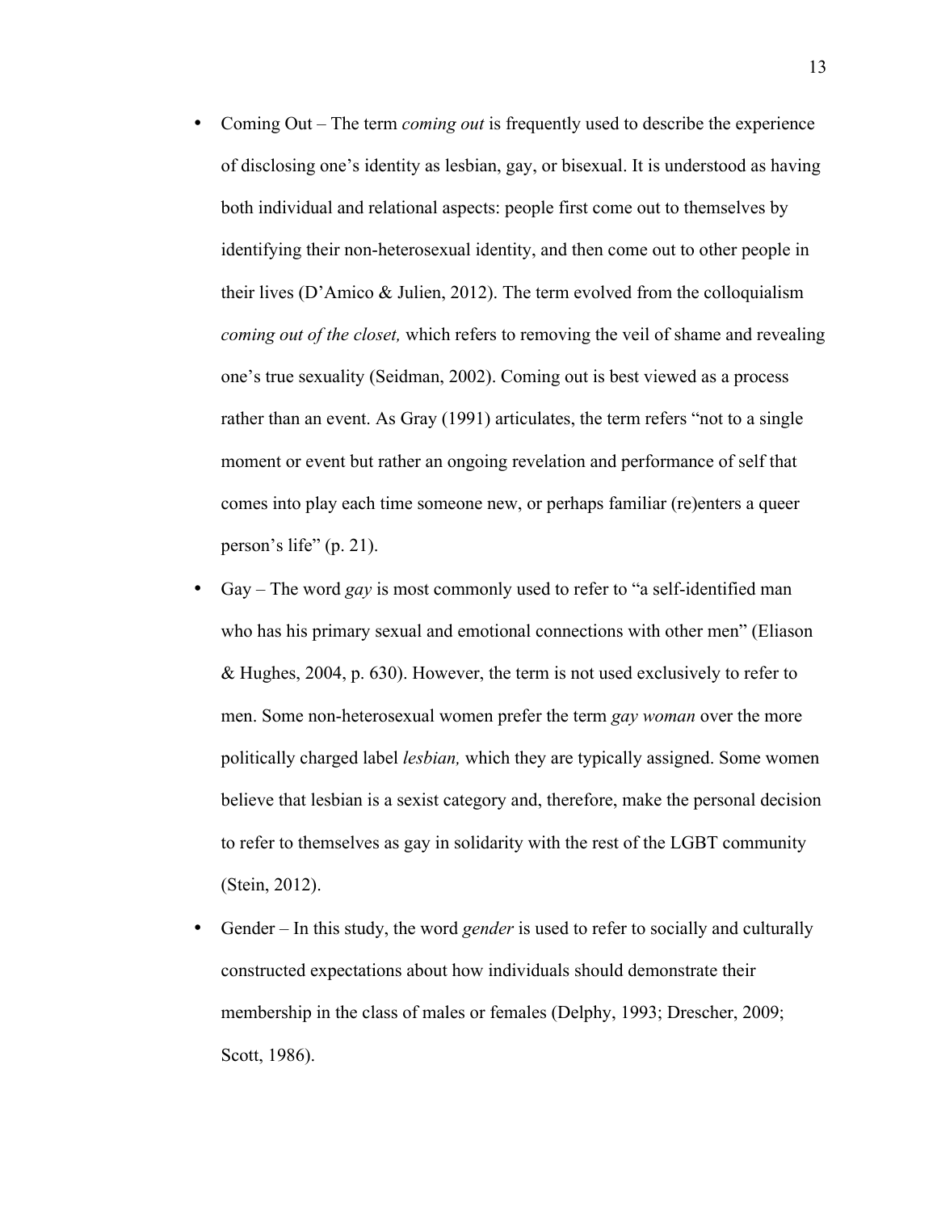- Coming Out – The term *coming out* is frequently used to describe the experience of disclosing one's identity as lesbian, gay, or bisexual. It is understood as having both individual and relational aspects: people first come out to themselves by identifying their non-heterosexual identity, and then come out to other people in their lives (D'Amico & Julien, 2012). The term evolved from the colloquialism *coming out of the closet,* which refers to removing the veil of shame and revealing one's true sexuality (Seidman, 2002). Coming out is best viewed as a process rather than an event. As Gray (1991) articulates, the term refers "not to a single moment or event but rather an ongoing revelation and performance of self that comes into play each time someone new, or perhaps familiar (re)enters a queer person's life" (p. 21).
- Gay – The word *gay* is most commonly used to refer to "a self-identified man who has his primary sexual and emotional connections with other men" (Eliason & Hughes, 2004, p. 630). However, the term is not used exclusively to refer to men. Some non-heterosexual women prefer the term *gay woman* over the more politically charged label *lesbian,* which they are typically assigned. Some women believe that lesbian is a sexist category and, therefore, make the personal decision to refer to themselves as gay in solidarity with the rest of the LGBT community (Stein, 2012).
- Gender – In this study, the word *gender* is used to refer to socially and culturally constructed expectations about how individuals should demonstrate their membership in the class of males or females (Delphy, 1993; Drescher, 2009; Scott, 1986).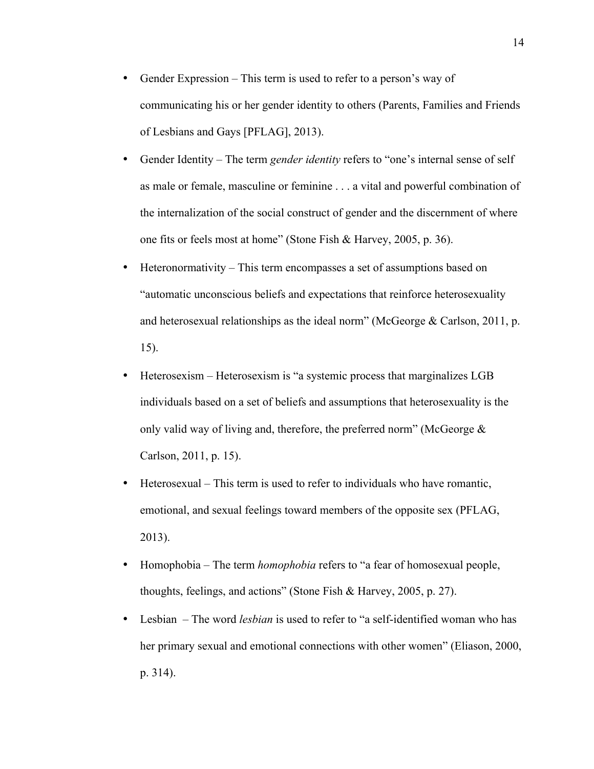- Gender Expression – This term is used to refer to a person's way of communicating his or her gender identity to others (Parents, Families and Friends of Lesbians and Gays [PFLAG], 2013).
- Gender Identity – The term *gender identity* refers to "one's internal sense of self as male or female, masculine or feminine . . . a vital and powerful combination of the internalization of the social construct of gender and the discernment of where one fits or feels most at home" (Stone Fish & Harvey, 2005, p. 36).
- Heteronormativity – This term encompasses a set of assumptions based on "automatic unconscious beliefs and expectations that reinforce heterosexuality and heterosexual relationships as the ideal norm" (McGeorge & Carlson, 2011, p. 15).
- Heterosexism – Heterosexism is "a systemic process that marginalizes LGB individuals based on a set of beliefs and assumptions that heterosexuality is the only valid way of living and, therefore, the preferred norm" (McGeorge & Carlson, 2011, p. 15).
- Heterosexual – This term is used to refer to individuals who have romantic, emotional, and sexual feelings toward members of the opposite sex (PFLAG, 2013).
- Homophobia – The term *homophobia* refers to "a fear of homosexual people, thoughts, feelings, and actions" (Stone Fish & Harvey, 2005, p. 27).
- Lesbian – The word *lesbian* is used to refer to "a self-identified woman who has her primary sexual and emotional connections with other women" (Eliason, 2000, p. 314).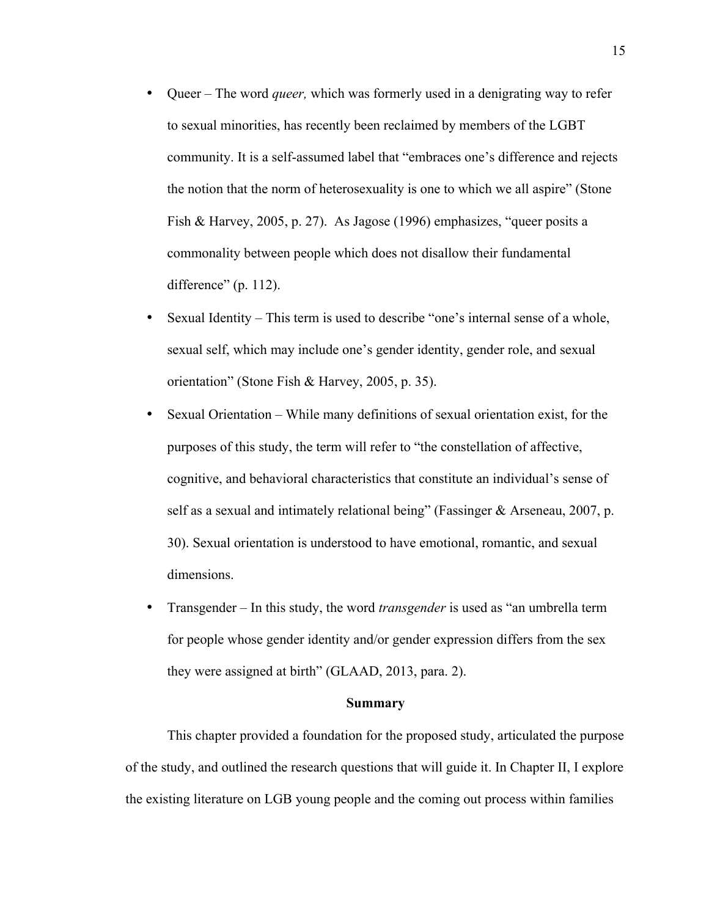- Queer – The word *queer,* which was formerly used in a denigrating way to refer to sexual minorities, has recently been reclaimed by members of the LGBT community. It is a self-assumed label that "embraces one's difference and rejects the notion that the norm of heterosexuality is one to which we all aspire" (Stone Fish & Harvey, 2005, p. 27). As Jagose (1996) emphasizes, "queer posits a commonality between people which does not disallow their fundamental difference" (p. 112).
- Sexual Identity – This term is used to describe "one's internal sense of a whole, sexual self, which may include one's gender identity, gender role, and sexual orientation" (Stone Fish & Harvey, 2005, p. 35).
- Sexual Orientation – While many definitions of sexual orientation exist, for the purposes of this study, the term will refer to "the constellation of affective, cognitive, and behavioral characteristics that constitute an individual's sense of self as a sexual and intimately relational being" (Fassinger & Arseneau, 2007, p. 30). Sexual orientation is understood to have emotional, romantic, and sexual dimensions.
- Transgender – In this study, the word *transgender* is used as "an umbrella term for people whose gender identity and/or gender expression differs from the sex they were assigned at birth" (GLAAD, 2013, para. 2).

## Summary

This chapter provided a foundation for the proposed study, articulated the purpose of the study, and outlined the research questions that will guide it. In Chapter II, I explore the existing literature on LGB young people and the coming out process within families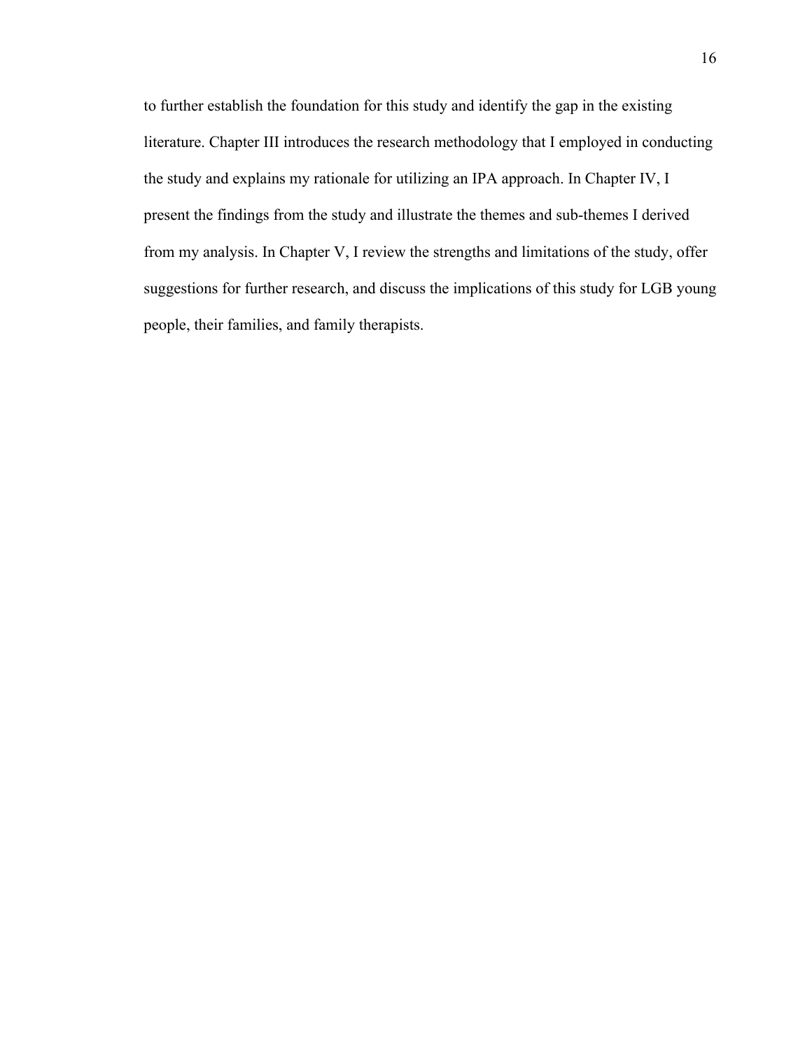to further establish the foundation for this study and identify the gap in the existing literature. Chapter III introduces the research methodology that I employed in conducting the study and explains my rationale for utilizing an IPA approach. In Chapter IV, I present the findings from the study and illustrate the themes and sub-themes I derived from my analysis. In Chapter V, I review the strengths and limitations of the study, offer suggestions for further research, and discuss the implications of this study for LGB young people, their families, and family therapists.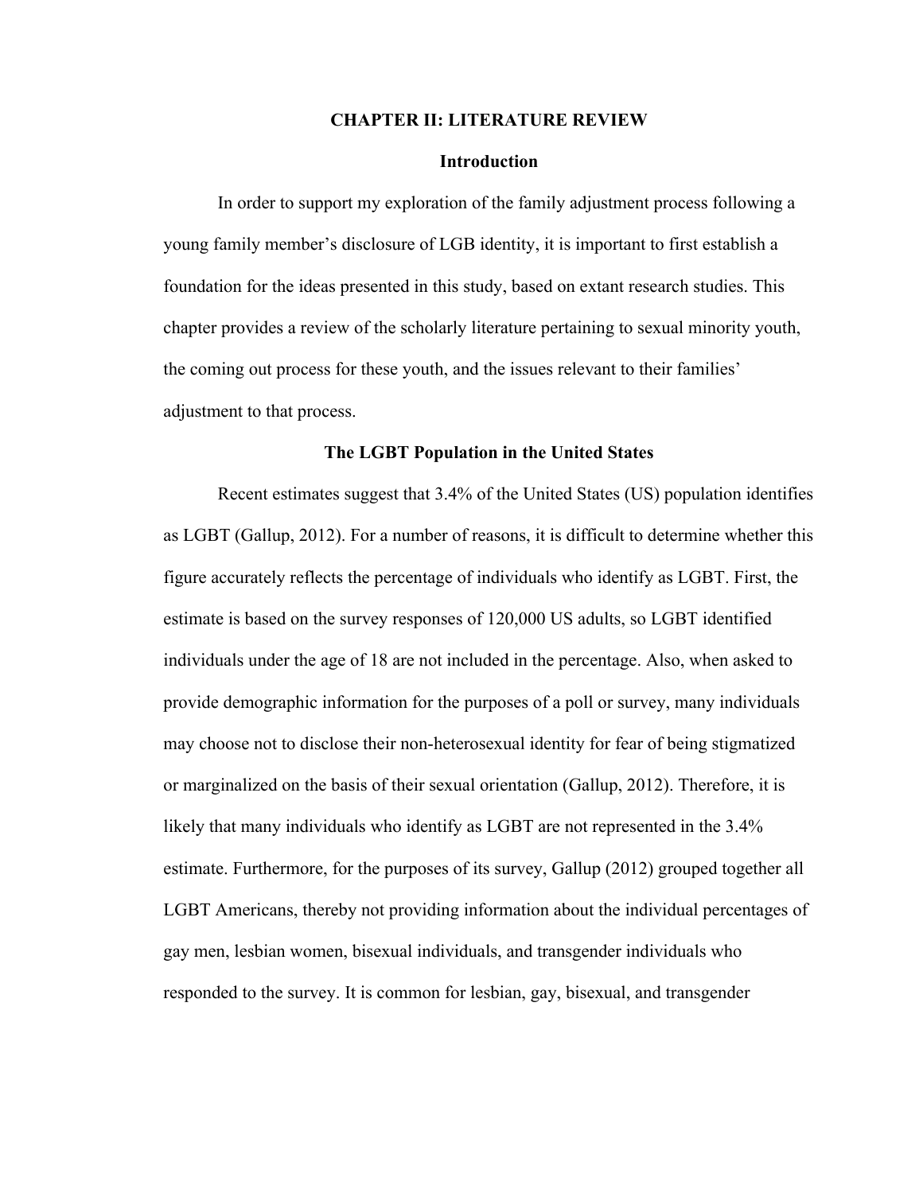# CHAPTER II: LITERATURE REVIEW

## Introduction

In order to support my exploration of the family adjustment process following a young family member's disclosure of LGB identity, it is important to first establish a foundation for the ideas presented in this study, based on extant research studies. This chapter provides a review of the scholarly literature pertaining to sexual minority youth, the coming out process for these youth, and the issues relevant to their families' adjustment to that process.

## The LGBT Population in the United States

Recent estimates suggest that 3.4% of the United States (US) population identifies as LGBT (Gallup, 2012). For a number of reasons, it is difficult to determine whether this figure accurately reflects the percentage of individuals who identify as LGBT. First, the estimate is based on the survey responses of 120,000 US adults, so LGBT identified individuals under the age of 18 are not included in the percentage. Also, when asked to provide demographic information for the purposes of a poll or survey, many individuals may choose not to disclose their non-heterosexual identity for fear of being stigmatized or marginalized on the basis of their sexual orientation (Gallup, 2012). Therefore, it is likely that many individuals who identify as LGBT are not represented in the 3.4% estimate. Furthermore, for the purposes of its survey, Gallup (2012) grouped together all LGBT Americans, thereby not providing information about the individual percentages of gay men, lesbian women, bisexual individuals, and transgender individuals who responded to the survey. It is common for lesbian, gay, bisexual, and transgender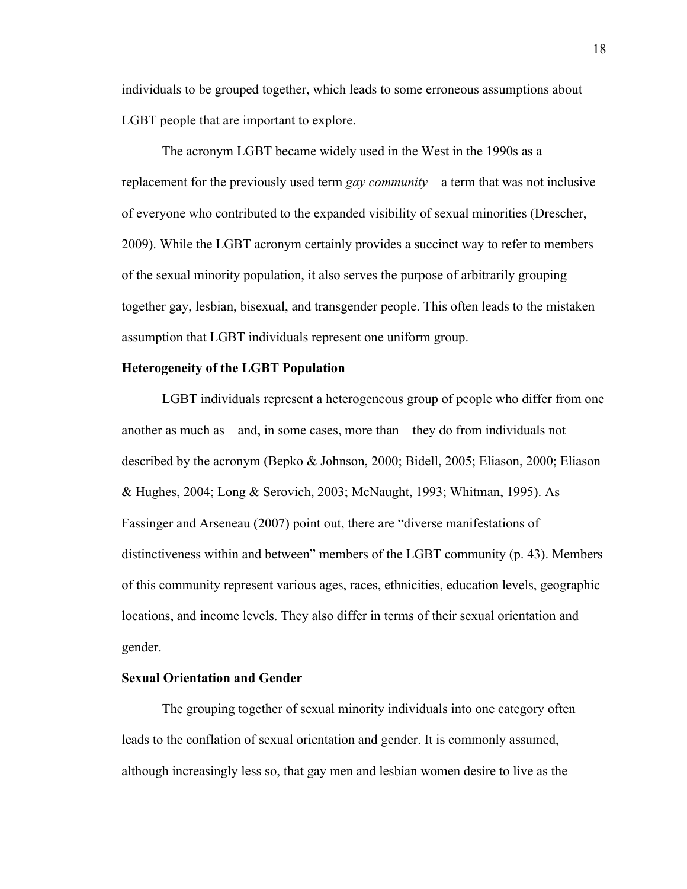individuals to be grouped together, which leads to some erroneous assumptions about LGBT people that are important to explore.

The acronym LGBT became widely used in the West in the 1990s as a replacement for the previously used term *gay community*—a term that was not inclusive of everyone who contributed to the expanded visibility of sexual minorities (Drescher, 2009). While the LGBT acronym certainly provides a succinct way to refer to members of the sexual minority population, it also serves the purpose of arbitrarily grouping together gay, lesbian, bisexual, and transgender people. This often leads to the mistaken assumption that LGBT individuals represent one uniform group.

**Heterogeneity of the LGBT Population**

LGBT individuals represent a heterogeneous group of people who differ from one another as much as—and, in some cases, more than—they do from individuals not described by the acronym (Bepko & Johnson, 2000; Bidell, 2005; Eliason, 2000; Eliason & Hughes, 2004; Long & Serovich, 2003; McNaught, 1993; Whitman, 1995). As Fassinger and Arseneau (2007) point out, there are "diverse manifestations of distinctiveness within and between" members of the LGBT community (p. 43). Members of this community represent various ages, races, ethnicities, education levels, geographic locations, and income levels. They also differ in terms of their sexual orientation and gender.

**Sexual Orientation and Gender**

The grouping together of sexual minority individuals into one category often leads to the conflation of sexual orientation and gender. It is commonly assumed, although increasingly less so, that gay men and lesbian women desire to live as the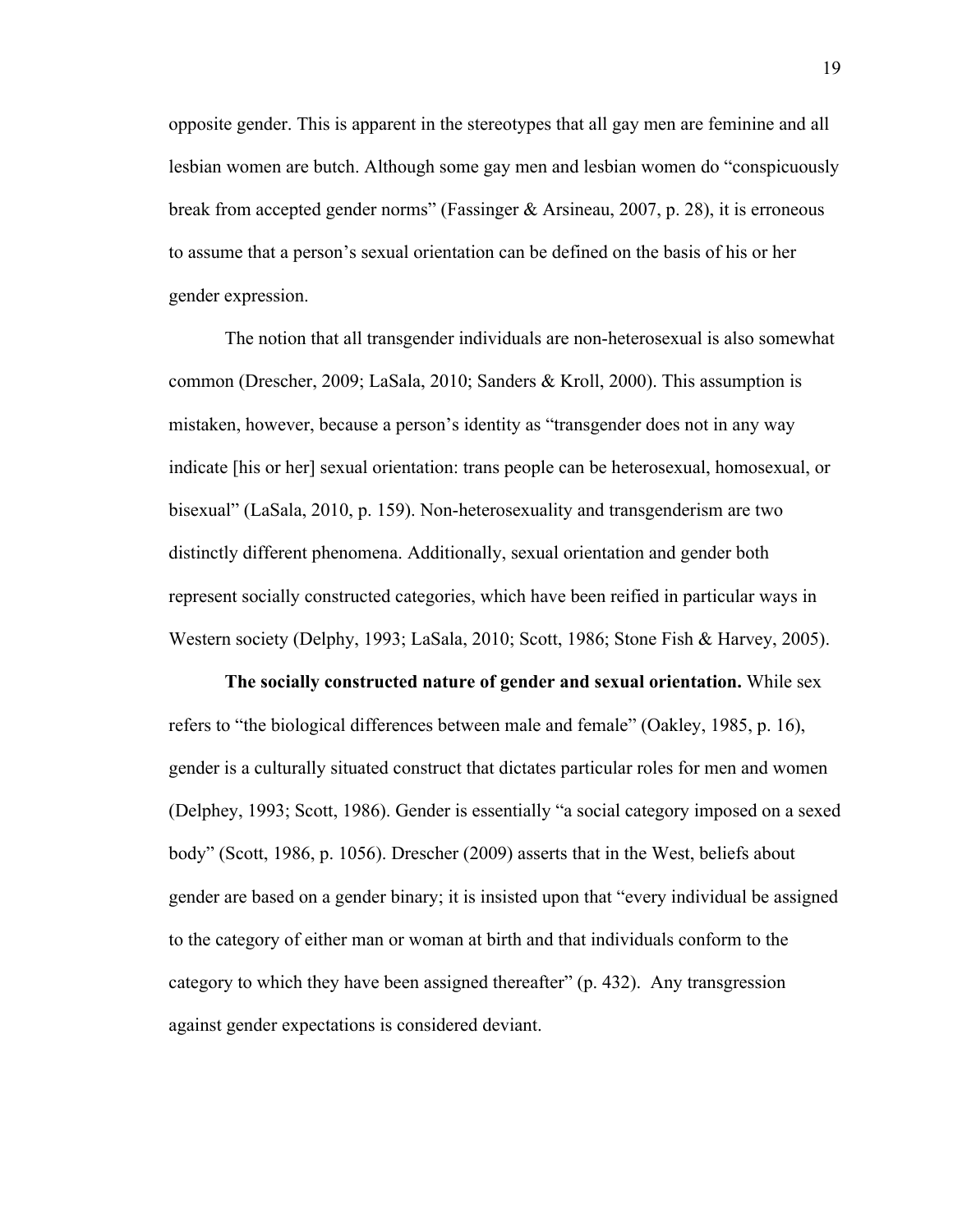opposite gender. This is apparent in the stereotypes that all gay men are feminine and all lesbian women are butch. Although some gay men and lesbian women do "conspicuously break from accepted gender norms" (Fassinger & Arsineau, 2007, p. 28), it is erroneous to assume that a person's sexual orientation can be defined on the basis of his or her gender expression.

The notion that all transgender individuals are non-heterosexual is also somewhat common (Drescher, 2009; LaSala, 2010; Sanders & Kroll, 2000). This assumption is mistaken, however, because a person's identity as "transgender does not in any way indicate [his or her] sexual orientation: trans people can be heterosexual, homosexual, or bisexual" (LaSala, 2010, p. 159). Non-heterosexuality and transgenderism are two distinctly different phenomena. Additionally, sexual orientation and gender both represent socially constructed categories, which have been reified in particular ways in Western society (Delphy, 1993; LaSala, 2010; Scott, 1986; Stone Fish & Harvey, 2005).

**The socially constructed nature of gender and sexual orientation.** While sex refers to "the biological differences between male and female" (Oakley, 1985, p. 16), gender is a culturally situated construct that dictates particular roles for men and women (Delphey, 1993; Scott, 1986). Gender is essentially "a social category imposed on a sexed body" (Scott, 1986, p. 1056). Drescher (2009) asserts that in the West, beliefs about gender are based on a gender binary; it is insisted upon that "every individual be assigned to the category of either man or woman at birth and that individuals conform to the category to which they have been assigned thereafter" (p. 432). Any transgression against gender expectations is considered deviant.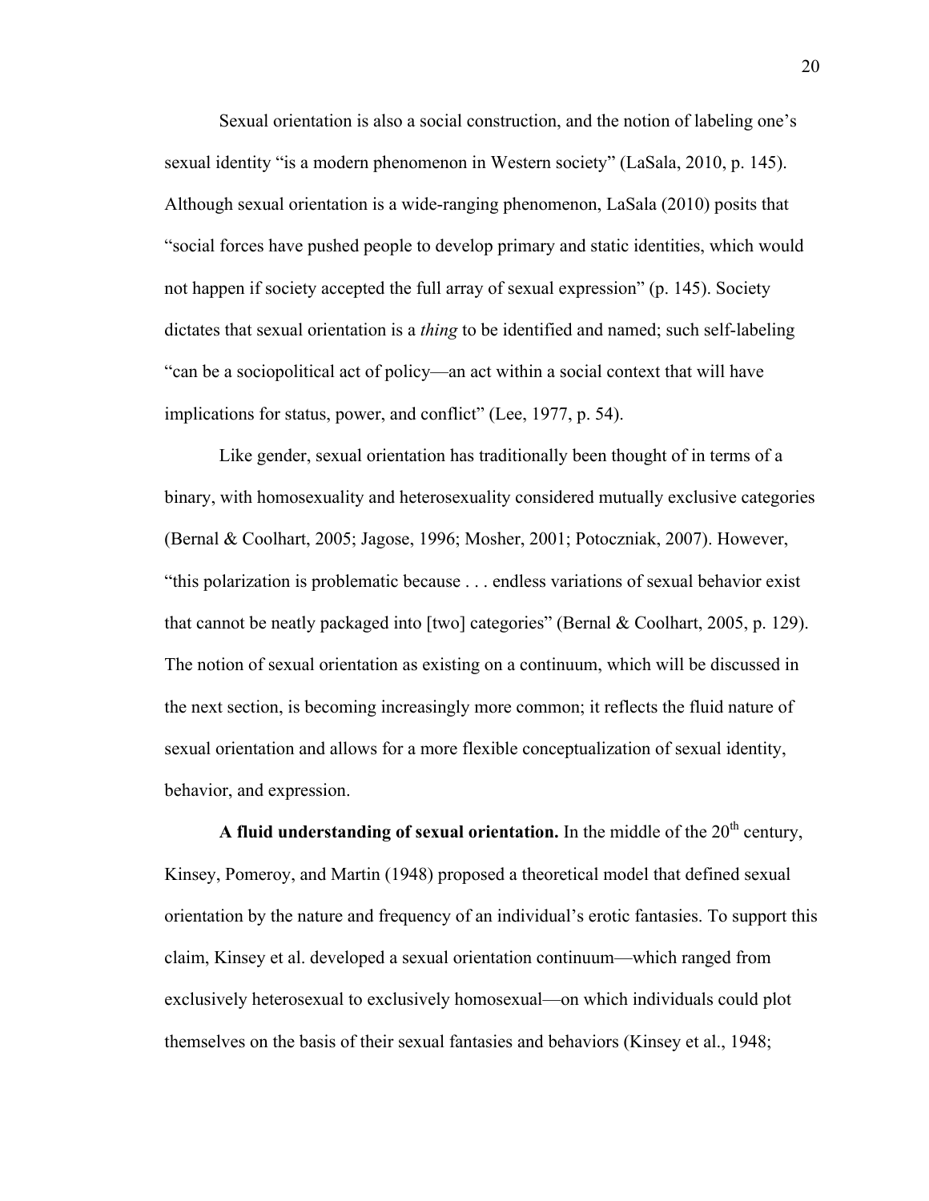Sexual orientation is also a social construction, and the notion of labeling one's sexual identity "is a modern phenomenon in Western society" (LaSala, 2010, p. 145). Although sexual orientation is a wide-ranging phenomenon, LaSala (2010) posits that "social forces have pushed people to develop primary and static identities, which would not happen if society accepted the full array of sexual expression" (p. 145). Society dictates that sexual orientation is a *thing* to be identified and named; such self-labeling "can be a sociopolitical act of policy—an act within a social context that will have implications for status, power, and conflict" (Lee, 1977, p. 54).

Like gender, sexual orientation has traditionally been thought of in terms of a binary, with homosexuality and heterosexuality considered mutually exclusive categories (Bernal & Coolhart, 2005; Jagose, 1996; Mosher, 2001; Potoczniak, 2007). However, "this polarization is problematic because . . . endless variations of sexual behavior exist that cannot be neatly packaged into [two] categories" (Bernal & Coolhart, 2005, p. 129). The notion of sexual orientation as existing on a continuum, which will be discussed in the next section, is becoming increasingly more common; it reflects the fluid nature of sexual orientation and allows for a more flexible conceptualization of sexual identity, behavior, and expression.

**A fluid understanding of sexual orientation.** In the middle of the 20th century, Kinsey, Pomeroy, and Martin (1948) proposed a theoretical model that defined sexual orientation by the nature and frequency of an individual's erotic fantasies. To support this claim, Kinsey et al. developed a sexual orientation continuum—which ranged from exclusively heterosexual to exclusively homosexual—on which individuals could plot themselves on the basis of their sexual fantasies and behaviors (Kinsey et al., 1948;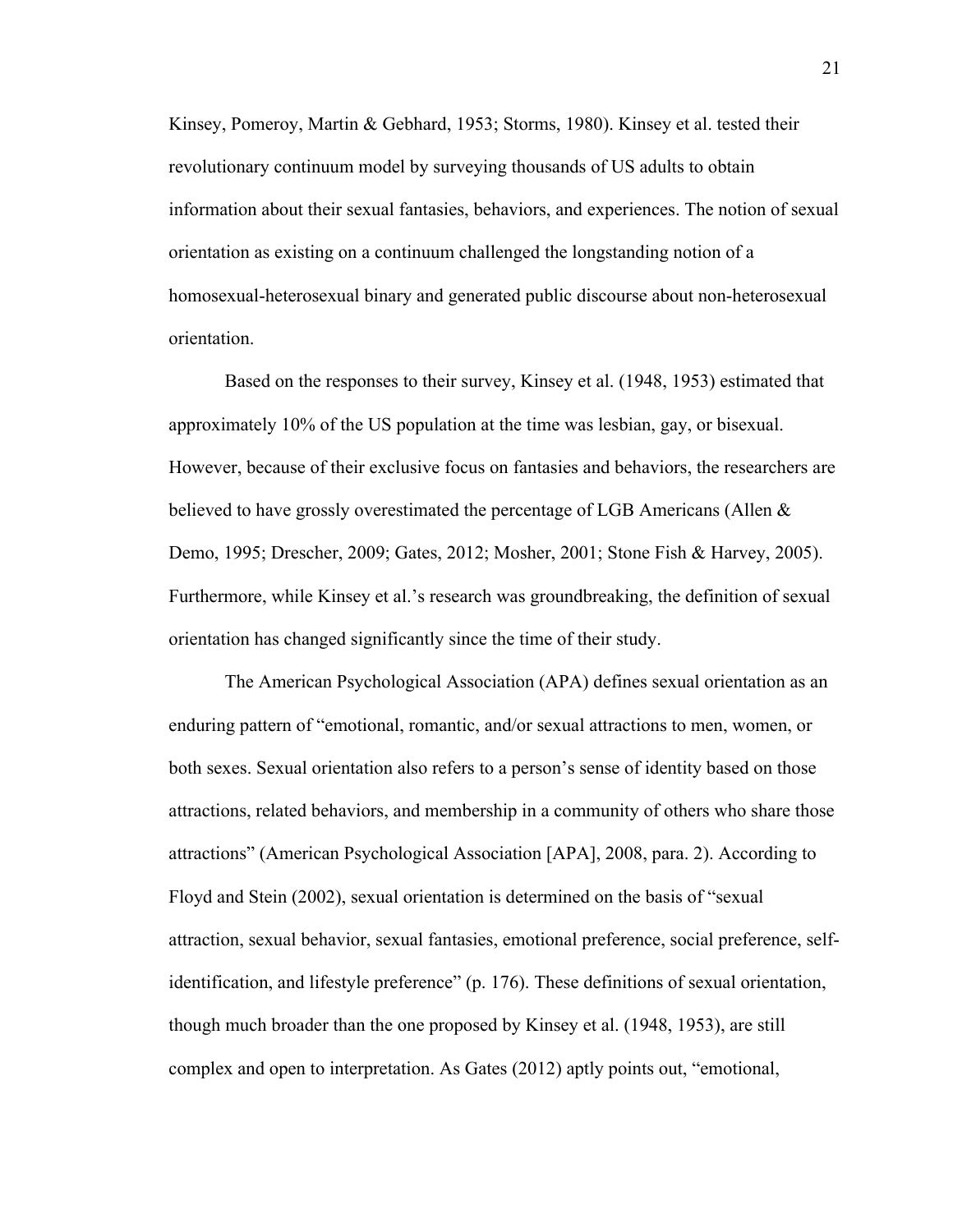Kinsey, Pomeroy, Martin & Gebhard, 1953; Storms, 1980). Kinsey et al. tested their revolutionary continuum model by surveying thousands of US adults to obtain information about their sexual fantasies, behaviors, and experiences. The notion of sexual orientation as existing on a continuum challenged the longstanding notion of a homosexual-heterosexual binary and generated public discourse about non-heterosexual orientation.

Based on the responses to their survey, Kinsey et al. (1948, 1953) estimated that approximately 10% of the US population at the time was lesbian, gay, or bisexual. However, because of their exclusive focus on fantasies and behaviors, the researchers are believed to have grossly overestimated the percentage of LGB Americans (Allen & Demo, 1995; Drescher, 2009; Gates, 2012; Mosher, 2001; Stone Fish & Harvey, 2005). Furthermore, while Kinsey et al.'s research was groundbreaking, the definition of sexual orientation has changed significantly since the time of their study.

The American Psychological Association (APA) defines sexual orientation as an enduring pattern of "emotional, romantic, and/or sexual attractions to men, women, or both sexes. Sexual orientation also refers to a person's sense of identity based on those attractions, related behaviors, and membership in a community of others who share those attractions" (American Psychological Association [APA], 2008, para. 2). According to Floyd and Stein (2002), sexual orientation is determined on the basis of "sexual attraction, sexual behavior, sexual fantasies, emotional preference, social preference, self-identification, and lifestyle preference" (p. 176). These definitions of sexual orientation, though much broader than the one proposed by Kinsey et al. (1948, 1953), are still complex and open to interpretation. As Gates (2012) aptly points out, "emotional,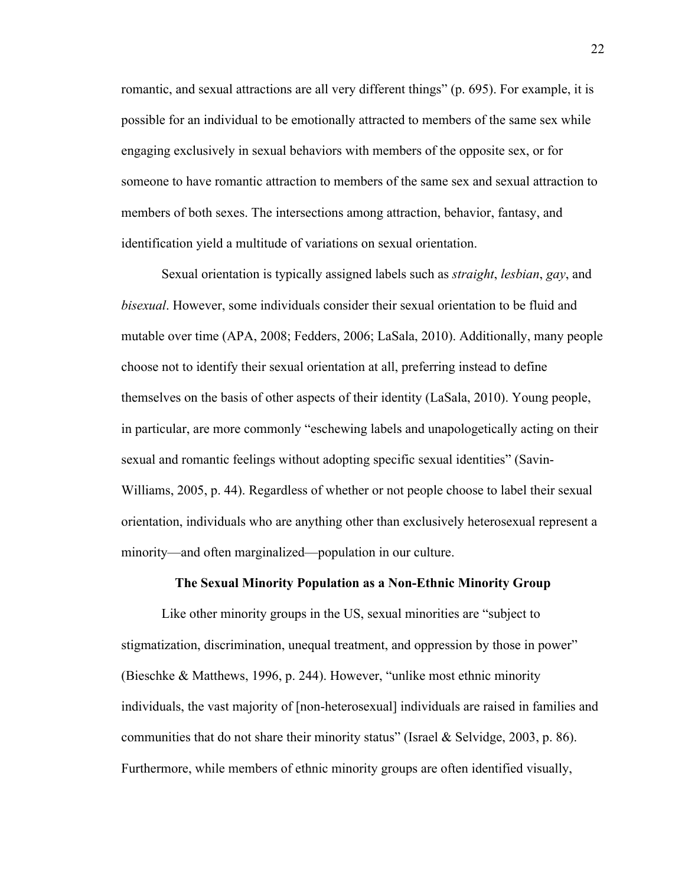romantic, and sexual attractions are all very different things" (p. 695). For example, it is possible for an individual to be emotionally attracted to members of the same sex while engaging exclusively in sexual behaviors with members of the opposite sex, or for someone to have romantic attraction to members of the same sex and sexual attraction to members of both sexes. The intersections among attraction, behavior, fantasy, and identification yield a multitude of variations on sexual orientation.

Sexual orientation is typically assigned labels such as *straight*, *lesbian*, *gay*, and *bisexual*. However, some individuals consider their sexual orientation to be fluid and mutable over time (APA, 2008; Fedders, 2006; LaSala, 2010). Additionally, many people choose not to identify their sexual orientation at all, preferring instead to define themselves on the basis of other aspects of their identity (LaSala, 2010). Young people, in particular, are more commonly "eschewing labels and unapologetically acting on their sexual and romantic feelings without adopting specific sexual identities" (Savin-Williams, 2005, p. 44). Regardless of whether or not people choose to label their sexual orientation, individuals who are anything other than exclusively heterosexual represent a minority—and often marginalized—population in our culture.

## The Sexual Minority Population as a Non-Ethnic Minority Group

Like other minority groups in the US, sexual minorities are "subject to stigmatization, discrimination, unequal treatment, and oppression by those in power" (Bieschke & Matthews, 1996, p. 244). However, "unlike most ethnic minority individuals, the vast majority of [non-heterosexual] individuals are raised in families and communities that do not share their minority status" (Israel & Selvidge, 2003, p. 86). Furthermore, while members of ethnic minority groups are often identified visually,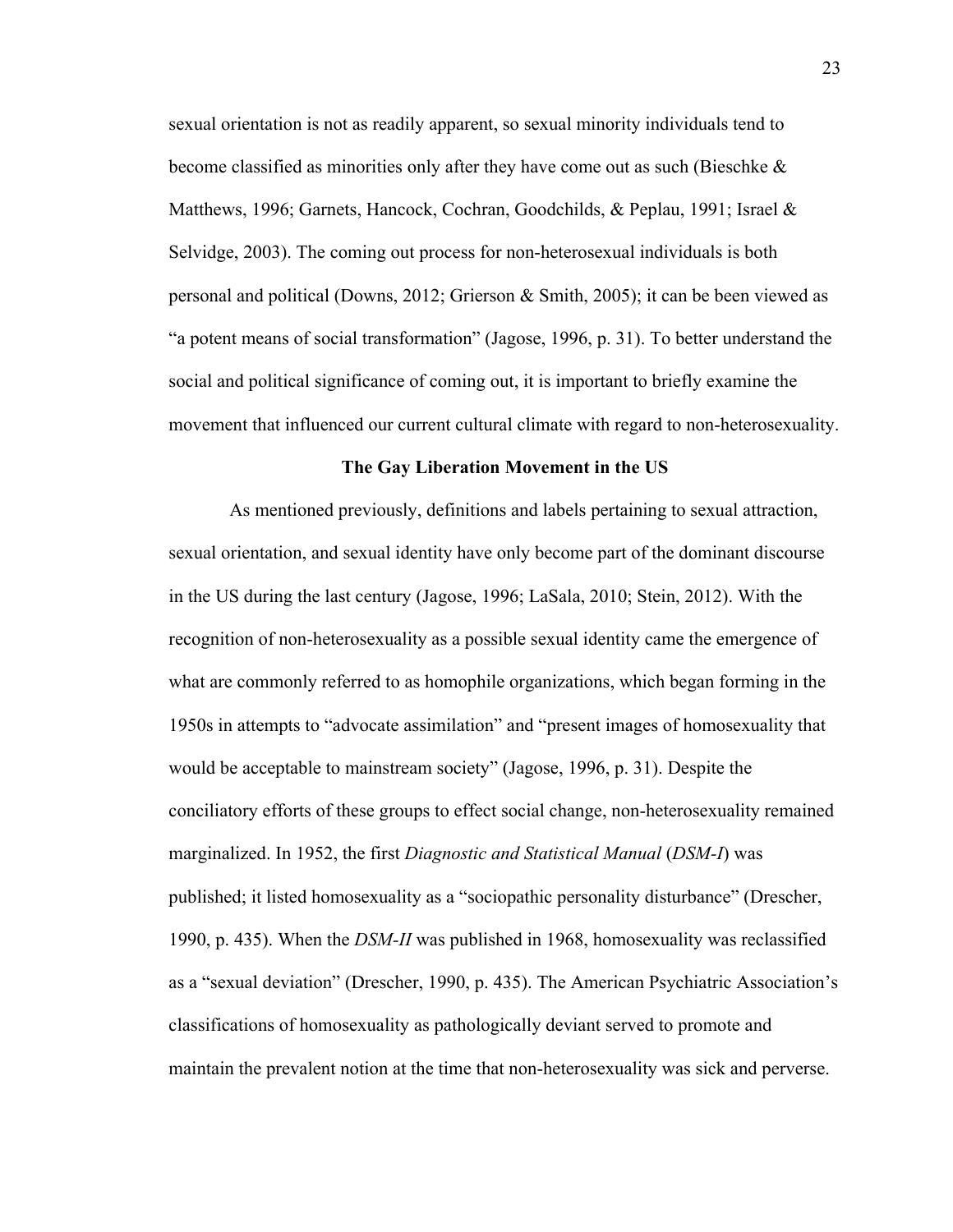sexual orientation is not as readily apparent, so sexual minority individuals tend to become classified as minorities only after they have come out as such (Bieschke & Matthews, 1996; Garnets, Hancock, Cochran, Goodchilds, & Peplau, 1991; Israel & Selvidge, 2003). The coming out process for non-heterosexual individuals is both personal and political (Downs, 2012; Grierson & Smith, 2005); it can be been viewed as "a potent means of social transformation" (Jagose, 1996, p. 31). To better understand the social and political significance of coming out, it is important to briefly examine the movement that influenced our current cultural climate with regard to non-heterosexuality.

## The Gay Liberation Movement in the US

As mentioned previously, definitions and labels pertaining to sexual attraction, sexual orientation, and sexual identity have only become part of the dominant discourse in the US during the last century (Jagose, 1996; LaSala, 2010; Stein, 2012). With the recognition of non-heterosexuality as a possible sexual identity came the emergence of what are commonly referred to as homophile organizations, which began forming in the 1950s in attempts to "advocate assimilation" and "present images of homosexuality that would be acceptable to mainstream society" (Jagose, 1996, p. 31). Despite the conciliatory efforts of these groups to effect social change, non-heterosexuality remained marginalized. In 1952, the first *Diagnostic and Statistical Manual* (*DSM-I*) was published; it listed homosexuality as a "sociopathic personality disturbance" (Drescher, 1990, p. 435). When the *DSM-II* was published in 1968, homosexuality was reclassified as a "sexual deviation" (Drescher, 1990, p. 435). The American Psychiatric Association's classifications of homosexuality as pathologically deviant served to promote and maintain the prevalent notion at the time that non-heterosexuality was sick and perverse.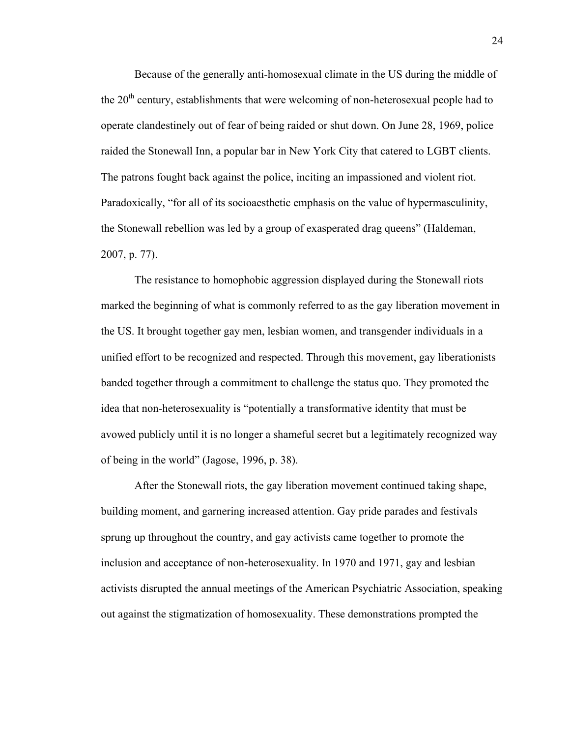Because of the generally anti-homosexual climate in the US during the middle of the 20th century, establishments that were welcoming of non-heterosexual people had to operate clandestinely out of fear of being raided or shut down. On June 28, 1969, police raided the Stonewall Inn, a popular bar in New York City that catered to LGBT clients. The patrons fought back against the police, inciting an impassioned and violent riot. Paradoxically, "for all of its socioaesthetic emphasis on the value of hypermasculinity, the Stonewall rebellion was led by a group of exasperated drag queens" (Haldeman, 2007, p. 77).

The resistance to homophobic aggression displayed during the Stonewall riots marked the beginning of what is commonly referred to as the gay liberation movement in the US. It brought together gay men, lesbian women, and transgender individuals in a unified effort to be recognized and respected. Through this movement, gay liberationists banded together through a commitment to challenge the status quo. They promoted the idea that non-heterosexuality is "potentially a transformative identity that must be avowed publicly until it is no longer a shameful secret but a legitimately recognized way of being in the world" (Jagose, 1996, p. 38).

After the Stonewall riots, the gay liberation movement continued taking shape, building moment, and garnering increased attention. Gay pride parades and festivals sprung up throughout the country, and gay activists came together to promote the inclusion and acceptance of non-heterosexuality. In 1970 and 1971, gay and lesbian activists disrupted the annual meetings of the American Psychiatric Association, speaking out against the stigmatization of homosexuality. These demonstrations prompted the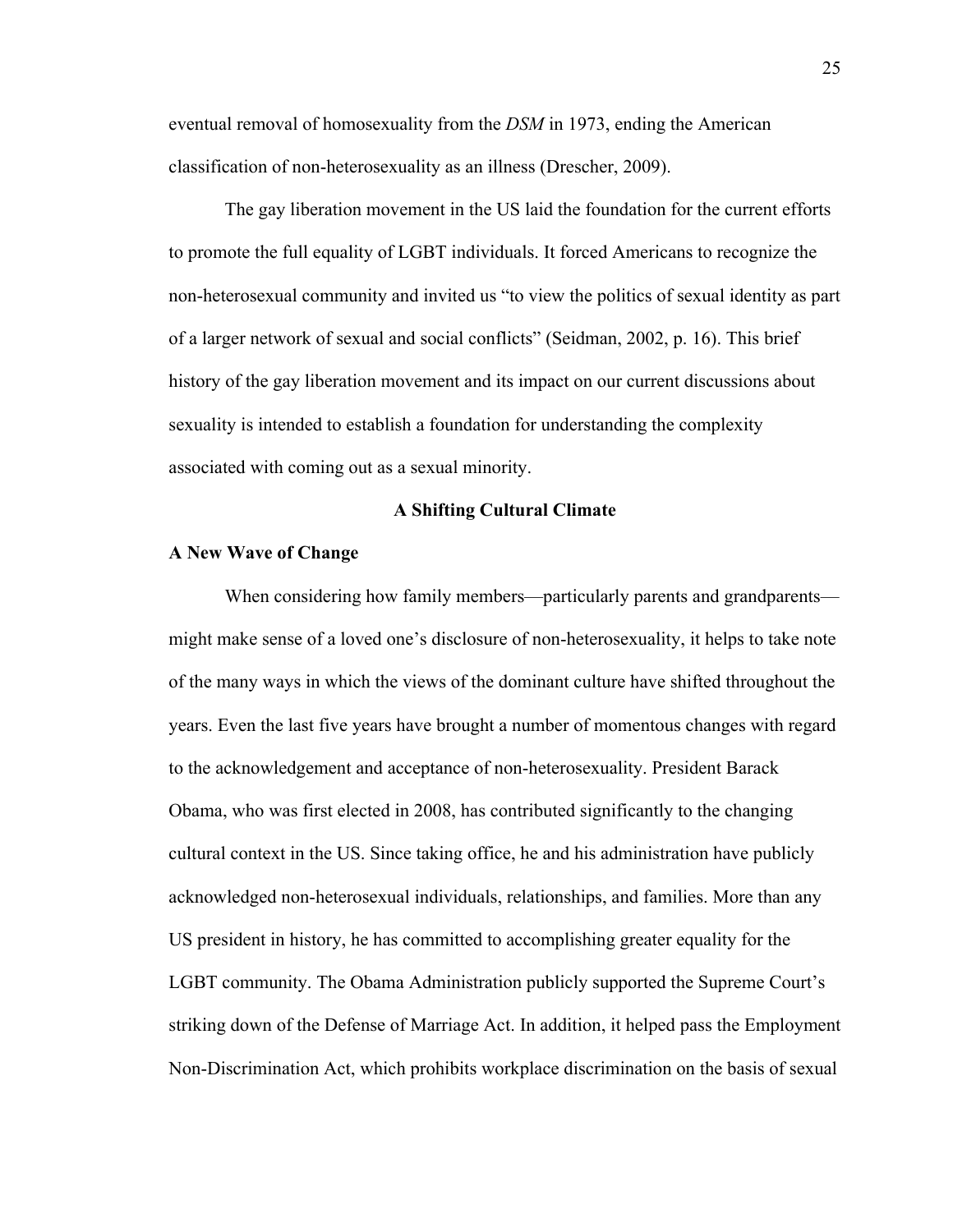eventual removal of homosexuality from the *DSM* in 1973, ending the American classification of non-heterosexuality as an illness (Drescher, 2009).

The gay liberation movement in the US laid the foundation for the current efforts to promote the full equality of LGBT individuals. It forced Americans to recognize the non-heterosexual community and invited us "to view the politics of sexual identity as part of a larger network of sexual and social conflicts" (Seidman, 2002, p. 16). This brief history of the gay liberation movement and its impact on our current discussions about sexuality is intended to establish a foundation for understanding the complexity associated with coming out as a sexual minority.

## A Shifting Cultural Climate

### A New Wave of Change

When considering how family members—particularly parents and grandparents—might make sense of a loved one's disclosure of non-heterosexuality, it helps to take note of the many ways in which the views of the dominant culture have shifted throughout the years. Even the last five years have brought a number of momentous changes with regard to the acknowledgement and acceptance of non-heterosexuality. President Barack Obama, who was first elected in 2008, has contributed significantly to the changing cultural context in the US. Since taking office, he and his administration have publicly acknowledged non-heterosexual individuals, relationships, and families. More than any US president in history, he has committed to accomplishing greater equality for the LGBT community. The Obama Administration publicly supported the Supreme Court's striking down of the Defense of Marriage Act. In addition, it helped pass the Employment Non-Discrimination Act, which prohibits workplace discrimination on the basis of sexual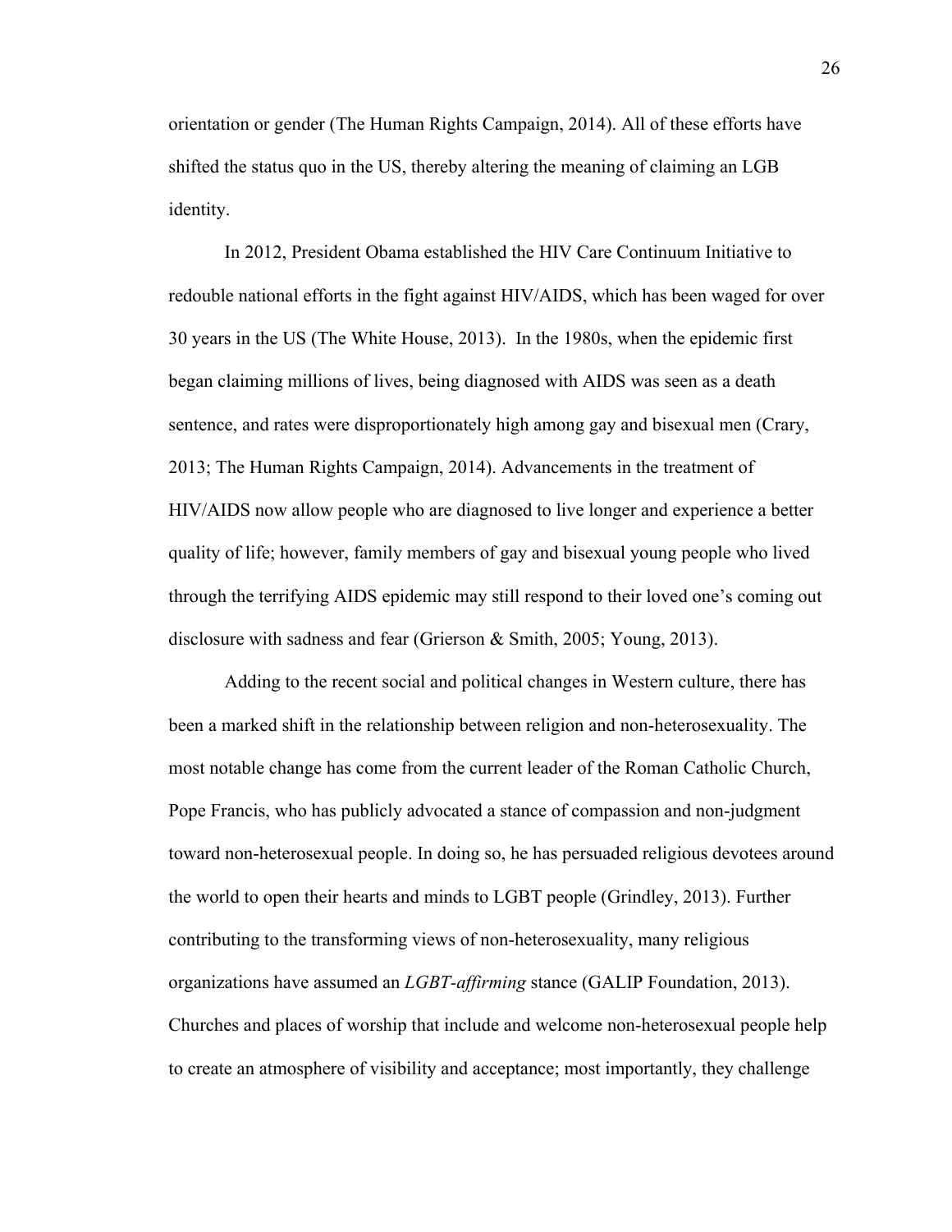orientation or gender (The Human Rights Campaign, 2014). All of these efforts have shifted the status quo in the US, thereby altering the meaning of claiming an LGB identity.

In 2012, President Obama established the HIV Care Continuum Initiative to redouble national efforts in the fight against HIV/AIDS, which has been waged for over 30 years in the US (The White House, 2013). In the 1980s, when the epidemic first began claiming millions of lives, being diagnosed with AIDS was seen as a death sentence, and rates were disproportionately high among gay and bisexual men (Crary, 2013; The Human Rights Campaign, 2014). Advancements in the treatment of HIV/AIDS now allow people who are diagnosed to live longer and experience a better quality of life; however, family members of gay and bisexual young people who lived through the terrifying AIDS epidemic may still respond to their loved one's coming out disclosure with sadness and fear (Grierson & Smith, 2005; Young, 2013).

Adding to the recent social and political changes in Western culture, there has been a marked shift in the relationship between religion and non-heterosexuality. The most notable change has come from the current leader of the Roman Catholic Church, Pope Francis, who has publicly advocated a stance of compassion and non-judgment toward non-heterosexual people. In doing so, he has persuaded religious devotees around the world to open their hearts and minds to LGBT people (Grindley, 2013). Further contributing to the transforming views of non-heterosexuality, many religious organizations have assumed an *LGBT-affirming* stance (GALIP Foundation, 2013). Churches and places of worship that include and welcome non-heterosexual people help to create an atmosphere of visibility and acceptance; most importantly, they challenge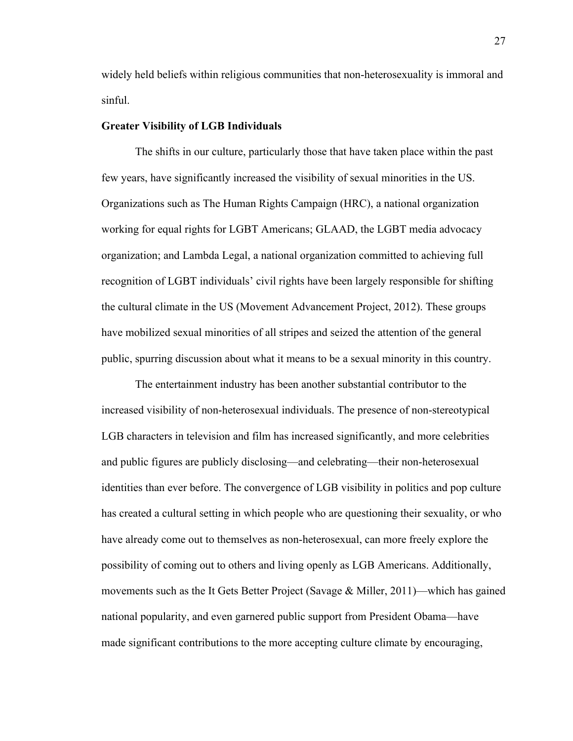widely held beliefs within religious communities that non-heterosexuality is immoral and sinful.

**Greater Visibility of LGB Individuals**

The shifts in our culture, particularly those that have taken place within the past few years, have significantly increased the visibility of sexual minorities in the US. Organizations such as The Human Rights Campaign (HRC), a national organization working for equal rights for LGBT Americans; GLAAD, the LGBT media advocacy organization; and Lambda Legal, a national organization committed to achieving full recognition of LGBT individuals' civil rights have been largely responsible for shifting the cultural climate in the US (Movement Advancement Project, 2012). These groups have mobilized sexual minorities of all stripes and seized the attention of the general public, spurring discussion about what it means to be a sexual minority in this country.

The entertainment industry has been another substantial contributor to the increased visibility of non-heterosexual individuals. The presence of non-stereotypical LGB characters in television and film has increased significantly, and more celebrities and public figures are publicly disclosing—and celebrating—their non-heterosexual identities than ever before. The convergence of LGB visibility in politics and pop culture has created a cultural setting in which people who are questioning their sexuality, or who have already come out to themselves as non-heterosexual, can more freely explore the possibility of coming out to others and living openly as LGB Americans. Additionally, movements such as the It Gets Better Project (Savage & Miller, 2011)—which has gained national popularity, and even garnered public support from President Obama—have made significant contributions to the more accepting culture climate by encouraging,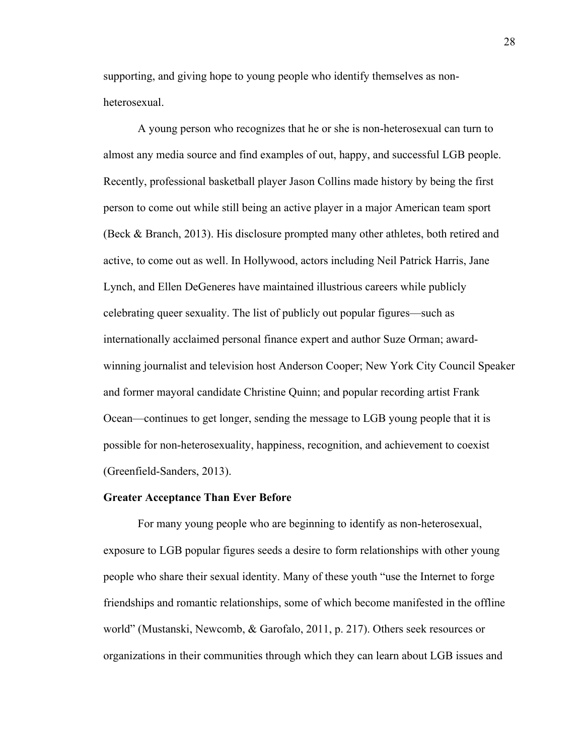supporting, and giving hope to young people who identify themselves as non-heterosexual.

A young person who recognizes that he or she is non-heterosexual can turn to almost any media source and find examples of out, happy, and successful LGB people. Recently, professional basketball player Jason Collins made history by being the first person to come out while still being an active player in a major American team sport (Beck & Branch, 2013). His disclosure prompted many other athletes, both retired and active, to come out as well. In Hollywood, actors including Neil Patrick Harris, Jane Lynch, and Ellen DeGeneres have maintained illustrious careers while publicly celebrating queer sexuality. The list of publicly out popular figures—such as internationally acclaimed personal finance expert and author Suze Orman; award-winning journalist and television host Anderson Cooper; New York City Council Speaker and former mayoral candidate Christine Quinn; and popular recording artist Frank Ocean—continues to get longer, sending the message to LGB young people that it is possible for non-heterosexuality, happiness, recognition, and achievement to coexist (Greenfield-Sanders, 2013).

**Greater Acceptance Than Ever Before**

For many young people who are beginning to identify as non-heterosexual, exposure to LGB popular figures seeds a desire to form relationships with other young people who share their sexual identity. Many of these youth "use the Internet to forge friendships and romantic relationships, some of which become manifested in the offline world" (Mustanski, Newcomb, & Garofalo, 2011, p. 217). Others seek resources or organizations in their communities through which they can learn about LGB issues and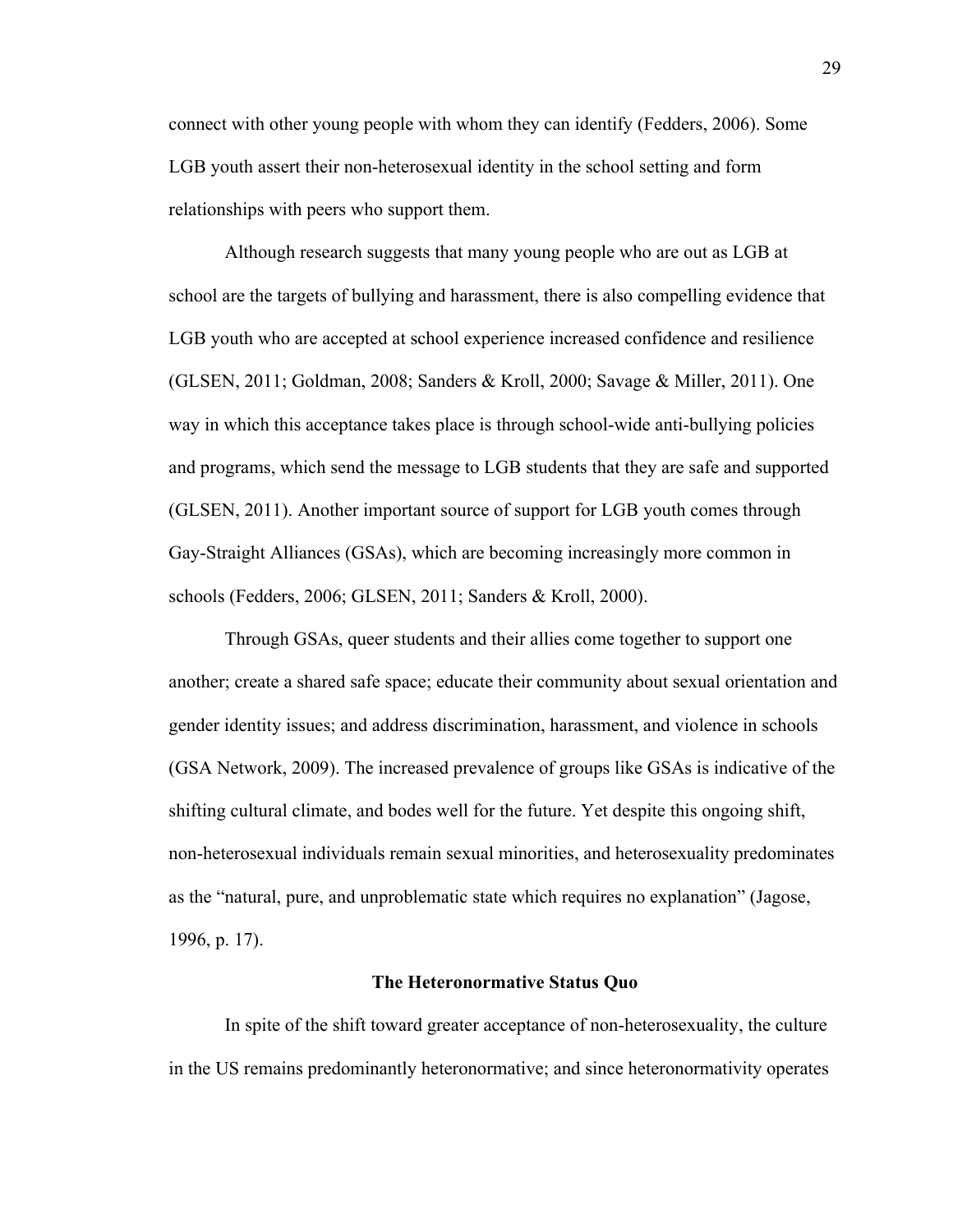connect with other young people with whom they can identify (Fedders, 2006). Some LGB youth assert their non-heterosexual identity in the school setting and form relationships with peers who support them.

Although research suggests that many young people who are out as LGB at school are the targets of bullying and harassment, there is also compelling evidence that LGB youth who are accepted at school experience increased confidence and resilience (GLSEN, 2011; Goldman, 2008; Sanders & Kroll, 2000; Savage & Miller, 2011). One way in which this acceptance takes place is through school-wide anti-bullying policies and programs, which send the message to LGB students that they are safe and supported (GLSEN, 2011). Another important source of support for LGB youth comes through Gay-Straight Alliances (GSAs), which are becoming increasingly more common in schools (Fedders, 2006; GLSEN, 2011; Sanders & Kroll, 2000).

Through GSAs, queer students and their allies come together to support one another; create a shared safe space; educate their community about sexual orientation and gender identity issues; and address discrimination, harassment, and violence in schools (GSA Network, 2009). The increased prevalence of groups like GSAs is indicative of the shifting cultural climate, and bodes well for the future. Yet despite this ongoing shift, non-heterosexual individuals remain sexual minorities, and heterosexuality predominates as the "natural, pure, and unproblematic state which requires no explanation" (Jagose, 1996, p. 17).

## The Heteronormative Status Quo

In spite of the shift toward greater acceptance of non-heterosexuality, the culture in the US remains predominantly heteronormative; and since heteronormativity operates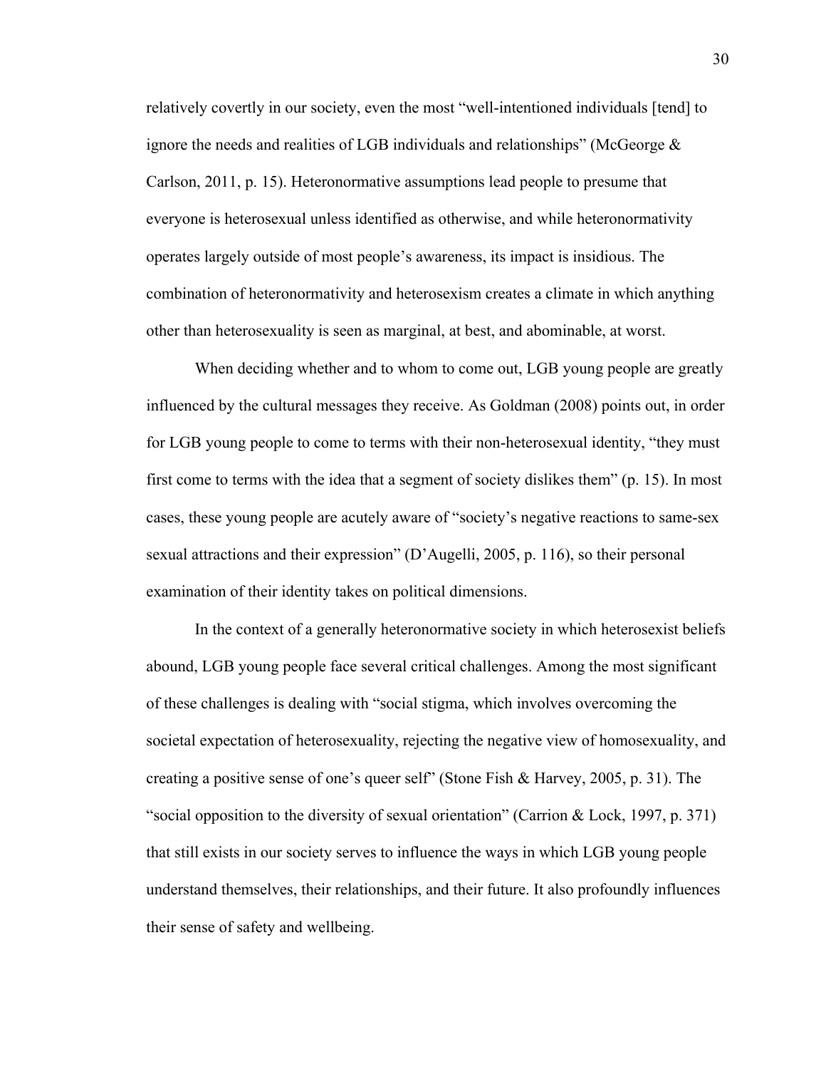relatively covertly in our society, even the most "well-intentioned individuals [tend] to ignore the needs and realities of LGB individuals and relationships" (McGeorge & Carlson, 2011, p. 15). Heteronormative assumptions lead people to presume that everyone is heterosexual unless identified as otherwise, and while heteronormativity operates largely outside of most people's awareness, its impact is insidious. The combination of heteronormativity and heterosexism creates a climate in which anything other than heterosexuality is seen as marginal, at best, and abominable, at worst.

When deciding whether and to whom to come out, LGB young people are greatly influenced by the cultural messages they receive. As Goldman (2008) points out, in order for LGB young people to come to terms with their non-heterosexual identity, "they must first come to terms with the idea that a segment of society dislikes them" (p. 15). In most cases, these young people are acutely aware of "society's negative reactions to same-sex sexual attractions and their expression" (D'Augelli, 2005, p. 116), so their personal examination of their identity takes on political dimensions.

In the context of a generally heteronormative society in which heterosexist beliefs abound, LGB young people face several critical challenges. Among the most significant of these challenges is dealing with "social stigma, which involves overcoming the societal expectation of heterosexuality, rejecting the negative view of homosexuality, and creating a positive sense of one's queer self" (Stone Fish & Harvey, 2005, p. 31). The "social opposition to the diversity of sexual orientation" (Carrion & Lock, 1997, p. 371) that still exists in our society serves to influence the ways in which LGB young people understand themselves, their relationships, and their future. It also profoundly influences their sense of safety and wellbeing.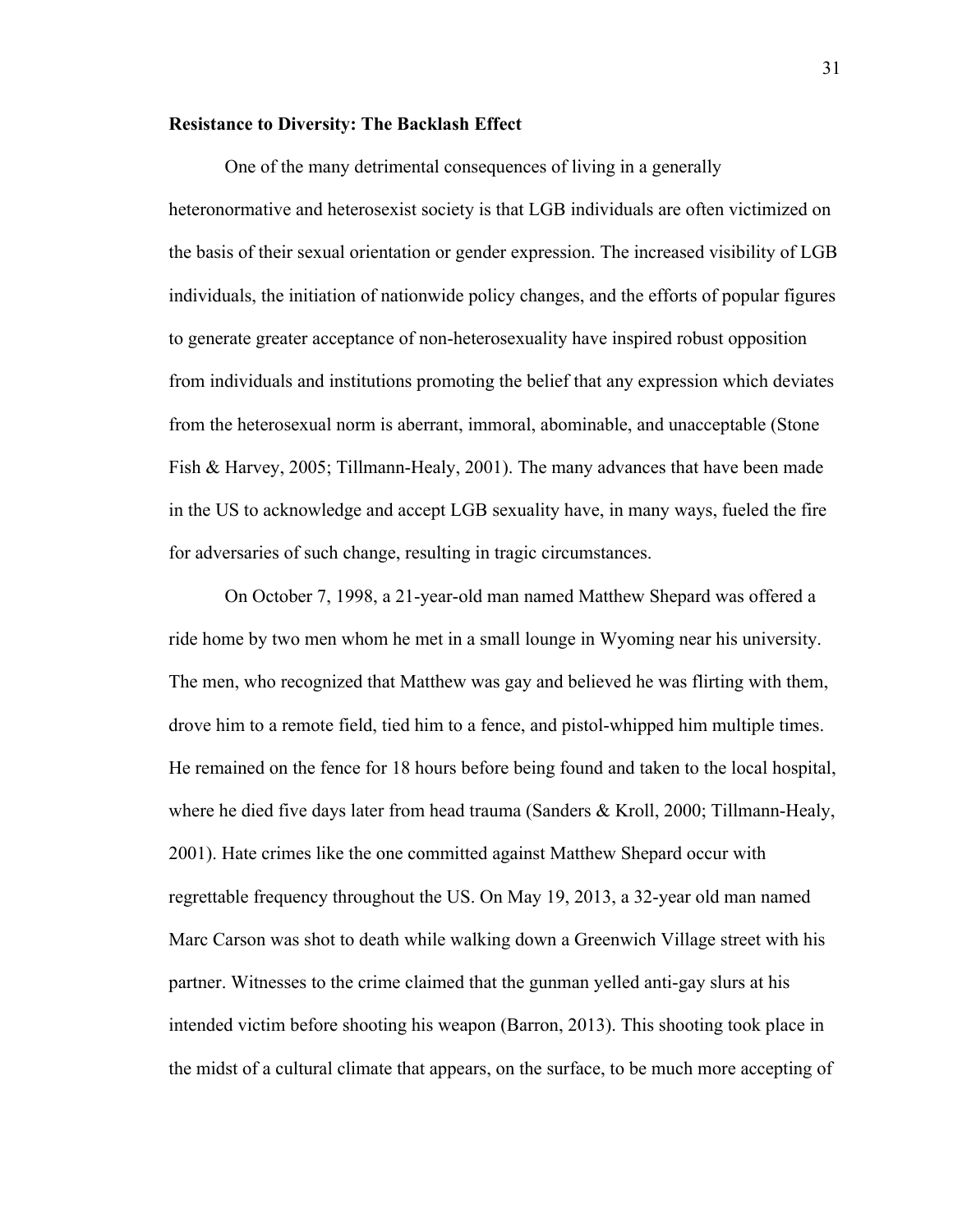**Resistance to Diversity: The Backlash Effect**

One of the many detrimental consequences of living in a generally heteronormative and heterosexist society is that LGB individuals are often victimized on the basis of their sexual orientation or gender expression. The increased visibility of LGB individuals, the initiation of nationwide policy changes, and the efforts of popular figures to generate greater acceptance of non-heterosexuality have inspired robust opposition from individuals and institutions promoting the belief that any expression which deviates from the heterosexual norm is aberrant, immoral, abominable, and unacceptable (Stone Fish & Harvey, 2005; Tillmann-Healy, 2001). The many advances that have been made in the US to acknowledge and accept LGB sexuality have, in many ways, fueled the fire for adversaries of such change, resulting in tragic circumstances.

On October 7, 1998, a 21-year-old man named Matthew Shepard was offered a ride home by two men whom he met in a small lounge in Wyoming near his university. The men, who recognized that Matthew was gay and believed he was flirting with them, drove him to a remote field, tied him to a fence, and pistol-whipped him multiple times. He remained on the fence for 18 hours before being found and taken to the local hospital, where he died five days later from head trauma (Sanders & Kroll, 2000; Tillmann-Healy, 2001). Hate crimes like the one committed against Matthew Shepard occur with regrettable frequency throughout the US. On May 19, 2013, a 32-year old man named Marc Carson was shot to death while walking down a Greenwich Village street with his partner. Witnesses to the crime claimed that the gunman yelled anti-gay slurs at his intended victim before shooting his weapon (Barron, 2013). This shooting took place in the midst of a cultural climate that appears, on the surface, to be much more accepting of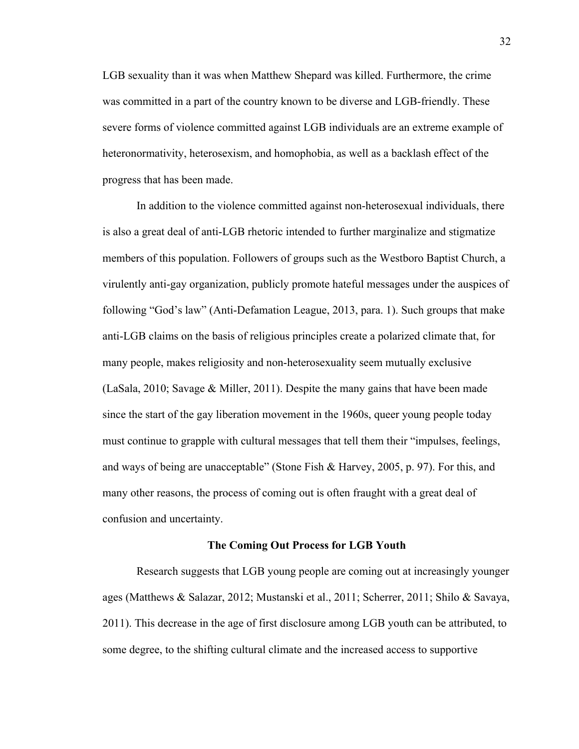LGB sexuality than it was when Matthew Shepard was killed. Furthermore, the crime was committed in a part of the country known to be diverse and LGB-friendly. These severe forms of violence committed against LGB individuals are an extreme example of heteronormativity, heterosexism, and homophobia, as well as a backlash effect of the progress that has been made.

In addition to the violence committed against non-heterosexual individuals, there is also a great deal of anti-LGB rhetoric intended to further marginalize and stigmatize members of this population. Followers of groups such as the Westboro Baptist Church, a virulently anti-gay organization, publicly promote hateful messages under the auspices of following "God's law" (Anti-Defamation League, 2013, para. 1). Such groups that make anti-LGB claims on the basis of religious principles create a polarized climate that, for many people, makes religiosity and non-heterosexuality seem mutually exclusive (LaSala, 2010; Savage & Miller, 2011). Despite the many gains that have been made since the start of the gay liberation movement in the 1960s, queer young people today must continue to grapple with cultural messages that tell them their "impulses, feelings, and ways of being are unacceptable" (Stone Fish & Harvey, 2005, p. 97). For this, and many other reasons, the process of coming out is often fraught with a great deal of confusion and uncertainty.

## The Coming Out Process for LGB Youth

Research suggests that LGB young people are coming out at increasingly younger ages (Matthews & Salazar, 2012; Mustanski et al., 2011; Scherrer, 2011; Shilo & Savaya, 2011). This decrease in the age of first disclosure among LGB youth can be attributed, to some degree, to the shifting cultural climate and the increased access to supportive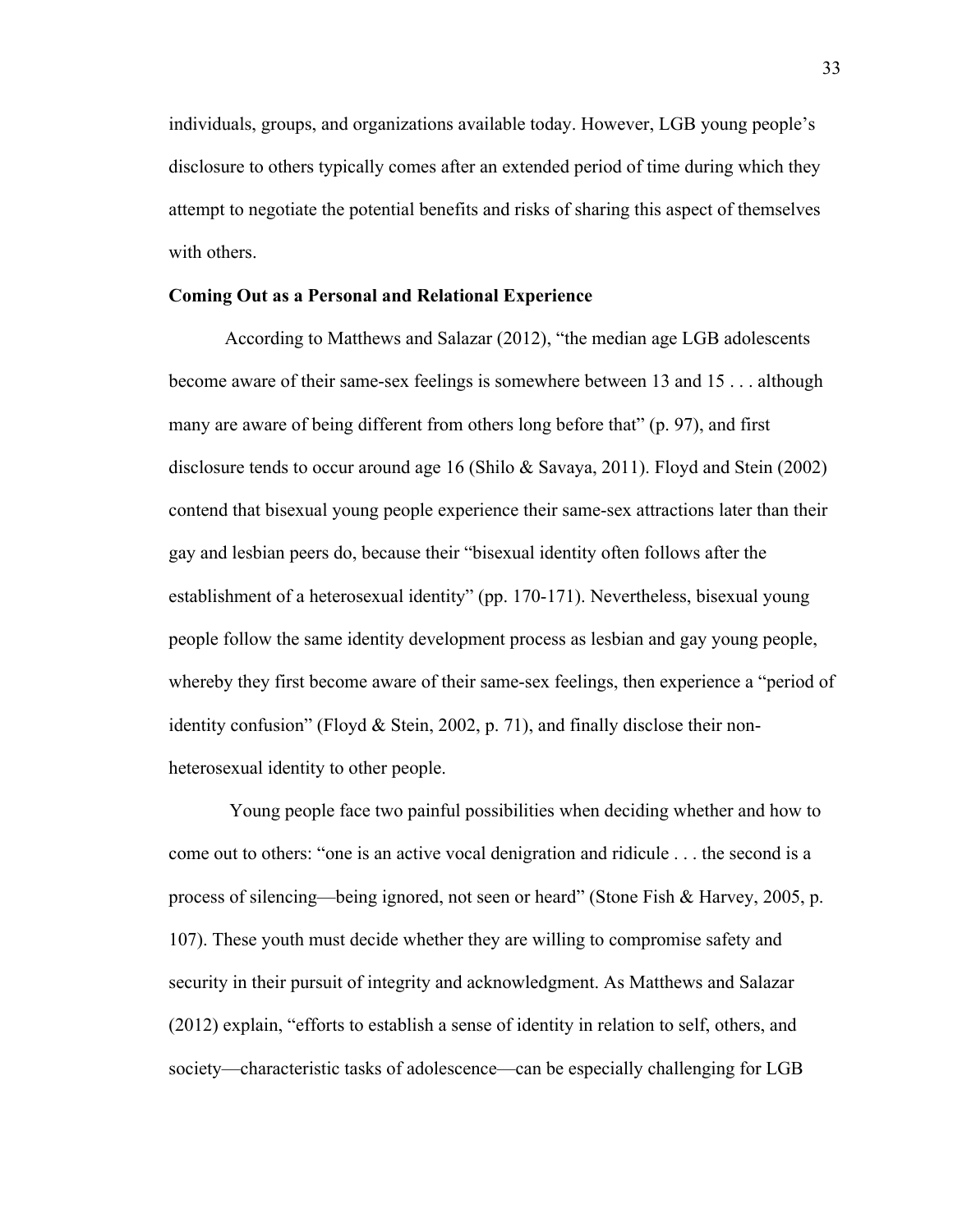individuals, groups, and organizations available today. However, LGB young people's disclosure to others typically comes after an extended period of time during which they attempt to negotiate the potential benefits and risks of sharing this aspect of themselves with others.

**Coming Out as a Personal and Relational Experience**

According to Matthews and Salazar (2012), "the median age LGB adolescents become aware of their same-sex feelings is somewhere between 13 and 15 . . . although many are aware of being different from others long before that" (p. 97), and first disclosure tends to occur around age 16 (Shilo & Savaya, 2011). Floyd and Stein (2002) contend that bisexual young people experience their same-sex attractions later than their gay and lesbian peers do, because their "bisexual identity often follows after the establishment of a heterosexual identity" (pp. 170-171). Nevertheless, bisexual young people follow the same identity development process as lesbian and gay young people, whereby they first become aware of their same-sex feelings, then experience a "period of identity confusion" (Floyd & Stein, 2002, p. 71), and finally disclose their non-heterosexual identity to other people.

Young people face two painful possibilities when deciding whether and how to come out to others: "one is an active vocal denigration and ridicule . . . the second is a process of silencing—being ignored, not seen or heard" (Stone Fish & Harvey, 2005, p. 107). These youth must decide whether they are willing to compromise safety and security in their pursuit of integrity and acknowledgment. As Matthews and Salazar (2012) explain, "efforts to establish a sense of identity in relation to self, others, and society—characteristic tasks of adolescence—can be especially challenging for LGB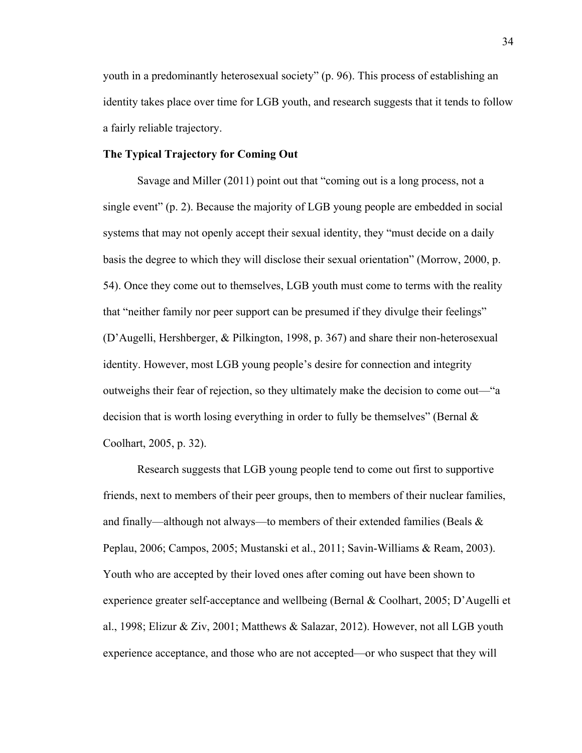youth in a predominantly heterosexual society" (p. 96). This process of establishing an identity takes place over time for LGB youth, and research suggests that it tends to follow a fairly reliable trajectory.

**The Typical Trajectory for Coming Out**

Savage and Miller (2011) point out that "coming out is a long process, not a single event" (p. 2). Because the majority of LGB young people are embedded in social systems that may not openly accept their sexual identity, they "must decide on a daily basis the degree to which they will disclose their sexual orientation" (Morrow, 2000, p. 54). Once they come out to themselves, LGB youth must come to terms with the reality that "neither family nor peer support can be presumed if they divulge their feelings" (D'Augelli, Hershberger, & Pilkington, 1998, p. 367) and share their non-heterosexual identity. However, most LGB young people's desire for connection and integrity outweighs their fear of rejection, so they ultimately make the decision to come out—"a decision that is worth losing everything in order to fully be themselves" (Bernal & Coolhart, 2005, p. 32).

Research suggests that LGB young people tend to come out first to supportive friends, next to members of their peer groups, then to members of their nuclear families, and finally—although not always—to members of their extended families (Beals & Peplau, 2006; Campos, 2005; Mustanski et al., 2011; Savin-Williams & Ream, 2003). Youth who are accepted by their loved ones after coming out have been shown to experience greater self-acceptance and wellbeing (Bernal & Coolhart, 2005; D'Augelli et al., 1998; Elizur & Ziv, 2001; Matthews & Salazar, 2012). However, not all LGB youth experience acceptance, and those who are not accepted—or who suspect that they will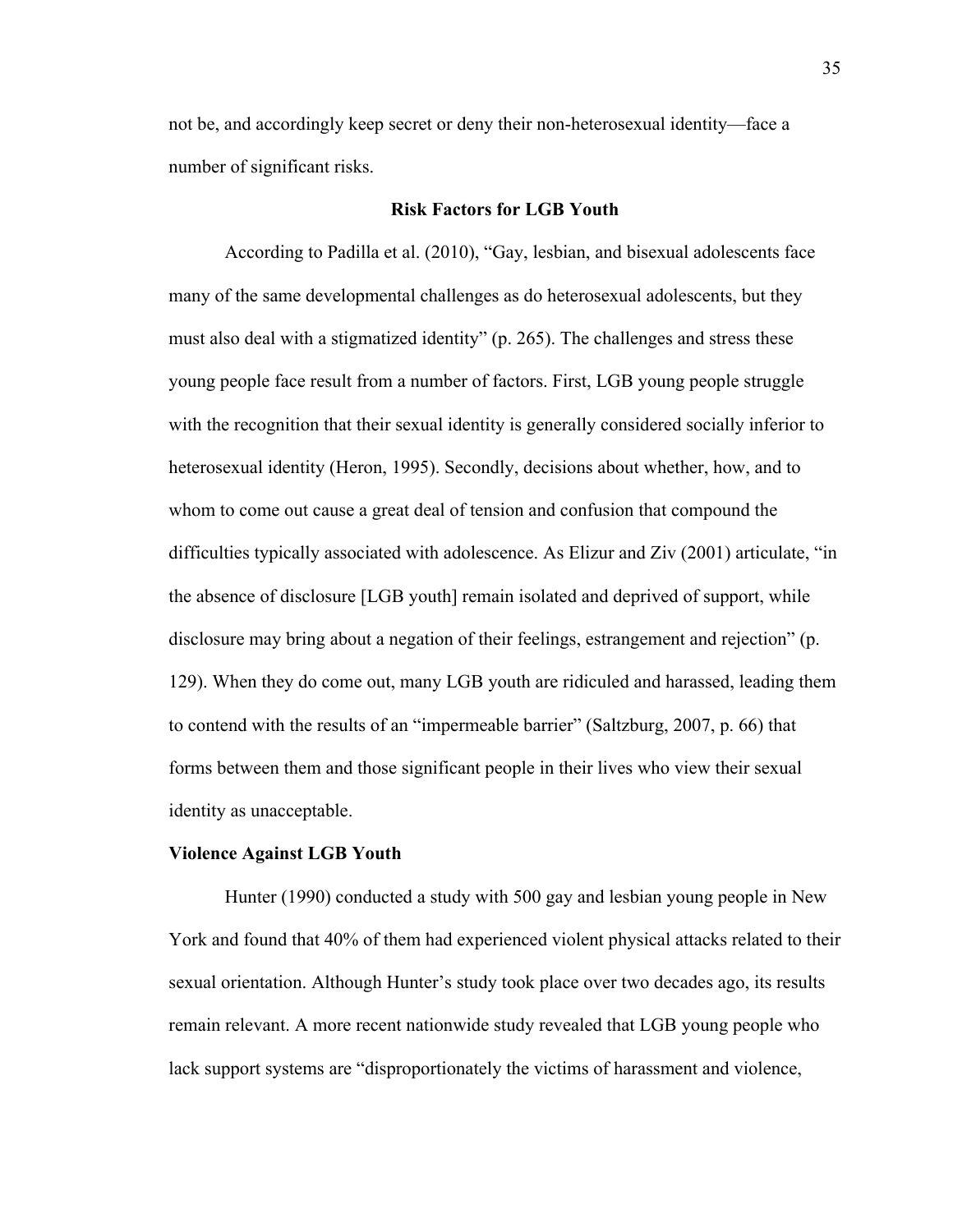not be, and accordingly keep secret or deny their non-heterosexual identity—face a number of significant risks.

## Risk Factors for LGB Youth

According to Padilla et al. (2010), "Gay, lesbian, and bisexual adolescents face many of the same developmental challenges as do heterosexual adolescents, but they must also deal with a stigmatized identity" (p. 265). The challenges and stress these young people face result from a number of factors. First, LGB young people struggle with the recognition that their sexual identity is generally considered socially inferior to heterosexual identity (Heron, 1995). Secondly, decisions about whether, how, and to whom to come out cause a great deal of tension and confusion that compound the difficulties typically associated with adolescence. As Elizur and Ziv (2001) articulate, "in the absence of disclosure [LGB youth] remain isolated and deprived of support, while disclosure may bring about a negation of their feelings, estrangement and rejection" (p. 129). When they do come out, many LGB youth are ridiculed and harassed, leading them to contend with the results of an "impermeable barrier" (Saltzburg, 2007, p. 66) that forms between them and those significant people in their lives who view their sexual identity as unacceptable.

### Violence Against LGB Youth

Hunter (1990) conducted a study with 500 gay and lesbian young people in New York and found that 40% of them had experienced violent physical attacks related to their sexual orientation. Although Hunter's study took place over two decades ago, its results remain relevant. A more recent nationwide study revealed that LGB young people who lack support systems are "disproportionately the victims of harassment and violence,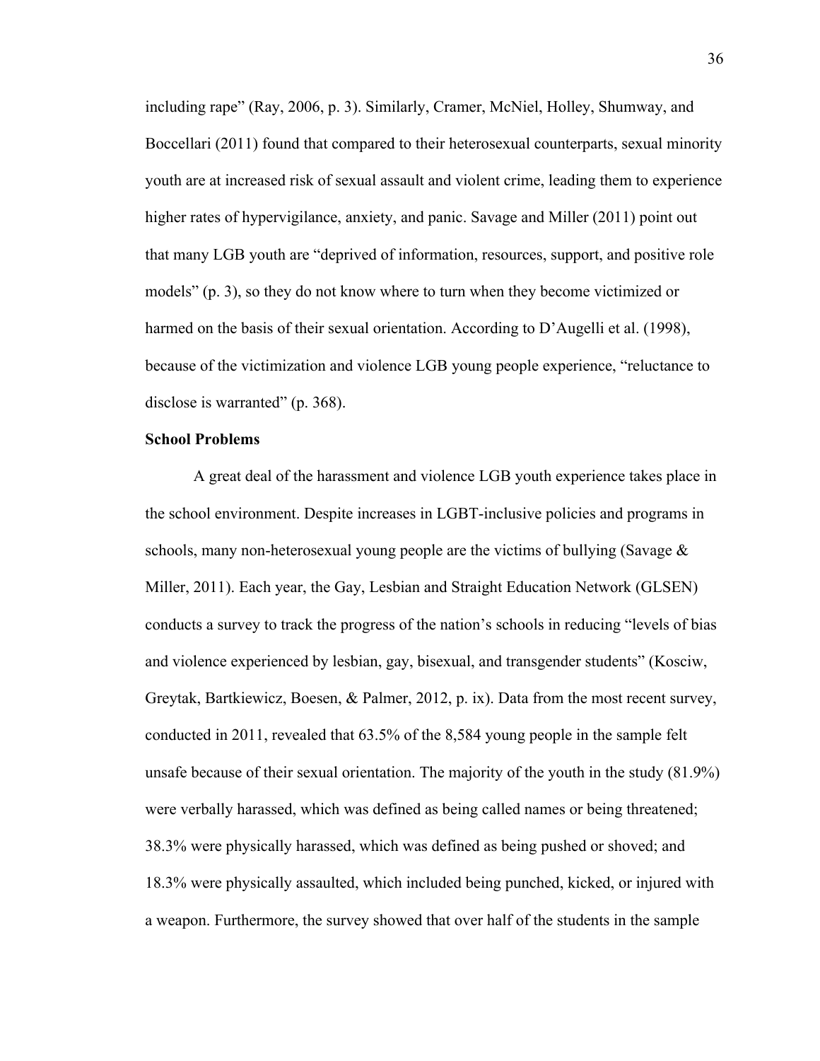including rape" (Ray, 2006, p. 3). Similarly, Cramer, McNiel, Holley, Shumway, and Boccellari (2011) found that compared to their heterosexual counterparts, sexual minority youth are at increased risk of sexual assault and violent crime, leading them to experience higher rates of hypervigilance, anxiety, and panic. Savage and Miller (2011) point out that many LGB youth are "deprived of information, resources, support, and positive role models" (p. 3), so they do not know where to turn when they become victimized or harmed on the basis of their sexual orientation. According to D'Augelli et al. (1998), because of the victimization and violence LGB young people experience, "reluctance to disclose is warranted" (p. 368).

**School Problems**

A great deal of the harassment and violence LGB youth experience takes place in the school environment. Despite increases in LGBT-inclusive policies and programs in schools, many non-heterosexual young people are the victims of bullying (Savage & Miller, 2011). Each year, the Gay, Lesbian and Straight Education Network (GLSEN) conducts a survey to track the progress of the nation's schools in reducing "levels of bias and violence experienced by lesbian, gay, bisexual, and transgender students" (Kosciw, Greytak, Bartkiewicz, Boesen, & Palmer, 2012, p. ix). Data from the most recent survey, conducted in 2011, revealed that 63.5% of the 8,584 young people in the sample felt unsafe because of their sexual orientation. The majority of the youth in the study (81.9%) were verbally harassed, which was defined as being called names or being threatened; 38.3% were physically harassed, which was defined as being pushed or shoved; and 18.3% were physically assaulted, which included being punched, kicked, or injured with a weapon. Furthermore, the survey showed that over half of the students in the sample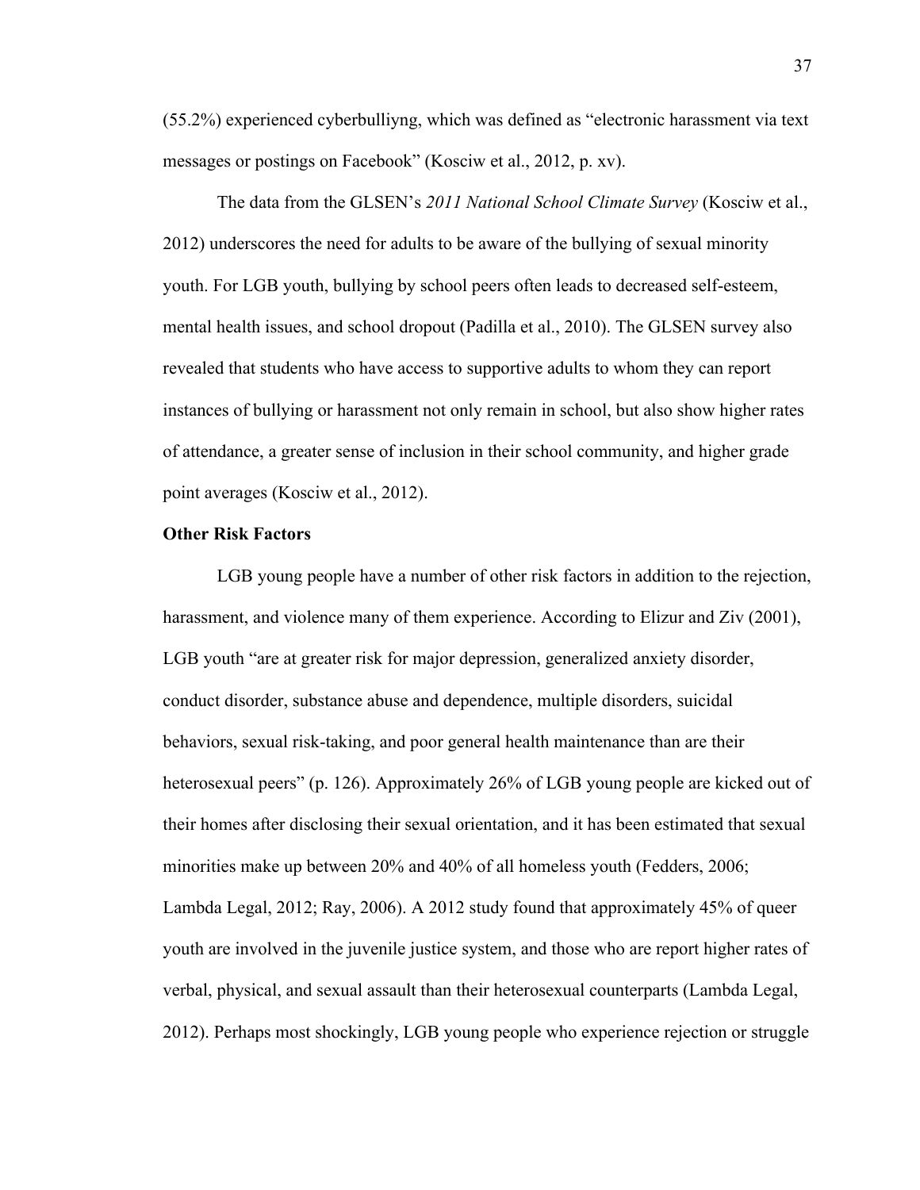(55.2%) experienced cyberbulliyng, which was defined as "electronic harassment via text messages or postings on Facebook" (Kosciw et al., 2012, p. xv).

The data from the GLSEN's *2011 National School Climate Survey* (Kosciw et al., 2012) underscores the need for adults to be aware of the bullying of sexual minority youth. For LGB youth, bullying by school peers often leads to decreased self-esteem, mental health issues, and school dropout (Padilla et al., 2010). The GLSEN survey also revealed that students who have access to supportive adults to whom they can report instances of bullying or harassment not only remain in school, but also show higher rates of attendance, a greater sense of inclusion in their school community, and higher grade point averages (Kosciw et al., 2012).

**Other Risk Factors**

LGB young people have a number of other risk factors in addition to the rejection, harassment, and violence many of them experience. According to Elizur and Ziv (2001), LGB youth "are at greater risk for major depression, generalized anxiety disorder, conduct disorder, substance abuse and dependence, multiple disorders, suicidal behaviors, sexual risk-taking, and poor general health maintenance than are their heterosexual peers" (p. 126). Approximately 26% of LGB young people are kicked out of their homes after disclosing their sexual orientation, and it has been estimated that sexual minorities make up between 20% and 40% of all homeless youth (Fedders, 2006; Lambda Legal, 2012; Ray, 2006). A 2012 study found that approximately 45% of queer youth are involved in the juvenile justice system, and those who are report higher rates of verbal, physical, and sexual assault than their heterosexual counterparts (Lambda Legal, 2012). Perhaps most shockingly, LGB young people who experience rejection or struggle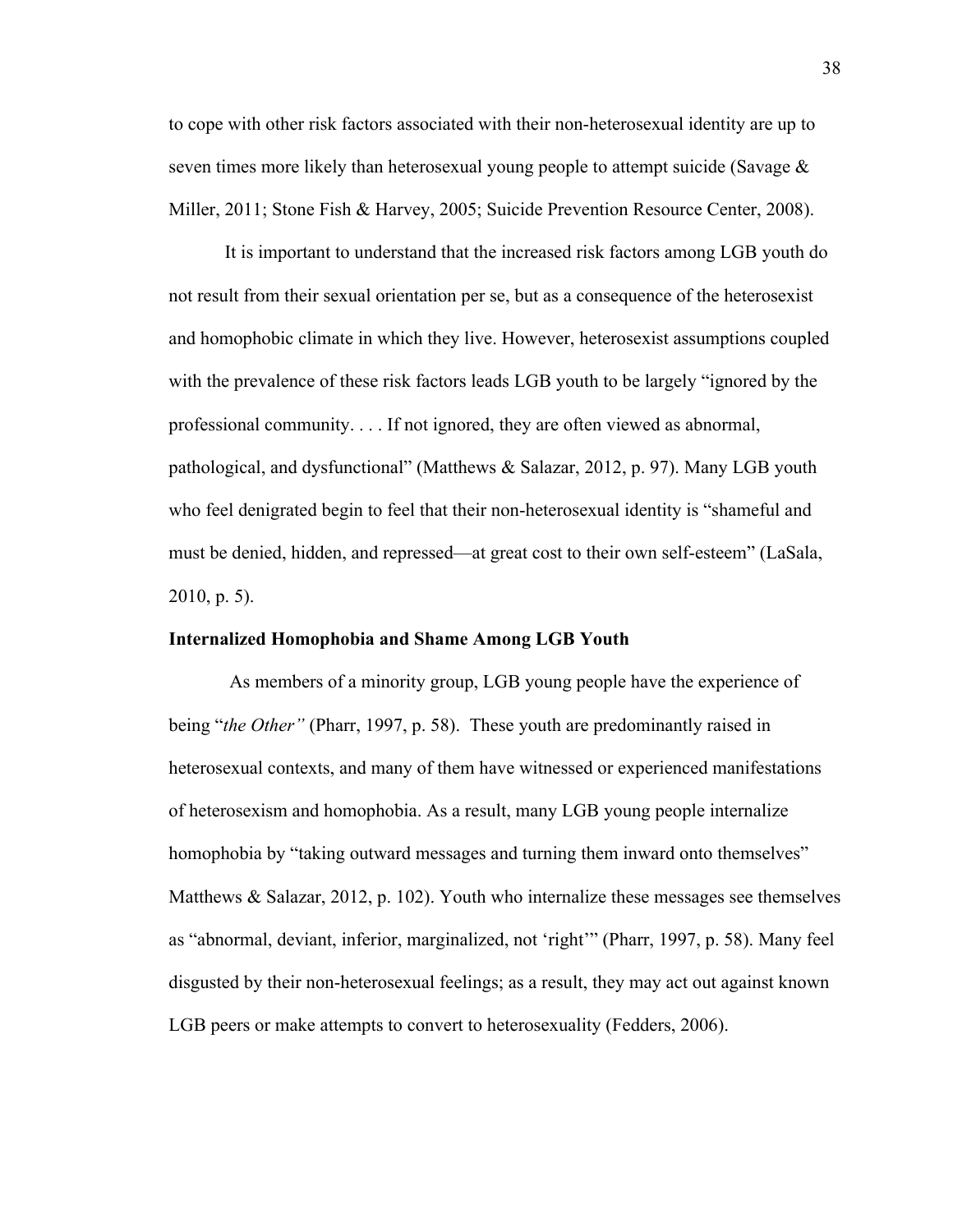to cope with other risk factors associated with their non-heterosexual identity are up to seven times more likely than heterosexual young people to attempt suicide (Savage & Miller, 2011; Stone Fish & Harvey, 2005; Suicide Prevention Resource Center, 2008).

It is important to understand that the increased risk factors among LGB youth do not result from their sexual orientation per se, but as a consequence of the heterosexist and homophobic climate in which they live. However, heterosexist assumptions coupled with the prevalence of these risk factors leads LGB youth to be largely "ignored by the professional community. . . . If not ignored, they are often viewed as abnormal, pathological, and dysfunctional" (Matthews & Salazar, 2012, p. 97). Many LGB youth who feel denigrated begin to feel that their non-heterosexual identity is "shameful and must be denied, hidden, and repressed—at great cost to their own self-esteem" (LaSala, 2010, p. 5).

**Internalized Homophobia and Shame Among LGB Youth**

As members of a minority group, LGB young people have the experience of being "*the Other"* (Pharr, 1997, p. 58). These youth are predominantly raised in heterosexual contexts, and many of them have witnessed or experienced manifestations of heterosexism and homophobia. As a result, many LGB young people internalize homophobia by "taking outward messages and turning them inward onto themselves" Matthews & Salazar, 2012, p. 102). Youth who internalize these messages see themselves as "abnormal, deviant, inferior, marginalized, not 'right'" (Pharr, 1997, p. 58). Many feel disgusted by their non-heterosexual feelings; as a result, they may act out against known LGB peers or make attempts to convert to heterosexuality (Fedders, 2006).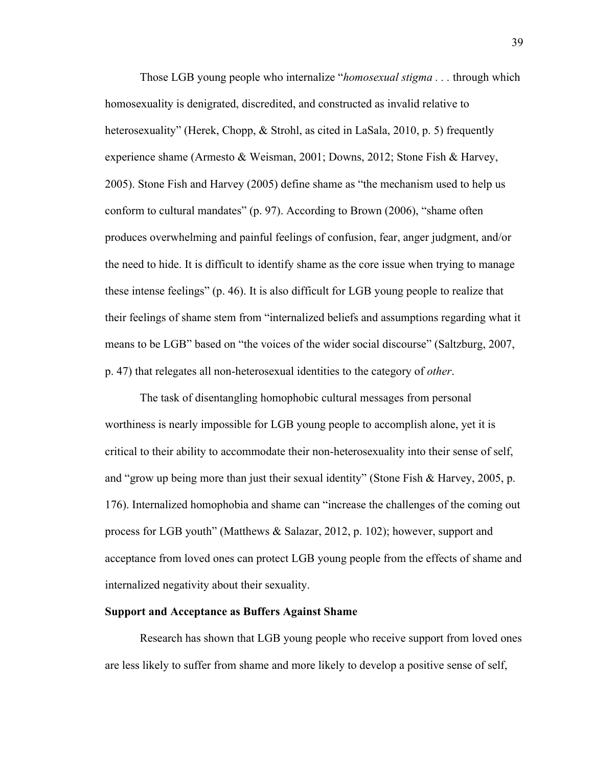Those LGB young people who internalize "*homosexual stigma* . . . through which homosexuality is denigrated, discredited, and constructed as invalid relative to heterosexuality" (Herek, Chopp, & Strohl, as cited in LaSala, 2010, p. 5) frequently experience shame (Armesto & Weisman, 2001; Downs, 2012; Stone Fish & Harvey, 2005). Stone Fish and Harvey (2005) define shame as "the mechanism used to help us conform to cultural mandates" (p. 97). According to Brown (2006), "shame often produces overwhelming and painful feelings of confusion, fear, anger judgment, and/or the need to hide. It is difficult to identify shame as the core issue when trying to manage these intense feelings" (p. 46). It is also difficult for LGB young people to realize that their feelings of shame stem from "internalized beliefs and assumptions regarding what it means to be LGB" based on "the voices of the wider social discourse" (Saltzburg, 2007, p. 47) that relegates all non-heterosexual identities to the category of *other*.

The task of disentangling homophobic cultural messages from personal worthiness is nearly impossible for LGB young people to accomplish alone, yet it is critical to their ability to accommodate their non-heterosexuality into their sense of self, and "grow up being more than just their sexual identity" (Stone Fish & Harvey, 2005, p. 176). Internalized homophobia and shame can "increase the challenges of the coming out process for LGB youth" (Matthews & Salazar, 2012, p. 102); however, support and acceptance from loved ones can protect LGB young people from the effects of shame and internalized negativity about their sexuality.

**Support and Acceptance as Buffers Against Shame**

Research has shown that LGB young people who receive support from loved ones are less likely to suffer from shame and more likely to develop a positive sense of self,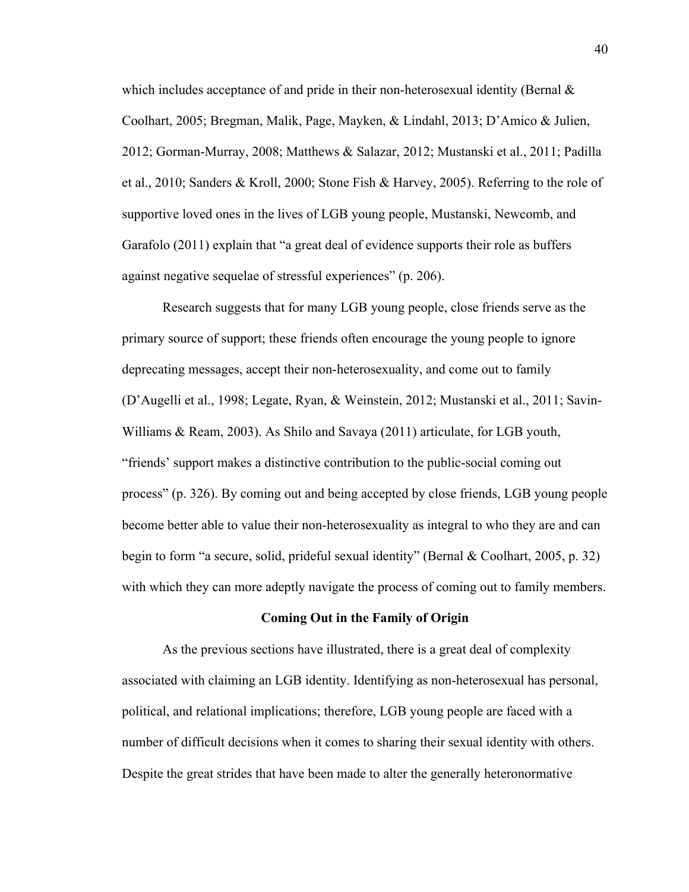which includes acceptance of and pride in their non-heterosexual identity (Bernal & Coolhart, 2005; Bregman, Malik, Page, Mayken, & Lindahl, 2013; D'Amico & Julien, 2012; Gorman-Murray, 2008; Matthews & Salazar, 2012; Mustanski et al., 2011; Padilla et al., 2010; Sanders & Kroll, 2000; Stone Fish & Harvey, 2005). Referring to the role of supportive loved ones in the lives of LGB young people, Mustanski, Newcomb, and Garafolo (2011) explain that "a great deal of evidence supports their role as buffers against negative sequelae of stressful experiences" (p. 206).

Research suggests that for many LGB young people, close friends serve as the primary source of support; these friends often encourage the young people to ignore deprecating messages, accept their non-heterosexuality, and come out to family (D'Augelli et al., 1998; Legate, Ryan, & Weinstein, 2012; Mustanski et al., 2011; Savin-Williams & Ream, 2003). As Shilo and Savaya (2011) articulate, for LGB youth, "friends' support makes a distinctive contribution to the public-social coming out process" (p. 326). By coming out and being accepted by close friends, LGB young people become better able to value their non-heterosexuality as integral to who they are and can begin to form "a secure, solid, prideful sexual identity" (Bernal & Coolhart, 2005, p. 32) with which they can more adeptly navigate the process of coming out to family members.

## Coming Out in the Family of Origin

As the previous sections have illustrated, there is a great deal of complexity associated with claiming an LGB identity. Identifying as non-heterosexual has personal, political, and relational implications; therefore, LGB young people are faced with a number of difficult decisions when it comes to sharing their sexual identity with others. Despite the great strides that have been made to alter the generally heteronormative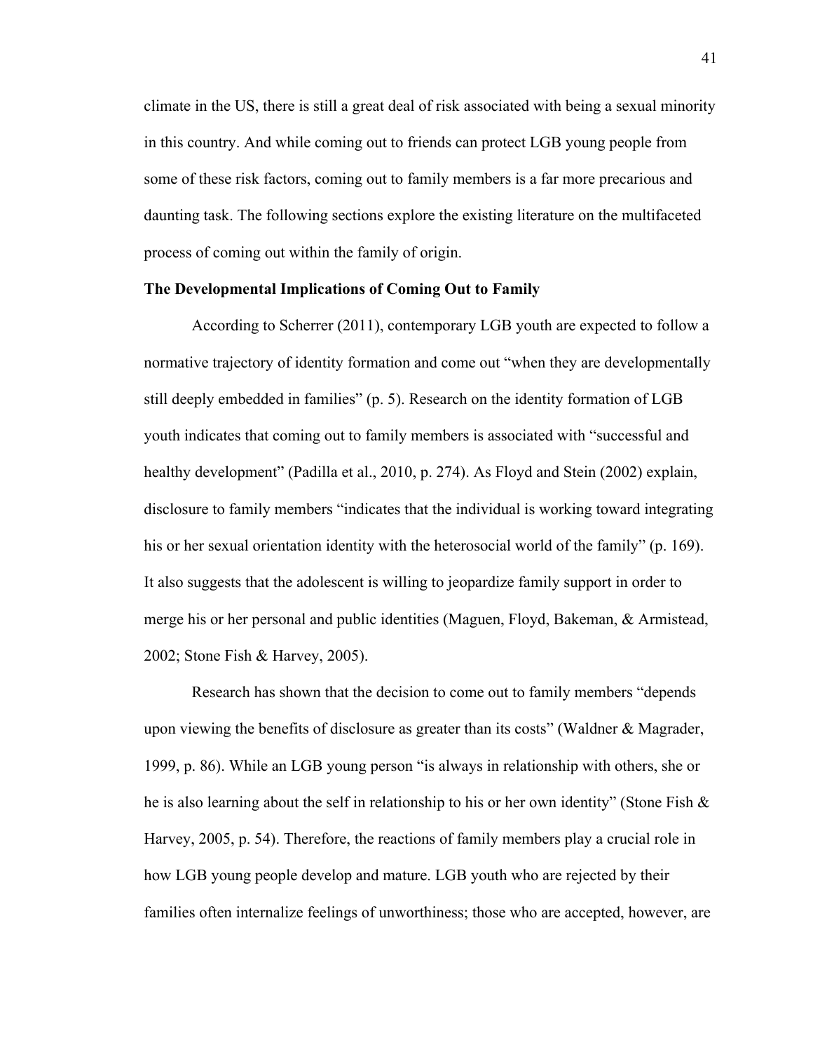climate in the US, there is still a great deal of risk associated with being a sexual minority in this country. And while coming out to friends can protect LGB young people from some of these risk factors, coming out to family members is a far more precarious and daunting task. The following sections explore the existing literature on the multifaceted process of coming out within the family of origin.

**The Developmental Implications of Coming Out to Family**

According to Scherrer (2011), contemporary LGB youth are expected to follow a normative trajectory of identity formation and come out "when they are developmentally still deeply embedded in families" (p. 5). Research on the identity formation of LGB youth indicates that coming out to family members is associated with "successful and healthy development" (Padilla et al., 2010, p. 274). As Floyd and Stein (2002) explain, disclosure to family members "indicates that the individual is working toward integrating his or her sexual orientation identity with the heterosocial world of the family" (p. 169). It also suggests that the adolescent is willing to jeopardize family support in order to merge his or her personal and public identities (Maguen, Floyd, Bakeman, & Armistead, 2002; Stone Fish & Harvey, 2005).

Research has shown that the decision to come out to family members "depends upon viewing the benefits of disclosure as greater than its costs" (Waldner & Magrader, 1999, p. 86). While an LGB young person "is always in relationship with others, she or he is also learning about the self in relationship to his or her own identity" (Stone Fish & Harvey, 2005, p. 54). Therefore, the reactions of family members play a crucial role in how LGB young people develop and mature. LGB youth who are rejected by their families often internalize feelings of unworthiness; those who are accepted, however, are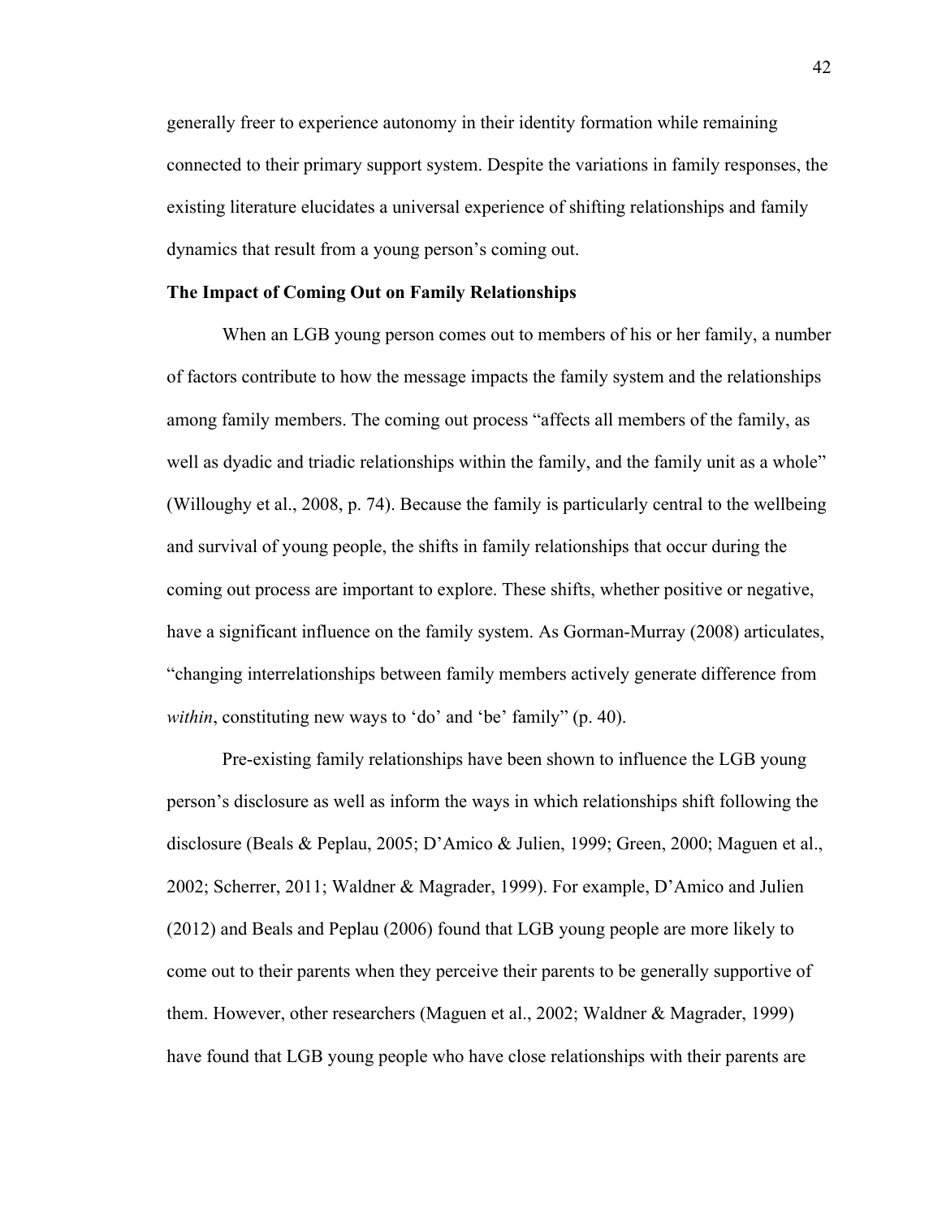generally freer to experience autonomy in their identity formation while remaining connected to their primary support system. Despite the variations in family responses, the existing literature elucidates a universal experience of shifting relationships and family dynamics that result from a young person's coming out.

**The Impact of Coming Out on Family Relationships**

When an LGB young person comes out to members of his or her family, a number of factors contribute to how the message impacts the family system and the relationships among family members. The coming out process "affects all members of the family, as well as dyadic and triadic relationships within the family, and the family unit as a whole" (Willoughy et al., 2008, p. 74). Because the family is particularly central to the wellbeing and survival of young people, the shifts in family relationships that occur during the coming out process are important to explore. These shifts, whether positive or negative, have a significant influence on the family system. As Gorman-Murray (2008) articulates, "changing interrelationships between family members actively generate difference from *within*, constituting new ways to 'do' and 'be' family" (p. 40).

Pre-existing family relationships have been shown to influence the LGB young person's disclosure as well as inform the ways in which relationships shift following the disclosure (Beals & Peplau, 2005; D'Amico & Julien, 1999; Green, 2000; Maguen et al., 2002; Scherrer, 2011; Waldner & Magrader, 1999). For example, D'Amico and Julien (2012) and Beals and Peplau (2006) found that LGB young people are more likely to come out to their parents when they perceive their parents to be generally supportive of them. However, other researchers (Maguen et al., 2002; Waldner & Magrader, 1999) have found that LGB young people who have close relationships with their parents are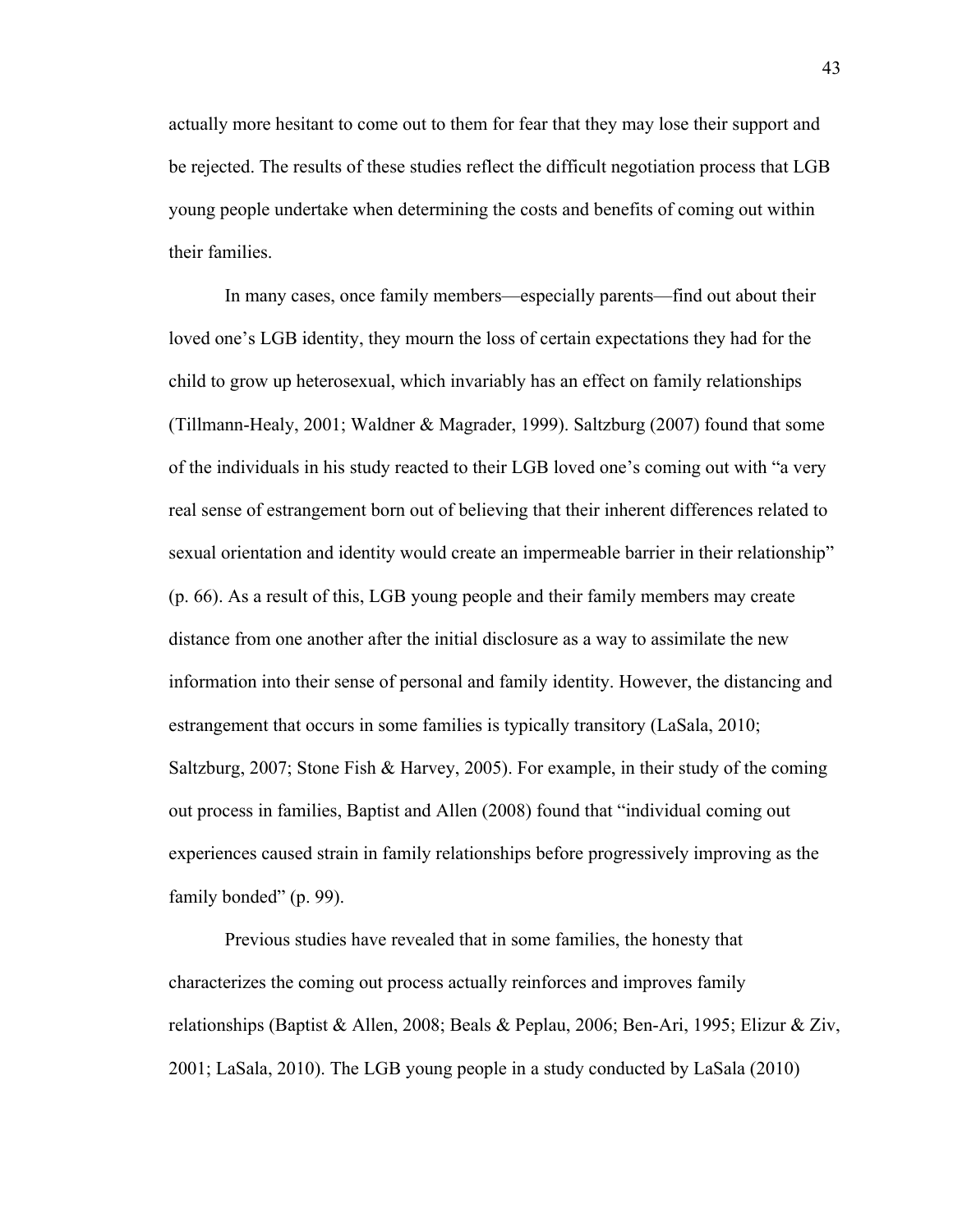actually more hesitant to come out to them for fear that they may lose their support and be rejected. The results of these studies reflect the difficult negotiation process that LGB young people undertake when determining the costs and benefits of coming out within their families.

In many cases, once family members—especially parents—find out about their loved one's LGB identity, they mourn the loss of certain expectations they had for the child to grow up heterosexual, which invariably has an effect on family relationships (Tillmann-Healy, 2001; Waldner & Magrader, 1999). Saltzburg (2007) found that some of the individuals in his study reacted to their LGB loved one's coming out with "a very real sense of estrangement born out of believing that their inherent differences related to sexual orientation and identity would create an impermeable barrier in their relationship" (p. 66). As a result of this, LGB young people and their family members may create distance from one another after the initial disclosure as a way to assimilate the new information into their sense of personal and family identity. However, the distancing and estrangement that occurs in some families is typically transitory (LaSala, 2010; Saltzburg, 2007; Stone Fish & Harvey, 2005). For example, in their study of the coming out process in families, Baptist and Allen (2008) found that "individual coming out experiences caused strain in family relationships before progressively improving as the family bonded" (p. 99).

Previous studies have revealed that in some families, the honesty that characterizes the coming out process actually reinforces and improves family relationships (Baptist & Allen, 2008; Beals & Peplau, 2006; Ben-Ari, 1995; Elizur & Ziv, 2001; LaSala, 2010). The LGB young people in a study conducted by LaSala (2010)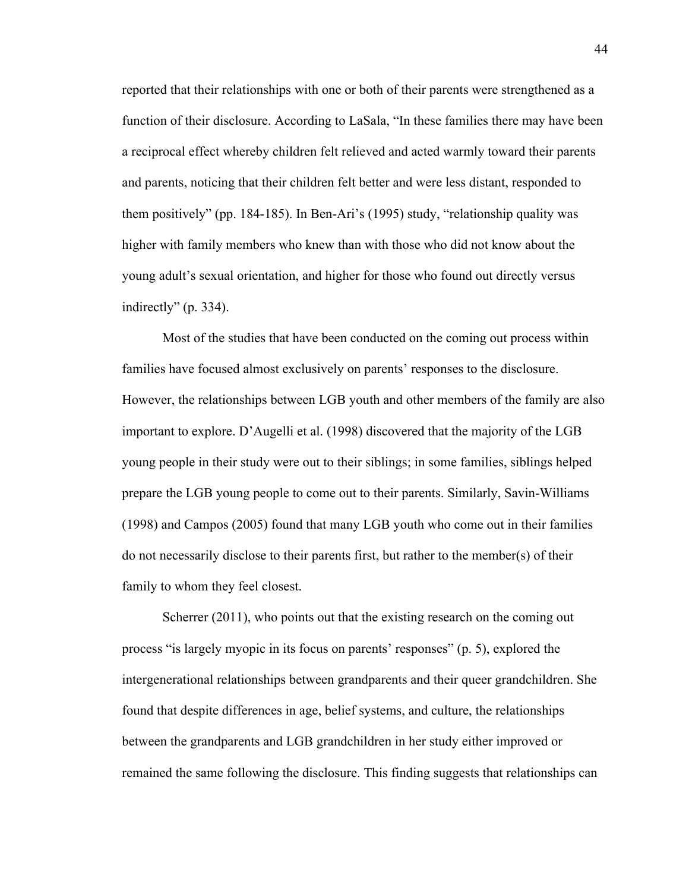reported that their relationships with one or both of their parents were strengthened as a function of their disclosure. According to LaSala, "In these families there may have been a reciprocal effect whereby children felt relieved and acted warmly toward their parents and parents, noticing that their children felt better and were less distant, responded to them positively" (pp. 184-185). In Ben-Ari's (1995) study, "relationship quality was higher with family members who knew than with those who did not know about the young adult's sexual orientation, and higher for those who found out directly versus indirectly" (p. 334).

Most of the studies that have been conducted on the coming out process within families have focused almost exclusively on parents' responses to the disclosure. However, the relationships between LGB youth and other members of the family are also important to explore. D'Augelli et al. (1998) discovered that the majority of the LGB young people in their study were out to their siblings; in some families, siblings helped prepare the LGB young people to come out to their parents. Similarly, Savin-Williams (1998) and Campos (2005) found that many LGB youth who come out in their families do not necessarily disclose to their parents first, but rather to the member(s) of their family to whom they feel closest.

Scherrer (2011), who points out that the existing research on the coming out process "is largely myopic in its focus on parents' responses" (p. 5), explored the intergenerational relationships between grandparents and their queer grandchildren. She found that despite differences in age, belief systems, and culture, the relationships between the grandparents and LGB grandchildren in her study either improved or remained the same following the disclosure. This finding suggests that relationships can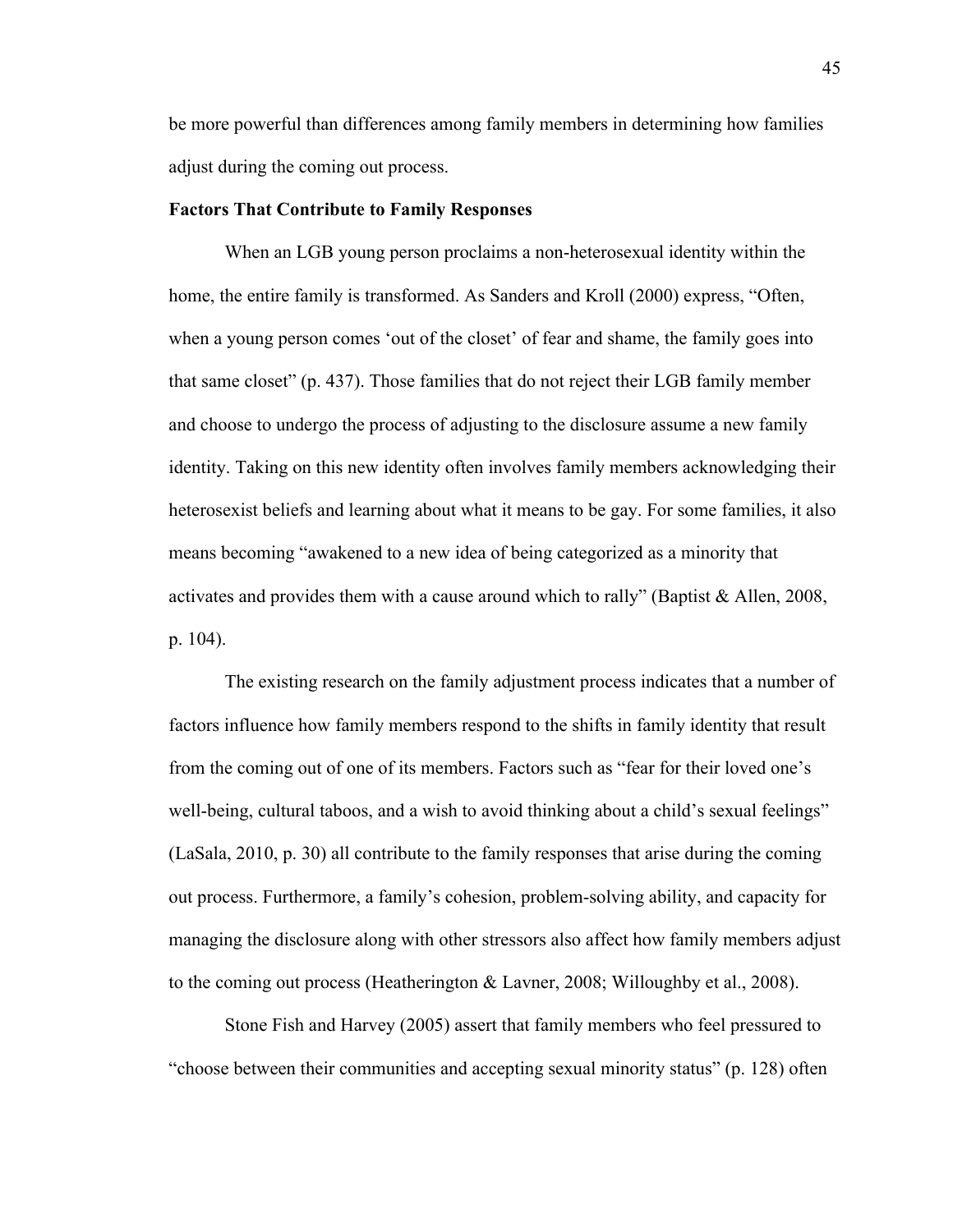be more powerful than differences among family members in determining how families adjust during the coming out process.

**Factors That Contribute to Family Responses**

When an LGB young person proclaims a non-heterosexual identity within the home, the entire family is transformed. As Sanders and Kroll (2000) express, "Often, when a young person comes 'out of the closet' of fear and shame, the family goes into that same closet" (p. 437). Those families that do not reject their LGB family member and choose to undergo the process of adjusting to the disclosure assume a new family identity. Taking on this new identity often involves family members acknowledging their heterosexist beliefs and learning about what it means to be gay. For some families, it also means becoming "awakened to a new idea of being categorized as a minority that activates and provides them with a cause around which to rally" (Baptist & Allen, 2008, p. 104).

The existing research on the family adjustment process indicates that a number of factors influence how family members respond to the shifts in family identity that result from the coming out of one of its members. Factors such as "fear for their loved one's well-being, cultural taboos, and a wish to avoid thinking about a child's sexual feelings" (LaSala, 2010, p. 30) all contribute to the family responses that arise during the coming out process. Furthermore, a family's cohesion, problem-solving ability, and capacity for managing the disclosure along with other stressors also affect how family members adjust to the coming out process (Heatherington & Lavner, 2008; Willoughby et al., 2008).

Stone Fish and Harvey (2005) assert that family members who feel pressured to "choose between their communities and accepting sexual minority status" (p. 128) often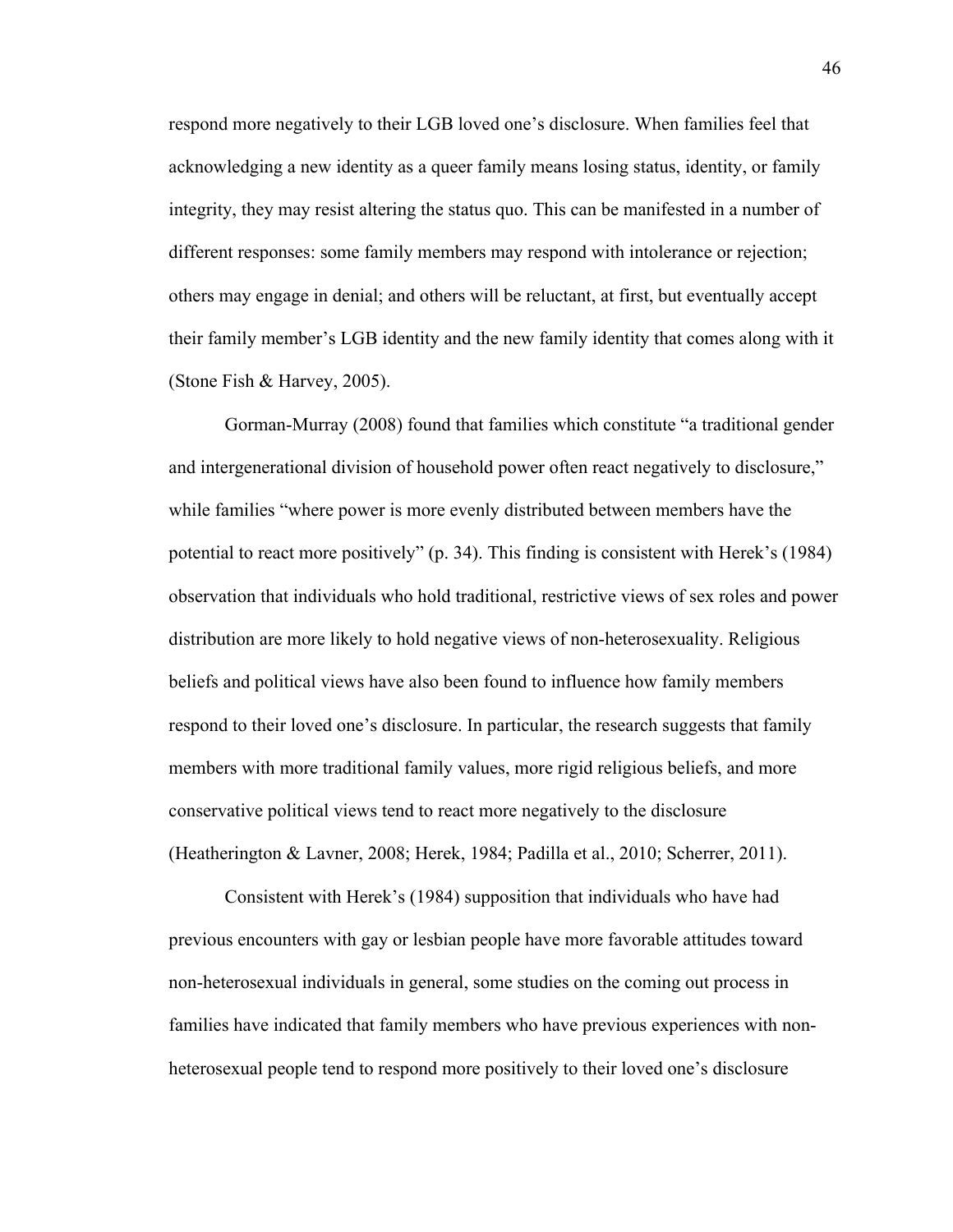respond more negatively to their LGB loved one's disclosure. When families feel that acknowledging a new identity as a queer family means losing status, identity, or family integrity, they may resist altering the status quo. This can be manifested in a number of different responses: some family members may respond with intolerance or rejection; others may engage in denial; and others will be reluctant, at first, but eventually accept their family member's LGB identity and the new family identity that comes along with it (Stone Fish & Harvey, 2005).

Gorman-Murray (2008) found that families which constitute "a traditional gender and intergenerational division of household power often react negatively to disclosure," while families "where power is more evenly distributed between members have the potential to react more positively" (p. 34). This finding is consistent with Herek's (1984) observation that individuals who hold traditional, restrictive views of sex roles and power distribution are more likely to hold negative views of non-heterosexuality. Religious beliefs and political views have also been found to influence how family members respond to their loved one's disclosure. In particular, the research suggests that family members with more traditional family values, more rigid religious beliefs, and more conservative political views tend to react more negatively to the disclosure (Heatherington & Lavner, 2008; Herek, 1984; Padilla et al., 2010; Scherrer, 2011).

Consistent with Herek's (1984) supposition that individuals who have had previous encounters with gay or lesbian people have more favorable attitudes toward non-heterosexual individuals in general, some studies on the coming out process in families have indicated that family members who have previous experiences with non-heterosexual people tend to respond more positively to their loved one's disclosure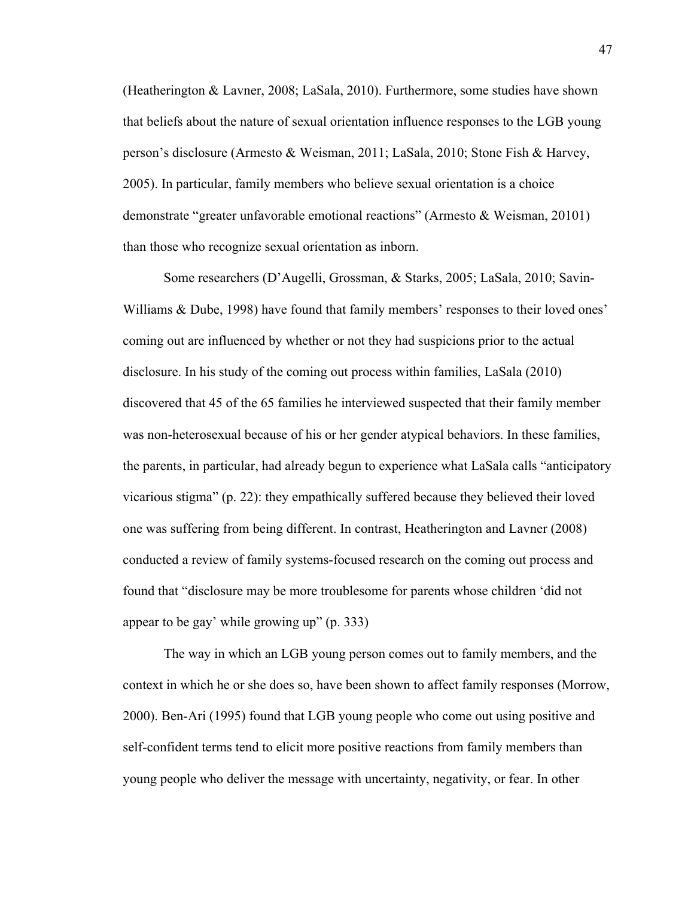(Heatherington & Lavner, 2008; LaSala, 2010). Furthermore, some studies have shown that beliefs about the nature of sexual orientation influence responses to the LGB young person's disclosure (Armesto & Weisman, 2011; LaSala, 2010; Stone Fish & Harvey, 2005). In particular, family members who believe sexual orientation is a choice demonstrate "greater unfavorable emotional reactions" (Armesto & Weisman, 20101) than those who recognize sexual orientation as inborn.

Some researchers (D'Augelli, Grossman, & Starks, 2005; LaSala, 2010; Savin-Williams & Dube, 1998) have found that family members' responses to their loved ones' coming out are influenced by whether or not they had suspicions prior to the actual disclosure. In his study of the coming out process within families, LaSala (2010) discovered that 45 of the 65 families he interviewed suspected that their family member was non-heterosexual because of his or her gender atypical behaviors. In these families, the parents, in particular, had already begun to experience what LaSala calls "anticipatory vicarious stigma" (p. 22): they empathically suffered because they believed their loved one was suffering from being different. In contrast, Heatherington and Lavner (2008) conducted a review of family systems-focused research on the coming out process and found that "disclosure may be more troublesome for parents whose children 'did not appear to be gay' while growing up" (p. 333)

The way in which an LGB young person comes out to family members, and the context in which he or she does so, have been shown to affect family responses (Morrow, 2000). Ben-Ari (1995) found that LGB young people who come out using positive and self-confident terms tend to elicit more positive reactions from family members than young people who deliver the message with uncertainty, negativity, or fear. In other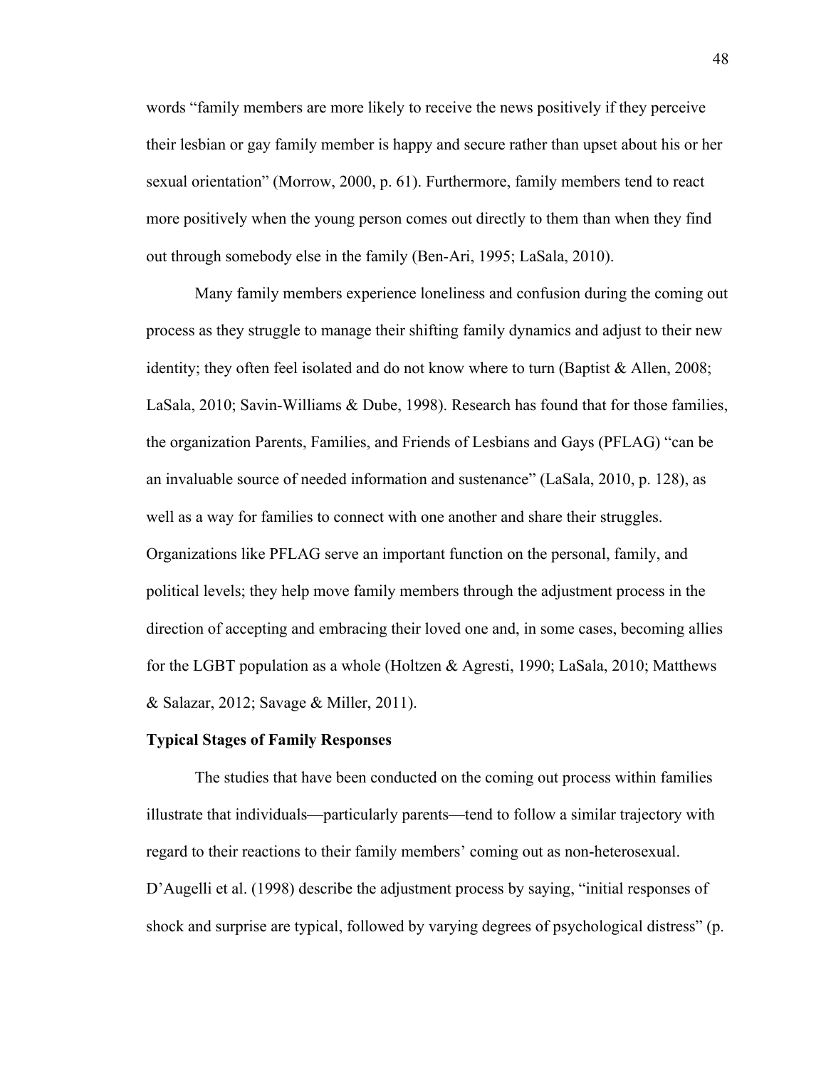words “family members are more likely to receive the news positively if they perceive their lesbian or gay family member is happy and secure rather than upset about his or her sexual orientation” (Morrow, 2000, p. 61). Furthermore, family members tend to react more positively when the young person comes out directly to them than when they find out through somebody else in the family (Ben-Ari, 1995; LaSala, 2010).

Many family members experience loneliness and confusion during the coming out process as they struggle to manage their shifting family dynamics and adjust to their new identity; they often feel isolated and do not know where to turn (Baptist & Allen, 2008; LaSala, 2010; Savin-Williams & Dube, 1998). Research has found that for those families, the organization Parents, Families, and Friends of Lesbians and Gays (PFLAG) “can be an invaluable source of needed information and sustenance” (LaSala, 2010, p. 128), as well as a way for families to connect with one another and share their struggles. Organizations like PFLAG serve an important function on the personal, family, and political levels; they help move family members through the adjustment process in the direction of accepting and embracing their loved one and, in some cases, becoming allies for the LGBT population as a whole (Holtzen & Agresti, 1990; LaSala, 2010; Matthews & Salazar, 2012; Savage & Miller, 2011).

**Typical Stages of Family Responses**

The studies that have been conducted on the coming out process within families illustrate that individuals—particularly parents—tend to follow a similar trajectory with regard to their reactions to their family members’ coming out as non-heterosexual. D’Augelli et al. (1998) describe the adjustment process by saying, “initial responses of shock and surprise are typical, followed by varying degrees of psychological distress” (p.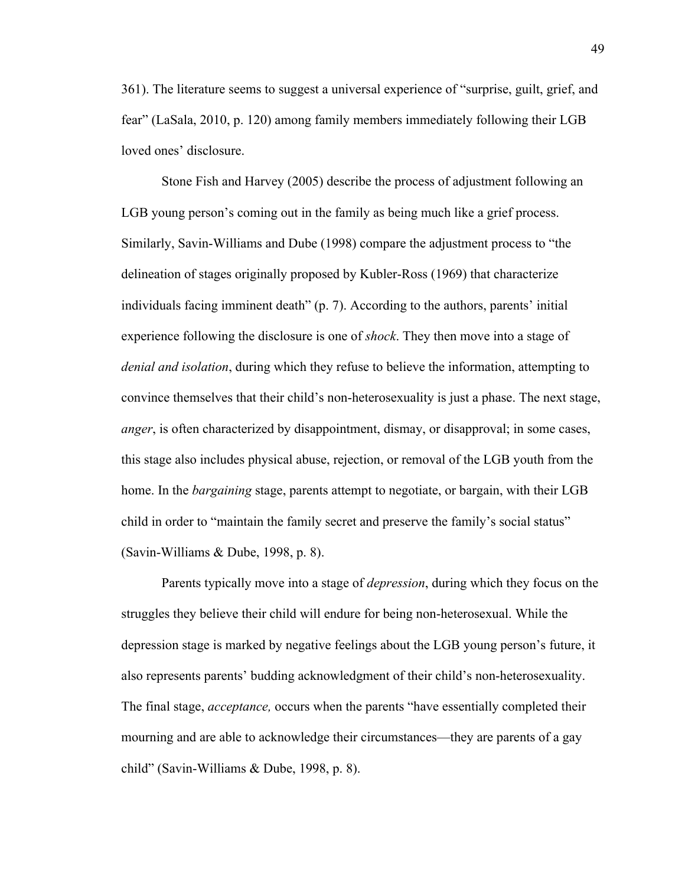361). The literature seems to suggest a universal experience of "surprise, guilt, grief, and fear" (LaSala, 2010, p. 120) among family members immediately following their LGB loved ones' disclosure.

Stone Fish and Harvey (2005) describe the process of adjustment following an LGB young person's coming out in the family as being much like a grief process. Similarly, Savin-Williams and Dube (1998) compare the adjustment process to "the delineation of stages originally proposed by Kubler-Ross (1969) that characterize individuals facing imminent death" (p. 7). According to the authors, parents' initial experience following the disclosure is one of *shock*. They then move into a stage of *denial and isolation*, during which they refuse to believe the information, attempting to convince themselves that their child's non-heterosexuality is just a phase. The next stage, *anger*, is often characterized by disappointment, dismay, or disapproval; in some cases, this stage also includes physical abuse, rejection, or removal of the LGB youth from the home. In the *bargaining* stage, parents attempt to negotiate, or bargain, with their LGB child in order to "maintain the family secret and preserve the family's social status" (Savin-Williams & Dube, 1998, p. 8).

Parents typically move into a stage of *depression*, during which they focus on the struggles they believe their child will endure for being non-heterosexual. While the depression stage is marked by negative feelings about the LGB young person's future, it also represents parents' budding acknowledgment of their child's non-heterosexuality. The final stage, *acceptance,* occurs when the parents "have essentially completed their mourning and are able to acknowledge their circumstances—they are parents of a gay child" (Savin-Williams & Dube, 1998, p. 8).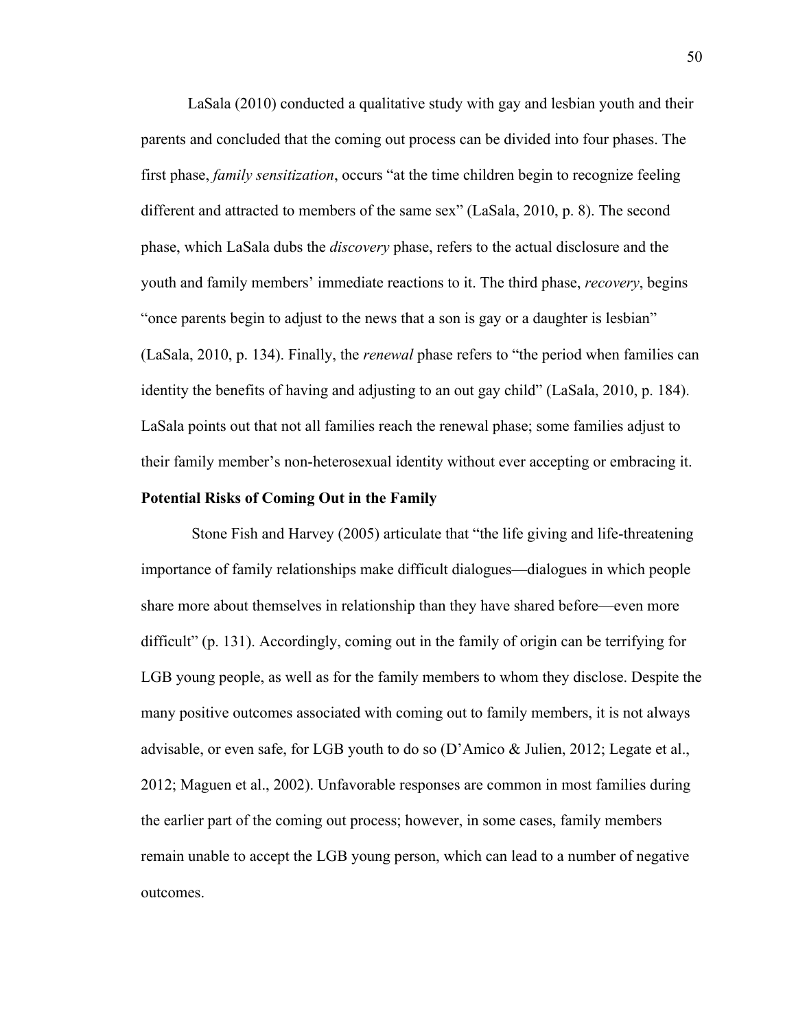LaSala (2010) conducted a qualitative study with gay and lesbian youth and their parents and concluded that the coming out process can be divided into four phases. The first phase, *family sensitization*, occurs "at the time children begin to recognize feeling different and attracted to members of the same sex" (LaSala, 2010, p. 8). The second phase, which LaSala dubs the *discovery* phase, refers to the actual disclosure and the youth and family members' immediate reactions to it. The third phase, *recovery*, begins "once parents begin to adjust to the news that a son is gay or a daughter is lesbian" (LaSala, 2010, p. 134). Finally, the *renewal* phase refers to "the period when families can identity the benefits of having and adjusting to an out gay child" (LaSala, 2010, p. 184). LaSala points out that not all families reach the renewal phase; some families adjust to their family member's non-heterosexual identity without ever accepting or embracing it.

**Potential Risks of Coming Out in the Family**

Stone Fish and Harvey (2005) articulate that "the life giving and life-threatening importance of family relationships make difficult dialogues—dialogues in which people share more about themselves in relationship than they have shared before—even more difficult" (p. 131). Accordingly, coming out in the family of origin can be terrifying for LGB young people, as well as for the family members to whom they disclose. Despite the many positive outcomes associated with coming out to family members, it is not always advisable, or even safe, for LGB youth to do so (D'Amico & Julien, 2012; Legate et al., 2012; Maguen et al., 2002). Unfavorable responses are common in most families during the earlier part of the coming out process; however, in some cases, family members remain unable to accept the LGB young person, which can lead to a number of negative outcomes.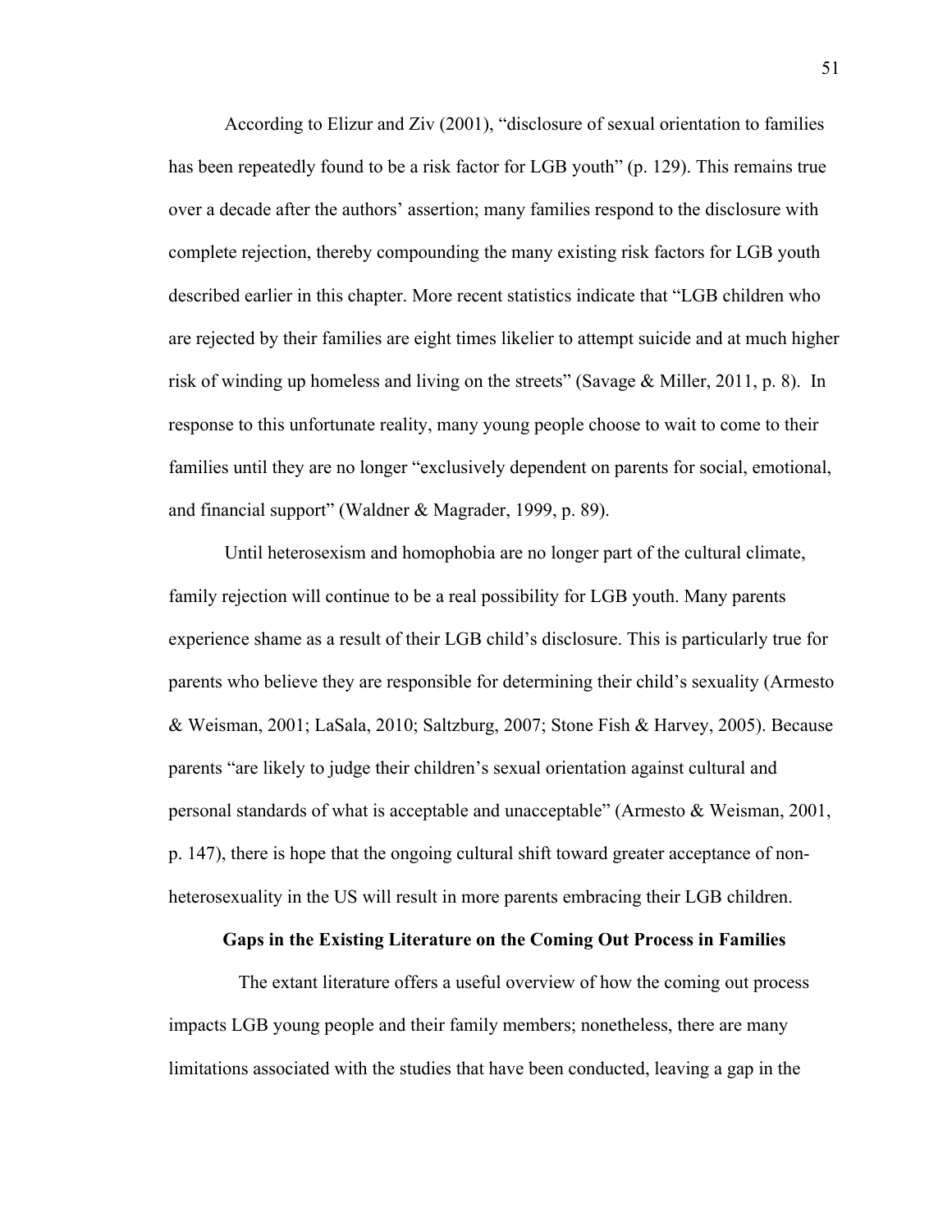According to Elizur and Ziv (2001), "disclosure of sexual orientation to families has been repeatedly found to be a risk factor for LGB youth" (p. 129). This remains true over a decade after the authors' assertion; many families respond to the disclosure with complete rejection, thereby compounding the many existing risk factors for LGB youth described earlier in this chapter. More recent statistics indicate that "LGB children who are rejected by their families are eight times likelier to attempt suicide and at much higher risk of winding up homeless and living on the streets" (Savage & Miller, 2011, p. 8). In response to this unfortunate reality, many young people choose to wait to come to their families until they are no longer "exclusively dependent on parents for social, emotional, and financial support" (Waldner & Magrader, 1999, p. 89).

Until heterosexism and homophobia are no longer part of the cultural climate, family rejection will continue to be a real possibility for LGB youth. Many parents experience shame as a result of their LGB child's disclosure. This is particularly true for parents who believe they are responsible for determining their child's sexuality (Armesto & Weisman, 2001; LaSala, 2010; Saltzburg, 2007; Stone Fish & Harvey, 2005). Because parents "are likely to judge their children's sexual orientation against cultural and personal standards of what is acceptable and unacceptable" (Armesto & Weisman, 2001, p. 147), there is hope that the ongoing cultural shift toward greater acceptance of non-heterosexuality in the US will result in more parents embracing their LGB children.

## Gaps in the Existing Literature on the Coming Out Process in Families

The extant literature offers a useful overview of how the coming out process impacts LGB young people and their family members; nonetheless, there are many limitations associated with the studies that have been conducted, leaving a gap in the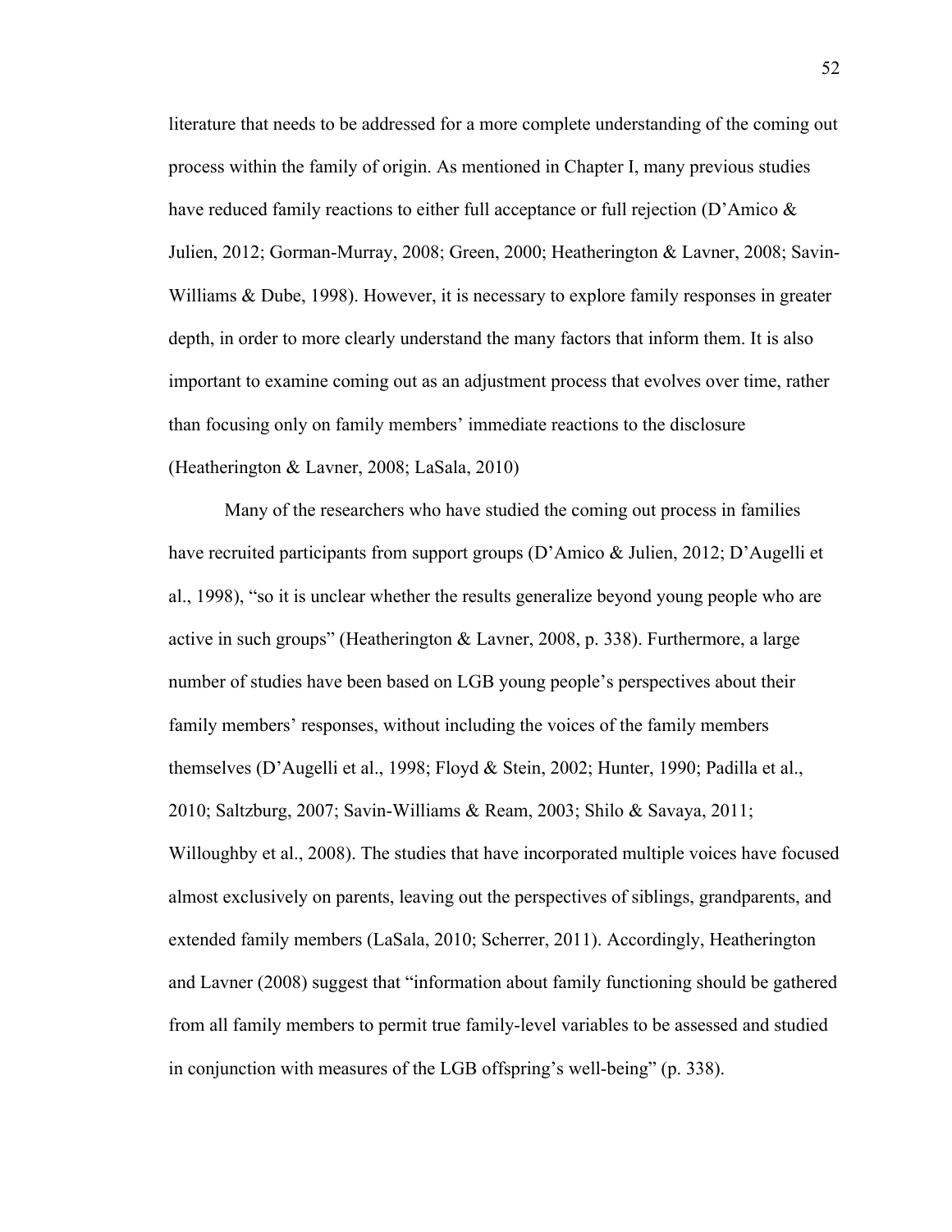literature that needs to be addressed for a more complete understanding of the coming out process within the family of origin. As mentioned in Chapter I, many previous studies have reduced family reactions to either full acceptance or full rejection (D'Amico & Julien, 2012; Gorman-Murray, 2008; Green, 2000; Heatherington & Lavner, 2008; Savin-Williams & Dube, 1998). However, it is necessary to explore family responses in greater depth, in order to more clearly understand the many factors that inform them. It is also important to examine coming out as an adjustment process that evolves over time, rather than focusing only on family members' immediate reactions to the disclosure (Heatherington & Lavner, 2008; LaSala, 2010)

Many of the researchers who have studied the coming out process in families have recruited participants from support groups (D'Amico & Julien, 2012; D'Augelli et al., 1998), "so it is unclear whether the results generalize beyond young people who are active in such groups" (Heatherington & Lavner, 2008, p. 338). Furthermore, a large number of studies have been based on LGB young people's perspectives about their family members' responses, without including the voices of the family members themselves (D'Augelli et al., 1998; Floyd & Stein, 2002; Hunter, 1990; Padilla et al., 2010; Saltzburg, 2007; Savin-Williams & Ream, 2003; Shilo & Savaya, 2011; Willoughby et al., 2008). The studies that have incorporated multiple voices have focused almost exclusively on parents, leaving out the perspectives of siblings, grandparents, and extended family members (LaSala, 2010; Scherrer, 2011). Accordingly, Heatherington and Lavner (2008) suggest that "information about family functioning should be gathered from all family members to permit true family-level variables to be assessed and studied in conjunction with measures of the LGB offspring's well-being" (p. 338).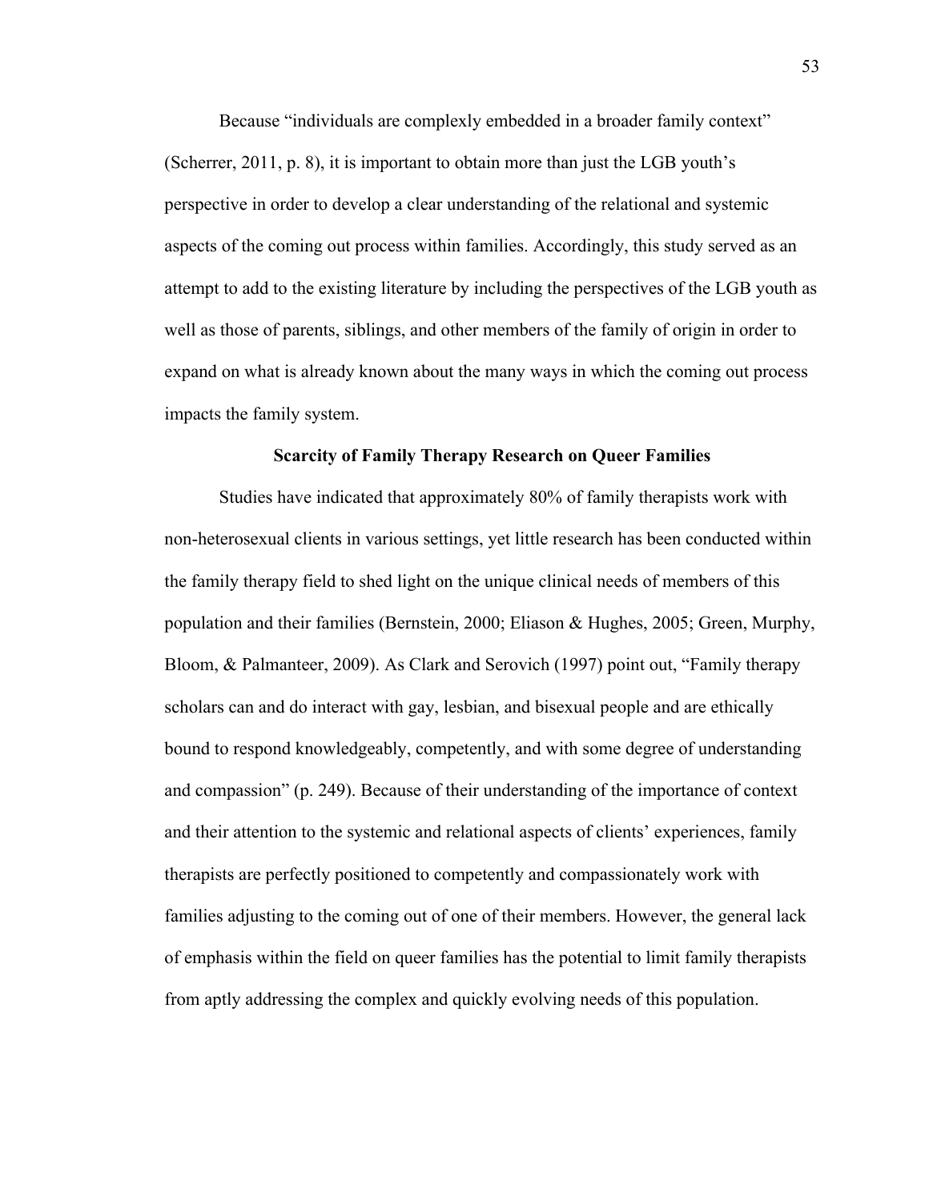Because "individuals are complexly embedded in a broader family context" (Scherrer, 2011, p. 8), it is important to obtain more than just the LGB youth's perspective in order to develop a clear understanding of the relational and systemic aspects of the coming out process within families. Accordingly, this study served as an attempt to add to the existing literature by including the perspectives of the LGB youth as well as those of parents, siblings, and other members of the family of origin in order to expand on what is already known about the many ways in which the coming out process impacts the family system.

## Scarcity of Family Therapy Research on Queer Families

Studies have indicated that approximately 80% of family therapists work with non-heterosexual clients in various settings, yet little research has been conducted within the family therapy field to shed light on the unique clinical needs of members of this population and their families (Bernstein, 2000; Eliason & Hughes, 2005; Green, Murphy, Bloom, & Palmanteer, 2009). As Clark and Serovich (1997) point out, "Family therapy scholars can and do interact with gay, lesbian, and bisexual people and are ethically bound to respond knowledgeably, competently, and with some degree of understanding and compassion" (p. 249). Because of their understanding of the importance of context and their attention to the systemic and relational aspects of clients' experiences, family therapists are perfectly positioned to competently and compassionately work with families adjusting to the coming out of one of their members. However, the general lack of emphasis within the field on queer families has the potential to limit family therapists from aptly addressing the complex and quickly evolving needs of this population.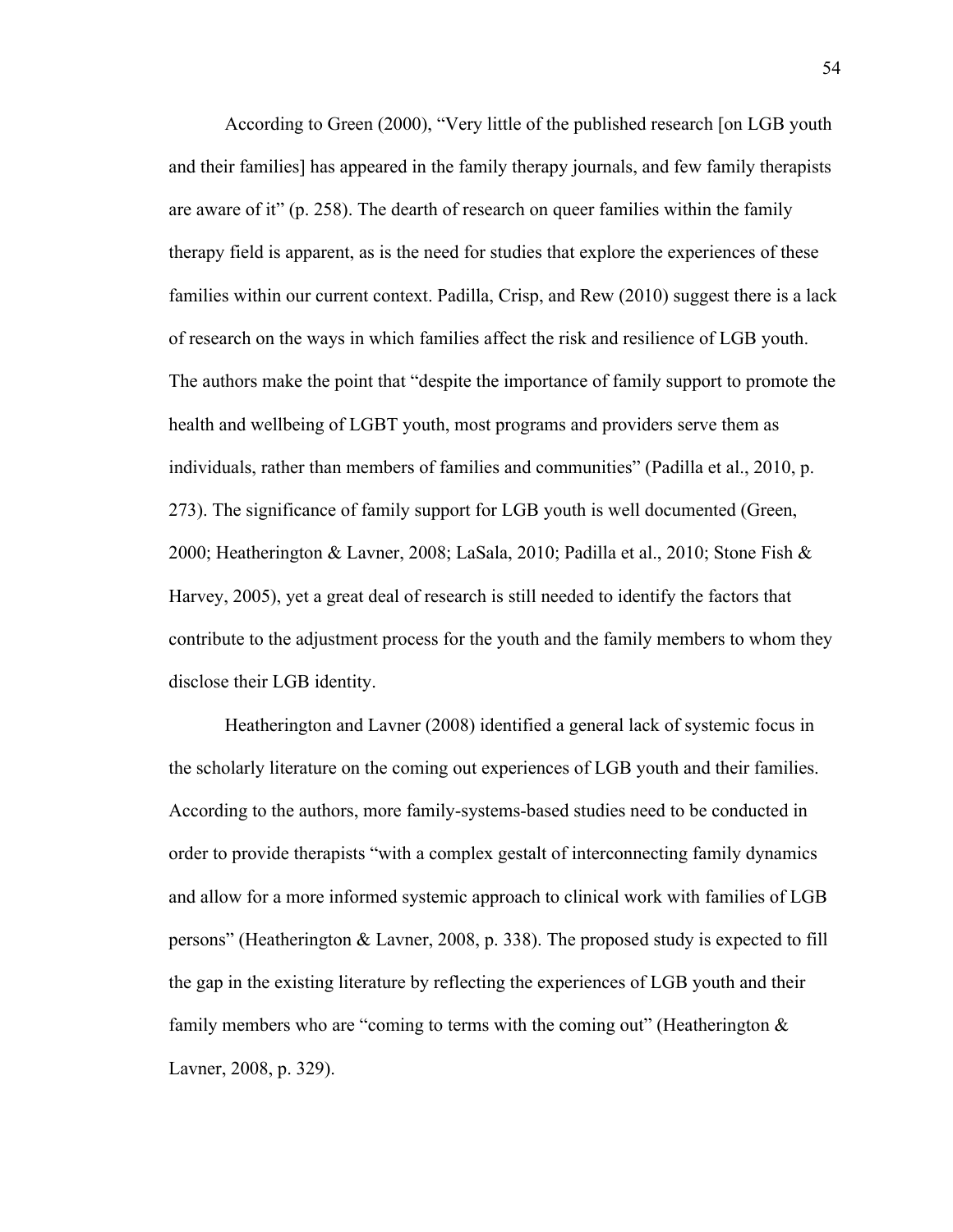According to Green (2000), "Very little of the published research [on LGB youth and their families] has appeared in the family therapy journals, and few family therapists are aware of it" (p. 258). The dearth of research on queer families within the family therapy field is apparent, as is the need for studies that explore the experiences of these families within our current context. Padilla, Crisp, and Rew (2010) suggest there is a lack of research on the ways in which families affect the risk and resilience of LGB youth. The authors make the point that "despite the importance of family support to promote the health and wellbeing of LGBT youth, most programs and providers serve them as individuals, rather than members of families and communities" (Padilla et al., 2010, p. 273). The significance of family support for LGB youth is well documented (Green, 2000; Heatherington & Lavner, 2008; LaSala, 2010; Padilla et al., 2010; Stone Fish & Harvey, 2005), yet a great deal of research is still needed to identify the factors that contribute to the adjustment process for the youth and the family members to whom they disclose their LGB identity.

Heatherington and Lavner (2008) identified a general lack of systemic focus in the scholarly literature on the coming out experiences of LGB youth and their families. According to the authors, more family-systems-based studies need to be conducted in order to provide therapists "with a complex gestalt of interconnecting family dynamics and allow for a more informed systemic approach to clinical work with families of LGB persons" (Heatherington & Lavner, 2008, p. 338). The proposed study is expected to fill the gap in the existing literature by reflecting the experiences of LGB youth and their family members who are "coming to terms with the coming out" (Heatherington & Lavner, 2008, p. 329).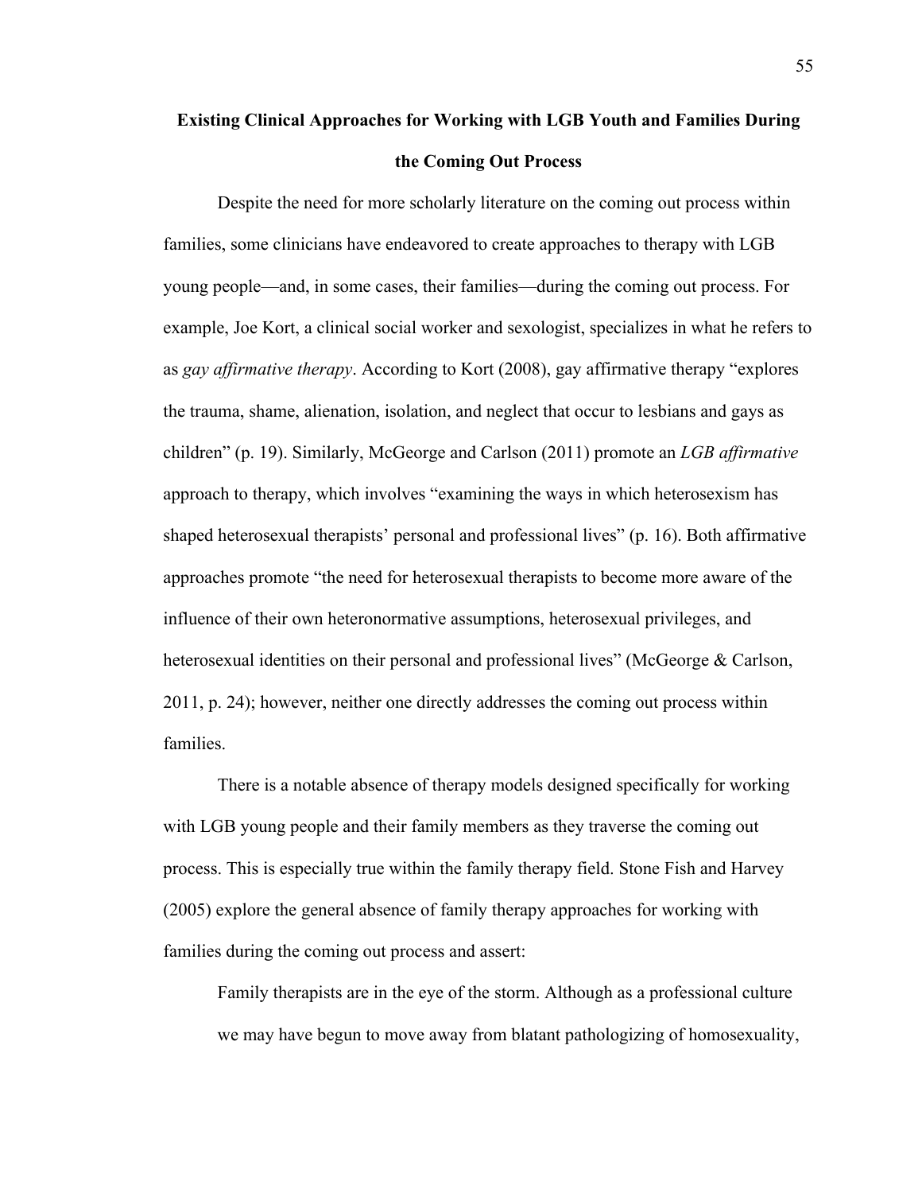## Existing Clinical Approaches for Working with LGB Youth and Families During the Coming Out Process

Despite the need for more scholarly literature on the coming out process within families, some clinicians have endeavored to create approaches to therapy with LGB young people—and, in some cases, their families—during the coming out process. For example, Joe Kort, a clinical social worker and sexologist, specializes in what he refers to as *gay affirmative therapy*. According to Kort (2008), gay affirmative therapy "explores the trauma, shame, alienation, isolation, and neglect that occur to lesbians and gays as children" (p. 19). Similarly, McGeorge and Carlson (2011) promote an *LGB affirmative* approach to therapy, which involves "examining the ways in which heterosexism has shaped heterosexual therapists' personal and professional lives" (p. 16). Both affirmative approaches promote "the need for heterosexual therapists to become more aware of the influence of their own heteronormative assumptions, heterosexual privileges, and heterosexual identities on their personal and professional lives" (McGeorge & Carlson, 2011, p. 24); however, neither one directly addresses the coming out process within families.

There is a notable absence of therapy models designed specifically for working with LGB young people and their family members as they traverse the coming out process. This is especially true within the family therapy field. Stone Fish and Harvey (2005) explore the general absence of family therapy approaches for working with families during the coming out process and assert:

> Family therapists are in the eye of the storm. Although as a professional culture we may have begun to move away from blatant pathologizing of homosexuality,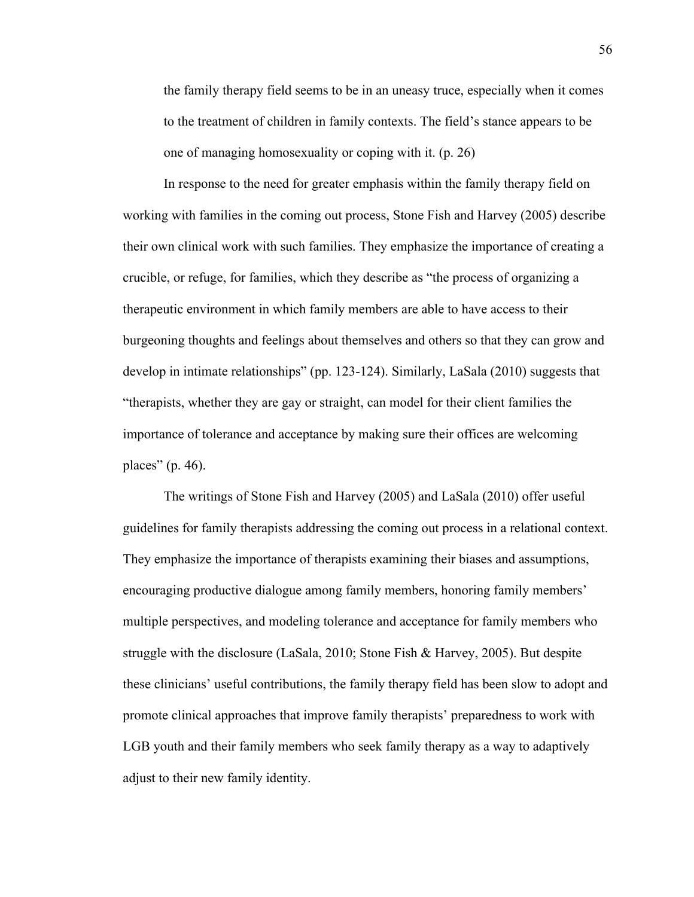> the family therapy field seems to be in an uneasy truce, especially when it comes to the treatment of children in family contexts. The field's stance appears to be one of managing homosexuality or coping with it. (p. 26)

In response to the need for greater emphasis within the family therapy field on working with families in the coming out process, Stone Fish and Harvey (2005) describe their own clinical work with such families. They emphasize the importance of creating a crucible, or refuge, for families, which they describe as "the process of organizing a therapeutic environment in which family members are able to have access to their burgeoning thoughts and feelings about themselves and others so that they can grow and develop in intimate relationships" (pp. 123-124). Similarly, LaSala (2010) suggests that "therapists, whether they are gay or straight, can model for their client families the importance of tolerance and acceptance by making sure their offices are welcoming places" (p. 46).

The writings of Stone Fish and Harvey (2005) and LaSala (2010) offer useful guidelines for family therapists addressing the coming out process in a relational context. They emphasize the importance of therapists examining their biases and assumptions, encouraging productive dialogue among family members, honoring family members' multiple perspectives, and modeling tolerance and acceptance for family members who struggle with the disclosure (LaSala, 2010; Stone Fish & Harvey, 2005). But despite these clinicians' useful contributions, the family therapy field has been slow to adopt and promote clinical approaches that improve family therapists' preparedness to work with LGB youth and their family members who seek family therapy as a way to adaptively adjust to their new family identity.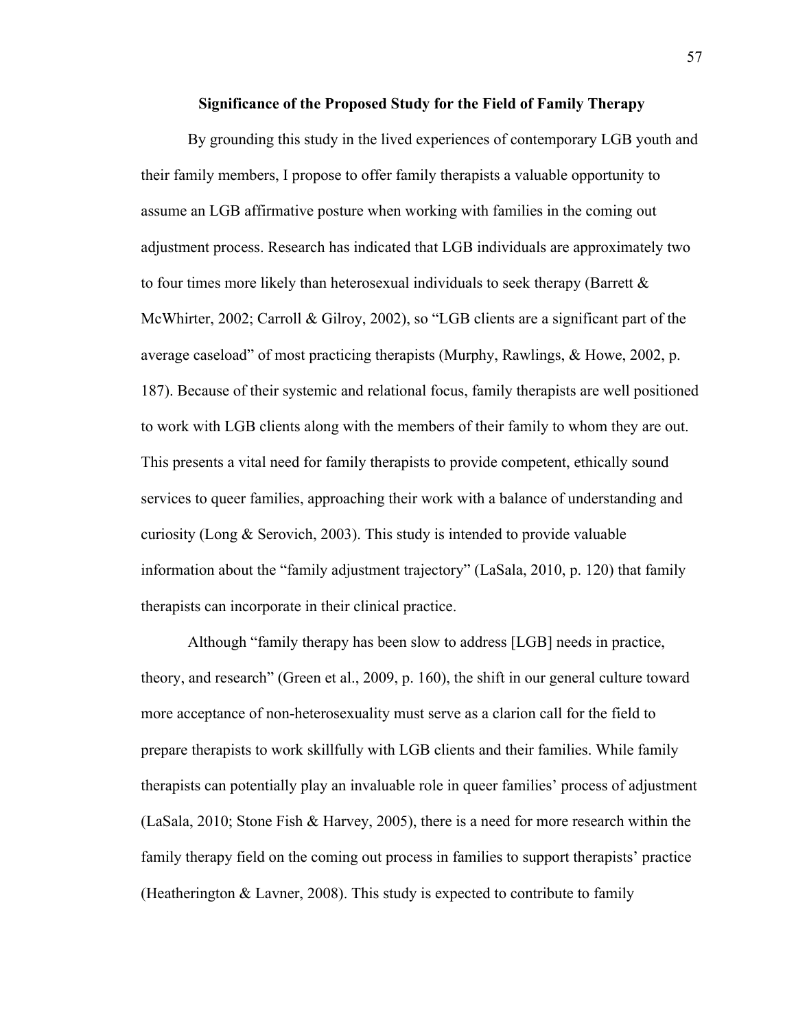## Significance of the Proposed Study for the Field of Family Therapy

By grounding this study in the lived experiences of contemporary LGB youth and their family members, I propose to offer family therapists a valuable opportunity to assume an LGB affirmative posture when working with families in the coming out adjustment process. Research has indicated that LGB individuals are approximately two to four times more likely than heterosexual individuals to seek therapy (Barrett & McWhirter, 2002; Carroll & Gilroy, 2002), so "LGB clients are a significant part of the average caseload" of most practicing therapists (Murphy, Rawlings, & Howe, 2002, p. 187). Because of their systemic and relational focus, family therapists are well positioned to work with LGB clients along with the members of their family to whom they are out. This presents a vital need for family therapists to provide competent, ethically sound services to queer families, approaching their work with a balance of understanding and curiosity (Long & Serovich, 2003). This study is intended to provide valuable information about the "family adjustment trajectory" (LaSala, 2010, p. 120) that family therapists can incorporate in their clinical practice.

Although "family therapy has been slow to address [LGB] needs in practice, theory, and research" (Green et al., 2009, p. 160), the shift in our general culture toward more acceptance of non-heterosexuality must serve as a clarion call for the field to prepare therapists to work skillfully with LGB clients and their families. While family therapists can potentially play an invaluable role in queer families' process of adjustment (LaSala, 2010; Stone Fish & Harvey, 2005), there is a need for more research within the family therapy field on the coming out process in families to support therapists' practice (Heatherington & Lavner, 2008). This study is expected to contribute to family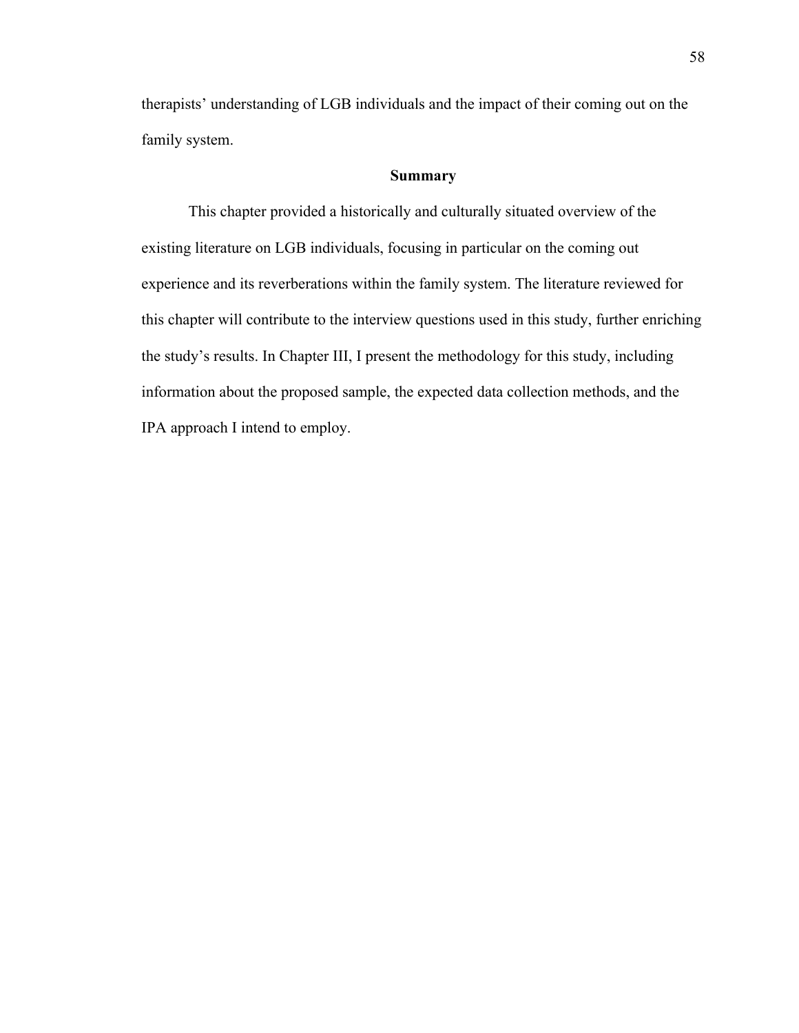therapists' understanding of LGB individuals and the impact of their coming out on the family system.

## Summary

This chapter provided a historically and culturally situated overview of the existing literature on LGB individuals, focusing in particular on the coming out experience and its reverberations within the family system. The literature reviewed for this chapter will contribute to the interview questions used in this study, further enriching the study's results. In Chapter III, I present the methodology for this study, including information about the proposed sample, the expected data collection methods, and the IPA approach I intend to employ.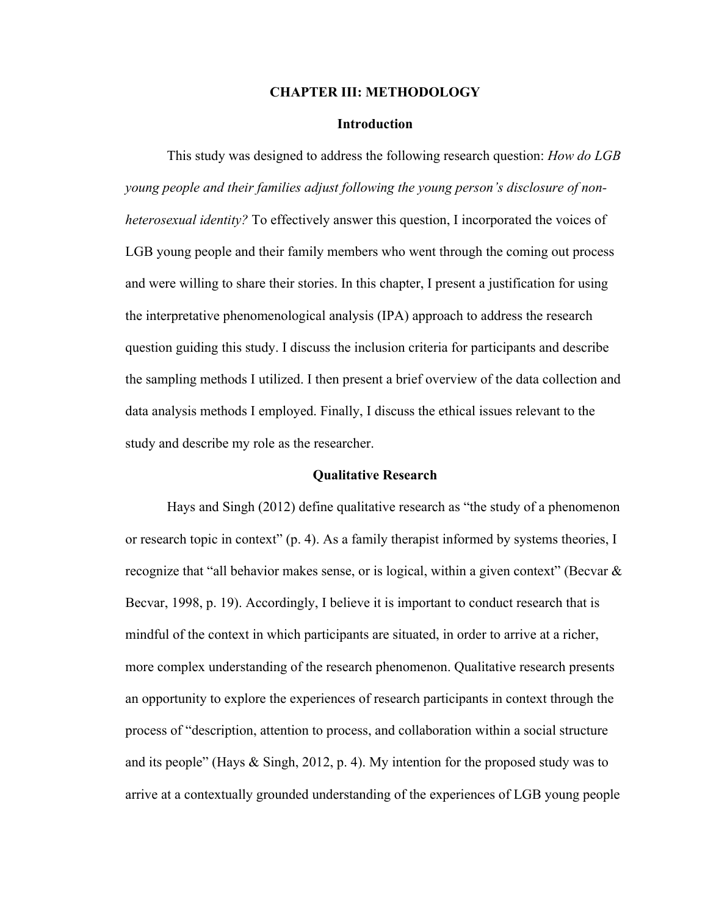# CHAPTER III: METHODOLOGY

## Introduction

This study was designed to address the following research question: *How do LGB young people and their families adjust following the young person's disclosure of non-heterosexual identity?* To effectively answer this question, I incorporated the voices of LGB young people and their family members who went through the coming out process and were willing to share their stories. In this chapter, I present a justification for using the interpretative phenomenological analysis (IPA) approach to address the research question guiding this study. I discuss the inclusion criteria for participants and describe the sampling methods I utilized. I then present a brief overview of the data collection and data analysis methods I employed. Finally, I discuss the ethical issues relevant to the study and describe my role as the researcher.

## Qualitative Research

Hays and Singh (2012) define qualitative research as "the study of a phenomenon or research topic in context" (p. 4). As a family therapist informed by systems theories, I recognize that "all behavior makes sense, or is logical, within a given context" (Becvar & Becvar, 1998, p. 19). Accordingly, I believe it is important to conduct research that is mindful of the context in which participants are situated, in order to arrive at a richer, more complex understanding of the research phenomenon. Qualitative research presents an opportunity to explore the experiences of research participants in context through the process of "description, attention to process, and collaboration within a social structure and its people" (Hays & Singh, 2012, p. 4). My intention for the proposed study was to arrive at a contextually grounded understanding of the experiences of LGB young people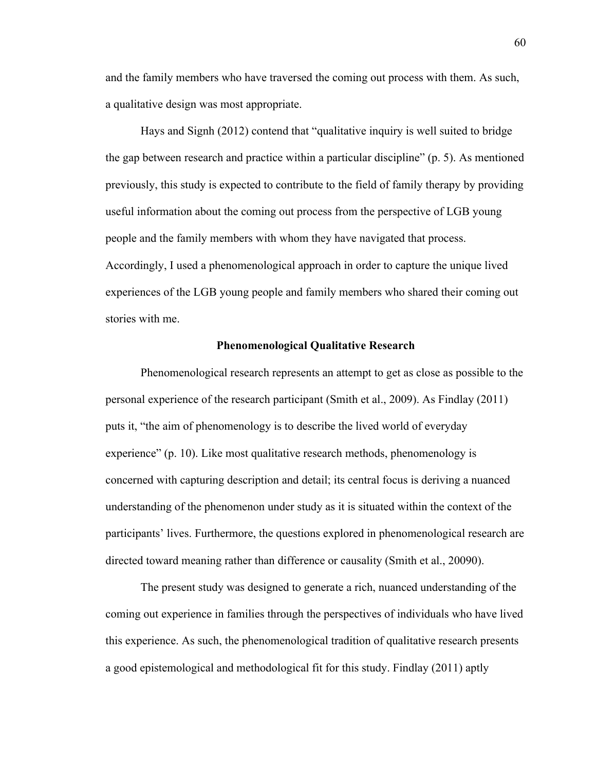and the family members who have traversed the coming out process with them. As such, a qualitative design was most appropriate.

Hays and Signh (2012) contend that "qualitative inquiry is well suited to bridge the gap between research and practice within a particular discipline" (p. 5). As mentioned previously, this study is expected to contribute to the field of family therapy by providing useful information about the coming out process from the perspective of LGB young people and the family members with whom they have navigated that process. Accordingly, I used a phenomenological approach in order to capture the unique lived experiences of the LGB young people and family members who shared their coming out stories with me.

## Phenomenological Qualitative Research

Phenomenological research represents an attempt to get as close as possible to the personal experience of the research participant (Smith et al., 2009). As Findlay (2011) puts it, "the aim of phenomenology is to describe the lived world of everyday experience" (p. 10). Like most qualitative research methods, phenomenology is concerned with capturing description and detail; its central focus is deriving a nuanced understanding of the phenomenon under study as it is situated within the context of the participants' lives. Furthermore, the questions explored in phenomenological research are directed toward meaning rather than difference or causality (Smith et al., 20090).

The present study was designed to generate a rich, nuanced understanding of the coming out experience in families through the perspectives of individuals who have lived this experience. As such, the phenomenological tradition of qualitative research presents a good epistemological and methodological fit for this study. Findlay (2011) aptly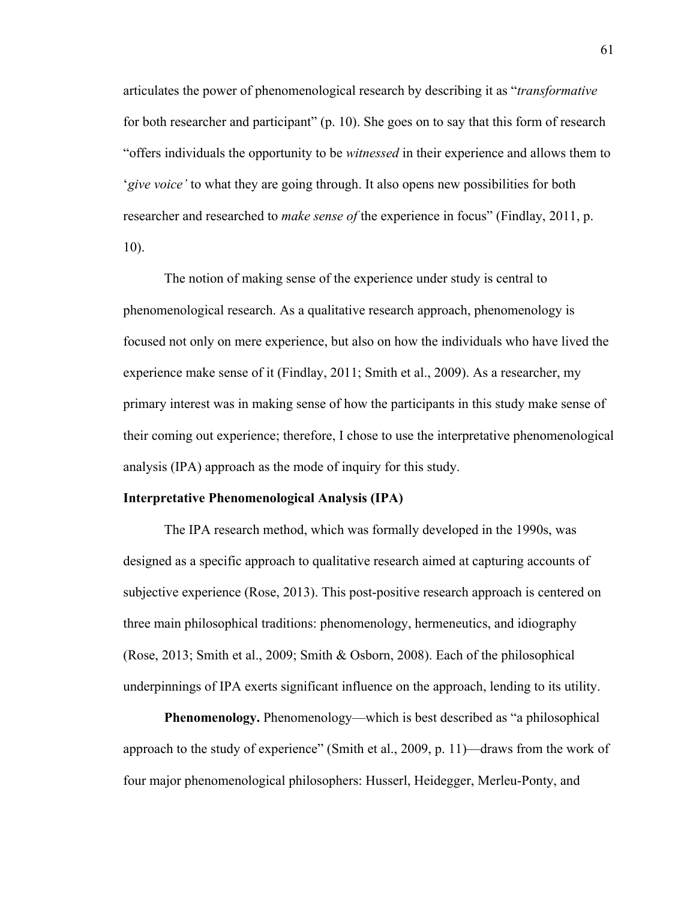articulates the power of phenomenological research by describing it as "*transformative* for both researcher and participant" (p. 10). She goes on to say that this form of research "offers individuals the opportunity to be *witnessed* in their experience and allows them to '*give voice'* to what they are going through. It also opens new possibilities for both researcher and researched to *make sense of* the experience in focus" (Findlay, 2011, p. 10).

The notion of making sense of the experience under study is central to phenomenological research. As a qualitative research approach, phenomenology is focused not only on mere experience, but also on how the individuals who have lived the experience make sense of it (Findlay, 2011; Smith et al., 2009). As a researcher, my primary interest was in making sense of how the participants in this study make sense of their coming out experience; therefore, I chose to use the interpretative phenomenological analysis (IPA) approach as the mode of inquiry for this study.

**Interpretative Phenomenological Analysis (IPA)**

The IPA research method, which was formally developed in the 1990s, was designed as a specific approach to qualitative research aimed at capturing accounts of subjective experience (Rose, 2013). This post-positive research approach is centered on three main philosophical traditions: phenomenology, hermeneutics, and idiography (Rose, 2013; Smith et al., 2009; Smith & Osborn, 2008). Each of the philosophical underpinnings of IPA exerts significant influence on the approach, lending to its utility.

**Phenomenology.** Phenomenology—which is best described as "a philosophical approach to the study of experience" (Smith et al., 2009, p. 11)—draws from the work of four major phenomenological philosophers: Husserl, Heidegger, Merleu-Ponty, and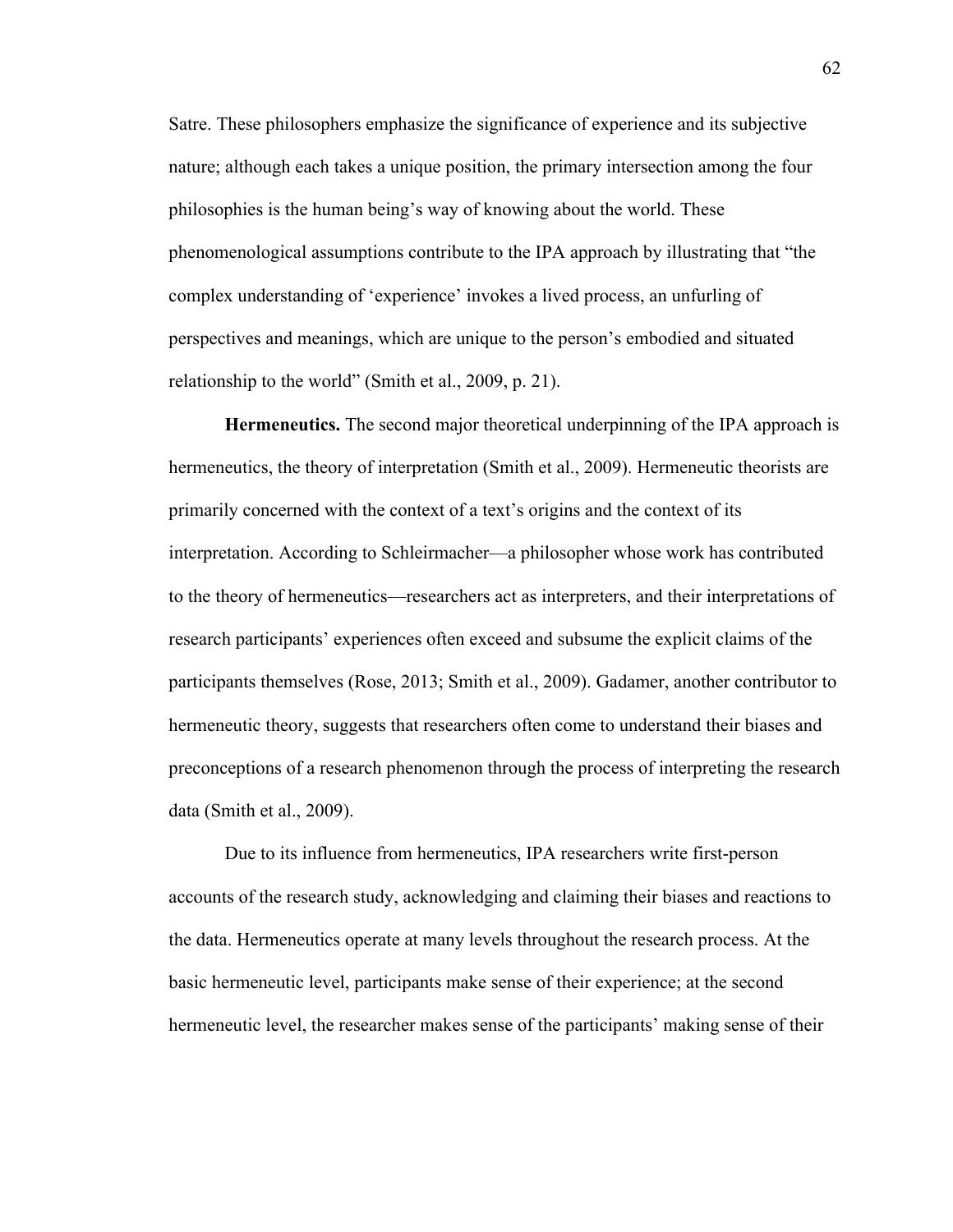Satre. These philosophers emphasize the significance of experience and its subjective nature; although each takes a unique position, the primary intersection among the four philosophies is the human being's way of knowing about the world. These phenomenological assumptions contribute to the IPA approach by illustrating that "the complex understanding of 'experience' invokes a lived process, an unfurling of perspectives and meanings, which are unique to the person's embodied and situated relationship to the world" (Smith et al., 2009, p. 21).

**Hermeneutics.** The second major theoretical underpinning of the IPA approach is hermeneutics, the theory of interpretation (Smith et al., 2009). Hermeneutic theorists are primarily concerned with the context of a text's origins and the context of its interpretation. According to Schleirmacher—a philosopher whose work has contributed to the theory of hermeneutics—researchers act as interpreters, and their interpretations of research participants' experiences often exceed and subsume the explicit claims of the participants themselves (Rose, 2013; Smith et al., 2009). Gadamer, another contributor to hermeneutic theory, suggests that researchers often come to understand their biases and preconceptions of a research phenomenon through the process of interpreting the research data (Smith et al., 2009).

Due to its influence from hermeneutics, IPA researchers write first-person accounts of the research study, acknowledging and claiming their biases and reactions to the data. Hermeneutics operate at many levels throughout the research process. At the basic hermeneutic level, participants make sense of their experience; at the second hermeneutic level, the researcher makes sense of the participants' making sense of their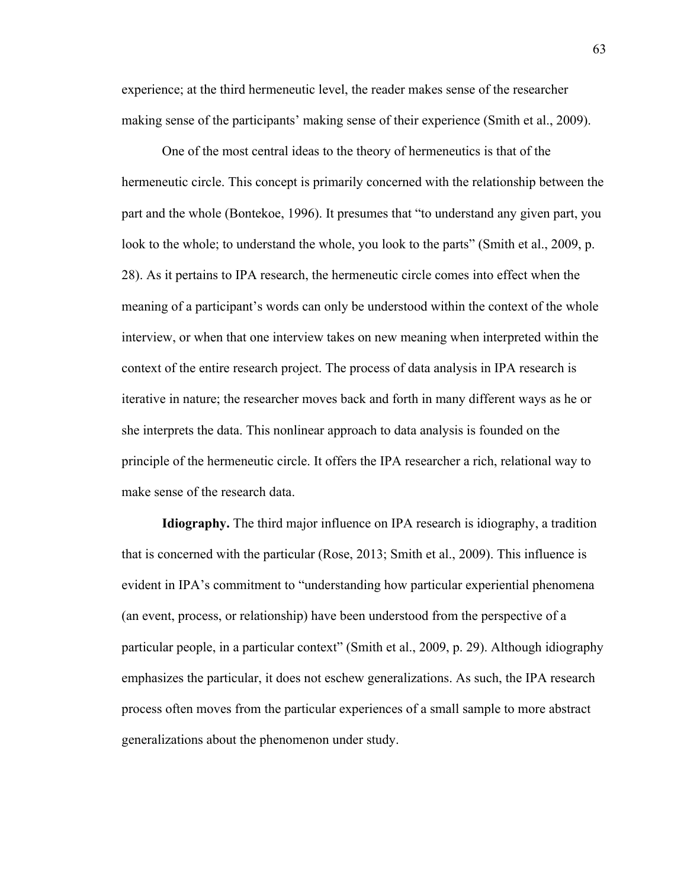experience; at the third hermeneutic level, the reader makes sense of the researcher making sense of the participants' making sense of their experience (Smith et al., 2009).

One of the most central ideas to the theory of hermeneutics is that of the hermeneutic circle. This concept is primarily concerned with the relationship between the part and the whole (Bontekoe, 1996). It presumes that "to understand any given part, you look to the whole; to understand the whole, you look to the parts" (Smith et al., 2009, p. 28). As it pertains to IPA research, the hermeneutic circle comes into effect when the meaning of a participant's words can only be understood within the context of the whole interview, or when that one interview takes on new meaning when interpreted within the context of the entire research project. The process of data analysis in IPA research is iterative in nature; the researcher moves back and forth in many different ways as he or she interprets the data. This nonlinear approach to data analysis is founded on the principle of the hermeneutic circle. It offers the IPA researcher a rich, relational way to make sense of the research data.

**Idiography.** The third major influence on IPA research is idiography, a tradition that is concerned with the particular (Rose, 2013; Smith et al., 2009). This influence is evident in IPA's commitment to "understanding how particular experiential phenomena (an event, process, or relationship) have been understood from the perspective of a particular people, in a particular context" (Smith et al., 2009, p. 29). Although idiography emphasizes the particular, it does not eschew generalizations. As such, the IPA research process often moves from the particular experiences of a small sample to more abstract generalizations about the phenomenon under study.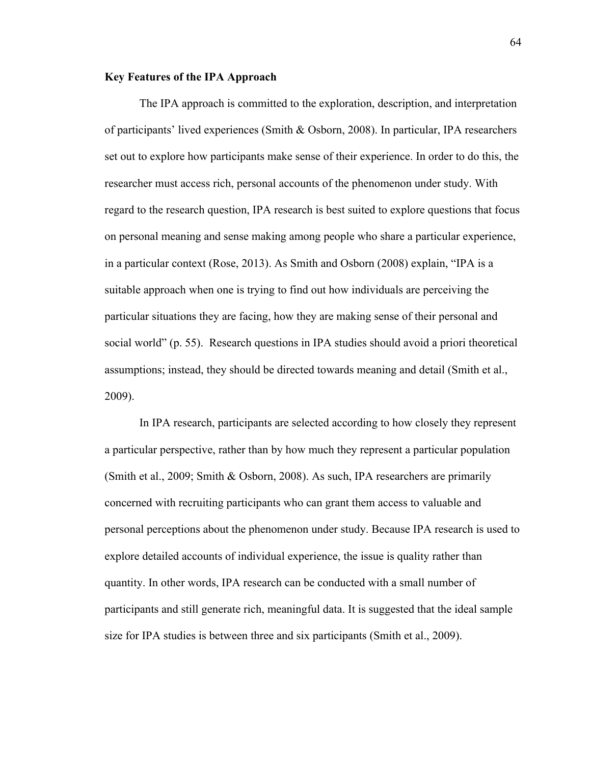**Key Features of the IPA Approach**

The IPA approach is committed to the exploration, description, and interpretation of participants' lived experiences (Smith & Osborn, 2008). In particular, IPA researchers set out to explore how participants make sense of their experience. In order to do this, the researcher must access rich, personal accounts of the phenomenon under study. With regard to the research question, IPA research is best suited to explore questions that focus on personal meaning and sense making among people who share a particular experience, in a particular context (Rose, 2013). As Smith and Osborn (2008) explain, "IPA is a suitable approach when one is trying to find out how individuals are perceiving the particular situations they are facing, how they are making sense of their personal and social world" (p. 55). Research questions in IPA studies should avoid a priori theoretical assumptions; instead, they should be directed towards meaning and detail (Smith et al., 2009).

In IPA research, participants are selected according to how closely they represent a particular perspective, rather than by how much they represent a particular population (Smith et al., 2009; Smith & Osborn, 2008). As such, IPA researchers are primarily concerned with recruiting participants who can grant them access to valuable and personal perceptions about the phenomenon under study. Because IPA research is used to explore detailed accounts of individual experience, the issue is quality rather than quantity. In other words, IPA research can be conducted with a small number of participants and still generate rich, meaningful data. It is suggested that the ideal sample size for IPA studies is between three and six participants (Smith et al., 2009).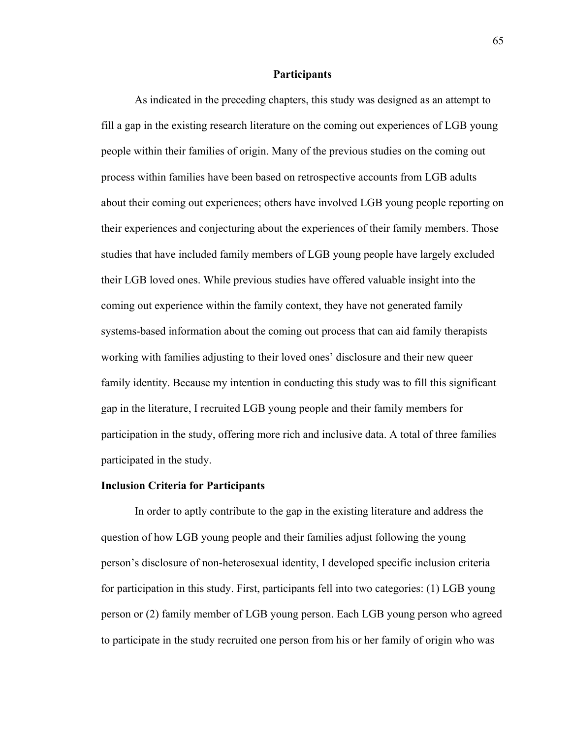## Participants

As indicated in the preceding chapters, this study was designed as an attempt to fill a gap in the existing research literature on the coming out experiences of LGB young people within their families of origin. Many of the previous studies on the coming out process within families have been based on retrospective accounts from LGB adults about their coming out experiences; others have involved LGB young people reporting on their experiences and conjecturing about the experiences of their family members. Those studies that have included family members of LGB young people have largely excluded their LGB loved ones. While previous studies have offered valuable insight into the coming out experience within the family context, they have not generated family systems-based information about the coming out process that can aid family therapists working with families adjusting to their loved ones' disclosure and their new queer family identity. Because my intention in conducting this study was to fill this significant gap in the literature, I recruited LGB young people and their family members for participation in the study, offering more rich and inclusive data. A total of three families participated in the study.

### Inclusion Criteria for Participants

In order to aptly contribute to the gap in the existing literature and address the question of how LGB young people and their families adjust following the young person's disclosure of non-heterosexual identity, I developed specific inclusion criteria for participation in this study. First, participants fell into two categories: (1) LGB young person or (2) family member of LGB young person. Each LGB young person who agreed to participate in the study recruited one person from his or her family of origin who was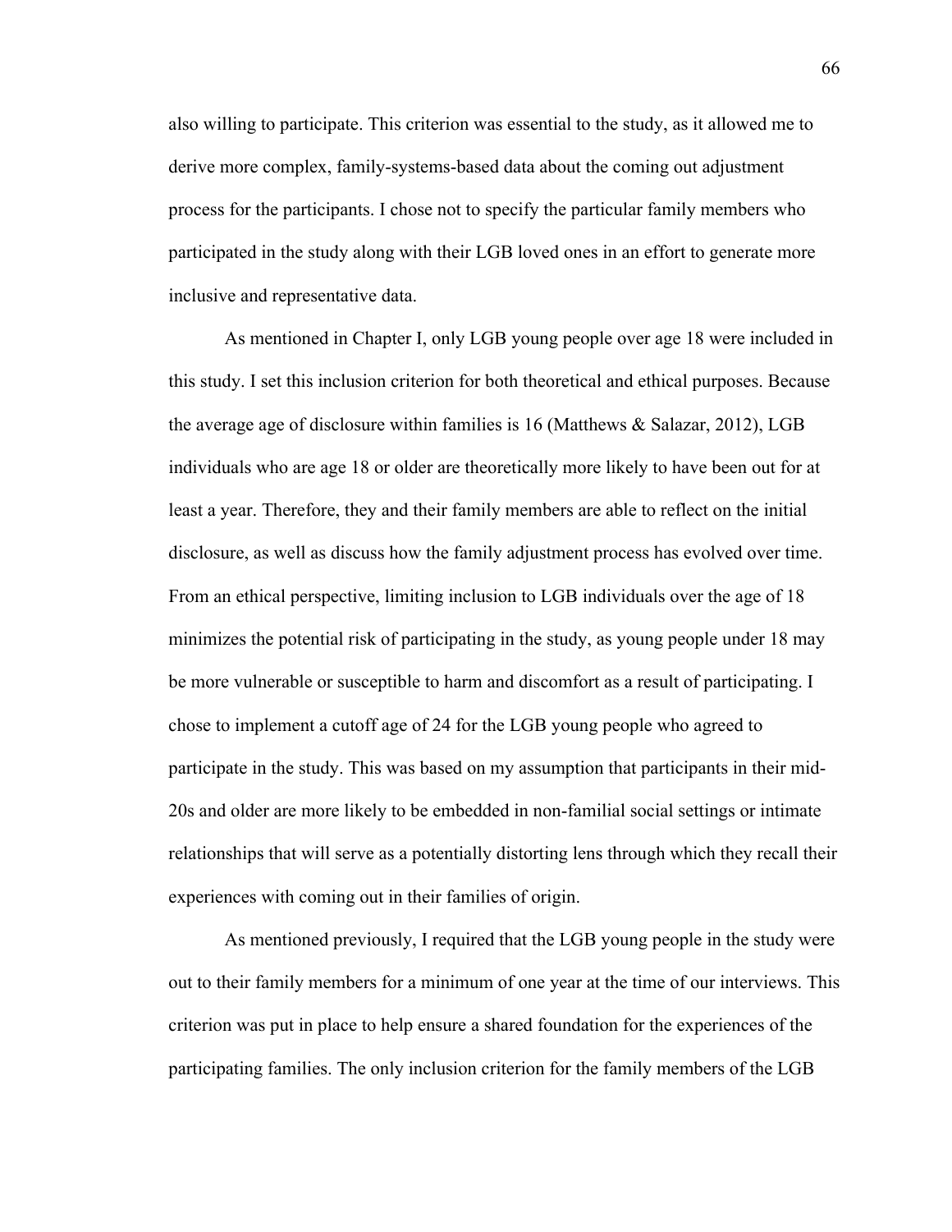also willing to participate. This criterion was essential to the study, as it allowed me to derive more complex, family-systems-based data about the coming out adjustment process for the participants. I chose not to specify the particular family members who participated in the study along with their LGB loved ones in an effort to generate more inclusive and representative data.

As mentioned in Chapter I, only LGB young people over age 18 were included in this study. I set this inclusion criterion for both theoretical and ethical purposes. Because the average age of disclosure within families is 16 (Matthews & Salazar, 2012), LGB individuals who are age 18 or older are theoretically more likely to have been out for at least a year. Therefore, they and their family members are able to reflect on the initial disclosure, as well as discuss how the family adjustment process has evolved over time. From an ethical perspective, limiting inclusion to LGB individuals over the age of 18 minimizes the potential risk of participating in the study, as young people under 18 may be more vulnerable or susceptible to harm and discomfort as a result of participating. I chose to implement a cutoff age of 24 for the LGB young people who agreed to participate in the study. This was based on my assumption that participants in their mid-20s and older are more likely to be embedded in non-familial social settings or intimate relationships that will serve as a potentially distorting lens through which they recall their experiences with coming out in their families of origin.

As mentioned previously, I required that the LGB young people in the study were out to their family members for a minimum of one year at the time of our interviews. This criterion was put in place to help ensure a shared foundation for the experiences of the participating families. The only inclusion criterion for the family members of the LGB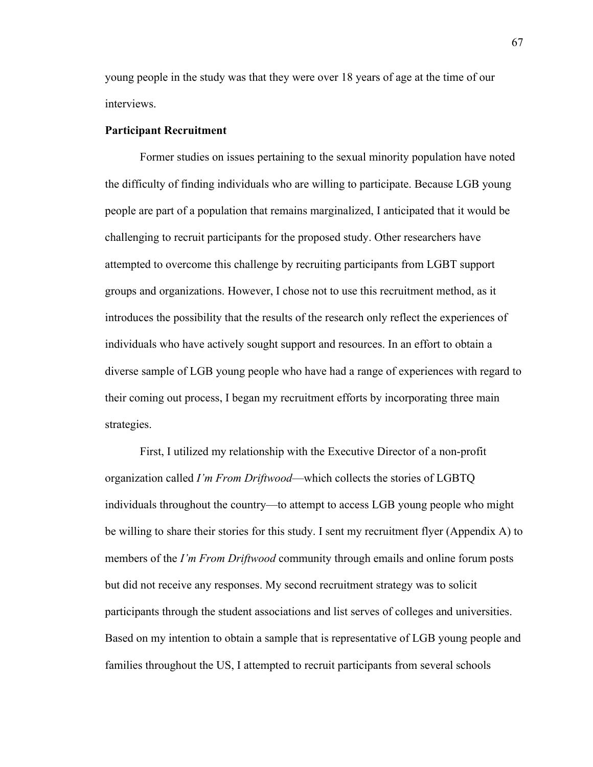young people in the study was that they were over 18 years of age at the time of our interviews.

**Participant Recruitment**

Former studies on issues pertaining to the sexual minority population have noted the difficulty of finding individuals who are willing to participate. Because LGB young people are part of a population that remains marginalized, I anticipated that it would be challenging to recruit participants for the proposed study. Other researchers have attempted to overcome this challenge by recruiting participants from LGBT support groups and organizations. However, I chose not to use this recruitment method, as it introduces the possibility that the results of the research only reflect the experiences of individuals who have actively sought support and resources. In an effort to obtain a diverse sample of LGB young people who have had a range of experiences with regard to their coming out process, I began my recruitment efforts by incorporating three main strategies.

First, I utilized my relationship with the Executive Director of a non-profit organization called *I'm From Driftwood*—which collects the stories of LGBTQ individuals throughout the country—to attempt to access LGB young people who might be willing to share their stories for this study. I sent my recruitment flyer (Appendix A) to members of the *I'm From Driftwood* community through emails and online forum posts but did not receive any responses. My second recruitment strategy was to solicit participants through the student associations and list serves of colleges and universities. Based on my intention to obtain a sample that is representative of LGB young people and families throughout the US, I attempted to recruit participants from several schools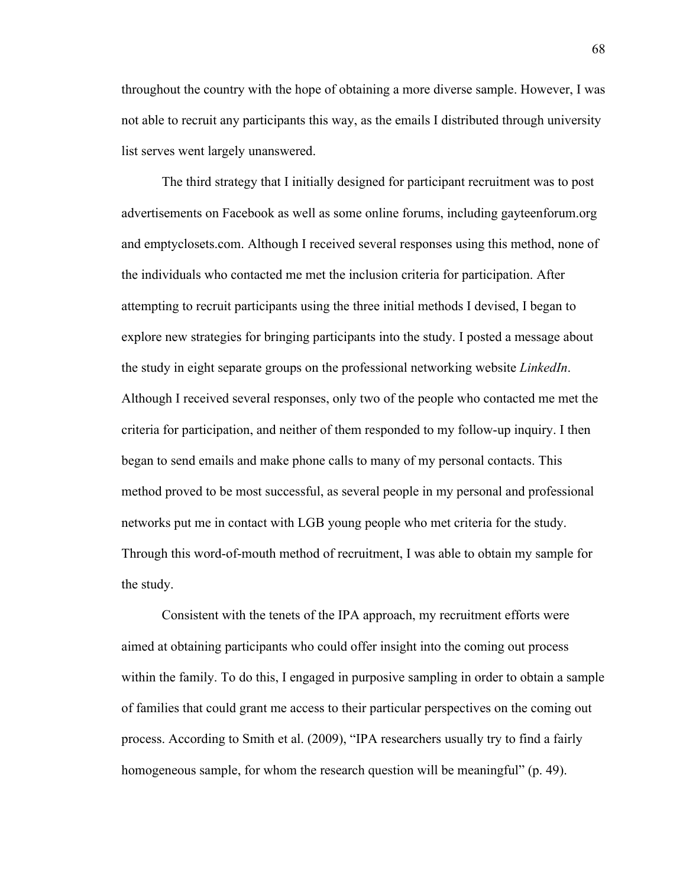throughout the country with the hope of obtaining a more diverse sample. However, I was not able to recruit any participants this way, as the emails I distributed through university list serves went largely unanswered.

The third strategy that I initially designed for participant recruitment was to post advertisements on Facebook as well as some online forums, including gayteenforum.org and emptyclosets.com. Although I received several responses using this method, none of the individuals who contacted me met the inclusion criteria for participation. After attempting to recruit participants using the three initial methods I devised, I began to explore new strategies for bringing participants into the study. I posted a message about the study in eight separate groups on the professional networking website *LinkedIn*. Although I received several responses, only two of the people who contacted me met the criteria for participation, and neither of them responded to my follow-up inquiry. I then began to send emails and make phone calls to many of my personal contacts. This method proved to be most successful, as several people in my personal and professional networks put me in contact with LGB young people who met criteria for the study. Through this word-of-mouth method of recruitment, I was able to obtain my sample for the study.

Consistent with the tenets of the IPA approach, my recruitment efforts were aimed at obtaining participants who could offer insight into the coming out process within the family. To do this, I engaged in purposive sampling in order to obtain a sample of families that could grant me access to their particular perspectives on the coming out process. According to Smith et al. (2009), "IPA researchers usually try to find a fairly homogeneous sample, for whom the research question will be meaningful" (p. 49).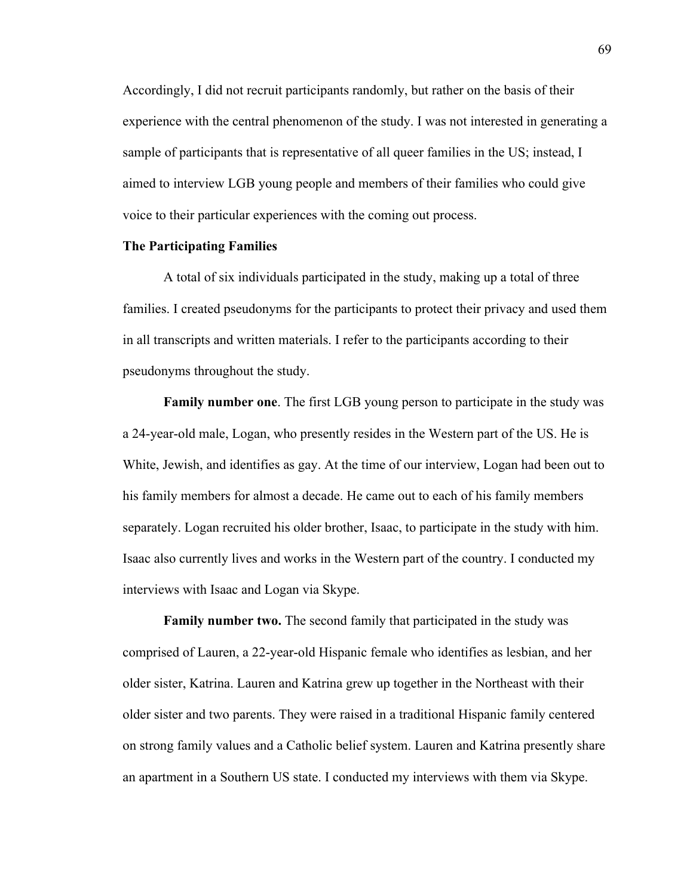Accordingly, I did not recruit participants randomly, but rather on the basis of their experience with the central phenomenon of the study. I was not interested in generating a sample of participants that is representative of all queer families in the US; instead, I aimed to interview LGB young people and members of their families who could give voice to their particular experiences with the coming out process.

**The Participating Families**

A total of six individuals participated in the study, making up a total of three families. I created pseudonyms for the participants to protect their privacy and used them in all transcripts and written materials. I refer to the participants according to their pseudonyms throughout the study.

**Family number one**. The first LGB young person to participate in the study was a 24-year-old male, Logan, who presently resides in the Western part of the US. He is White, Jewish, and identifies as gay. At the time of our interview, Logan had been out to his family members for almost a decade. He came out to each of his family members separately. Logan recruited his older brother, Isaac, to participate in the study with him. Isaac also currently lives and works in the Western part of the country. I conducted my interviews with Isaac and Logan via Skype.

**Family number two.** The second family that participated in the study was comprised of Lauren, a 22-year-old Hispanic female who identifies as lesbian, and her older sister, Katrina. Lauren and Katrina grew up together in the Northeast with their older sister and two parents. They were raised in a traditional Hispanic family centered on strong family values and a Catholic belief system. Lauren and Katrina presently share an apartment in a Southern US state. I conducted my interviews with them via Skype.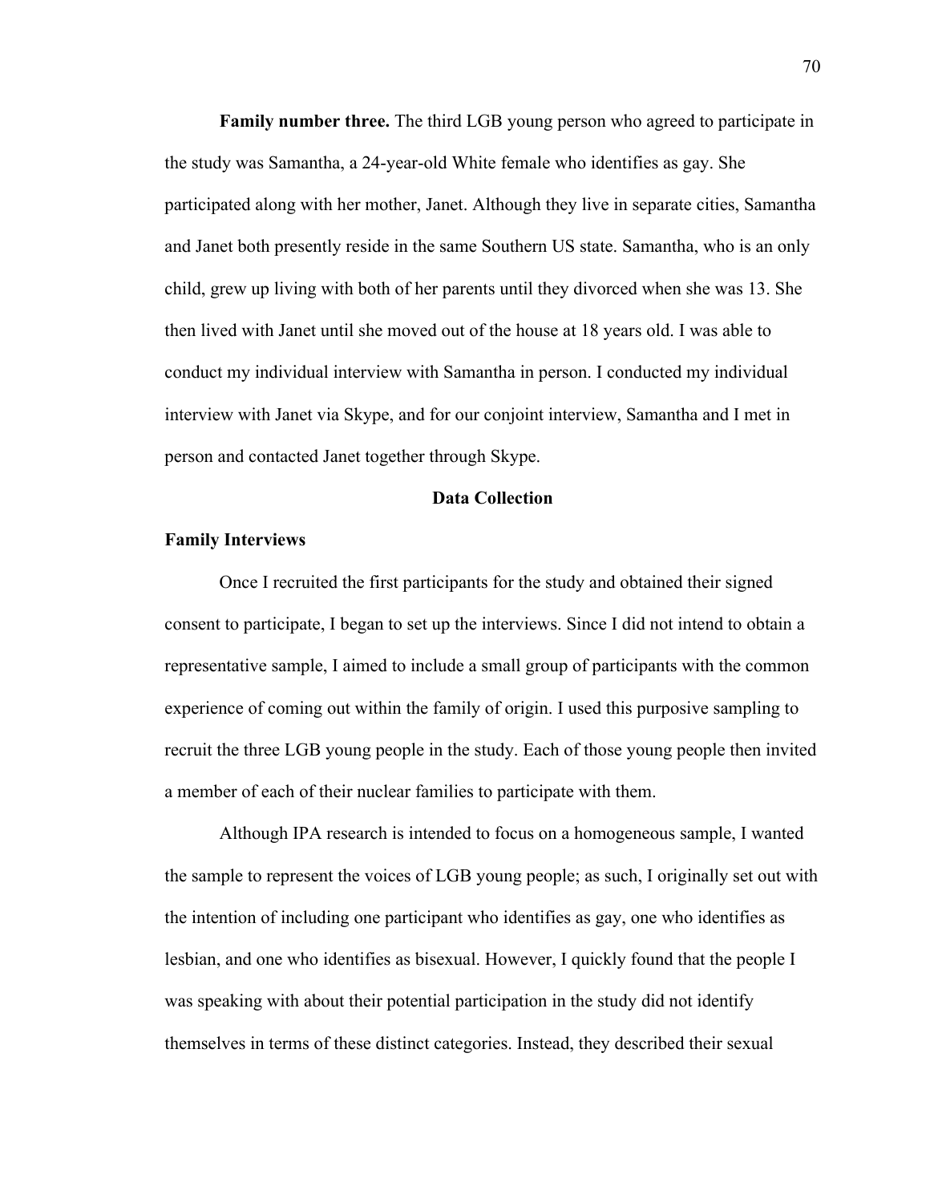**Family number three.** The third LGB young person who agreed to participate in the study was Samantha, a 24-year-old White female who identifies as gay. She participated along with her mother, Janet. Although they live in separate cities, Samantha and Janet both presently reside in the same Southern US state. Samantha, who is an only child, grew up living with both of her parents until they divorced when she was 13. She then lived with Janet until she moved out of the house at 18 years old. I was able to conduct my individual interview with Samantha in person. I conducted my individual interview with Janet via Skype, and for our conjoint interview, Samantha and I met in person and contacted Janet together through Skype.

## Data Collection

### Family Interviews

Once I recruited the first participants for the study and obtained their signed consent to participate, I began to set up the interviews. Since I did not intend to obtain a representative sample, I aimed to include a small group of participants with the common experience of coming out within the family of origin. I used this purposive sampling to recruit the three LGB young people in the study. Each of those young people then invited a member of each of their nuclear families to participate with them.

Although IPA research is intended to focus on a homogeneous sample, I wanted the sample to represent the voices of LGB young people; as such, I originally set out with the intention of including one participant who identifies as gay, one who identifies as lesbian, and one who identifies as bisexual. However, I quickly found that the people I was speaking with about their potential participation in the study did not identify themselves in terms of these distinct categories. Instead, they described their sexual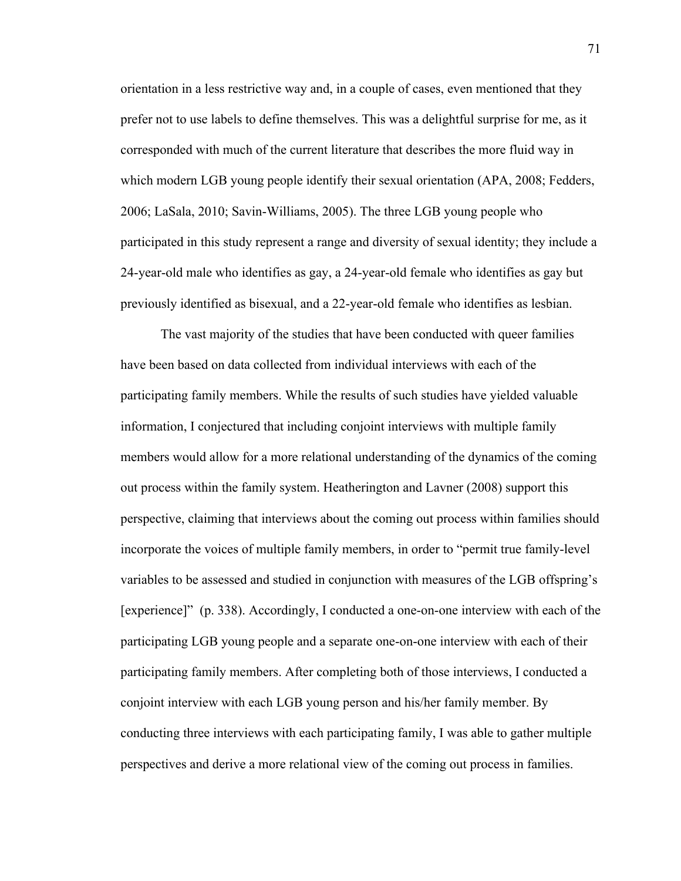orientation in a less restrictive way and, in a couple of cases, even mentioned that they prefer not to use labels to define themselves. This was a delightful surprise for me, as it corresponded with much of the current literature that describes the more fluid way in which modern LGB young people identify their sexual orientation (APA, 2008; Fedders, 2006; LaSala, 2010; Savin-Williams, 2005). The three LGB young people who participated in this study represent a range and diversity of sexual identity; they include a 24-year-old male who identifies as gay, a 24-year-old female who identifies as gay but previously identified as bisexual, and a 22-year-old female who identifies as lesbian.

The vast majority of the studies that have been conducted with queer families have been based on data collected from individual interviews with each of the participating family members. While the results of such studies have yielded valuable information, I conjectured that including conjoint interviews with multiple family members would allow for a more relational understanding of the dynamics of the coming out process within the family system. Heatherington and Lavner (2008) support this perspective, claiming that interviews about the coming out process within families should incorporate the voices of multiple family members, in order to "permit true family-level variables to be assessed and studied in conjunction with measures of the LGB offspring's [experience]" (p. 338). Accordingly, I conducted a one-on-one interview with each of the participating LGB young people and a separate one-on-one interview with each of their participating family members. After completing both of those interviews, I conducted a conjoint interview with each LGB young person and his/her family member. By conducting three interviews with each participating family, I was able to gather multiple perspectives and derive a more relational view of the coming out process in families.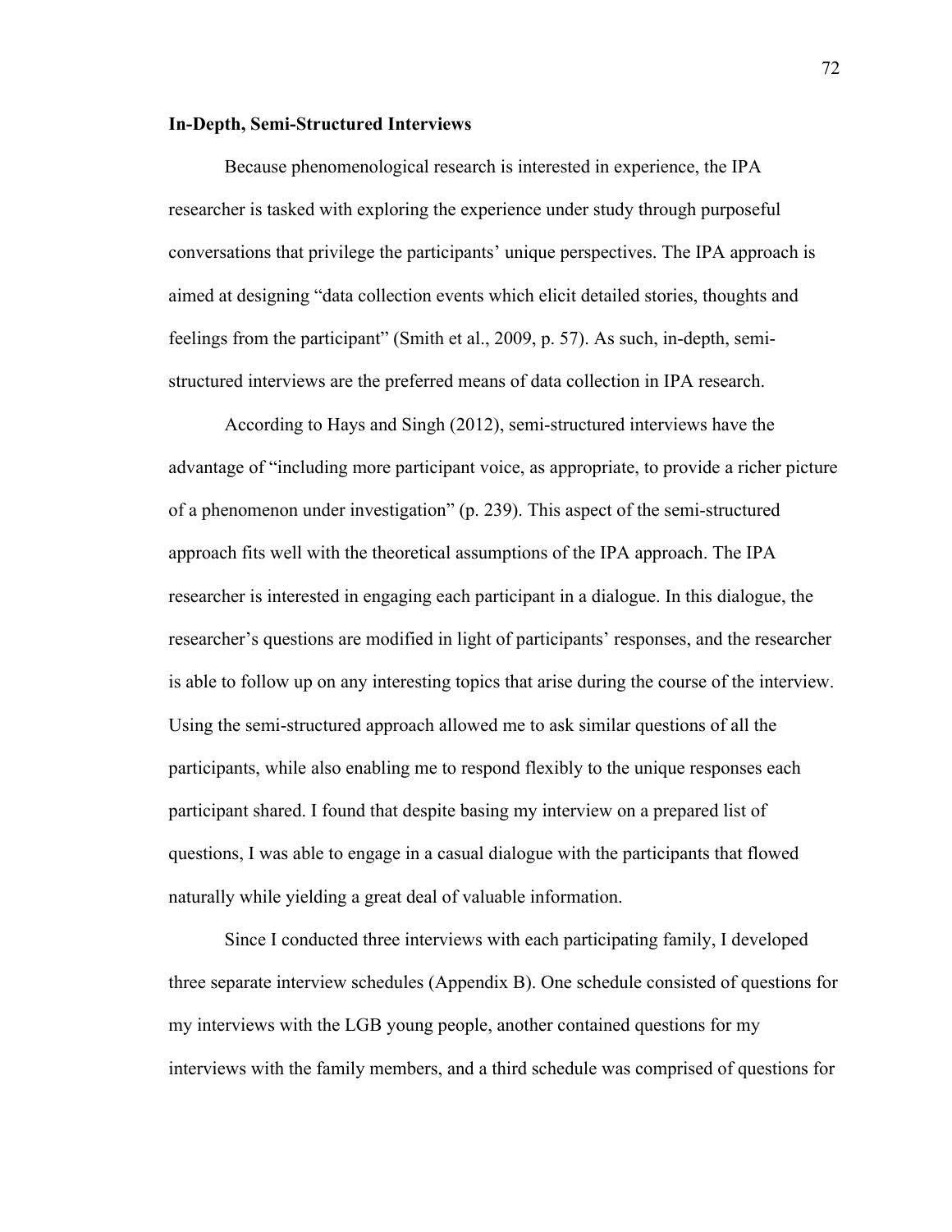**In-Depth, Semi-Structured Interviews**

Because phenomenological research is interested in experience, the IPA researcher is tasked with exploring the experience under study through purposeful conversations that privilege the participants' unique perspectives. The IPA approach is aimed at designing "data collection events which elicit detailed stories, thoughts and feelings from the participant" (Smith et al., 2009, p. 57). As such, in-depth, semi-structured interviews are the preferred means of data collection in IPA research.

According to Hays and Singh (2012), semi-structured interviews have the advantage of "including more participant voice, as appropriate, to provide a richer picture of a phenomenon under investigation" (p. 239). This aspect of the semi-structured approach fits well with the theoretical assumptions of the IPA approach. The IPA researcher is interested in engaging each participant in a dialogue. In this dialogue, the researcher's questions are modified in light of participants' responses, and the researcher is able to follow up on any interesting topics that arise during the course of the interview. Using the semi-structured approach allowed me to ask similar questions of all the participants, while also enabling me to respond flexibly to the unique responses each participant shared. I found that despite basing my interview on a prepared list of questions, I was able to engage in a casual dialogue with the participants that flowed naturally while yielding a great deal of valuable information.

Since I conducted three interviews with each participating family, I developed three separate interview schedules (Appendix B). One schedule consisted of questions for my interviews with the LGB young people, another contained questions for my interviews with the family members, and a third schedule was comprised of questions for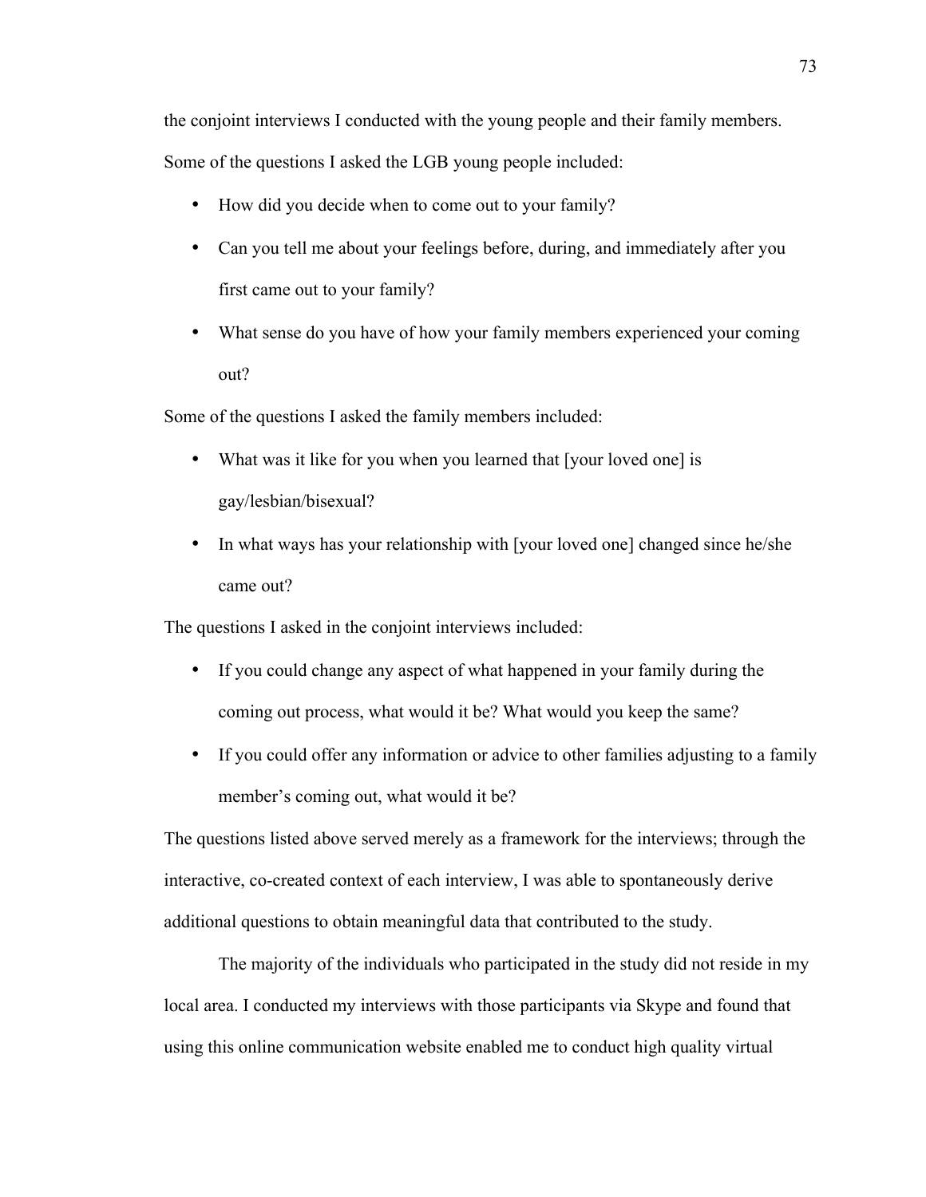the conjoint interviews I conducted with the young people and their family members. Some of the questions I asked the LGB young people included:

- How did you decide when to come out to your family?
- Can you tell me about your feelings before, during, and immediately after you first came out to your family?
- What sense do you have of how your family members experienced your coming out?

Some of the questions I asked the family members included:

- What was it like for you when you learned that [your loved one] is gay/lesbian/bisexual?
- In what ways has your relationship with [your loved one] changed since he/she came out?

The questions I asked in the conjoint interviews included:

- If you could change any aspect of what happened in your family during the coming out process, what would it be? What would you keep the same?
- If you could offer any information or advice to other families adjusting to a family member's coming out, what would it be?

The questions listed above served merely as a framework for the interviews; through the interactive, co-created context of each interview, I was able to spontaneously derive additional questions to obtain meaningful data that contributed to the study.

The majority of the individuals who participated in the study did not reside in my local area. I conducted my interviews with those participants via Skype and found that using this online communication website enabled me to conduct high quality virtual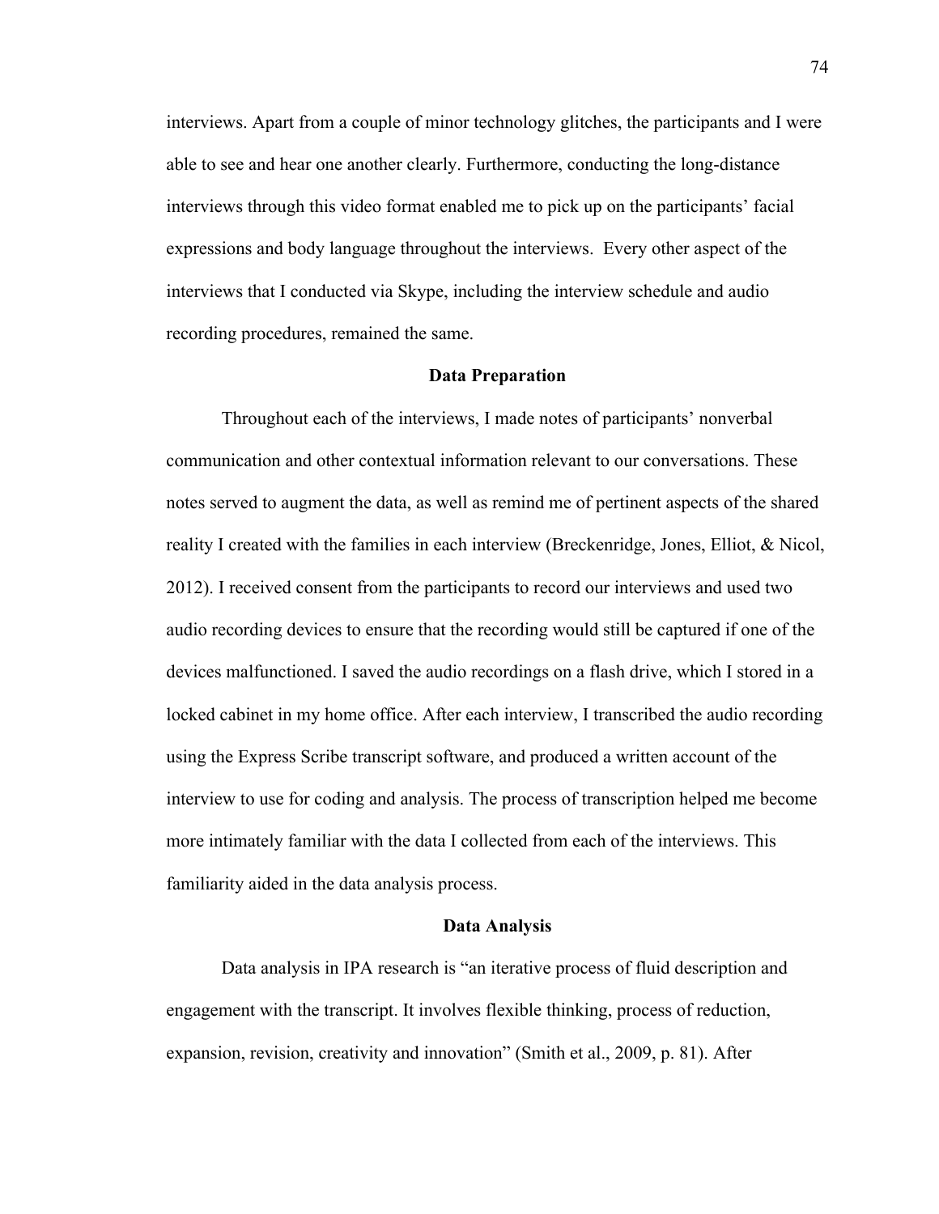interviews. Apart from a couple of minor technology glitches, the participants and I were able to see and hear one another clearly. Furthermore, conducting the long-distance interviews through this video format enabled me to pick up on the participants' facial expressions and body language throughout the interviews. Every other aspect of the interviews that I conducted via Skype, including the interview schedule and audio recording procedures, remained the same.

## Data Preparation

Throughout each of the interviews, I made notes of participants' nonverbal communication and other contextual information relevant to our conversations. These notes served to augment the data, as well as remind me of pertinent aspects of the shared reality I created with the families in each interview (Breckenridge, Jones, Elliot, & Nicol, 2012). I received consent from the participants to record our interviews and used two audio recording devices to ensure that the recording would still be captured if one of the devices malfunctioned. I saved the audio recordings on a flash drive, which I stored in a locked cabinet in my home office. After each interview, I transcribed the audio recording using the Express Scribe transcript software, and produced a written account of the interview to use for coding and analysis. The process of transcription helped me become more intimately familiar with the data I collected from each of the interviews. This familiarity aided in the data analysis process.

## Data Analysis

Data analysis in IPA research is "an iterative process of fluid description and engagement with the transcript. It involves flexible thinking, process of reduction, expansion, revision, creativity and innovation" (Smith et al., 2009, p. 81). After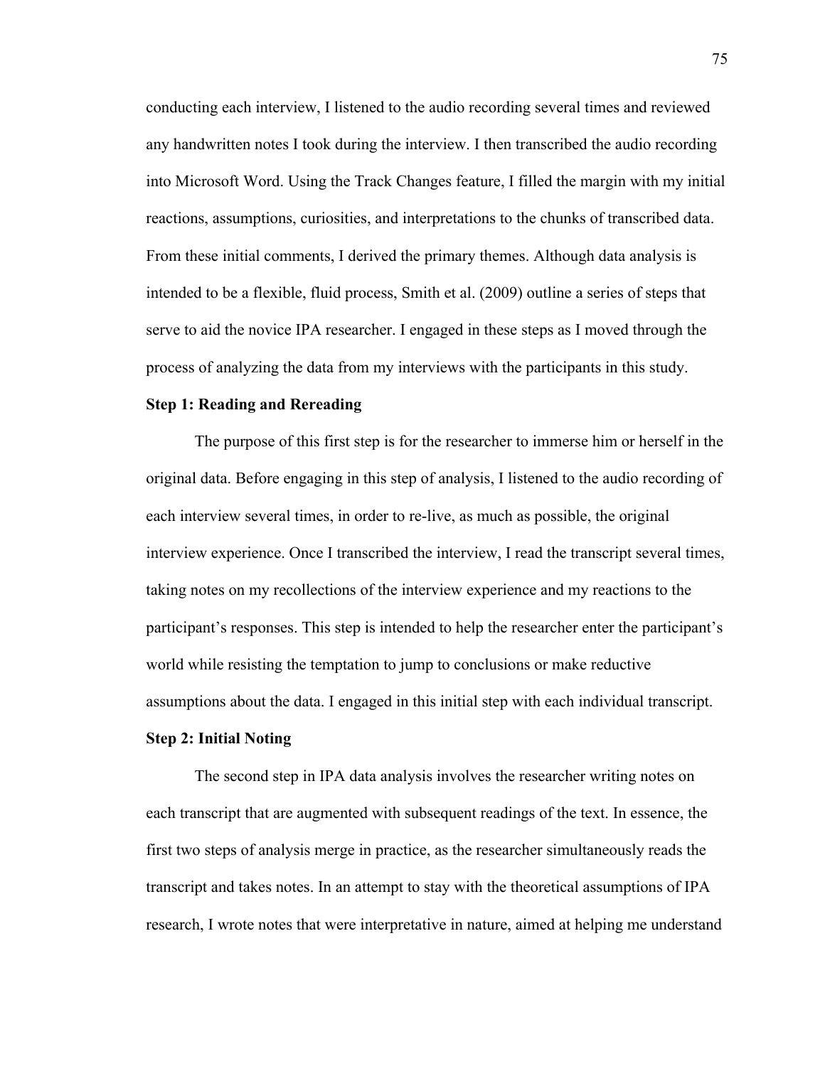conducting each interview, I listened to the audio recording several times and reviewed any handwritten notes I took during the interview. I then transcribed the audio recording into Microsoft Word. Using the Track Changes feature, I filled the margin with my initial reactions, assumptions, curiosities, and interpretations to the chunks of transcribed data. From these initial comments, I derived the primary themes. Although data analysis is intended to be a flexible, fluid process, Smith et al. (2009) outline a series of steps that serve to aid the novice IPA researcher. I engaged in these steps as I moved through the process of analyzing the data from my interviews with the participants in this study.

**Step 1: Reading and Rereading**

The purpose of this first step is for the researcher to immerse him or herself in the original data. Before engaging in this step of analysis, I listened to the audio recording of each interview several times, in order to re-live, as much as possible, the original interview experience. Once I transcribed the interview, I read the transcript several times, taking notes on my recollections of the interview experience and my reactions to the participant's responses. This step is intended to help the researcher enter the participant's world while resisting the temptation to jump to conclusions or make reductive assumptions about the data. I engaged in this initial step with each individual transcript.

**Step 2: Initial Noting**

The second step in IPA data analysis involves the researcher writing notes on each transcript that are augmented with subsequent readings of the text. In essence, the first two steps of analysis merge in practice, as the researcher simultaneously reads the transcript and takes notes. In an attempt to stay with the theoretical assumptions of IPA research, I wrote notes that were interpretative in nature, aimed at helping me understand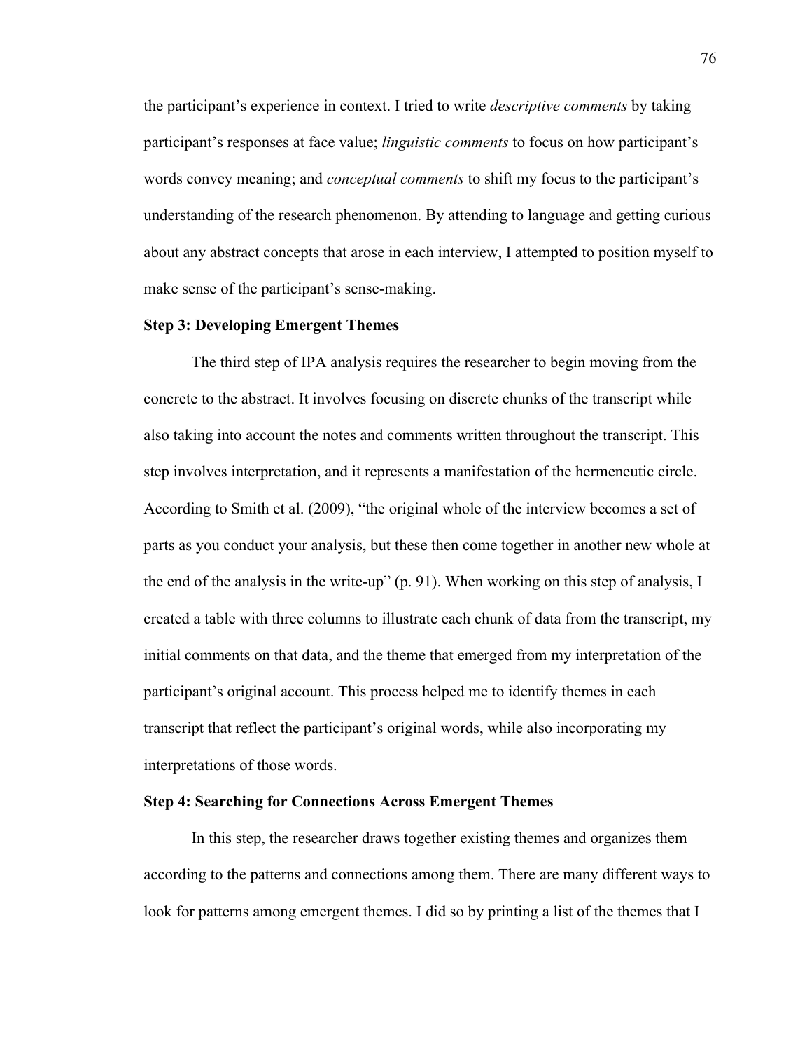the participant's experience in context. I tried to write *descriptive comments* by taking participant's responses at face value; *linguistic comments* to focus on how participant's words convey meaning; and *conceptual comments* to shift my focus to the participant's understanding of the research phenomenon. By attending to language and getting curious about any abstract concepts that arose in each interview, I attempted to position myself to make sense of the participant's sense-making.

**Step 3: Developing Emergent Themes**

The third step of IPA analysis requires the researcher to begin moving from the concrete to the abstract. It involves focusing on discrete chunks of the transcript while also taking into account the notes and comments written throughout the transcript. This step involves interpretation, and it represents a manifestation of the hermeneutic circle. According to Smith et al. (2009), "the original whole of the interview becomes a set of parts as you conduct your analysis, but these then come together in another new whole at the end of the analysis in the write-up" (p. 91). When working on this step of analysis, I created a table with three columns to illustrate each chunk of data from the transcript, my initial comments on that data, and the theme that emerged from my interpretation of the participant's original account. This process helped me to identify themes in each transcript that reflect the participant's original words, while also incorporating my interpretations of those words.

**Step 4: Searching for Connections Across Emergent Themes**

In this step, the researcher draws together existing themes and organizes them according to the patterns and connections among them. There are many different ways to look for patterns among emergent themes. I did so by printing a list of the themes that I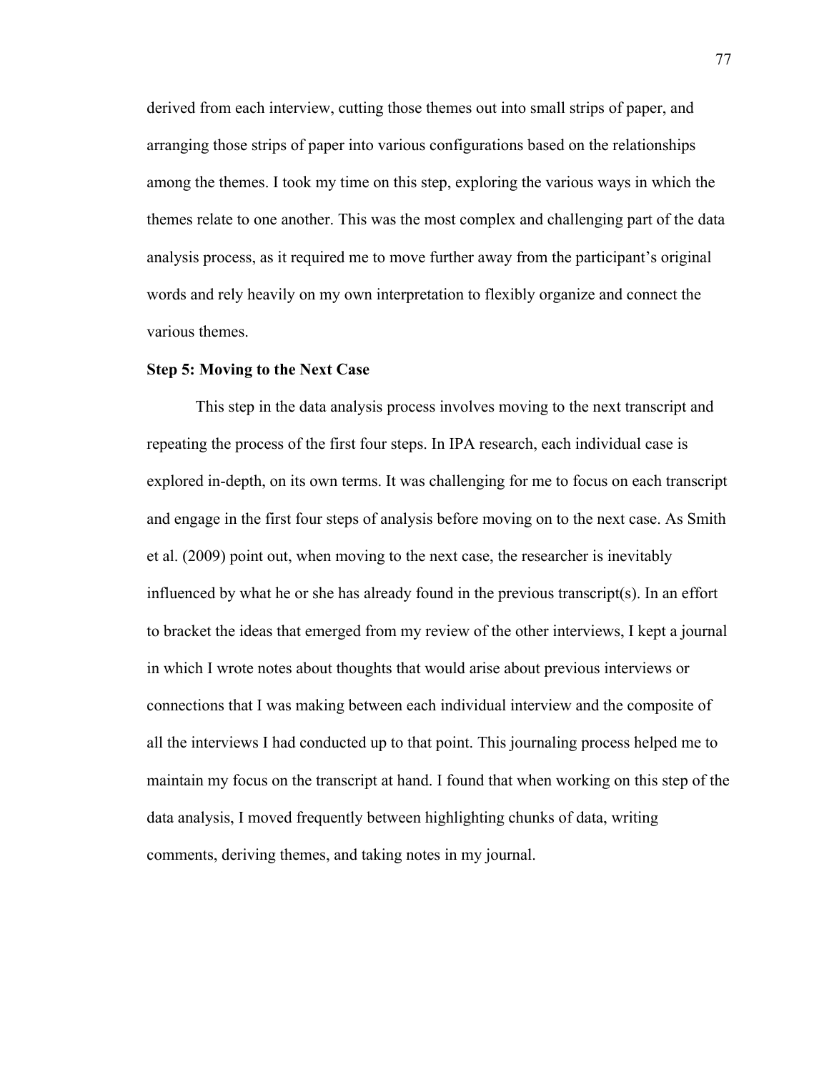derived from each interview, cutting those themes out into small strips of paper, and arranging those strips of paper into various configurations based on the relationships among the themes. I took my time on this step, exploring the various ways in which the themes relate to one another. This was the most complex and challenging part of the data analysis process, as it required me to move further away from the participant's original words and rely heavily on my own interpretation to flexibly organize and connect the various themes.

**Step 5: Moving to the Next Case**

This step in the data analysis process involves moving to the next transcript and repeating the process of the first four steps. In IPA research, each individual case is explored in-depth, on its own terms. It was challenging for me to focus on each transcript and engage in the first four steps of analysis before moving on to the next case. As Smith et al. (2009) point out, when moving to the next case, the researcher is inevitably influenced by what he or she has already found in the previous transcript(s). In an effort to bracket the ideas that emerged from my review of the other interviews, I kept a journal in which I wrote notes about thoughts that would arise about previous interviews or connections that I was making between each individual interview and the composite of all the interviews I had conducted up to that point. This journaling process helped me to maintain my focus on the transcript at hand. I found that when working on this step of the data analysis, I moved frequently between highlighting chunks of data, writing comments, deriving themes, and taking notes in my journal.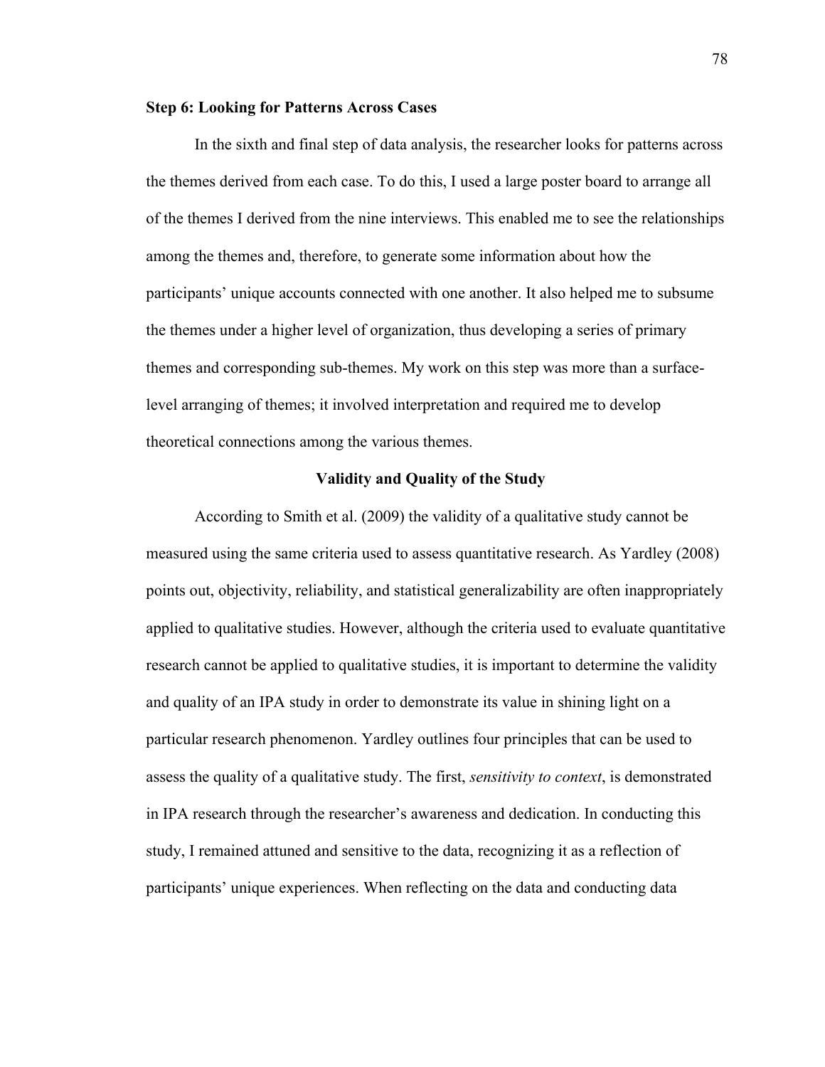**Step 6: Looking for Patterns Across Cases**

In the sixth and final step of data analysis, the researcher looks for patterns across the themes derived from each case. To do this, I used a large poster board to arrange all of the themes I derived from the nine interviews. This enabled me to see the relationships among the themes and, therefore, to generate some information about how the participants' unique accounts connected with one another. It also helped me to subsume the themes under a higher level of organization, thus developing a series of primary themes and corresponding sub-themes. My work on this step was more than a surface-level arranging of themes; it involved interpretation and required me to develop theoretical connections among the various themes.

## Validity and Quality of the Study

According to Smith et al. (2009) the validity of a qualitative study cannot be measured using the same criteria used to assess quantitative research. As Yardley (2008) points out, objectivity, reliability, and statistical generalizability are often inappropriately applied to qualitative studies. However, although the criteria used to evaluate quantitative research cannot be applied to qualitative studies, it is important to determine the validity and quality of an IPA study in order to demonstrate its value in shining light on a particular research phenomenon. Yardley outlines four principles that can be used to assess the quality of a qualitative study. The first, *sensitivity to context*, is demonstrated in IPA research through the researcher's awareness and dedication. In conducting this study, I remained attuned and sensitive to the data, recognizing it as a reflection of participants' unique experiences. When reflecting on the data and conducting data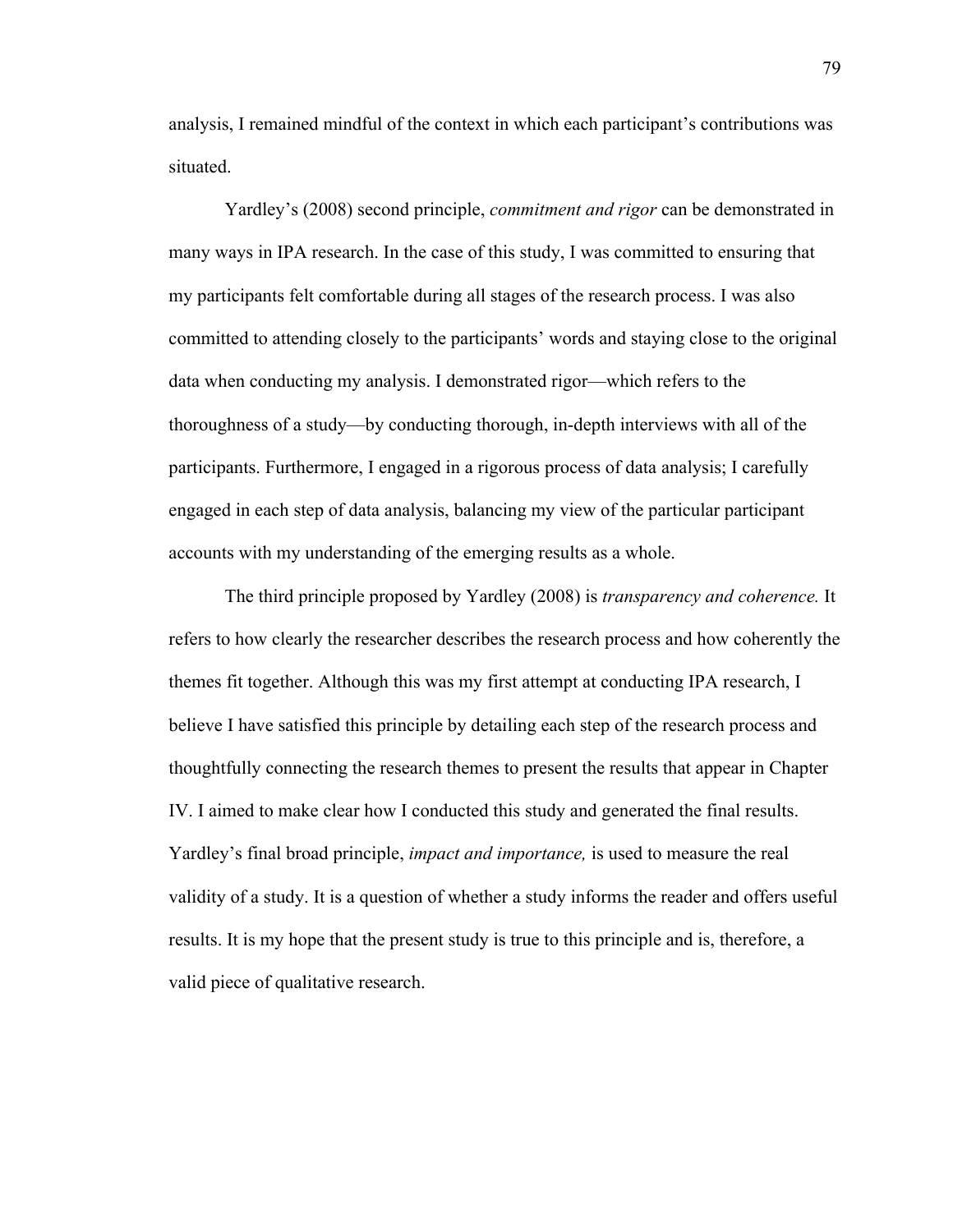analysis, I remained mindful of the context in which each participant's contributions was situated.

Yardley's (2008) second principle, *commitment and rigor* can be demonstrated in many ways in IPA research. In the case of this study, I was committed to ensuring that my participants felt comfortable during all stages of the research process. I was also committed to attending closely to the participants' words and staying close to the original data when conducting my analysis. I demonstrated rigor—which refers to the thoroughness of a study—by conducting thorough, in-depth interviews with all of the participants. Furthermore, I engaged in a rigorous process of data analysis; I carefully engaged in each step of data analysis, balancing my view of the particular participant accounts with my understanding of the emerging results as a whole.

The third principle proposed by Yardley (2008) is *transparency and coherence.* It refers to how clearly the researcher describes the research process and how coherently the themes fit together. Although this was my first attempt at conducting IPA research, I believe I have satisfied this principle by detailing each step of the research process and thoughtfully connecting the research themes to present the results that appear in Chapter IV. I aimed to make clear how I conducted this study and generated the final results. Yardley's final broad principle, *impact and importance,* is used to measure the real validity of a study. It is a question of whether a study informs the reader and offers useful results. It is my hope that the present study is true to this principle and is, therefore, a valid piece of qualitative research.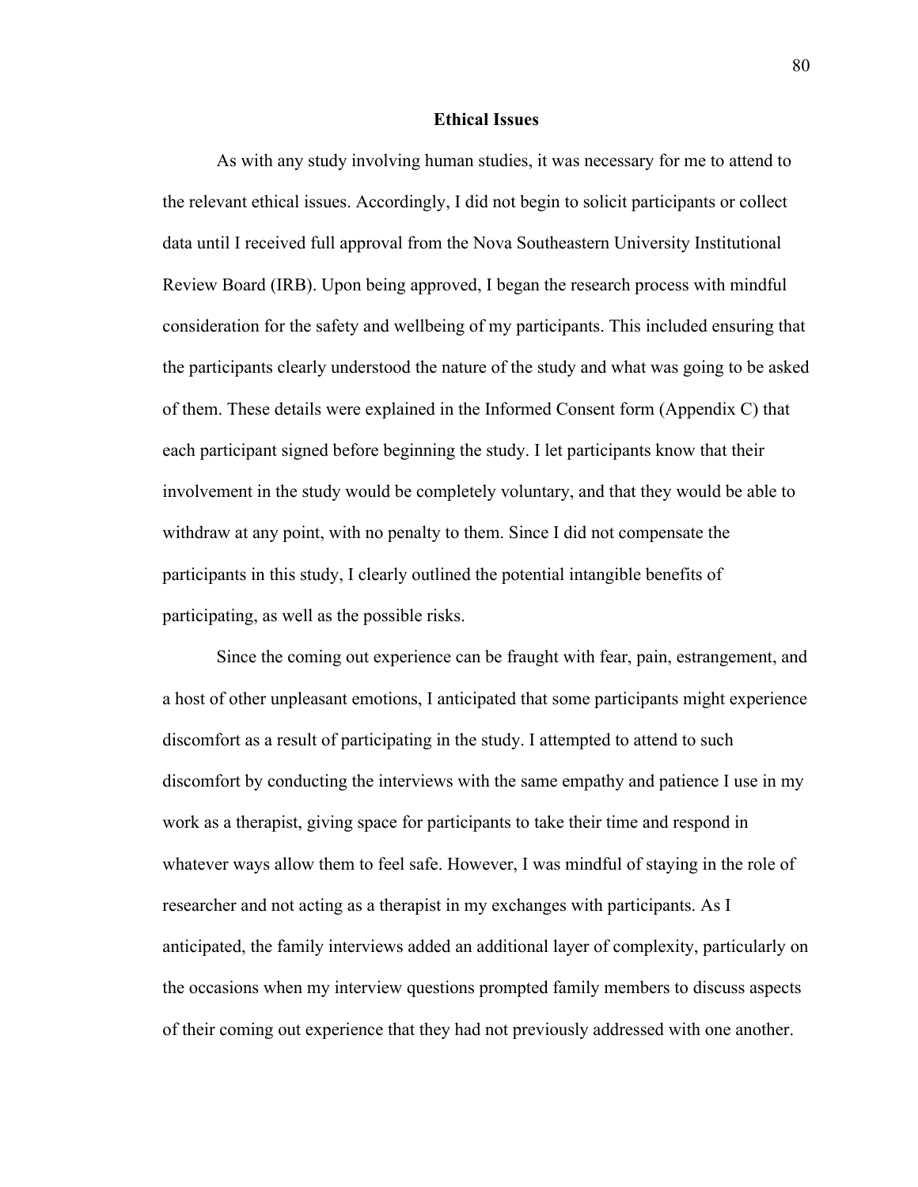## Ethical Issues

As with any study involving human studies, it was necessary for me to attend to the relevant ethical issues. Accordingly, I did not begin to solicit participants or collect data until I received full approval from the Nova Southeastern University Institutional Review Board (IRB). Upon being approved, I began the research process with mindful consideration for the safety and wellbeing of my participants. This included ensuring that the participants clearly understood the nature of the study and what was going to be asked of them. These details were explained in the Informed Consent form (Appendix C) that each participant signed before beginning the study. I let participants know that their involvement in the study would be completely voluntary, and that they would be able to withdraw at any point, with no penalty to them. Since I did not compensate the participants in this study, I clearly outlined the potential intangible benefits of participating, as well as the possible risks.

Since the coming out experience can be fraught with fear, pain, estrangement, and a host of other unpleasant emotions, I anticipated that some participants might experience discomfort as a result of participating in the study. I attempted to attend to such discomfort by conducting the interviews with the same empathy and patience I use in my work as a therapist, giving space for participants to take their time and respond in whatever ways allow them to feel safe. However, I was mindful of staying in the role of researcher and not acting as a therapist in my exchanges with participants. As I anticipated, the family interviews added an additional layer of complexity, particularly on the occasions when my interview questions prompted family members to discuss aspects of their coming out experience that they had not previously addressed with one another.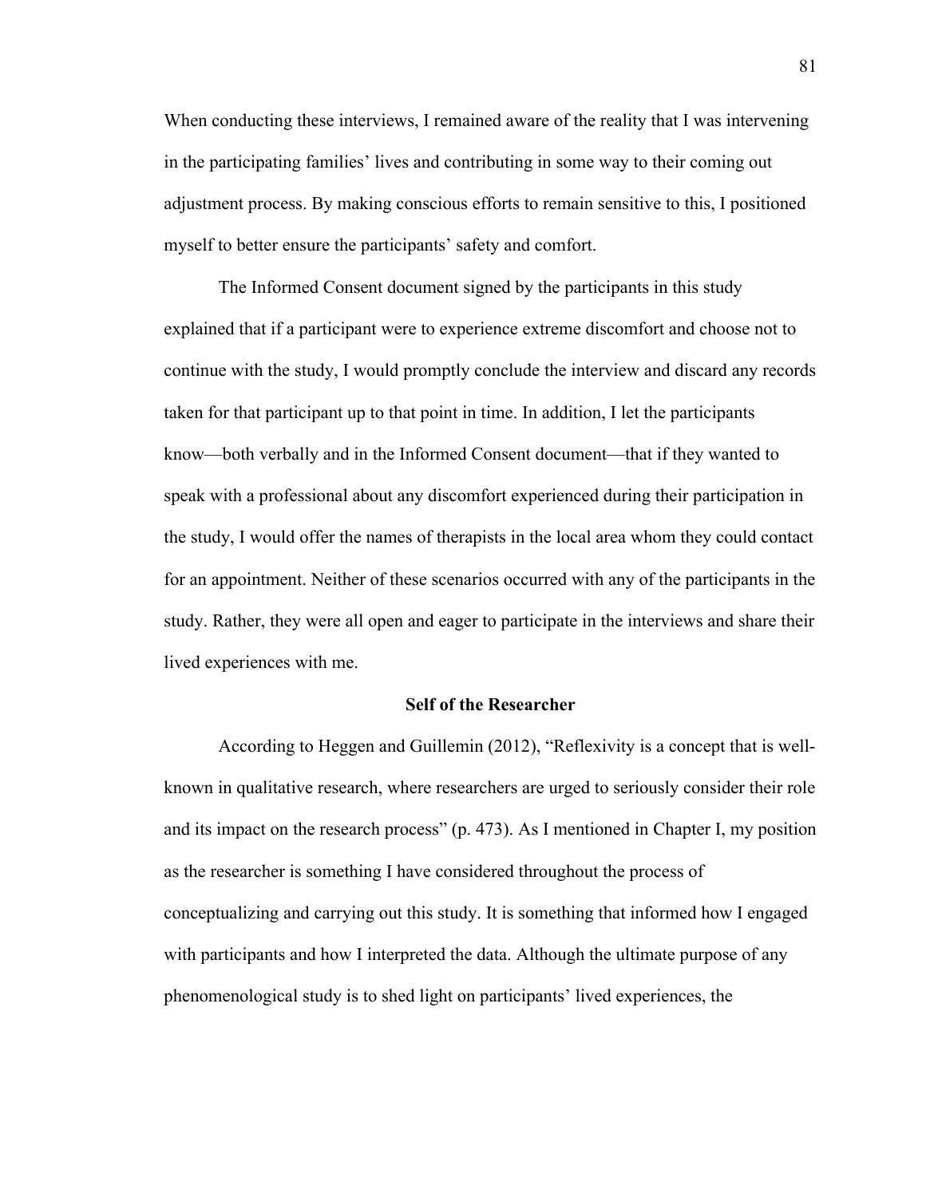When conducting these interviews, I remained aware of the reality that I was intervening in the participating families' lives and contributing in some way to their coming out adjustment process. By making conscious efforts to remain sensitive to this, I positioned myself to better ensure the participants' safety and comfort.

The Informed Consent document signed by the participants in this study explained that if a participant were to experience extreme discomfort and choose not to continue with the study, I would promptly conclude the interview and discard any records taken for that participant up to that point in time. In addition, I let the participants know—both verbally and in the Informed Consent document—that if they wanted to speak with a professional about any discomfort experienced during their participation in the study, I would offer the names of therapists in the local area whom they could contact for an appointment. Neither of these scenarios occurred with any of the participants in the study. Rather, they were all open and eager to participate in the interviews and share their lived experiences with me.

## Self of the Researcher

According to Heggen and Guillemin (2012), "Reflexivity is a concept that is well-known in qualitative research, where researchers are urged to seriously consider their role and its impact on the research process" (p. 473). As I mentioned in Chapter I, my position as the researcher is something I have considered throughout the process of conceptualizing and carrying out this study. It is something that informed how I engaged with participants and how I interpreted the data. Although the ultimate purpose of any phenomenological study is to shed light on participants' lived experiences, the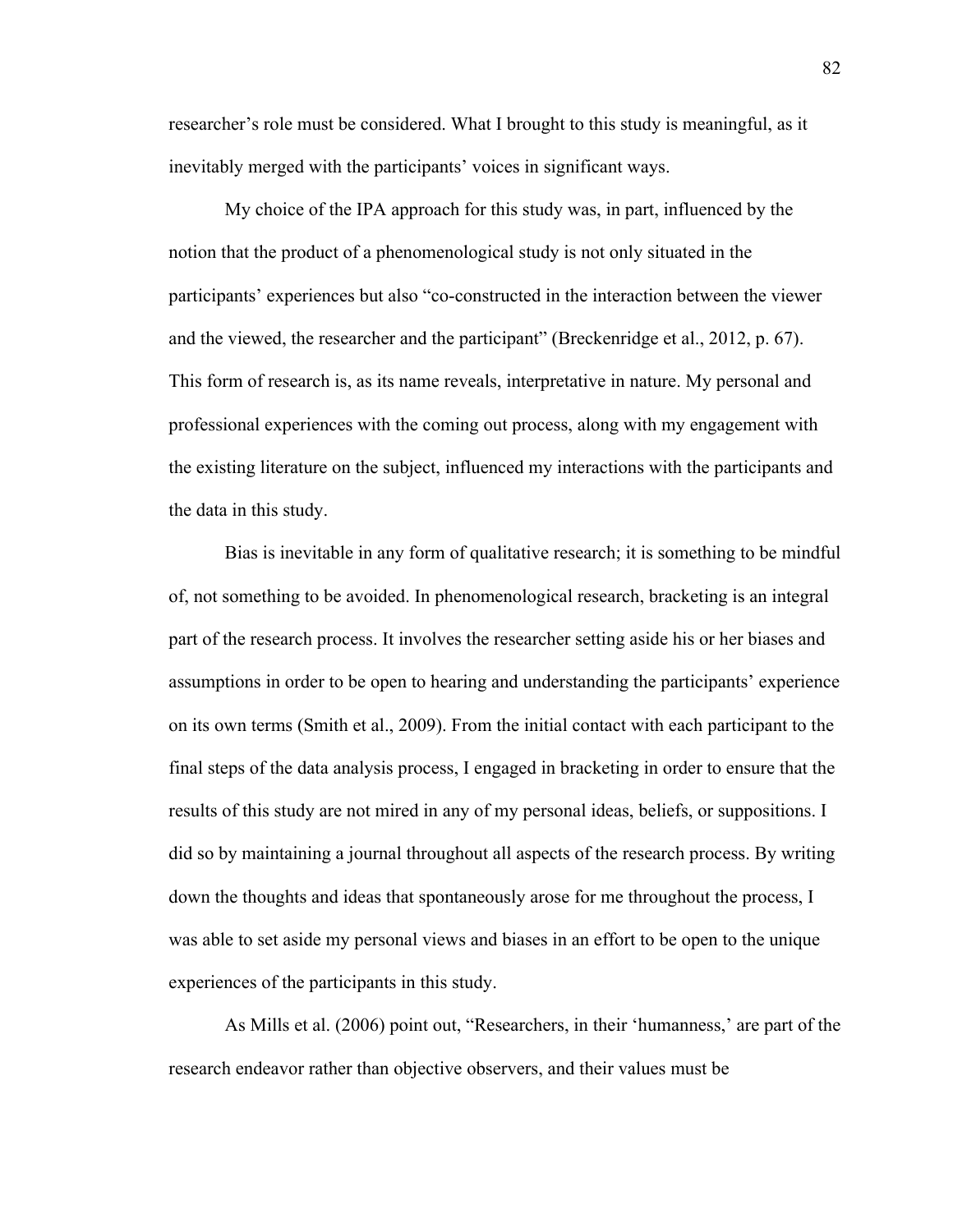researcher's role must be considered. What I brought to this study is meaningful, as it inevitably merged with the participants' voices in significant ways.

My choice of the IPA approach for this study was, in part, influenced by the notion that the product of a phenomenological study is not only situated in the participants' experiences but also "co-constructed in the interaction between the viewer and the viewed, the researcher and the participant" (Breckenridge et al., 2012, p. 67). This form of research is, as its name reveals, interpretative in nature. My personal and professional experiences with the coming out process, along with my engagement with the existing literature on the subject, influenced my interactions with the participants and the data in this study.

Bias is inevitable in any form of qualitative research; it is something to be mindful of, not something to be avoided. In phenomenological research, bracketing is an integral part of the research process. It involves the researcher setting aside his or her biases and assumptions in order to be open to hearing and understanding the participants' experience on its own terms (Smith et al., 2009). From the initial contact with each participant to the final steps of the data analysis process, I engaged in bracketing in order to ensure that the results of this study are not mired in any of my personal ideas, beliefs, or suppositions. I did so by maintaining a journal throughout all aspects of the research process. By writing down the thoughts and ideas that spontaneously arose for me throughout the process, I was able to set aside my personal views and biases in an effort to be open to the unique experiences of the participants in this study.

As Mills et al. (2006) point out, "Researchers, in their 'humanness,' are part of the research endeavor rather than objective observers, and their values must be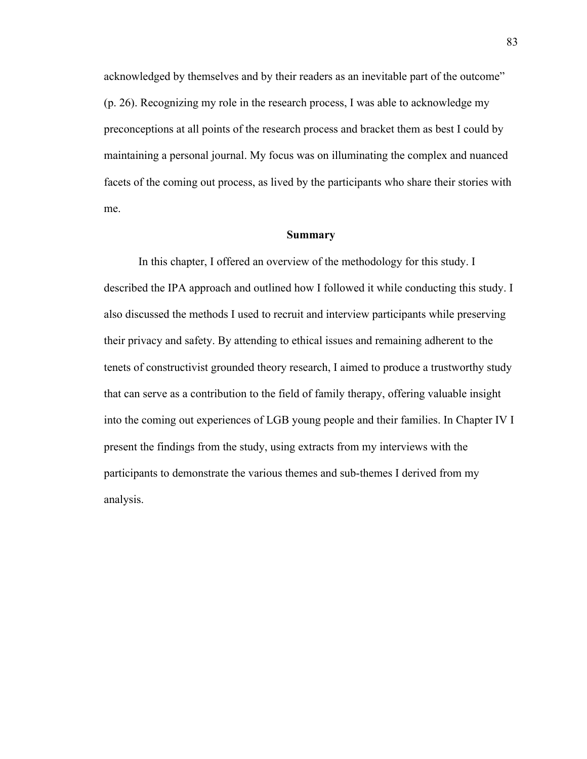acknowledged by themselves and by their readers as an inevitable part of the outcome" (p. 26). Recognizing my role in the research process, I was able to acknowledge my preconceptions at all points of the research process and bracket them as best I could by maintaining a personal journal. My focus was on illuminating the complex and nuanced facets of the coming out process, as lived by the participants who share their stories with me.

## Summary

In this chapter, I offered an overview of the methodology for this study. I described the IPA approach and outlined how I followed it while conducting this study. I also discussed the methods I used to recruit and interview participants while preserving their privacy and safety. By attending to ethical issues and remaining adherent to the tenets of constructivist grounded theory research, I aimed to produce a trustworthy study that can serve as a contribution to the field of family therapy, offering valuable insight into the coming out experiences of LGB young people and their families. In Chapter IV I present the findings from the study, using extracts from my interviews with the participants to demonstrate the various themes and sub-themes I derived from my analysis.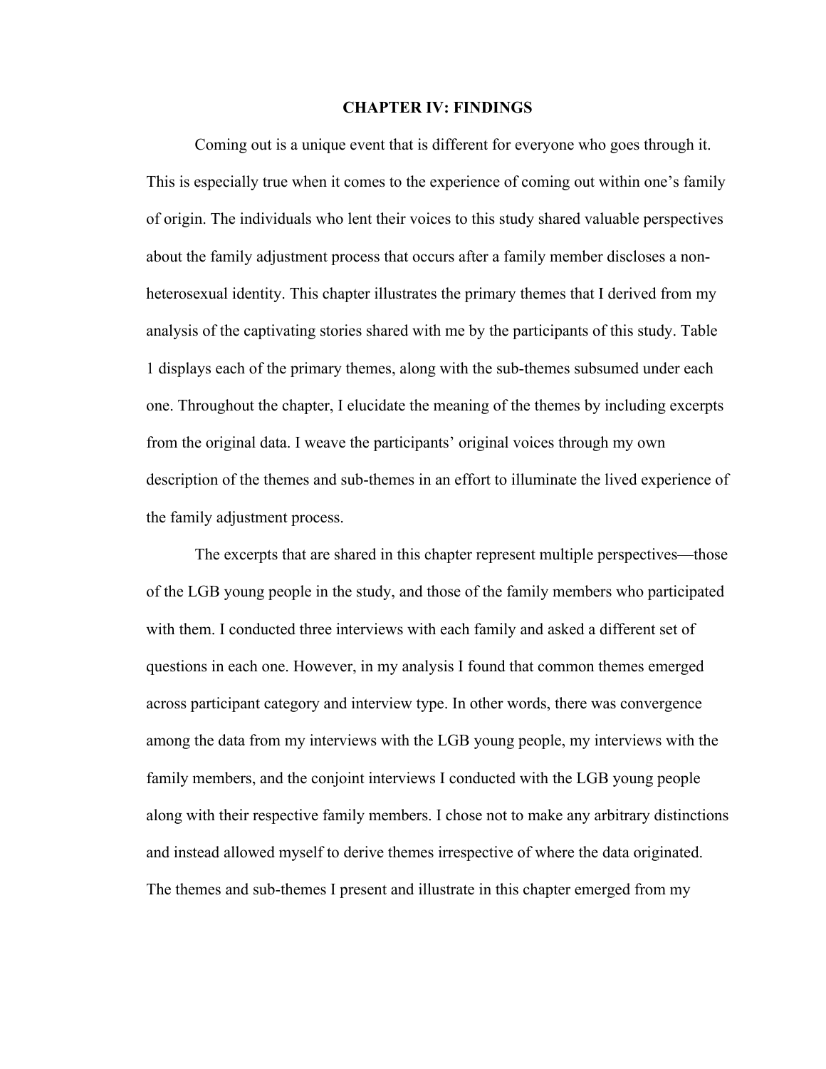# CHAPTER IV: FINDINGS

Coming out is a unique event that is different for everyone who goes through it. This is especially true when it comes to the experience of coming out within one's family of origin. The individuals who lent their voices to this study shared valuable perspectives about the family adjustment process that occurs after a family member discloses a non-heterosexual identity. This chapter illustrates the primary themes that I derived from my analysis of the captivating stories shared with me by the participants of this study. Table 1 displays each of the primary themes, along with the sub-themes subsumed under each one. Throughout the chapter, I elucidate the meaning of the themes by including excerpts from the original data. I weave the participants' original voices through my own description of the themes and sub-themes in an effort to illuminate the lived experience of the family adjustment process.

The excerpts that are shared in this chapter represent multiple perspectives—those of the LGB young people in the study, and those of the family members who participated with them. I conducted three interviews with each family and asked a different set of questions in each one. However, in my analysis I found that common themes emerged across participant category and interview type. In other words, there was convergence among the data from my interviews with the LGB young people, my interviews with the family members, and the conjoint interviews I conducted with the LGB young people along with their respective family members. I chose not to make any arbitrary distinctions and instead allowed myself to derive themes irrespective of where the data originated. The themes and sub-themes I present and illustrate in this chapter emerged from my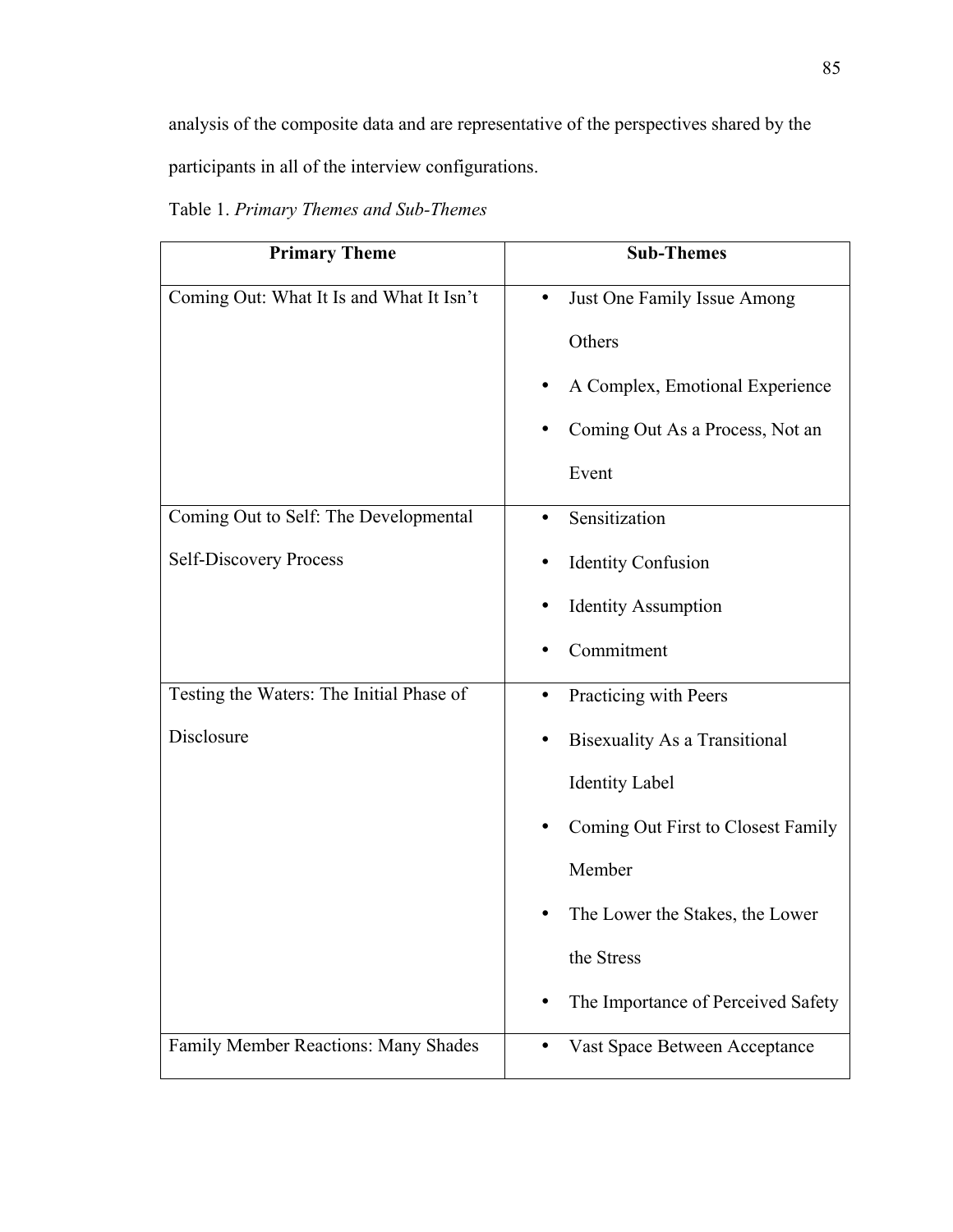analysis of the composite data and are representative of the perspectives shared by the participants in all of the interview configurations.

Table 1. *Primary Themes and Sub-Themes*

| **Primary Theme** | **Sub-Themes** |
| --- | --- |
| Coming Out: What It Is and What It Isn't | • Just One Family Issue Among Others<br>• A Complex, Emotional Experience<br>• Coming Out As a Process, Not an Event |
| Coming Out to Self: The Developmental Self-Discovery Process | • Sensitization<br>• Identity Confusion<br>• Identity Assumption<br>• Commitment |
| Testing the Waters: The Initial Phase of Disclosure | • Practicing with Peers<br>• Bisexuality As a Transitional Identity Label<br>• Coming Out First to Closest Family Member<br>• The Lower the Stakes, the Lower the Stress<br>• The Importance of Perceived Safety |
| Family Member Reactions: Many Shades | • Vast Space Between Acceptance |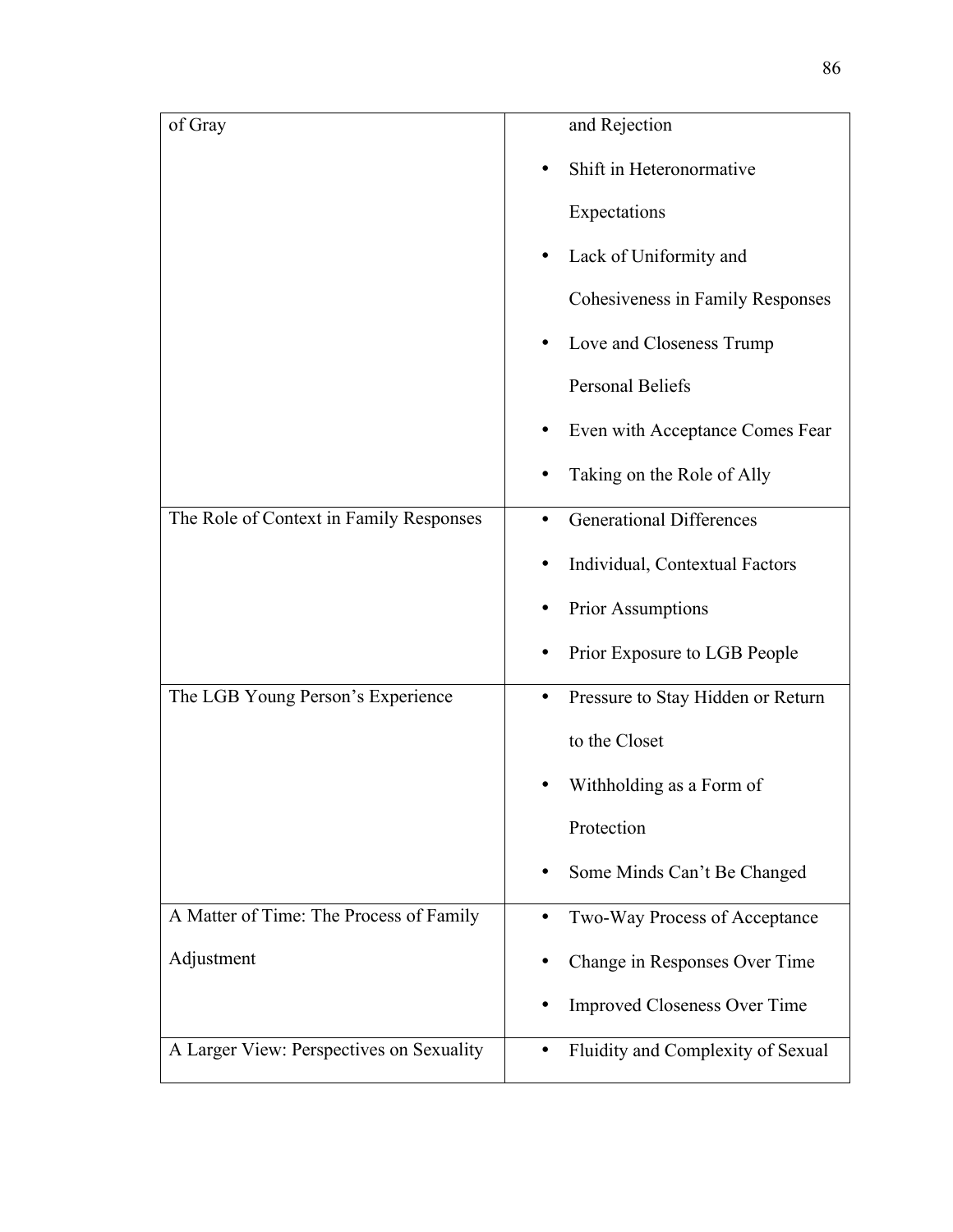| | |
|---|---|
| of Gray | and Rejection<br>• Shift in Heteronormative Expectations<br>• Lack of Uniformity and Cohesiveness in Family Responses<br>• Love and Closeness Trump Personal Beliefs<br>• Even with Acceptance Comes Fear<br>• Taking on the Role of Ally |
| The Role of Context in Family Responses | • Generational Differences<br>• Individual, Contextual Factors<br>• Prior Assumptions<br>• Prior Exposure to LGB People |
| The LGB Young Person's Experience | • Pressure to Stay Hidden or Return to the Closet<br>• Withholding as a Form of Protection<br>• Some Minds Can't Be Changed |
| A Matter of Time: The Process of Family Adjustment | • Two-Way Process of Acceptance<br>• Change in Responses Over Time<br>• Improved Closeness Over Time |
| A Larger View: Perspectives on Sexuality | • Fluidity and Complexity of Sexual |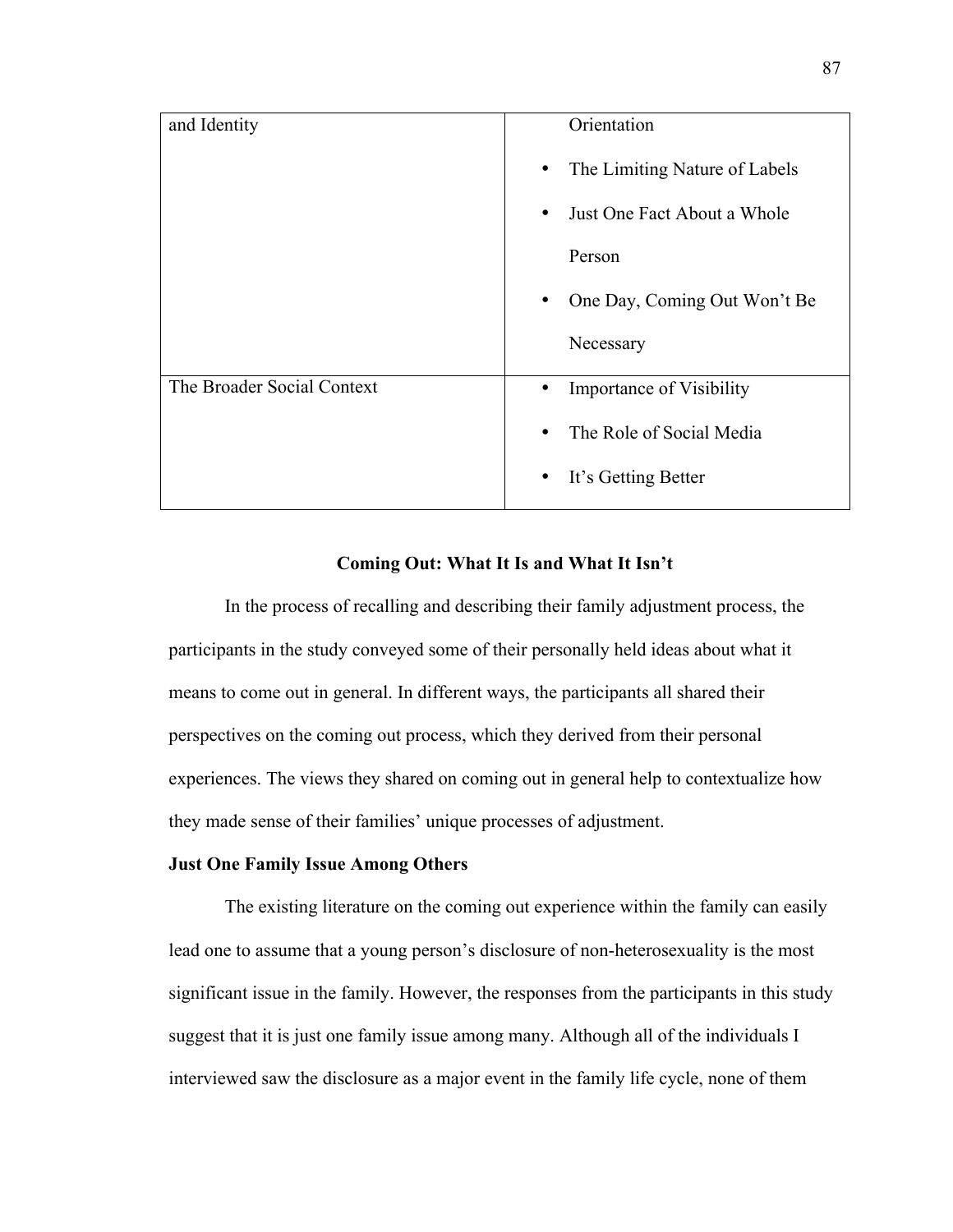| | |
|---|---|
| and Identity | Orientation<br>• The Limiting Nature of Labels<br>• Just One Fact About a Whole Person<br>• One Day, Coming Out Won't Be Necessary |
| The Broader Social Context | • Importance of Visibility<br>• The Role of Social Media<br>• It's Getting Better |

## Coming Out: What It Is and What It Isn't

In the process of recalling and describing their family adjustment process, the participants in the study conveyed some of their personally held ideas about what it means to come out in general. In different ways, the participants all shared their perspectives on the coming out process, which they derived from their personal experiences. The views they shared on coming out in general help to contextualize how they made sense of their families' unique processes of adjustment.

### Just One Family Issue Among Others

The existing literature on the coming out experience within the family can easily lead one to assume that a young person's disclosure of non-heterosexuality is the most significant issue in the family. However, the responses from the participants in this study suggest that it is just one family issue among many. Although all of the individuals I interviewed saw the disclosure as a major event in the family life cycle, none of them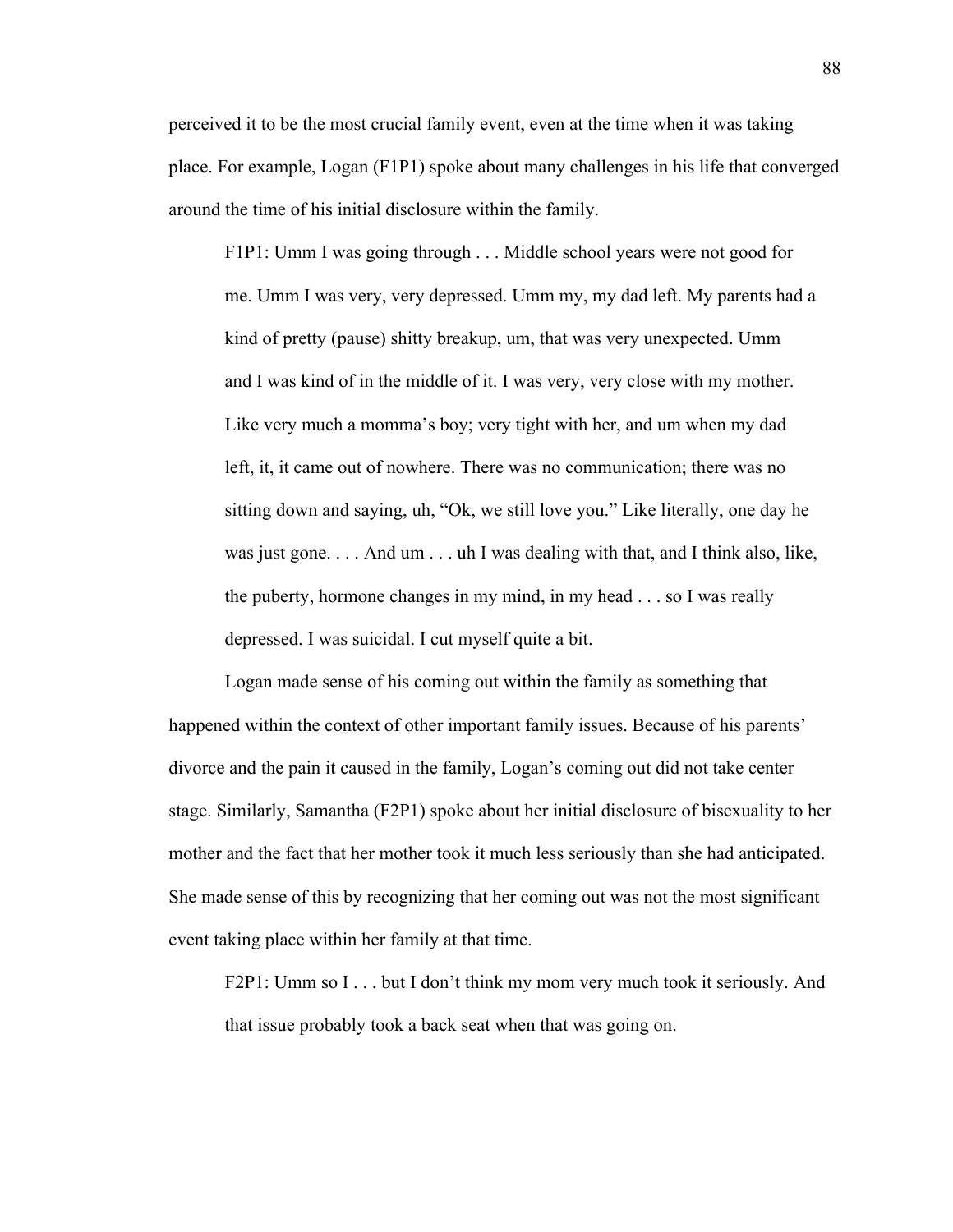perceived it to be the most crucial family event, even at the time when it was taking place. For example, Logan (F1P1) spoke about many challenges in his life that converged around the time of his initial disclosure within the family.

> F1P1: Umm I was going through . . . Middle school years were not good for me. Umm I was very, very depressed. Umm my, my dad left. My parents had a kind of pretty (pause) shitty breakup, um, that was very unexpected. Umm and I was kind of in the middle of it. I was very, very close with my mother. Like very much a momma's boy; very tight with her, and um when my dad left, it, it came out of nowhere. There was no communication; there was no sitting down and saying, uh, "Ok, we still love you." Like literally, one day he was just gone. . . . And um . . . uh I was dealing with that, and I think also, like, the puberty, hormone changes in my mind, in my head . . . so I was really depressed. I was suicidal. I cut myself quite a bit.

Logan made sense of his coming out within the family as something that happened within the context of other important family issues. Because of his parents' divorce and the pain it caused in the family, Logan's coming out did not take center stage. Similarly, Samantha (F2P1) spoke about her initial disclosure of bisexuality to her mother and the fact that her mother took it much less seriously than she had anticipated. She made sense of this by recognizing that her coming out was not the most significant event taking place within her family at that time.

> F2P1: Umm so I . . . but I don't think my mom very much took it seriously. And that issue probably took a back seat when that was going on.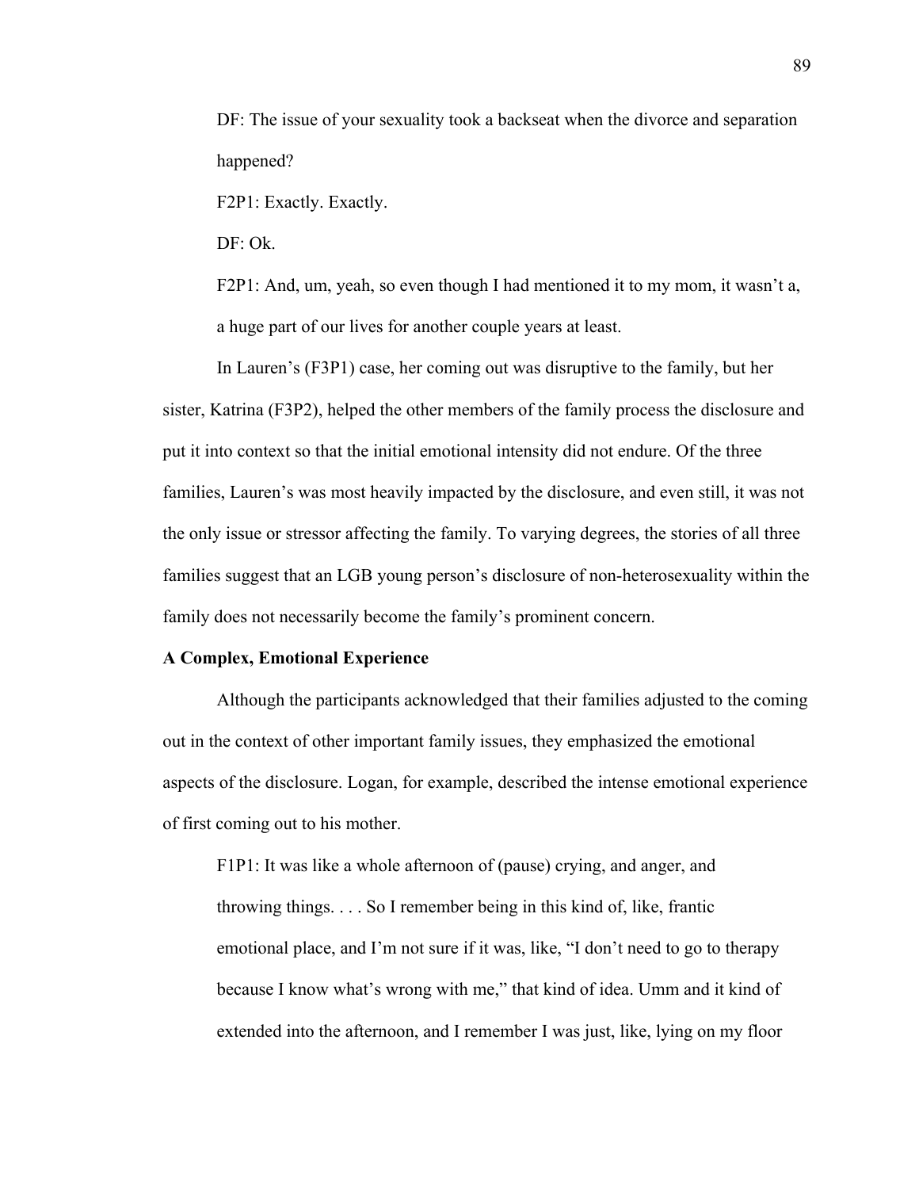DF: The issue of your sexuality took a backseat when the divorce and separation happened?

F2P1: Exactly. Exactly.

DF: Ok.

F2P1: And, um, yeah, so even though I had mentioned it to my mom, it wasn't a, a huge part of our lives for another couple years at least.

In Lauren's (F3P1) case, her coming out was disruptive to the family, but her sister, Katrina (F3P2), helped the other members of the family process the disclosure and put it into context so that the initial emotional intensity did not endure. Of the three families, Lauren's was most heavily impacted by the disclosure, and even still, it was not the only issue or stressor affecting the family. To varying degrees, the stories of all three families suggest that an LGB young person's disclosure of non-heterosexuality within the family does not necessarily become the family's prominent concern.

**A Complex, Emotional Experience**

Although the participants acknowledged that their families adjusted to the coming out in the context of other important family issues, they emphasized the emotional aspects of the disclosure. Logan, for example, described the intense emotional experience of first coming out to his mother.

F1P1: It was like a whole afternoon of (pause) crying, and anger, and throwing things. . . . So I remember being in this kind of, like, frantic emotional place, and I'm not sure if it was, like, "I don't need to go to therapy because I know what's wrong with me," that kind of idea. Umm and it kind of extended into the afternoon, and I remember I was just, like, lying on my floor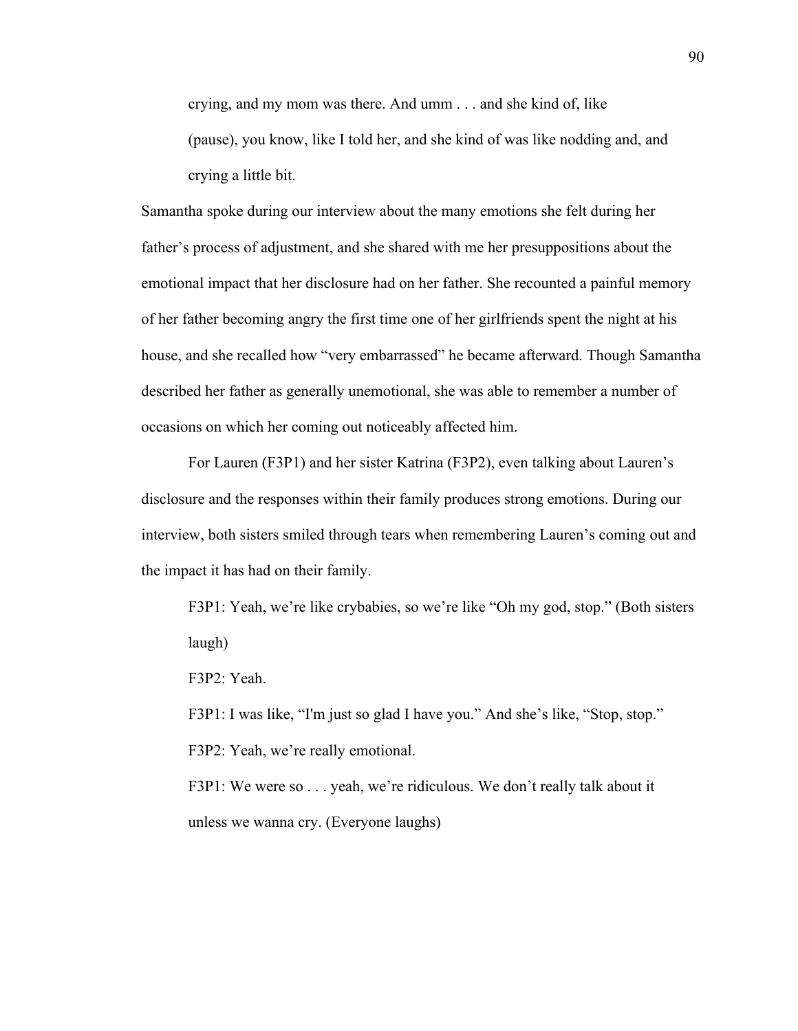> crying, and my mom was there. And umm . . . and she kind of, like (pause), you know, like I told her, and she kind of was like nodding and, and crying a little bit.

Samantha spoke during our interview about the many emotions she felt during her father's process of adjustment, and she shared with me her presuppositions about the emotional impact that her disclosure had on her father. She recounted a painful memory of her father becoming angry the first time one of her girlfriends spent the night at his house, and she recalled how "very embarrassed" he became afterward. Though Samantha described her father as generally unemotional, she was able to remember a number of occasions on which her coming out noticeably affected him.

For Lauren (F3P1) and her sister Katrina (F3P2), even talking about Lauren's disclosure and the responses within their family produces strong emotions. During our interview, both sisters smiled through tears when remembering Lauren's coming out and the impact it has had on their family.

> F3P1: Yeah, we're like crybabies, so we're like "Oh my god, stop." (Both sisters laugh)
>
> F3P2: Yeah.
>
> F3P1: I was like, "I'm just so glad I have you." And she's like, "Stop, stop."
>
> F3P2: Yeah, we're really emotional.
>
> F3P1: We were so . . . yeah, we're ridiculous. We don't really talk about it unless we wanna cry. (Everyone laughs)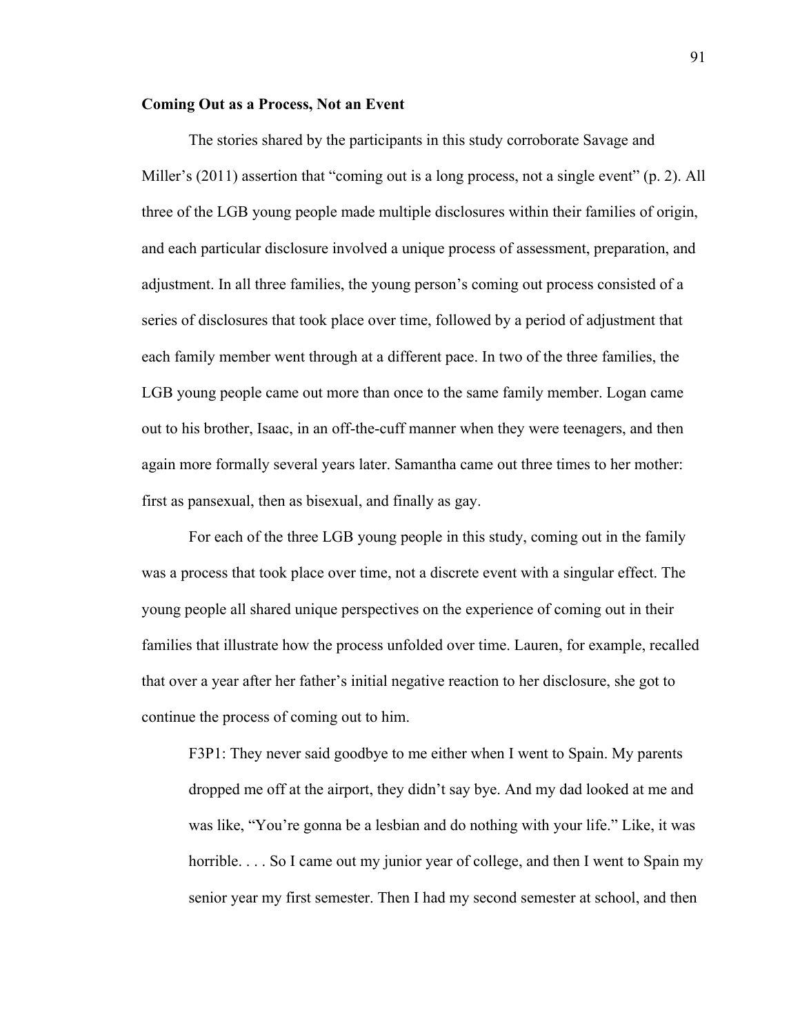**Coming Out as a Process, Not an Event**

The stories shared by the participants in this study corroborate Savage and Miller's (2011) assertion that "coming out is a long process, not a single event" (p. 2). All three of the LGB young people made multiple disclosures within their families of origin, and each particular disclosure involved a unique process of assessment, preparation, and adjustment. In all three families, the young person's coming out process consisted of a series of disclosures that took place over time, followed by a period of adjustment that each family member went through at a different pace. In two of the three families, the LGB young people came out more than once to the same family member. Logan came out to his brother, Isaac, in an off-the-cuff manner when they were teenagers, and then again more formally several years later. Samantha came out three times to her mother: first as pansexual, then as bisexual, and finally as gay.

For each of the three LGB young people in this study, coming out in the family was a process that took place over time, not a discrete event with a singular effect. The young people all shared unique perspectives on the experience of coming out in their families that illustrate how the process unfolded over time. Lauren, for example, recalled that over a year after her father's initial negative reaction to her disclosure, she got to continue the process of coming out to him.

> F3P1: They never said goodbye to me either when I went to Spain. My parents dropped me off at the airport, they didn't say bye. And my dad looked at me and was like, "You're gonna be a lesbian and do nothing with your life." Like, it was horrible. . . . So I came out my junior year of college, and then I went to Spain my senior year my first semester. Then I had my second semester at school, and then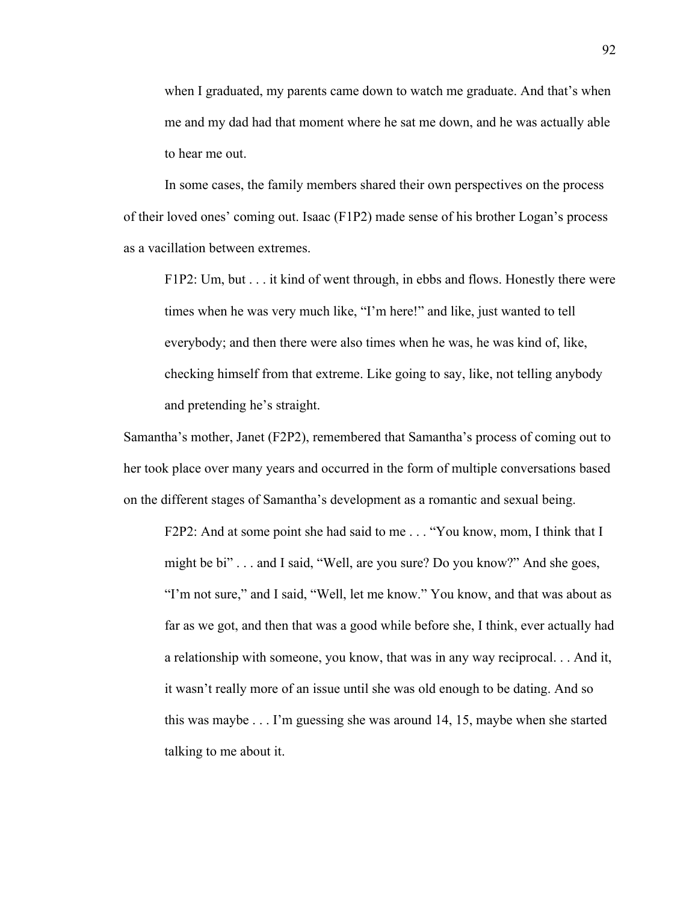> when I graduated, my parents came down to watch me graduate. And that's when me and my dad had that moment where he sat me down, and he was actually able to hear me out.

In some cases, the family members shared their own perspectives on the process of their loved ones' coming out. Isaac (F1P2) made sense of his brother Logan's process as a vacillation between extremes.

> F1P2: Um, but . . . it kind of went through, in ebbs and flows. Honestly there were times when he was very much like, "I'm here!" and like, just wanted to tell everybody; and then there were also times when he was, he was kind of, like, checking himself from that extreme. Like going to say, like, not telling anybody and pretending he's straight.

Samantha's mother, Janet (F2P2), remembered that Samantha's process of coming out to her took place over many years and occurred in the form of multiple conversations based on the different stages of Samantha's development as a romantic and sexual being.

> F2P2: And at some point she had said to me . . . "You know, mom, I think that I might be bi" . . . and I said, "Well, are you sure? Do you know?" And she goes, "I'm not sure," and I said, "Well, let me know." You know, and that was about as far as we got, and then that was a good while before she, I think, ever actually had a relationship with someone, you know, that was in any way reciprocal. . . And it, it wasn't really more of an issue until she was old enough to be dating. And so this was maybe . . . I'm guessing she was around 14, 15, maybe when she started talking to me about it.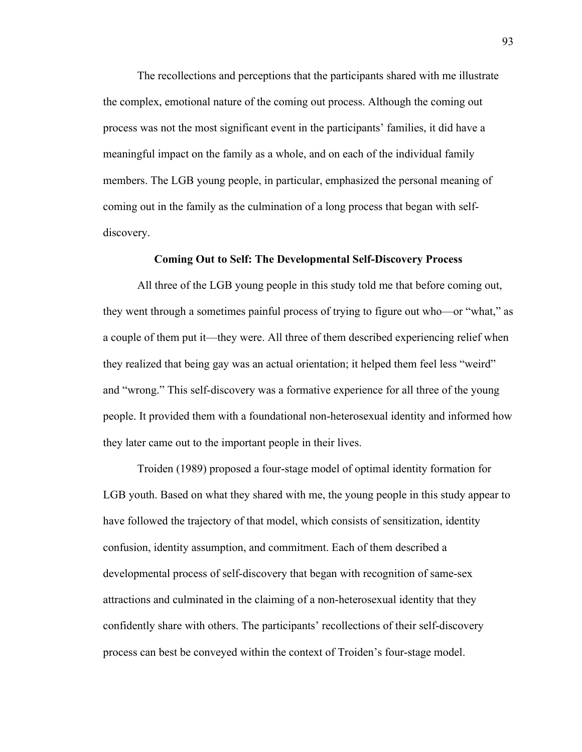The recollections and perceptions that the participants shared with me illustrate the complex, emotional nature of the coming out process. Although the coming out process was not the most significant event in the participants' families, it did have a meaningful impact on the family as a whole, and on each of the individual family members. The LGB young people, in particular, emphasized the personal meaning of coming out in the family as the culmination of a long process that began with self-discovery.

## Coming Out to Self: The Developmental Self-Discovery Process

All three of the LGB young people in this study told me that before coming out, they went through a sometimes painful process of trying to figure out who—or "what," as a couple of them put it—they were. All three of them described experiencing relief when they realized that being gay was an actual orientation; it helped them feel less "weird" and "wrong." This self-discovery was a formative experience for all three of the young people. It provided them with a foundational non-heterosexual identity and informed how they later came out to the important people in their lives.

Troiden (1989) proposed a four-stage model of optimal identity formation for LGB youth. Based on what they shared with me, the young people in this study appear to have followed the trajectory of that model, which consists of sensitization, identity confusion, identity assumption, and commitment. Each of them described a developmental process of self-discovery that began with recognition of same-sex attractions and culminated in the claiming of a non-heterosexual identity that they confidently share with others. The participants' recollections of their self-discovery process can best be conveyed within the context of Troiden's four-stage model.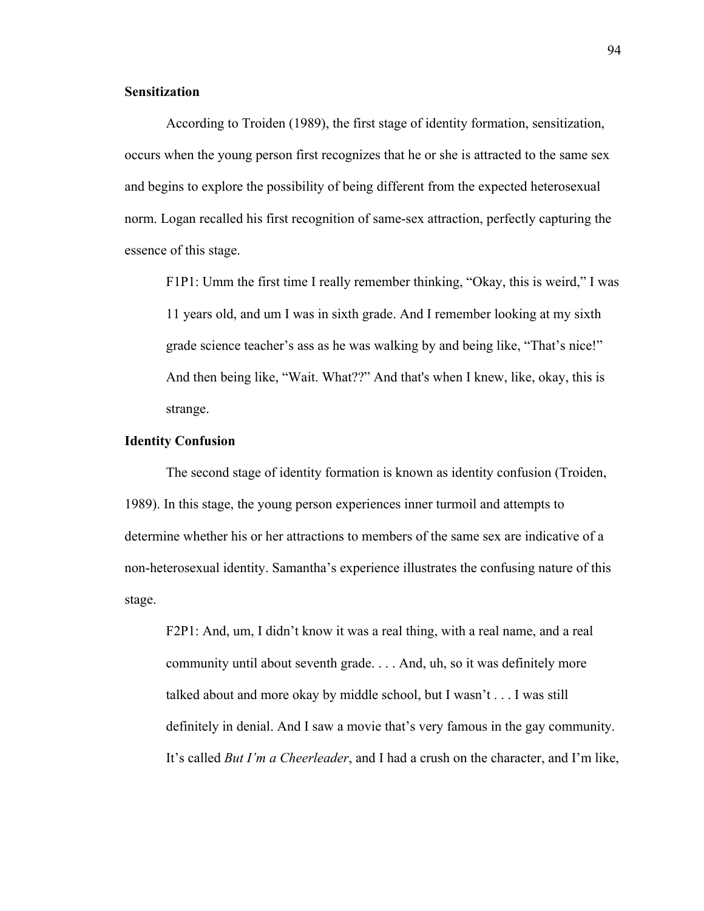### Sensitization

According to Troiden (1989), the first stage of identity formation, sensitization, occurs when the young person first recognizes that he or she is attracted to the same sex and begins to explore the possibility of being different from the expected heterosexual norm. Logan recalled his first recognition of same-sex attraction, perfectly capturing the essence of this stage.

> F1P1: Umm the first time I really remember thinking, "Okay, this is weird," I was 11 years old, and um I was in sixth grade. And I remember looking at my sixth grade science teacher's ass as he was walking by and being like, "That's nice!" And then being like, "Wait. What??" And that's when I knew, like, okay, this is strange.

### Identity Confusion

The second stage of identity formation is known as identity confusion (Troiden, 1989). In this stage, the young person experiences inner turmoil and attempts to determine whether his or her attractions to members of the same sex are indicative of a non-heterosexual identity. Samantha's experience illustrates the confusing nature of this stage.

> F2P1: And, um, I didn't know it was a real thing, with a real name, and a real community until about seventh grade. . . . And, uh, so it was definitely more talked about and more okay by middle school, but I wasn't . . . I was still definitely in denial. And I saw a movie that's very famous in the gay community. It's called *But I'm a Cheerleader*, and I had a crush on the character, and I'm like,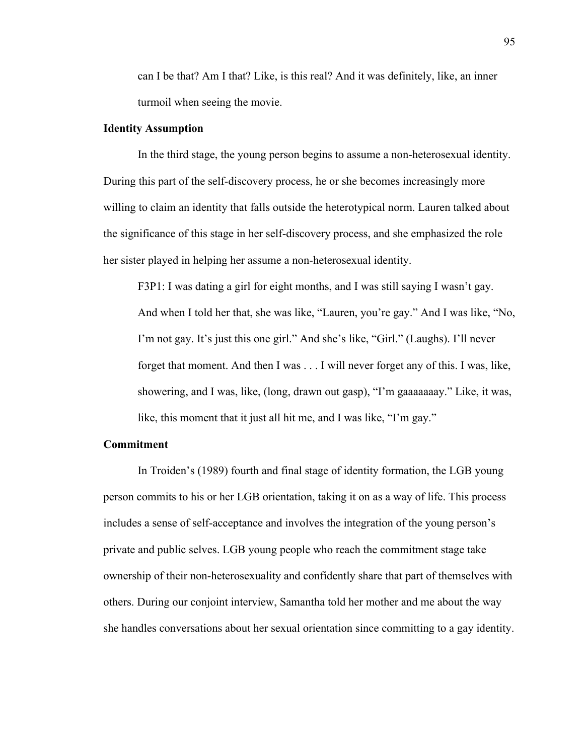can I be that? Am I that? Like, is this real? And it was definitely, like, an inner turmoil when seeing the movie.

## Identity Assumption

In the third stage, the young person begins to assume a non-heterosexual identity. During this part of the self-discovery process, he or she becomes increasingly more willing to claim an identity that falls outside the heterotypical norm. Lauren talked about the significance of this stage in her self-discovery process, and she emphasized the role her sister played in helping her assume a non-heterosexual identity.

> F3P1: I was dating a girl for eight months, and I was still saying I wasn't gay. And when I told her that, she was like, "Lauren, you're gay." And I was like, "No, I'm not gay. It's just this one girl." And she's like, "Girl." (Laughs). I'll never forget that moment. And then I was . . . I will never forget any of this. I was, like, showering, and I was, like, (long, drawn out gasp), "I'm gaaaaaaay." Like, it was, like, this moment that it just all hit me, and I was like, "I'm gay."

## Commitment

In Troiden's (1989) fourth and final stage of identity formation, the LGB young person commits to his or her LGB orientation, taking it on as a way of life. This process includes a sense of self-acceptance and involves the integration of the young person's private and public selves. LGB young people who reach the commitment stage take ownership of their non-heterosexuality and confidently share that part of themselves with others. During our conjoint interview, Samantha told her mother and me about the way she handles conversations about her sexual orientation since committing to a gay identity.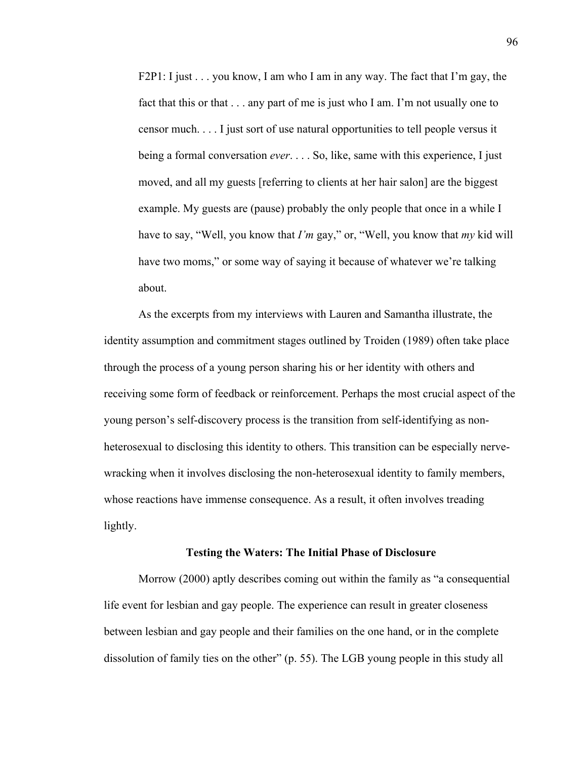F2P1: I just . . . you know, I am who I am in any way. The fact that I'm gay, the fact that this or that . . . any part of me is just who I am. I'm not usually one to censor much. . . . I just sort of use natural opportunities to tell people versus it being a formal conversation *ever*. . . . So, like, same with this experience, I just moved, and all my guests [referring to clients at her hair salon] are the biggest example. My guests are (pause) probably the only people that once in a while I have to say, "Well, you know that *I'm* gay," or, "Well, you know that *my* kid will have two moms," or some way of saying it because of whatever we're talking about.

As the excerpts from my interviews with Lauren and Samantha illustrate, the identity assumption and commitment stages outlined by Troiden (1989) often take place through the process of a young person sharing his or her identity with others and receiving some form of feedback or reinforcement. Perhaps the most crucial aspect of the young person's self-discovery process is the transition from self-identifying as non-heterosexual to disclosing this identity to others. This transition can be especially nerve-wracking when it involves disclosing the non-heterosexual identity to family members, whose reactions have immense consequence. As a result, it often involves treading lightly.

## Testing the Waters: The Initial Phase of Disclosure

Morrow (2000) aptly describes coming out within the family as "a consequential life event for lesbian and gay people. The experience can result in greater closeness between lesbian and gay people and their families on the one hand, or in the complete dissolution of family ties on the other" (p. 55). The LGB young people in this study all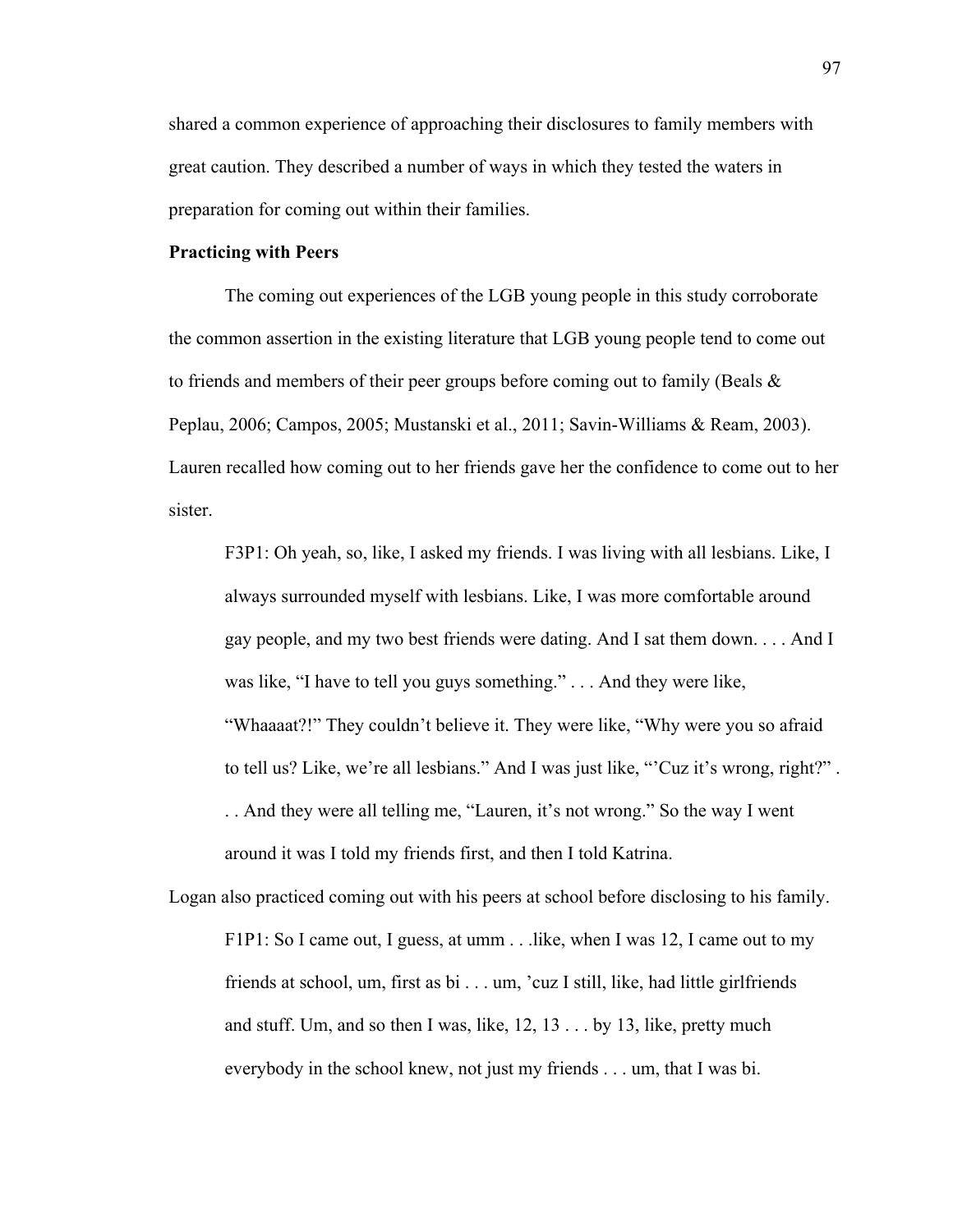shared a common experience of approaching their disclosures to family members with great caution. They described a number of ways in which they tested the waters in preparation for coming out within their families.

**Practicing with Peers**

The coming out experiences of the LGB young people in this study corroborate the common assertion in the existing literature that LGB young people tend to come out to friends and members of their peer groups before coming out to family (Beals & Peplau, 2006; Campos, 2005; Mustanski et al., 2011; Savin-Williams & Ream, 2003). Lauren recalled how coming out to her friends gave her the confidence to come out to her sister.

> F3P1: Oh yeah, so, like, I asked my friends. I was living with all lesbians. Like, I always surrounded myself with lesbians. Like, I was more comfortable around gay people, and my two best friends were dating. And I sat them down. . . . And I was like, "I have to tell you guys something." . . . And they were like, "Whaaaat?!" They couldn't believe it. They were like, "Why were you so afraid to tell us? Like, we're all lesbians." And I was just like, "'Cuz it's wrong, right?" . . . And they were all telling me, "Lauren, it's not wrong." So the way I went around it was I told my friends first, and then I told Katrina.

Logan also practiced coming out with his peers at school before disclosing to his family.

> F1P1: So I came out, I guess, at umm . . .like, when I was 12, I came out to my friends at school, um, first as bi . . . um, 'cuz I still, like, had little girlfriends and stuff. Um, and so then I was, like, 12, 13 . . . by 13, like, pretty much everybody in the school knew, not just my friends . . . um, that I was bi.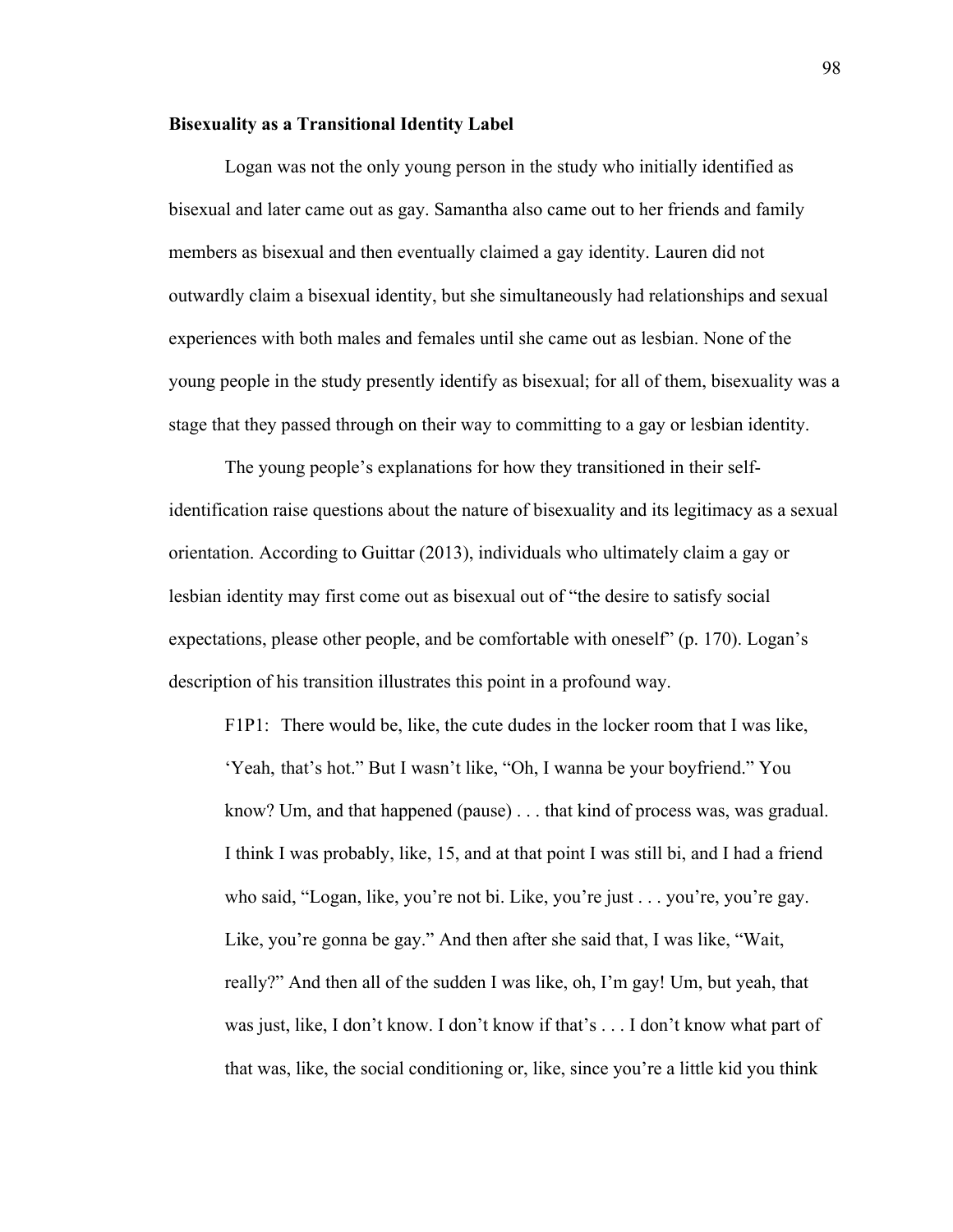**Bisexuality as a Transitional Identity Label**

Logan was not the only young person in the study who initially identified as bisexual and later came out as gay. Samantha also came out to her friends and family members as bisexual and then eventually claimed a gay identity. Lauren did not outwardly claim a bisexual identity, but she simultaneously had relationships and sexual experiences with both males and females until she came out as lesbian. None of the young people in the study presently identify as bisexual; for all of them, bisexuality was a stage that they passed through on their way to committing to a gay or lesbian identity.

The young people's explanations for how they transitioned in their self-identification raise questions about the nature of bisexuality and its legitimacy as a sexual orientation. According to Guittar (2013), individuals who ultimately claim a gay or lesbian identity may first come out as bisexual out of "the desire to satisfy social expectations, please other people, and be comfortable with oneself" (p. 170). Logan's description of his transition illustrates this point in a profound way.

> F1P1: There would be, like, the cute dudes in the locker room that I was like, 'Yeah, that's hot." But I wasn't like, "Oh, I wanna be your boyfriend." You know? Um, and that happened (pause) . . . that kind of process was, was gradual. I think I was probably, like, 15, and at that point I was still bi, and I had a friend who said, "Logan, like, you're not bi. Like, you're just . . . you're, you're gay. Like, you're gonna be gay." And then after she said that, I was like, "Wait, really?" And then all of the sudden I was like, oh, I'm gay! Um, but yeah, that was just, like, I don't know. I don't know if that's . . . I don't know what part of that was, like, the social conditioning or, like, since you're a little kid you think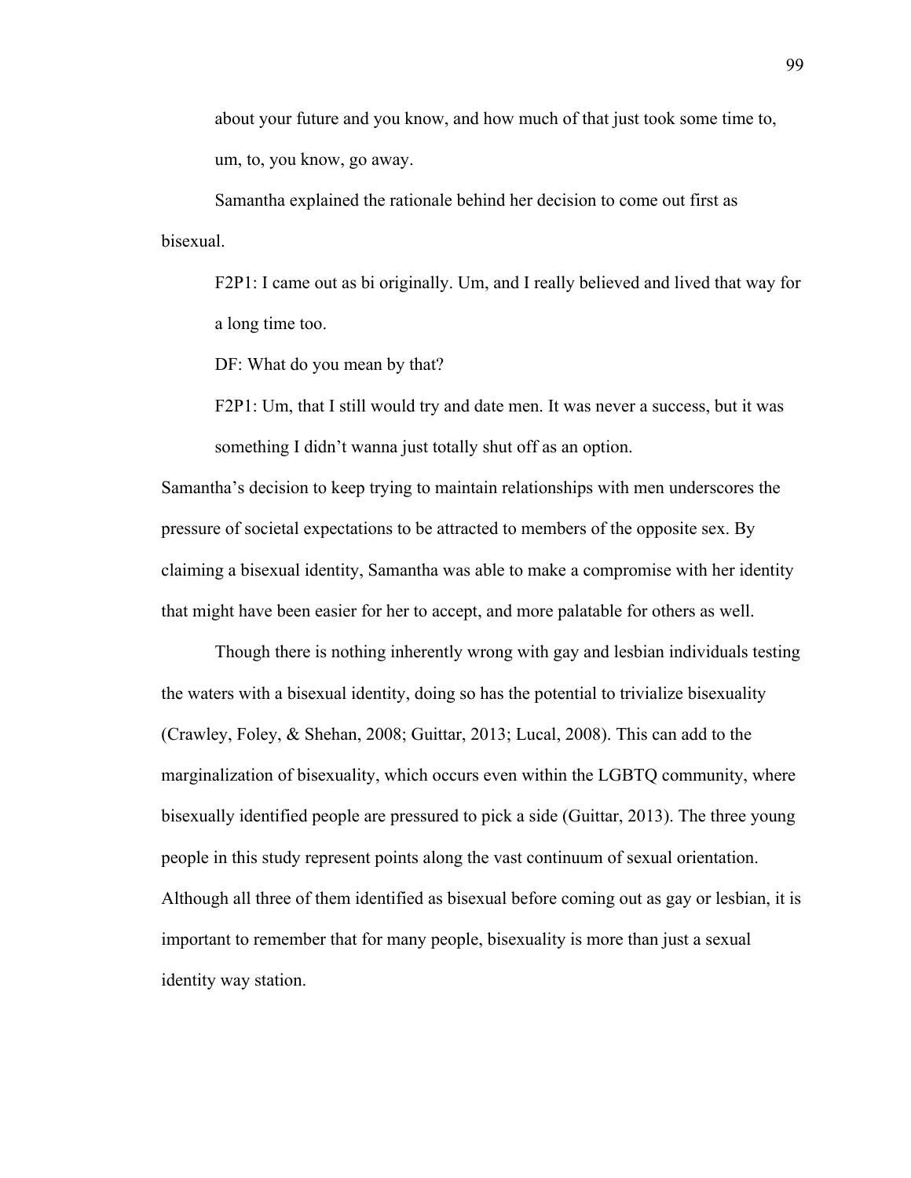about your future and you know, and how much of that just took some time to, um, to, you know, go away.

Samantha explained the rationale behind her decision to come out first as bisexual.

F2P1: I came out as bi originally. Um, and I really believed and lived that way for a long time too.

DF: What do you mean by that?

F2P1: Um, that I still would try and date men. It was never a success, but it was something I didn't wanna just totally shut off as an option.

Samantha's decision to keep trying to maintain relationships with men underscores the pressure of societal expectations to be attracted to members of the opposite sex. By claiming a bisexual identity, Samantha was able to make a compromise with her identity that might have been easier for her to accept, and more palatable for others as well.

Though there is nothing inherently wrong with gay and lesbian individuals testing the waters with a bisexual identity, doing so has the potential to trivialize bisexuality (Crawley, Foley, & Shehan, 2008; Guittar, 2013; Lucal, 2008). This can add to the marginalization of bisexuality, which occurs even within the LGBTQ community, where bisexually identified people are pressured to pick a side (Guittar, 2013). The three young people in this study represent points along the vast continuum of sexual orientation. Although all three of them identified as bisexual before coming out as gay or lesbian, it is important to remember that for many people, bisexuality is more than just a sexual identity way station.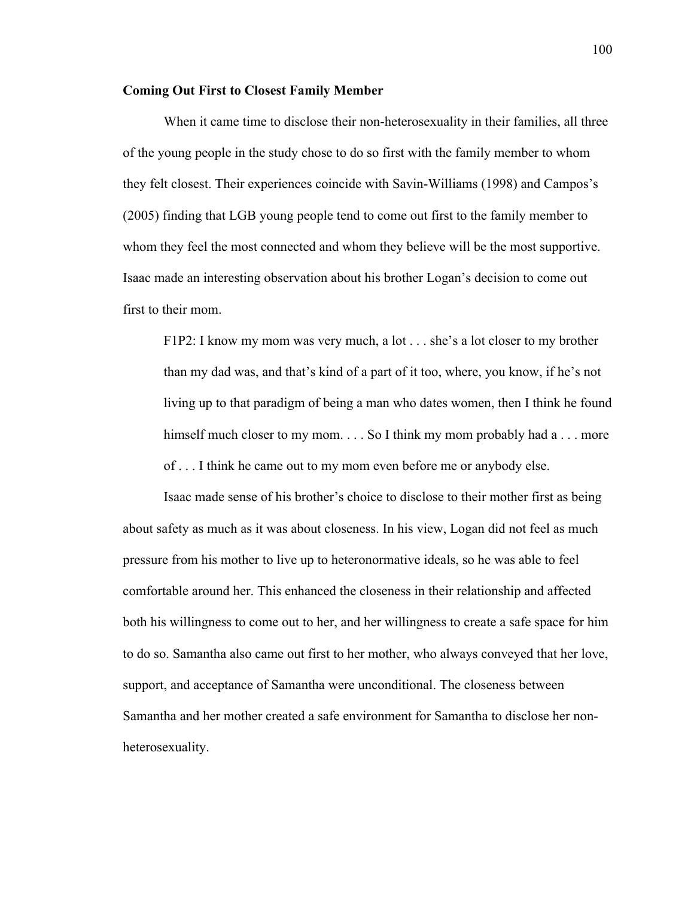**Coming Out First to Closest Family Member**

When it came time to disclose their non-heterosexuality in their families, all three of the young people in the study chose to do so first with the family member to whom they felt closest. Their experiences coincide with Savin-Williams (1998) and Campos's (2005) finding that LGB young people tend to come out first to the family member to whom they feel the most connected and whom they believe will be the most supportive. Isaac made an interesting observation about his brother Logan's decision to come out first to their mom.

> F1P2: I know my mom was very much, a lot . . . she's a lot closer to my brother than my dad was, and that's kind of a part of it too, where, you know, if he's not living up to that paradigm of being a man who dates women, then I think he found himself much closer to my mom. . . . So I think my mom probably had a . . . more of . . . I think he came out to my mom even before me or anybody else.

Isaac made sense of his brother's choice to disclose to their mother first as being about safety as much as it was about closeness. In his view, Logan did not feel as much pressure from his mother to live up to heteronormative ideals, so he was able to feel comfortable around her. This enhanced the closeness in their relationship and affected both his willingness to come out to her, and her willingness to create a safe space for him to do so. Samantha also came out first to her mother, who always conveyed that her love, support, and acceptance of Samantha were unconditional. The closeness between Samantha and her mother created a safe environment for Samantha to disclose her non-heterosexuality.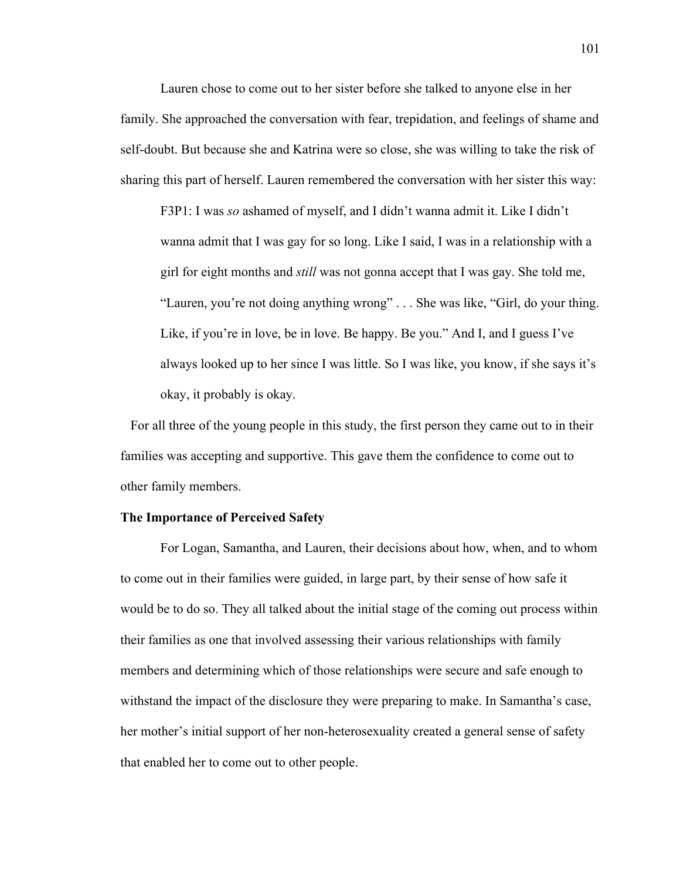Lauren chose to come out to her sister before she talked to anyone else in her family. She approached the conversation with fear, trepidation, and feelings of shame and self-doubt. But because she and Katrina were so close, she was willing to take the risk of sharing this part of herself. Lauren remembered the conversation with her sister this way:

> F3P1: I was *so* ashamed of myself, and I didn't wanna admit it. Like I didn't wanna admit that I was gay for so long. Like I said, I was in a relationship with a girl for eight months and *still* was not gonna accept that I was gay. She told me, "Lauren, you're not doing anything wrong" . . . She was like, "Girl, do your thing. Like, if you're in love, be in love. Be happy. Be you." And I, and I guess I've always looked up to her since I was little. So I was like, you know, if she says it's okay, it probably is okay.

For all three of the young people in this study, the first person they came out to in their families was accepting and supportive. This gave them the confidence to come out to other family members.

**The Importance of Perceived Safety**

For Logan, Samantha, and Lauren, their decisions about how, when, and to whom to come out in their families were guided, in large part, by their sense of how safe it would be to do so. They all talked about the initial stage of the coming out process within their families as one that involved assessing their various relationships with family members and determining which of those relationships were secure and safe enough to withstand the impact of the disclosure they were preparing to make. In Samantha's case, her mother's initial support of her non-heterosexuality created a general sense of safety that enabled her to come out to other people.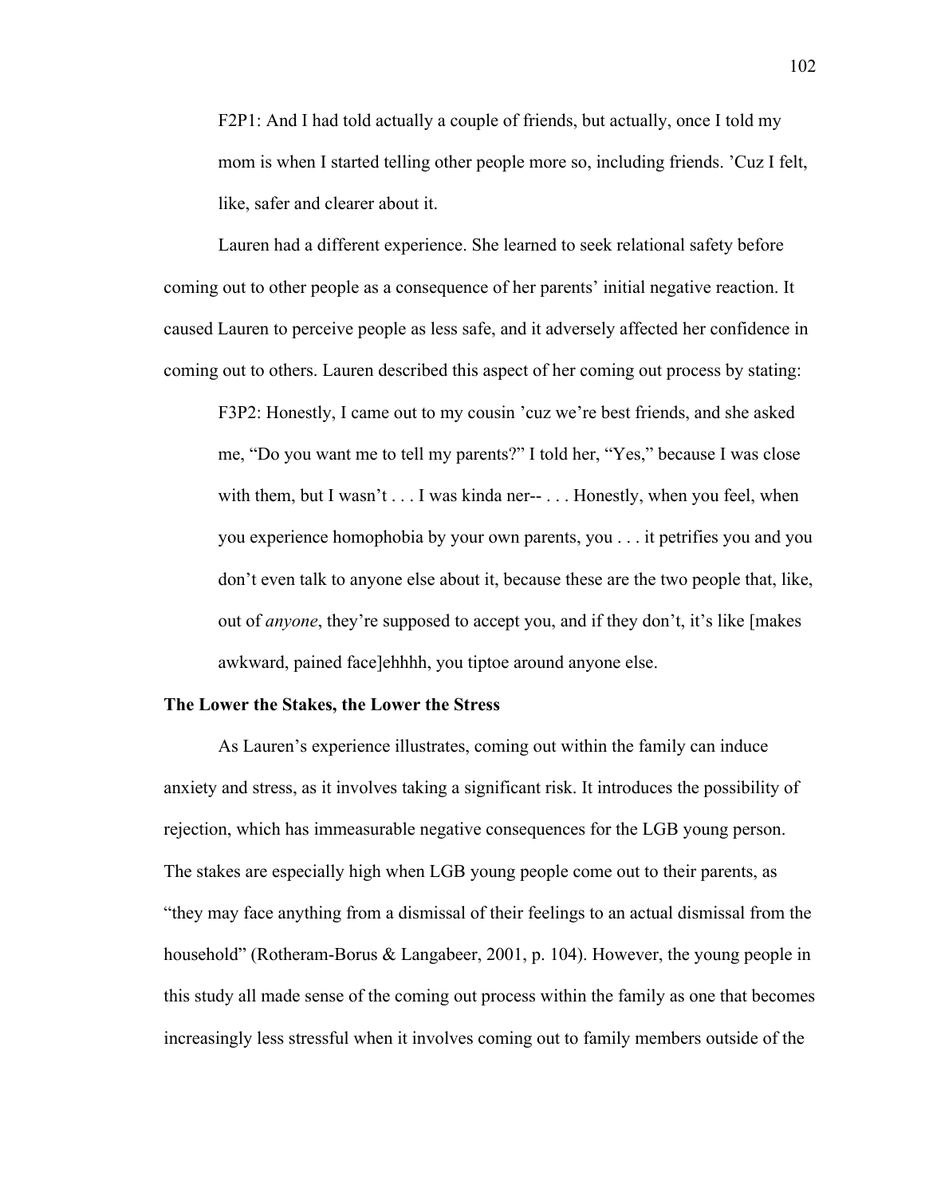F2P1: And I had told actually a couple of friends, but actually, once I told my mom is when I started telling other people more so, including friends. ’Cuz I felt, like, safer and clearer about it.

Lauren had a different experience. She learned to seek relational safety before coming out to other people as a consequence of her parents’ initial negative reaction. It caused Lauren to perceive people as less safe, and it adversely affected her confidence in coming out to others. Lauren described this aspect of her coming out process by stating:

F3P2: Honestly, I came out to my cousin ’cuz we’re best friends, and she asked me, “Do you want me to tell my parents?” I told her, “Yes,” because I was close with them, but I wasn’t . . . I was kinda ner-- . . . Honestly, when you feel, when you experience homophobia by your own parents, you . . . it petrifies you and you don’t even talk to anyone else about it, because these are the two people that, like, out of *anyone*, they’re supposed to accept you, and if they don’t, it’s like [makes awkward, pained face]ehhhh, you tiptoe around anyone else.

**The Lower the Stakes, the Lower the Stress**

As Lauren’s experience illustrates, coming out within the family can induce anxiety and stress, as it involves taking a significant risk. It introduces the possibility of rejection, which has immeasurable negative consequences for the LGB young person. The stakes are especially high when LGB young people come out to their parents, as “they may face anything from a dismissal of their feelings to an actual dismissal from the household” (Rotheram-Borus & Langabeer, 2001, p. 104). However, the young people in this study all made sense of the coming out process within the family as one that becomes increasingly less stressful when it involves coming out to family members outside of the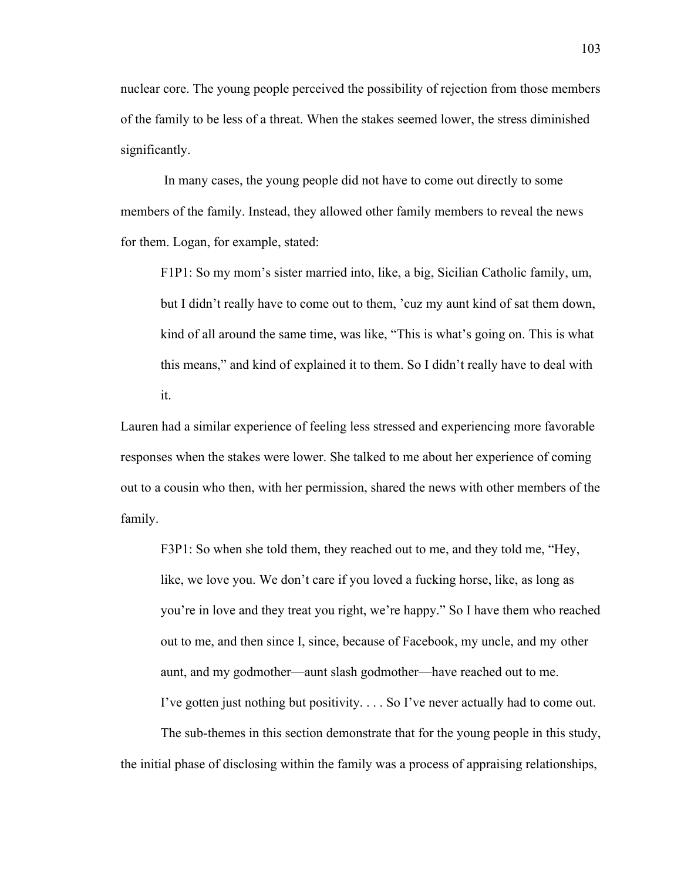nuclear core. The young people perceived the possibility of rejection from those members of the family to be less of a threat. When the stakes seemed lower, the stress diminished significantly.

In many cases, the young people did not have to come out directly to some members of the family. Instead, they allowed other family members to reveal the news for them. Logan, for example, stated:

> F1P1: So my mom's sister married into, like, a big, Sicilian Catholic family, um, but I didn't really have to come out to them, 'cuz my aunt kind of sat them down, kind of all around the same time, was like, "This is what's going on. This is what this means," and kind of explained it to them. So I didn't really have to deal with it.

Lauren had a similar experience of feeling less stressed and experiencing more favorable responses when the stakes were lower. She talked to me about her experience of coming out to a cousin who then, with her permission, shared the news with other members of the family.

> F3P1: So when she told them, they reached out to me, and they told me, "Hey, like, we love you. We don't care if you loved a fucking horse, like, as long as you're in love and they treat you right, we're happy." So I have them who reached out to me, and then since I, since, because of Facebook, my uncle, and my other aunt, and my godmother—aunt slash godmother—have reached out to me. I've gotten just nothing but positivity. . . . So I've never actually had to come out.

The sub-themes in this section demonstrate that for the young people in this study, the initial phase of disclosing within the family was a process of appraising relationships,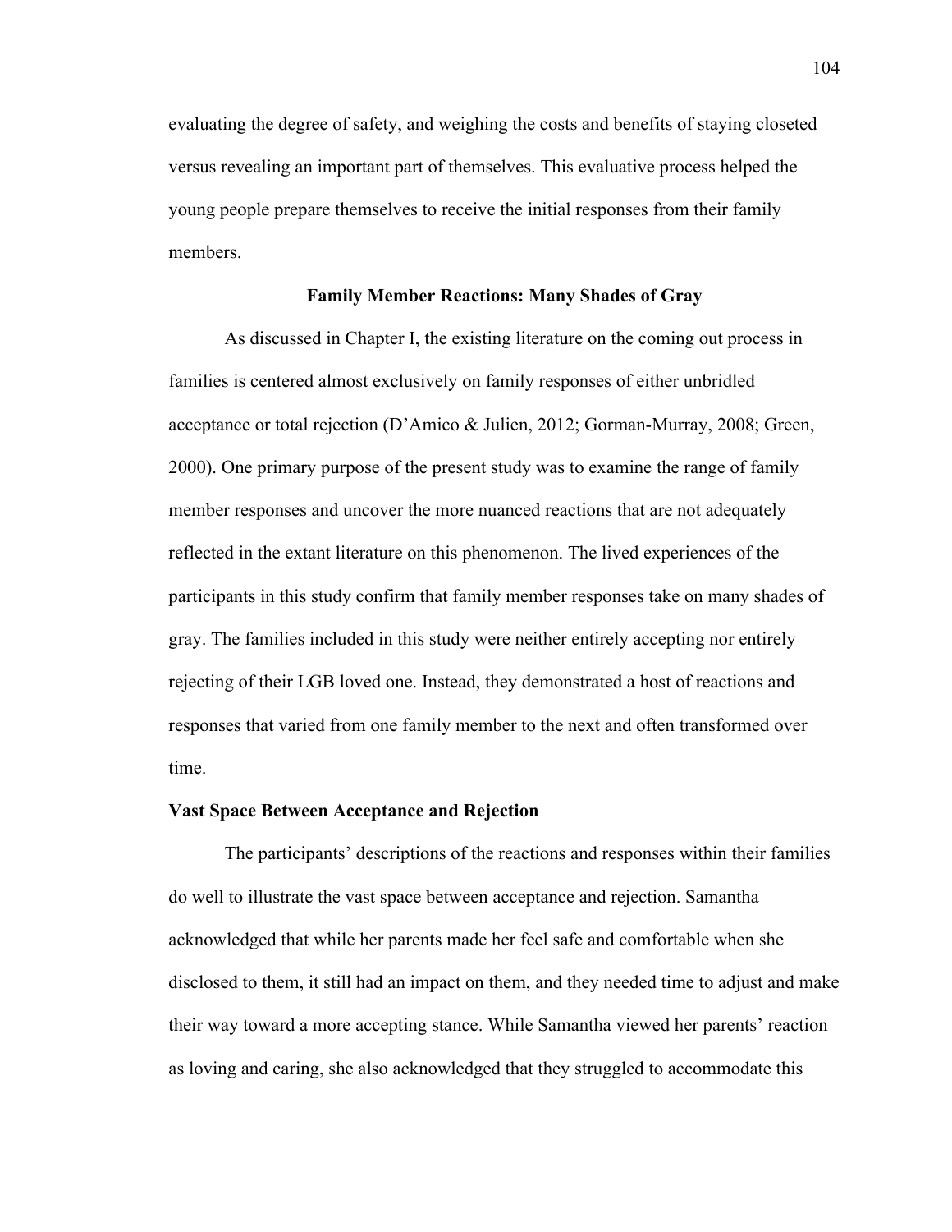evaluating the degree of safety, and weighing the costs and benefits of staying closeted versus revealing an important part of themselves. This evaluative process helped the young people prepare themselves to receive the initial responses from their family members.

## Family Member Reactions: Many Shades of Gray

As discussed in Chapter I, the existing literature on the coming out process in families is centered almost exclusively on family responses of either unbridled acceptance or total rejection (D'Amico & Julien, 2012; Gorman-Murray, 2008; Green, 2000). One primary purpose of the present study was to examine the range of family member responses and uncover the more nuanced reactions that are not adequately reflected in the extant literature on this phenomenon. The lived experiences of the participants in this study confirm that family member responses take on many shades of gray. The families included in this study were neither entirely accepting nor entirely rejecting of their LGB loved one. Instead, they demonstrated a host of reactions and responses that varied from one family member to the next and often transformed over time.

### Vast Space Between Acceptance and Rejection

The participants' descriptions of the reactions and responses within their families do well to illustrate the vast space between acceptance and rejection. Samantha acknowledged that while her parents made her feel safe and comfortable when she disclosed to them, it still had an impact on them, and they needed time to adjust and make their way toward a more accepting stance. While Samantha viewed her parents' reaction as loving and caring, she also acknowledged that they struggled to accommodate this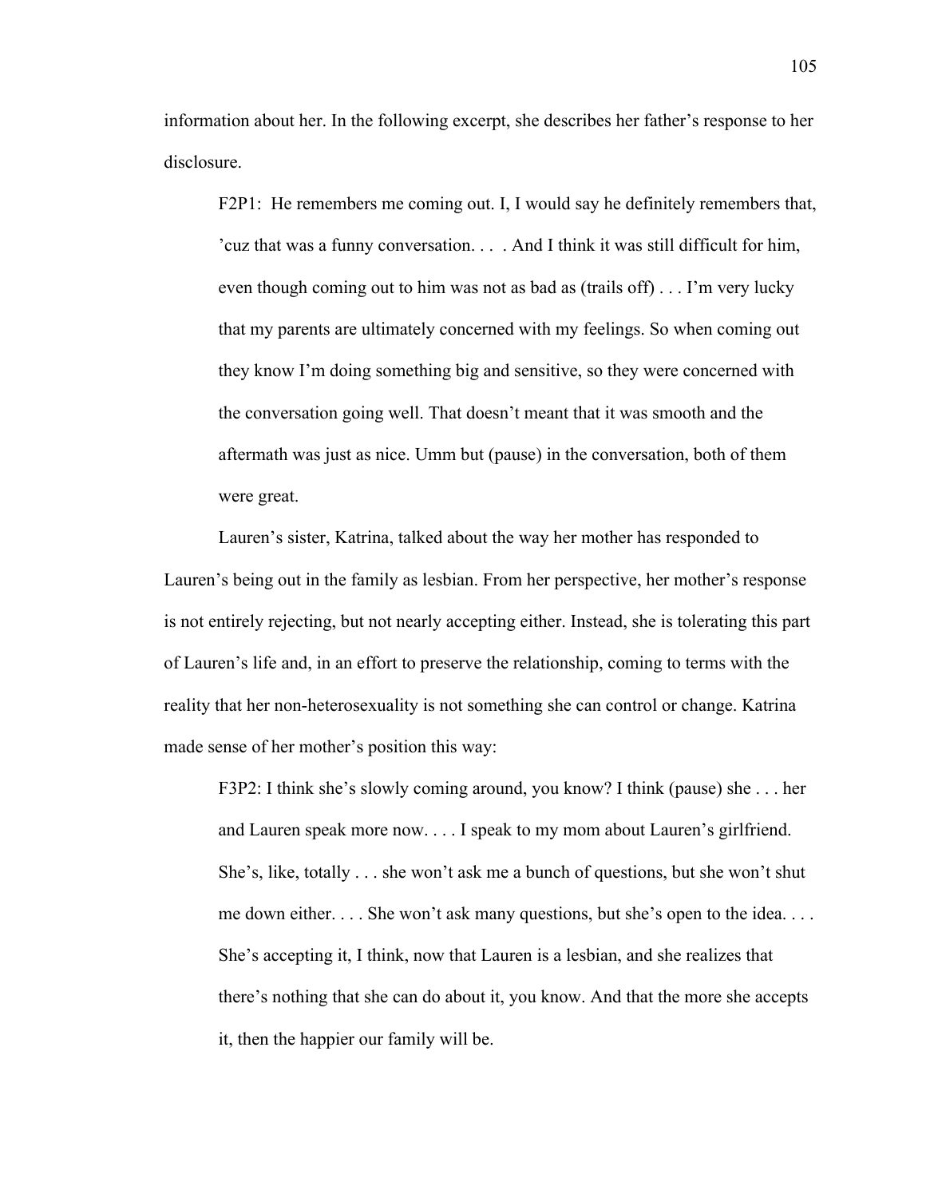information about her. In the following excerpt, she describes her father's response to her disclosure.

> F2P1: He remembers me coming out. I, I would say he definitely remembers that, 'cuz that was a funny conversation. . . . And I think it was still difficult for him, even though coming out to him was not as bad as (trails off) . . . I'm very lucky that my parents are ultimately concerned with my feelings. So when coming out they know I'm doing something big and sensitive, so they were concerned with the conversation going well. That doesn't meant that it was smooth and the aftermath was just as nice. Umm but (pause) in the conversation, both of them were great.

Lauren's sister, Katrina, talked about the way her mother has responded to Lauren's being out in the family as lesbian. From her perspective, her mother's response is not entirely rejecting, but not nearly accepting either. Instead, she is tolerating this part of Lauren's life and, in an effort to preserve the relationship, coming to terms with the reality that her non-heterosexuality is not something she can control or change. Katrina made sense of her mother's position this way:

> F3P2: I think she's slowly coming around, you know? I think (pause) she . . . her and Lauren speak more now. . . . I speak to my mom about Lauren's girlfriend. She's, like, totally . . . she won't ask me a bunch of questions, but she won't shut me down either. . . . She won't ask many questions, but she's open to the idea. . . . She's accepting it, I think, now that Lauren is a lesbian, and she realizes that there's nothing that she can do about it, you know. And that the more she accepts it, then the happier our family will be.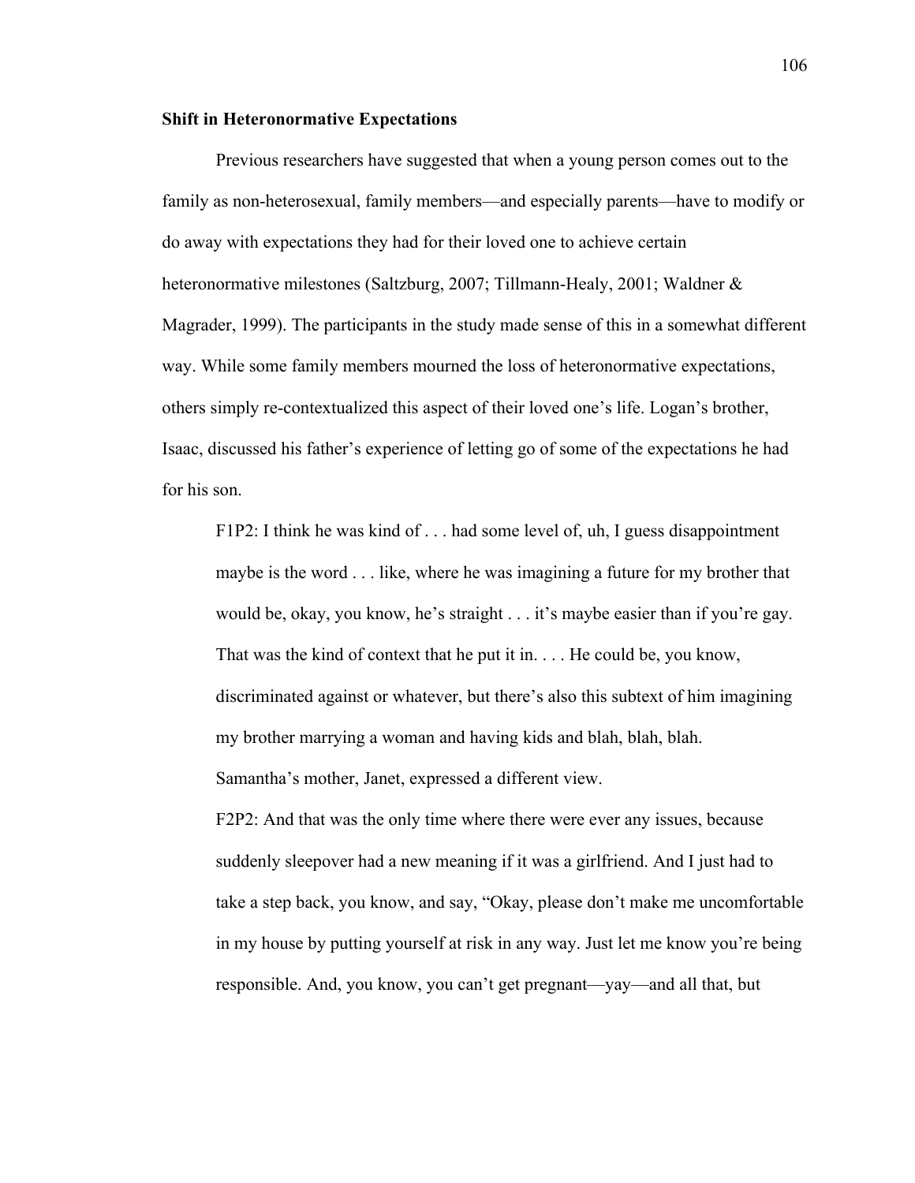**Shift in Heteronormative Expectations**

Previous researchers have suggested that when a young person comes out to the family as non-heterosexual, family members—and especially parents—have to modify or do away with expectations they had for their loved one to achieve certain heteronormative milestones (Saltzburg, 2007; Tillmann-Healy, 2001; Waldner & Magrader, 1999). The participants in the study made sense of this in a somewhat different way. While some family members mourned the loss of heteronormative expectations, others simply re-contextualized this aspect of their loved one's life. Logan's brother, Isaac, discussed his father's experience of letting go of some of the expectations he had for his son.

> F1P2: I think he was kind of . . . had some level of, uh, I guess disappointment maybe is the word . . . like, where he was imagining a future for my brother that would be, okay, you know, he's straight . . . it's maybe easier than if you're gay. That was the kind of context that he put it in. . . . He could be, you know, discriminated against or whatever, but there's also this subtext of him imagining my brother marrying a woman and having kids and blah, blah, blah.

Samantha's mother, Janet, expressed a different view.

> F2P2: And that was the only time where there were ever any issues, because suddenly sleepover had a new meaning if it was a girlfriend. And I just had to take a step back, you know, and say, "Okay, please don't make me uncomfortable in my house by putting yourself at risk in any way. Just let me know you're being responsible. And, you know, you can't get pregnant—yay—and all that, but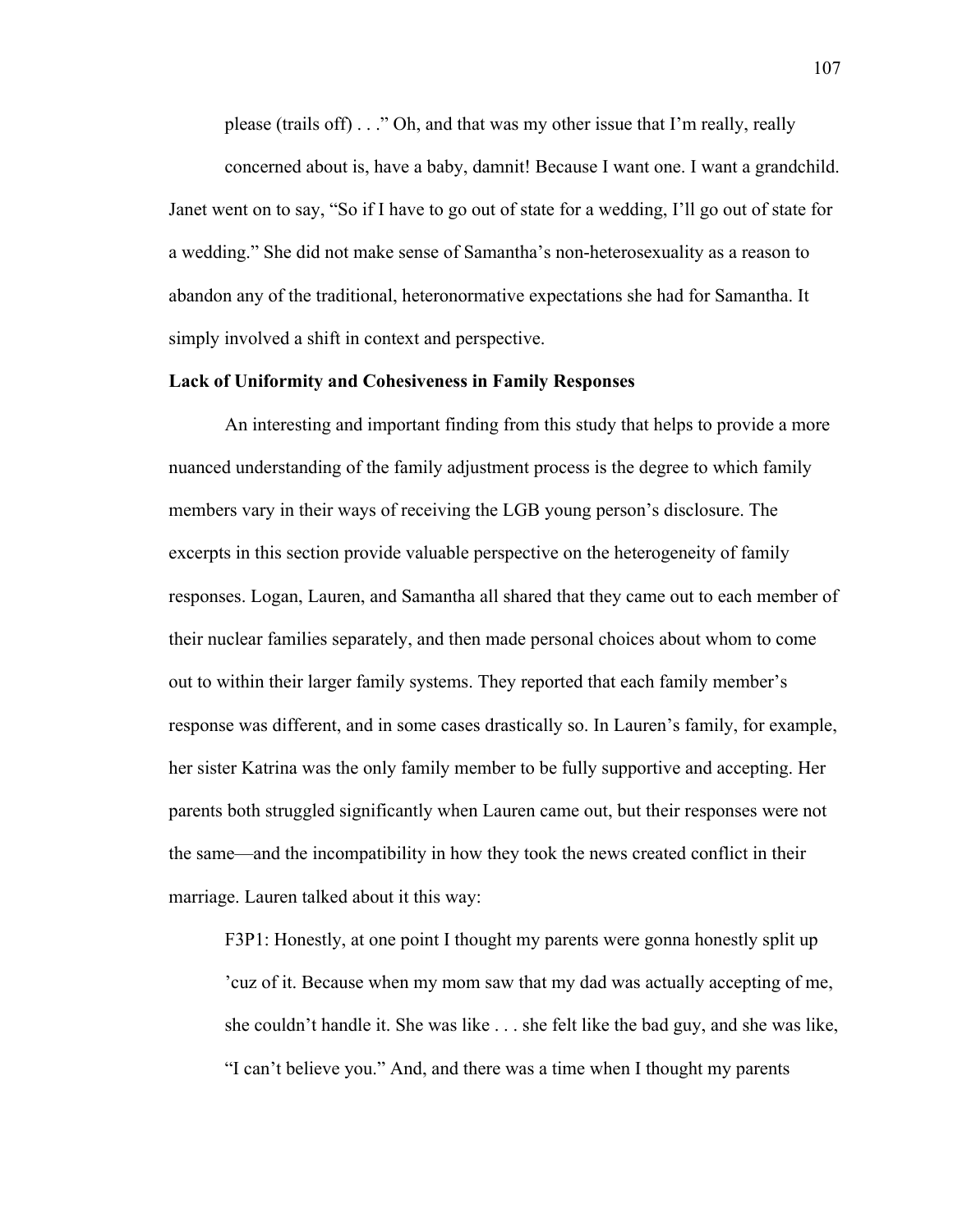please (trails off) . . ." Oh, and that was my other issue that I'm really, really concerned about is, have a baby, damnit! Because I want one. I want a grandchild.

Janet went on to say, "So if I have to go out of state for a wedding, I'll go out of state for a wedding." She did not make sense of Samantha's non-heterosexuality as a reason to abandon any of the traditional, heteronormative expectations she had for Samantha. It simply involved a shift in context and perspective.

**Lack of Uniformity and Cohesiveness in Family Responses**

An interesting and important finding from this study that helps to provide a more nuanced understanding of the family adjustment process is the degree to which family members vary in their ways of receiving the LGB young person's disclosure. The excerpts in this section provide valuable perspective on the heterogeneity of family responses. Logan, Lauren, and Samantha all shared that they came out to each member of their nuclear families separately, and then made personal choices about whom to come out to within their larger family systems. They reported that each family member's response was different, and in some cases drastically so. In Lauren's family, for example, her sister Katrina was the only family member to be fully supportive and accepting. Her parents both struggled significantly when Lauren came out, but their responses were not the same—and the incompatibility in how they took the news created conflict in their marriage. Lauren talked about it this way:

> F3P1: Honestly, at one point I thought my parents were gonna honestly split up 'cuz of it. Because when my mom saw that my dad was actually accepting of me, she couldn't handle it. She was like . . . she felt like the bad guy, and she was like, "I can't believe you." And, and there was a time when I thought my parents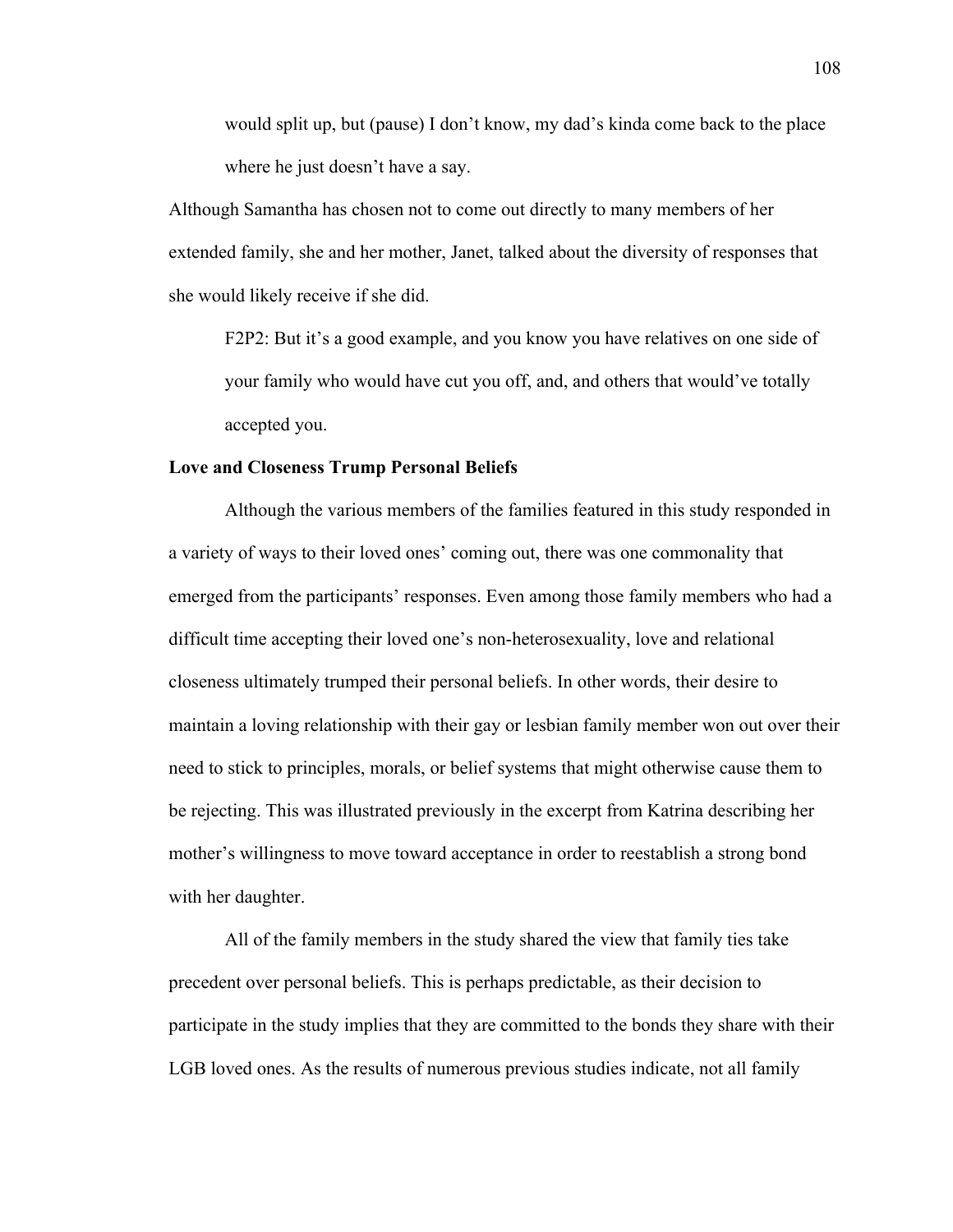> would split up, but (pause) I don't know, my dad's kinda come back to the place where he just doesn't have a say.

Although Samantha has chosen not to come out directly to many members of her extended family, she and her mother, Janet, talked about the diversity of responses that she would likely receive if she did.

> F2P2: But it's a good example, and you know you have relatives on one side of your family who would have cut you off, and, and others that would've totally accepted you.

**Love and Closeness Trump Personal Beliefs**

Although the various members of the families featured in this study responded in a variety of ways to their loved ones' coming out, there was one commonality that emerged from the participants' responses. Even among those family members who had a difficult time accepting their loved one's non-heterosexuality, love and relational closeness ultimately trumped their personal beliefs. In other words, their desire to maintain a loving relationship with their gay or lesbian family member won out over their need to stick to principles, morals, or belief systems that might otherwise cause them to be rejecting. This was illustrated previously in the excerpt from Katrina describing her mother's willingness to move toward acceptance in order to reestablish a strong bond with her daughter.

All of the family members in the study shared the view that family ties take precedent over personal beliefs. This is perhaps predictable, as their decision to participate in the study implies that they are committed to the bonds they share with their LGB loved ones. As the results of numerous previous studies indicate, not all family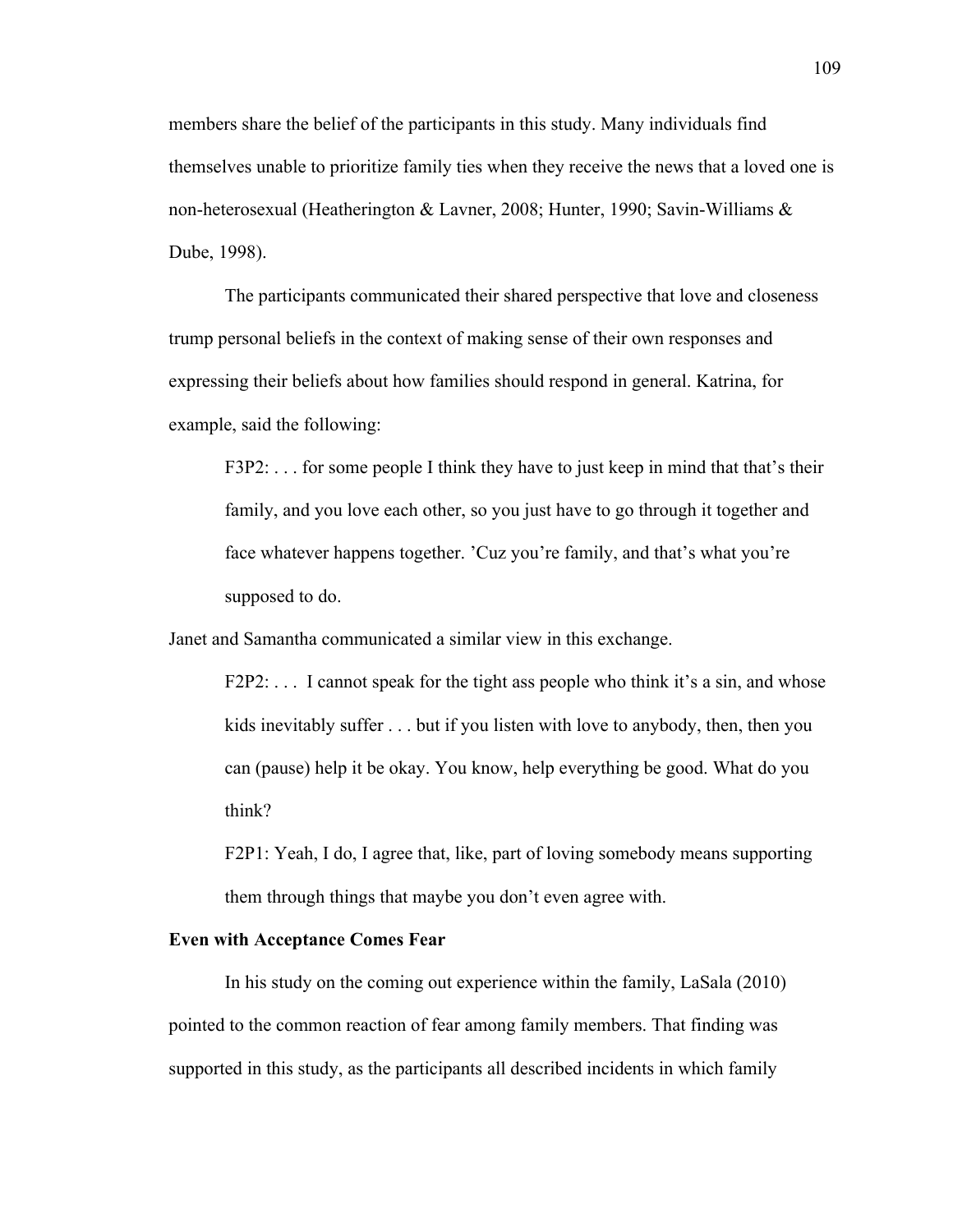members share the belief of the participants in this study. Many individuals find themselves unable to prioritize family ties when they receive the news that a loved one is non-heterosexual (Heatherington & Lavner, 2008; Hunter, 1990; Savin-Williams & Dube, 1998).

The participants communicated their shared perspective that love and closeness trump personal beliefs in the context of making sense of their own responses and expressing their beliefs about how families should respond in general. Katrina, for example, said the following:

> F3P2: . . . for some people I think they have to just keep in mind that that's their family, and you love each other, so you just have to go through it together and face whatever happens together. 'Cuz you're family, and that's what you're supposed to do.

Janet and Samantha communicated a similar view in this exchange.

> F2P2: . . . I cannot speak for the tight ass people who think it's a sin, and whose kids inevitably suffer . . . but if you listen with love to anybody, then, then you can (pause) help it be okay. You know, help everything be good. What do you think?
>
> F2P1: Yeah, I do, I agree that, like, part of loving somebody means supporting them through things that maybe you don't even agree with.

**Even with Acceptance Comes Fear**

In his study on the coming out experience within the family, LaSala (2010) pointed to the common reaction of fear among family members. That finding was supported in this study, as the participants all described incidents in which family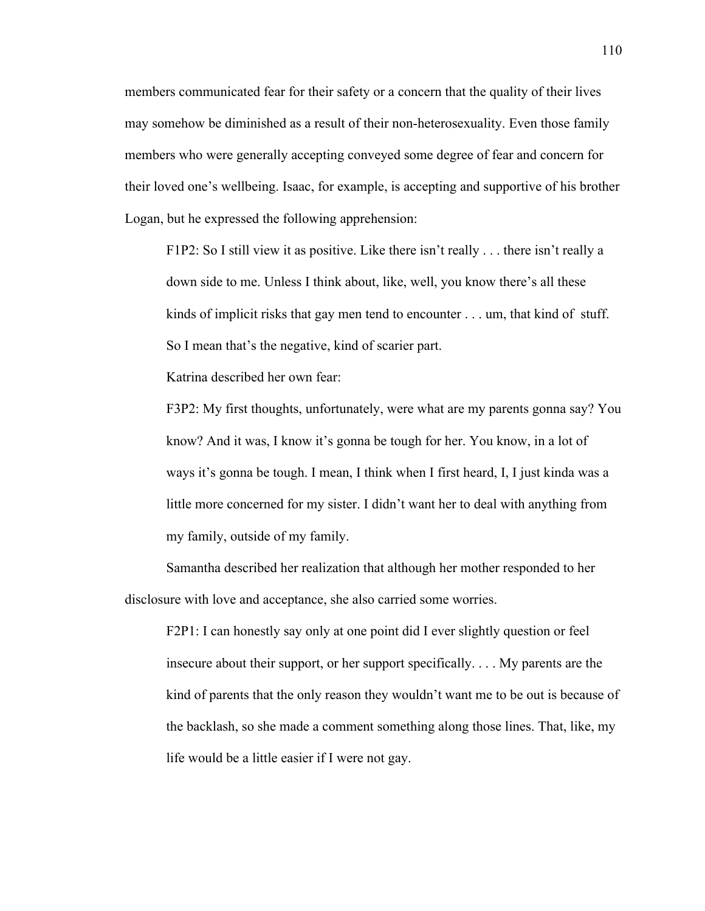members communicated fear for their safety or a concern that the quality of their lives may somehow be diminished as a result of their non-heterosexuality. Even those family members who were generally accepting conveyed some degree of fear and concern for their loved one's wellbeing. Isaac, for example, is accepting and supportive of his brother Logan, but he expressed the following apprehension:

> F1P2: So I still view it as positive. Like there isn't really . . . there isn't really a down side to me. Unless I think about, like, well, you know there's all these kinds of implicit risks that gay men tend to encounter . . . um, that kind of stuff. So I mean that's the negative, kind of scarier part.

Katrina described her own fear:

> F3P2: My first thoughts, unfortunately, were what are my parents gonna say? You know? And it was, I know it's gonna be tough for her. You know, in a lot of ways it's gonna be tough. I mean, I think when I first heard, I, I just kinda was a little more concerned for my sister. I didn't want her to deal with anything from my family, outside of my family.

Samantha described her realization that although her mother responded to her disclosure with love and acceptance, she also carried some worries.

> F2P1: I can honestly say only at one point did I ever slightly question or feel insecure about their support, or her support specifically. . . . My parents are the kind of parents that the only reason they wouldn't want me to be out is because of the backlash, so she made a comment something along those lines. That, like, my life would be a little easier if I were not gay.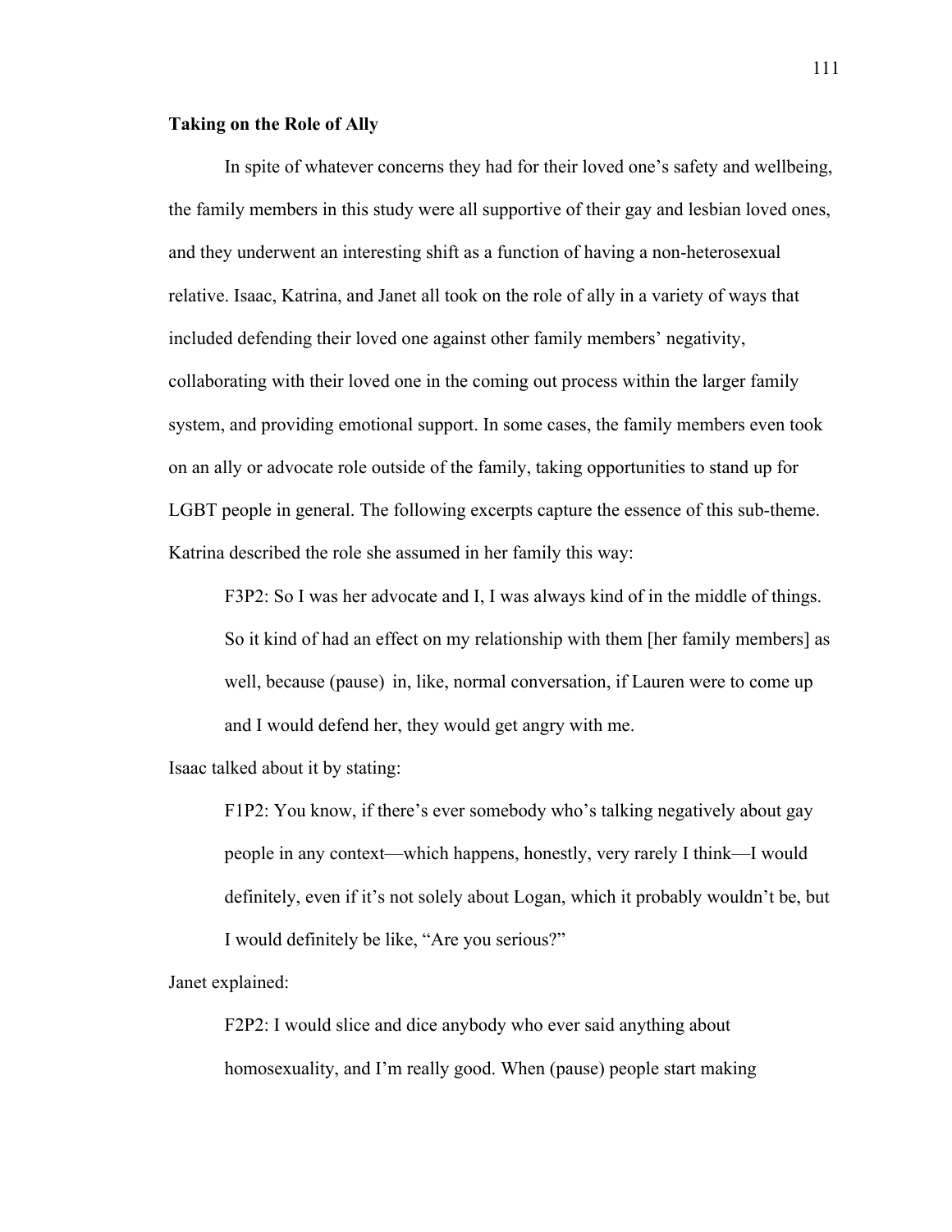**Taking on the Role of Ally**

In spite of whatever concerns they had for their loved one's safety and wellbeing, the family members in this study were all supportive of their gay and lesbian loved ones, and they underwent an interesting shift as a function of having a non-heterosexual relative. Isaac, Katrina, and Janet all took on the role of ally in a variety of ways that included defending their loved one against other family members' negativity, collaborating with their loved one in the coming out process within the larger family system, and providing emotional support. In some cases, the family members even took on an ally or advocate role outside of the family, taking opportunities to stand up for LGBT people in general. The following excerpts capture the essence of this sub-theme. Katrina described the role she assumed in her family this way:

> F3P2: So I was her advocate and I, I was always kind of in the middle of things. So it kind of had an effect on my relationship with them [her family members] as well, because (pause) in, like, normal conversation, if Lauren were to come up and I would defend her, they would get angry with me.

Isaac talked about it by stating:

> F1P2: You know, if there's ever somebody who's talking negatively about gay people in any context—which happens, honestly, very rarely I think—I would definitely, even if it's not solely about Logan, which it probably wouldn't be, but I would definitely be like, "Are you serious?"

Janet explained:

> F2P2: I would slice and dice anybody who ever said anything about homosexuality, and I'm really good. When (pause) people start making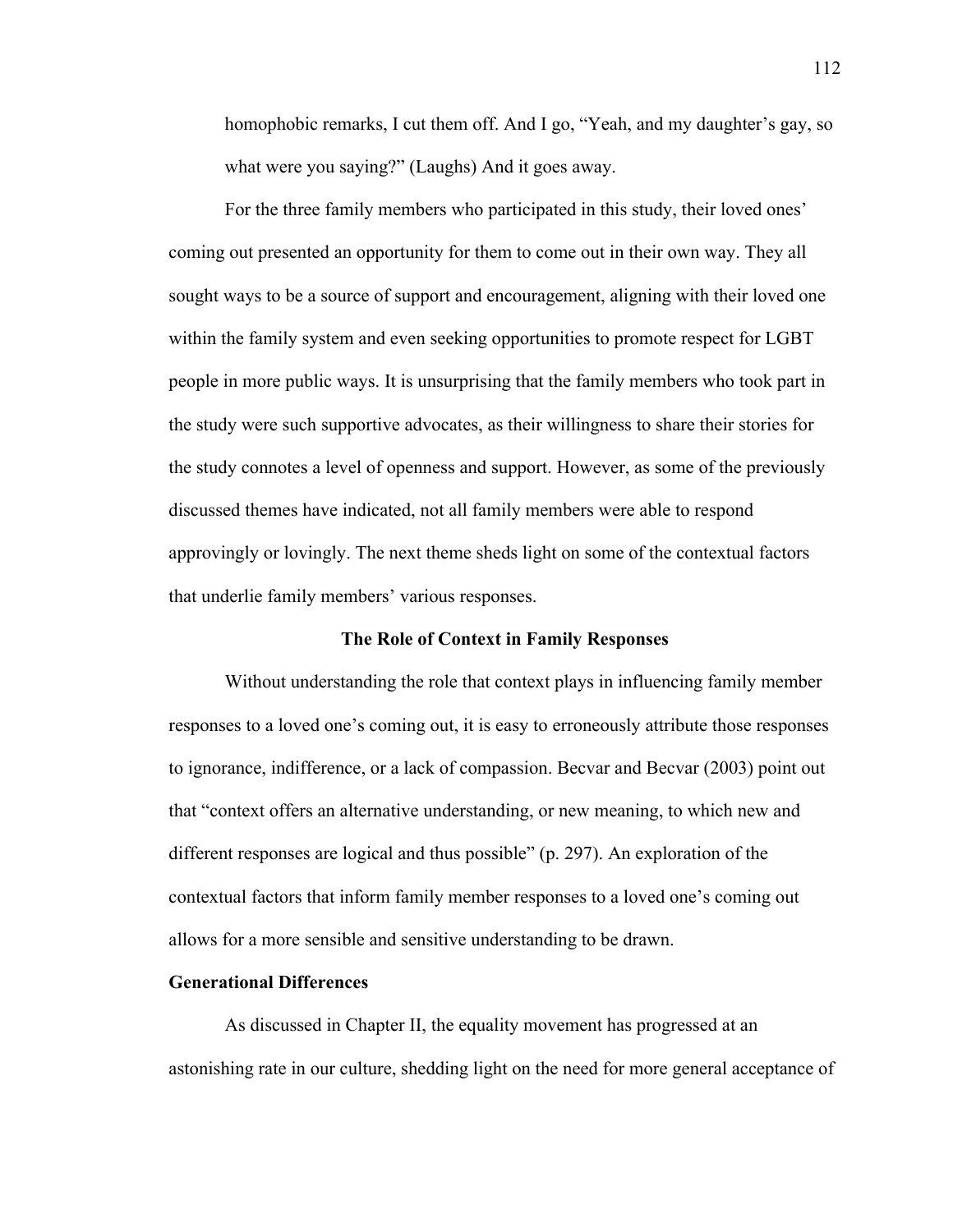homophobic remarks, I cut them off. And I go, "Yeah, and my daughter's gay, so what were you saying?" (Laughs) And it goes away.

For the three family members who participated in this study, their loved ones' coming out presented an opportunity for them to come out in their own way. They all sought ways to be a source of support and encouragement, aligning with their loved one within the family system and even seeking opportunities to promote respect for LGBT people in more public ways. It is unsurprising that the family members who took part in the study were such supportive advocates, as their willingness to share their stories for the study connotes a level of openness and support. However, as some of the previously discussed themes have indicated, not all family members were able to respond approvingly or lovingly. The next theme sheds light on some of the contextual factors that underlie family members' various responses.

## The Role of Context in Family Responses

Without understanding the role that context plays in influencing family member responses to a loved one's coming out, it is easy to erroneously attribute those responses to ignorance, indifference, or a lack of compassion. Becvar and Becvar (2003) point out that "context offers an alternative understanding, or new meaning, to which new and different responses are logical and thus possible" (p. 297). An exploration of the contextual factors that inform family member responses to a loved one's coming out allows for a more sensible and sensitive understanding to be drawn.

### Generational Differences

As discussed in Chapter II, the equality movement has progressed at an astonishing rate in our culture, shedding light on the need for more general acceptance of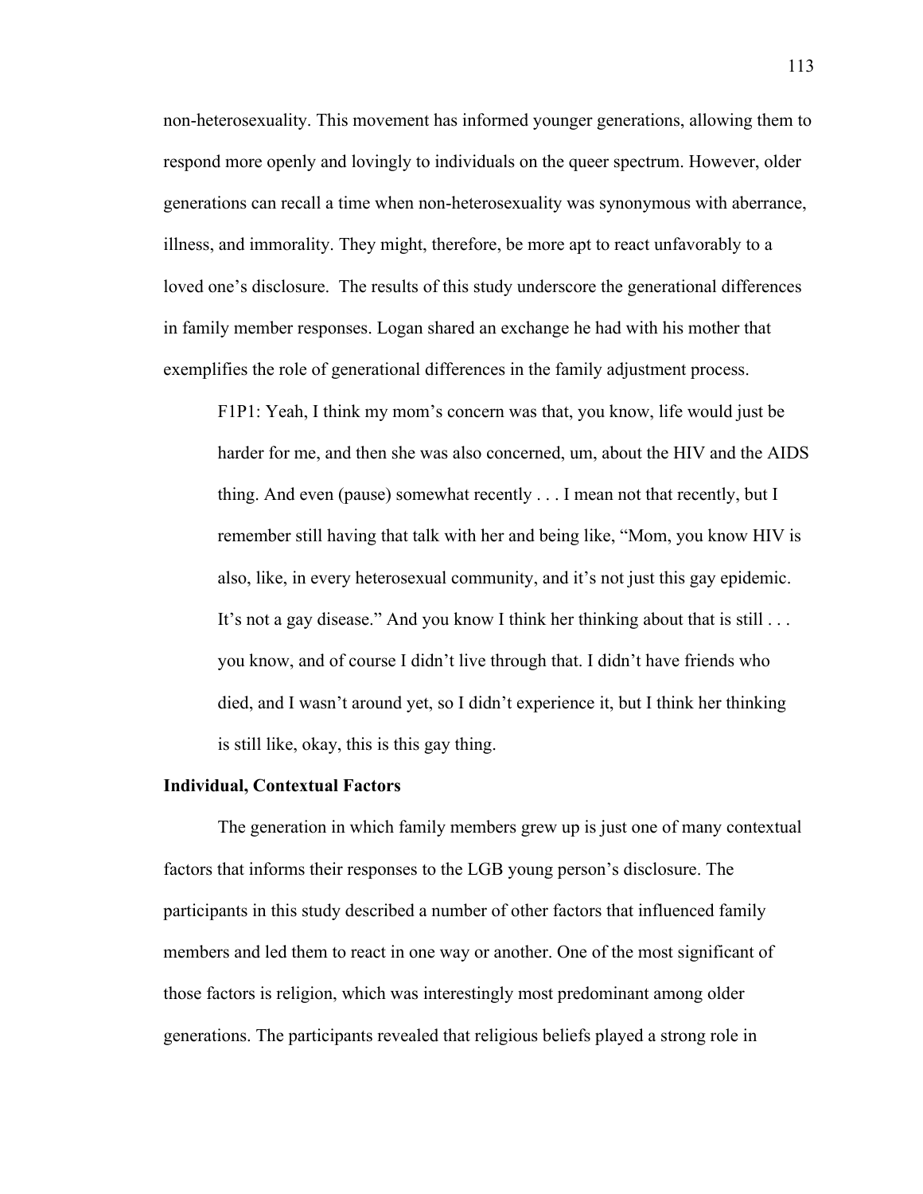non-heterosexuality. This movement has informed younger generations, allowing them to respond more openly and lovingly to individuals on the queer spectrum. However, older generations can recall a time when non-heterosexuality was synonymous with aberrance, illness, and immorality. They might, therefore, be more apt to react unfavorably to a loved one's disclosure. The results of this study underscore the generational differences in family member responses. Logan shared an exchange he had with his mother that exemplifies the role of generational differences in the family adjustment process.

> F1P1: Yeah, I think my mom's concern was that, you know, life would just be harder for me, and then she was also concerned, um, about the HIV and the AIDS thing. And even (pause) somewhat recently . . . I mean not that recently, but I remember still having that talk with her and being like, "Mom, you know HIV is also, like, in every heterosexual community, and it's not just this gay epidemic. It's not a gay disease." And you know I think her thinking about that is still . . . you know, and of course I didn't live through that. I didn't have friends who died, and I wasn't around yet, so I didn't experience it, but I think her thinking is still like, okay, this is this gay thing.

**Individual, Contextual Factors**

The generation in which family members grew up is just one of many contextual factors that informs their responses to the LGB young person's disclosure. The participants in this study described a number of other factors that influenced family members and led them to react in one way or another. One of the most significant of those factors is religion, which was interestingly most predominant among older generations. The participants revealed that religious beliefs played a strong role in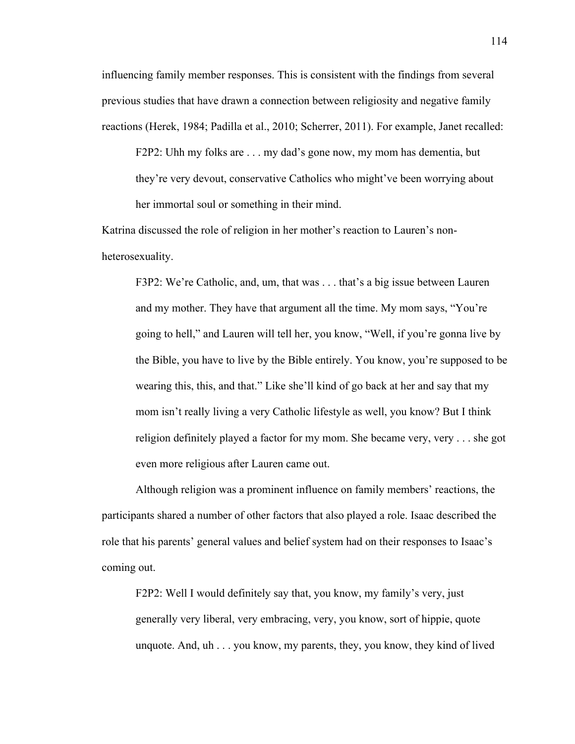influencing family member responses. This is consistent with the findings from several previous studies that have drawn a connection between religiosity and negative family reactions (Herek, 1984; Padilla et al., 2010; Scherrer, 2011). For example, Janet recalled:

> F2P2: Uhh my folks are . . . my dad's gone now, my mom has dementia, but they're very devout, conservative Catholics who might've been worrying about her immortal soul or something in their mind.

Katrina discussed the role of religion in her mother's reaction to Lauren's non-heterosexuality.

> F3P2: We're Catholic, and, um, that was . . . that's a big issue between Lauren and my mother. They have that argument all the time. My mom says, "You're going to hell," and Lauren will tell her, you know, "Well, if you're gonna live by the Bible, you have to live by the Bible entirely. You know, you're supposed to be wearing this, this, and that." Like she'll kind of go back at her and say that my mom isn't really living a very Catholic lifestyle as well, you know? But I think religion definitely played a factor for my mom. She became very, very . . . she got even more religious after Lauren came out.

Although religion was a prominent influence on family members' reactions, the participants shared a number of other factors that also played a role. Isaac described the role that his parents' general values and belief system had on their responses to Isaac's coming out.

> F2P2: Well I would definitely say that, you know, my family's very, just generally very liberal, very embracing, very, you know, sort of hippie, quote unquote. And, uh . . . you know, my parents, they, you know, they kind of lived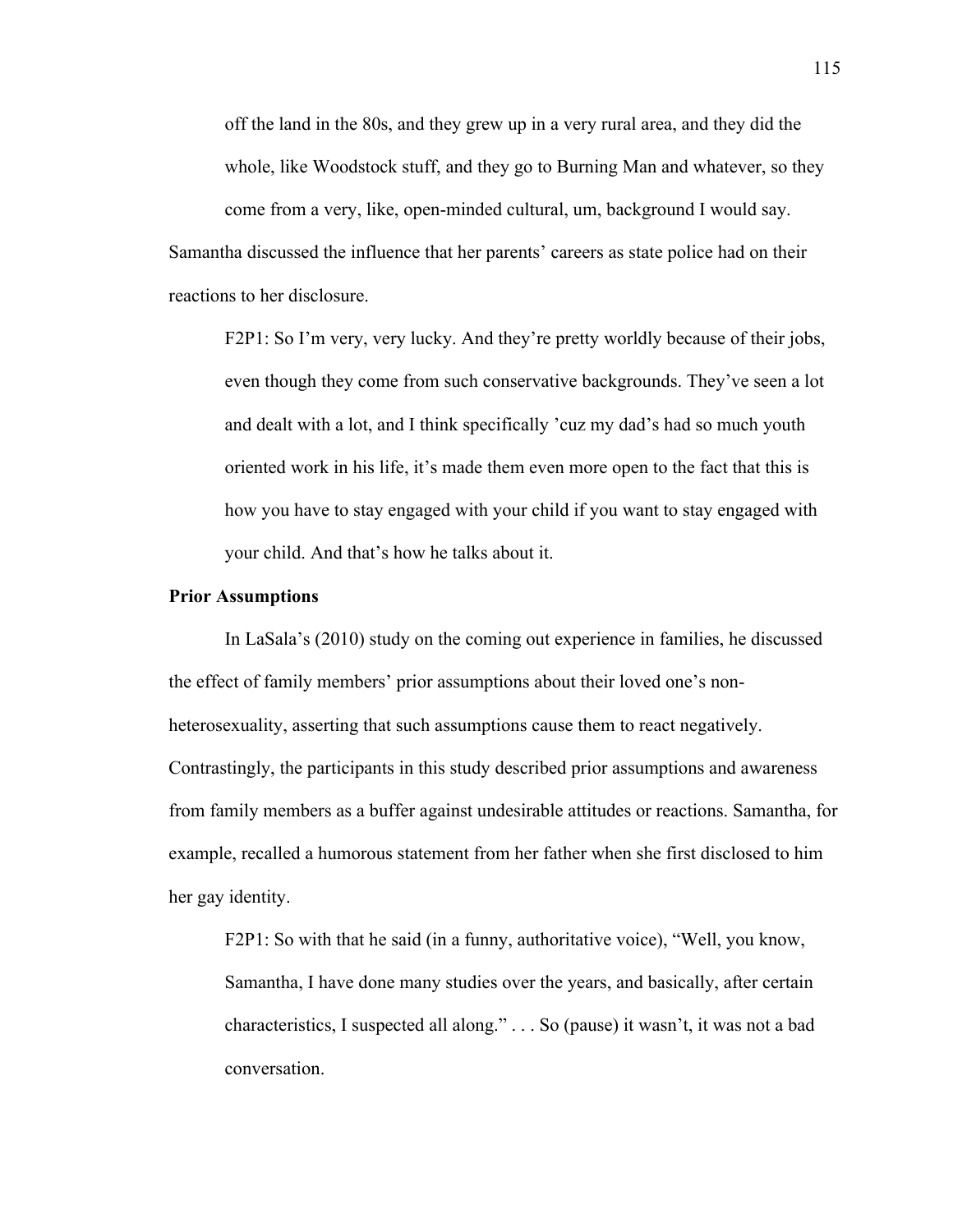off the land in the 80s, and they grew up in a very rural area, and they did the whole, like Woodstock stuff, and they go to Burning Man and whatever, so they come from a very, like, open-minded cultural, um, background I would say.

Samantha discussed the influence that her parents' careers as state police had on their reactions to her disclosure.

> F2P1: So I'm very, very lucky. And they're pretty worldly because of their jobs, even though they come from such conservative backgrounds. They've seen a lot and dealt with a lot, and I think specifically 'cuz my dad's had so much youth oriented work in his life, it's made them even more open to the fact that this is how you have to stay engaged with your child if you want to stay engaged with your child. And that's how he talks about it.

**Prior Assumptions**

In LaSala's (2010) study on the coming out experience in families, he discussed the effect of family members' prior assumptions about their loved one's non-heterosexuality, asserting that such assumptions cause them to react negatively. Contrastingly, the participants in this study described prior assumptions and awareness from family members as a buffer against undesirable attitudes or reactions. Samantha, for example, recalled a humorous statement from her father when she first disclosed to him her gay identity.

> F2P1: So with that he said (in a funny, authoritative voice), "Well, you know, Samantha, I have done many studies over the years, and basically, after certain characteristics, I suspected all along." . . . So (pause) it wasn't, it was not a bad conversation.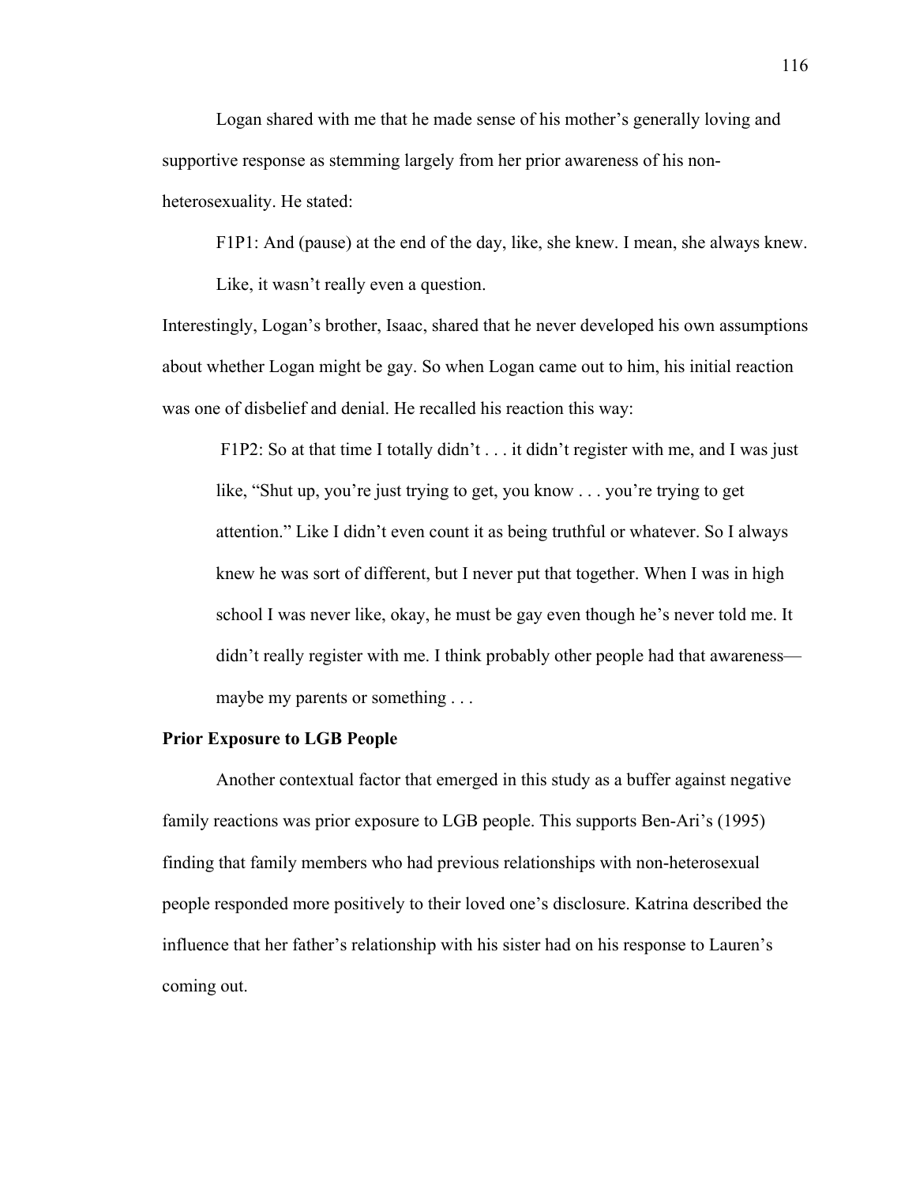Logan shared with me that he made sense of his mother's generally loving and supportive response as stemming largely from her prior awareness of his non-heterosexuality. He stated:

> F1P1: And (pause) at the end of the day, like, she knew. I mean, she always knew. Like, it wasn't really even a question.

Interestingly, Logan's brother, Isaac, shared that he never developed his own assumptions about whether Logan might be gay. So when Logan came out to him, his initial reaction was one of disbelief and denial. He recalled his reaction this way:

> F1P2: So at that time I totally didn't . . . it didn't register with me, and I was just like, "Shut up, you're just trying to get, you know . . . you're trying to get attention." Like I didn't even count it as being truthful or whatever. So I always knew he was sort of different, but I never put that together. When I was in high school I was never like, okay, he must be gay even though he's never told me. It didn't really register with me. I think probably other people had that awareness—maybe my parents or something . . .

**Prior Exposure to LGB People**

Another contextual factor that emerged in this study as a buffer against negative family reactions was prior exposure to LGB people. This supports Ben-Ari's (1995) finding that family members who had previous relationships with non-heterosexual people responded more positively to their loved one's disclosure. Katrina described the influence that her father's relationship with his sister had on his response to Lauren's coming out.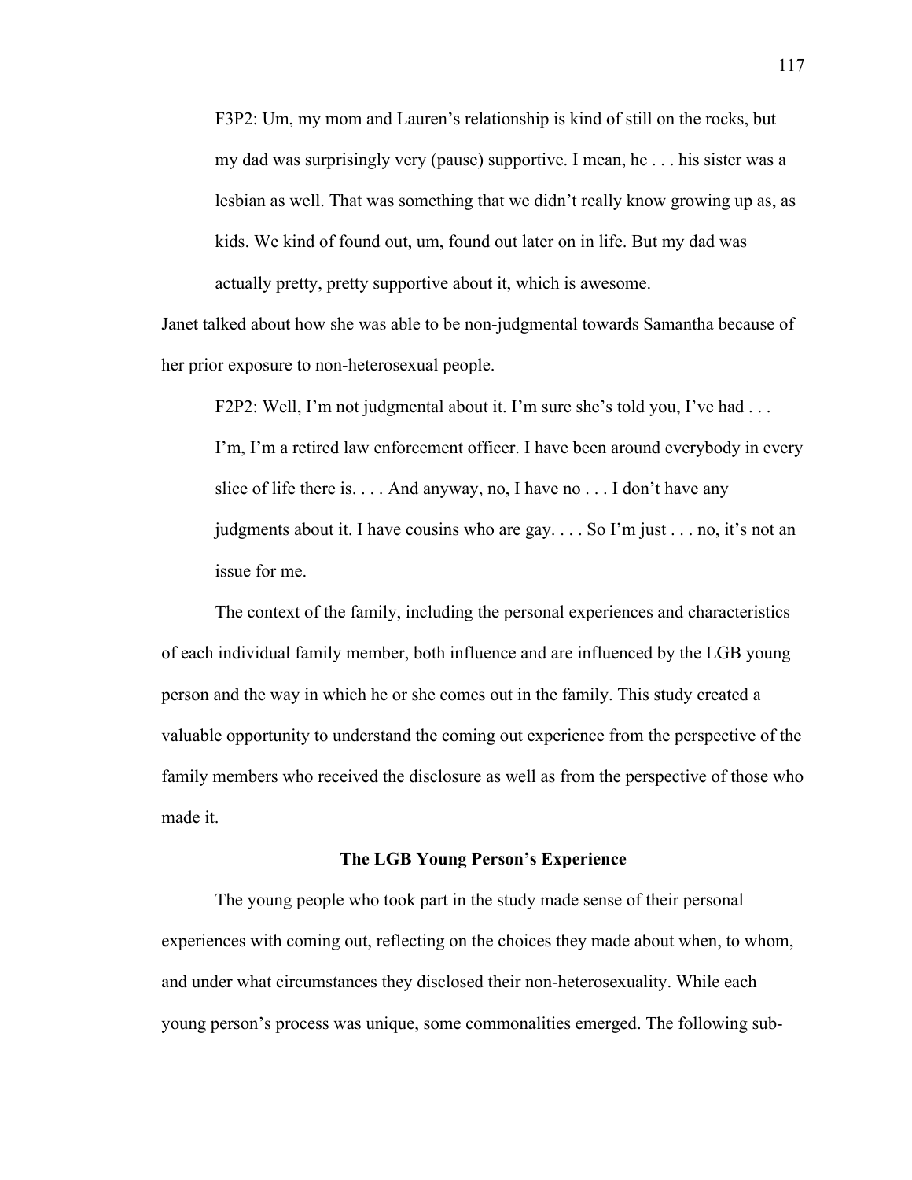> F3P2: Um, my mom and Lauren's relationship is kind of still on the rocks, but my dad was surprisingly very (pause) supportive. I mean, he . . . his sister was a lesbian as well. That was something that we didn't really know growing up as, as kids. We kind of found out, um, found out later on in life. But my dad was actually pretty, pretty supportive about it, which is awesome.

Janet talked about how she was able to be non-judgmental towards Samantha because of her prior exposure to non-heterosexual people.

> F2P2: Well, I'm not judgmental about it. I'm sure she's told you, I've had . . . I'm, I'm a retired law enforcement officer. I have been around everybody in every slice of life there is. . . . And anyway, no, I have no . . . I don't have any judgments about it. I have cousins who are gay. . . . So I'm just . . . no, it's not an issue for me.

The context of the family, including the personal experiences and characteristics of each individual family member, both influence and are influenced by the LGB young person and the way in which he or she comes out in the family. This study created a valuable opportunity to understand the coming out experience from the perspective of the family members who received the disclosure as well as from the perspective of those who made it.

### The LGB Young Person's Experience

The young people who took part in the study made sense of their personal experiences with coming out, reflecting on the choices they made about when, to whom, and under what circumstances they disclosed their non-heterosexuality. While each young person's process was unique, some commonalities emerged. The following sub-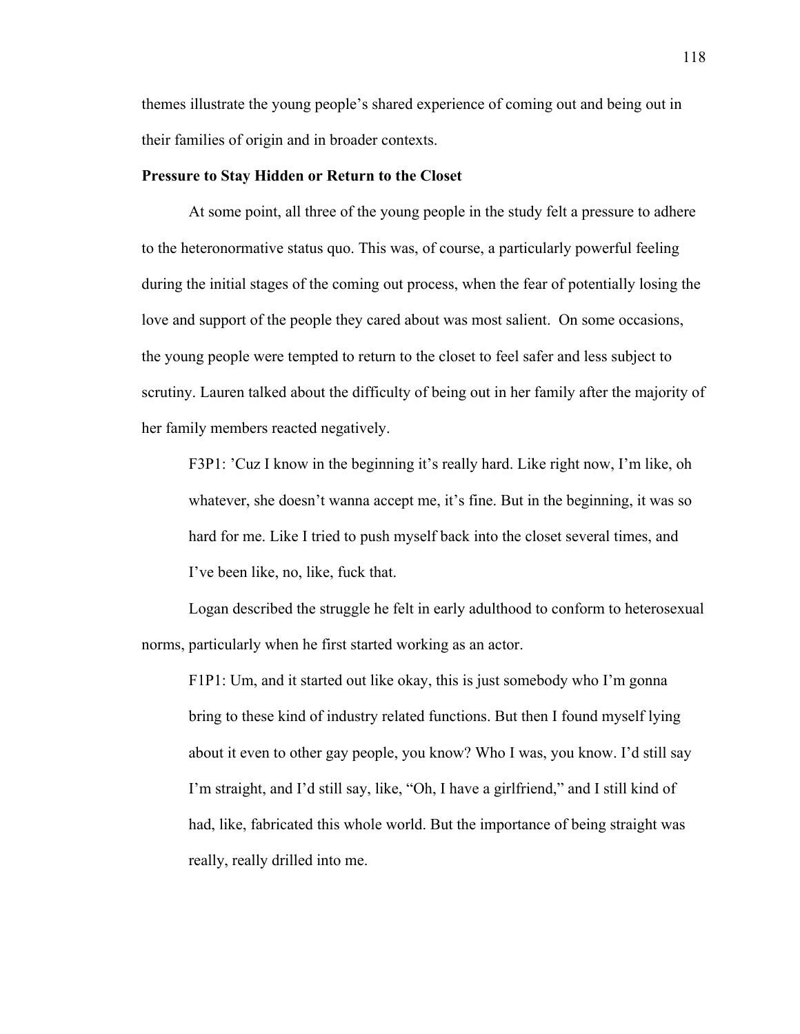themes illustrate the young people's shared experience of coming out and being out in their families of origin and in broader contexts.

**Pressure to Stay Hidden or Return to the Closet**

At some point, all three of the young people in the study felt a pressure to adhere to the heteronormative status quo. This was, of course, a particularly powerful feeling during the initial stages of the coming out process, when the fear of potentially losing the love and support of the people they cared about was most salient. On some occasions, the young people were tempted to return to the closet to feel safer and less subject to scrutiny. Lauren talked about the difficulty of being out in her family after the majority of her family members reacted negatively.

> F3P1: 'Cuz I know in the beginning it's really hard. Like right now, I'm like, oh whatever, she doesn't wanna accept me, it's fine. But in the beginning, it was so hard for me. Like I tried to push myself back into the closet several times, and I've been like, no, like, fuck that.

Logan described the struggle he felt in early adulthood to conform to heterosexual norms, particularly when he first started working as an actor.

> F1P1: Um, and it started out like okay, this is just somebody who I'm gonna bring to these kind of industry related functions. But then I found myself lying about it even to other gay people, you know? Who I was, you know. I'd still say I'm straight, and I'd still say, like, "Oh, I have a girlfriend," and I still kind of had, like, fabricated this whole world. But the importance of being straight was really, really drilled into me.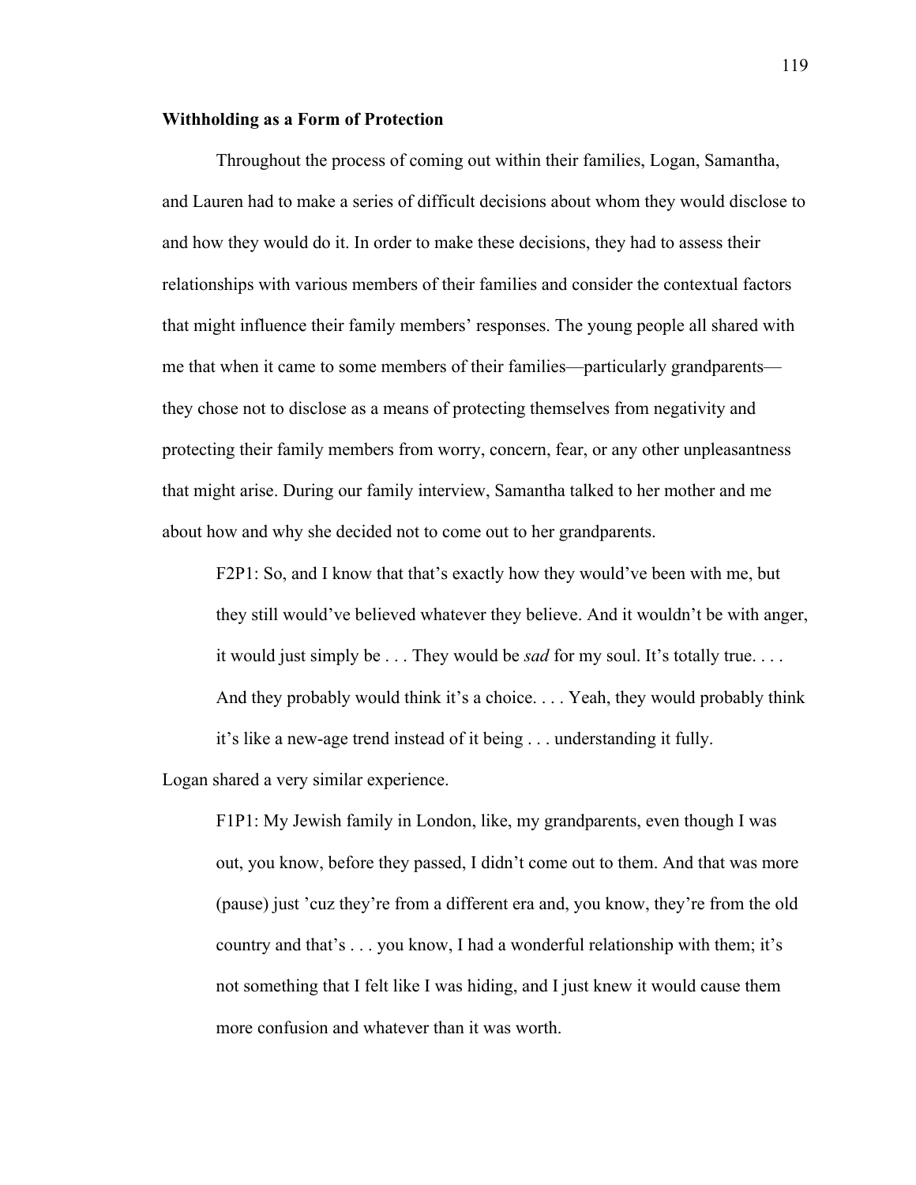**Withholding as a Form of Protection**

Throughout the process of coming out within their families, Logan, Samantha, and Lauren had to make a series of difficult decisions about whom they would disclose to and how they would do it. In order to make these decisions, they had to assess their relationships with various members of their families and consider the contextual factors that might influence their family members' responses. The young people all shared with me that when it came to some members of their families—particularly grandparents—they chose not to disclose as a means of protecting themselves from negativity and protecting their family members from worry, concern, fear, or any other unpleasantness that might arise. During our family interview, Samantha talked to her mother and me about how and why she decided not to come out to her grandparents.

> F2P1: So, and I know that that's exactly how they would've been with me, but they still would've believed whatever they believe. And it wouldn't be with anger, it would just simply be . . . They would be *sad* for my soul. It's totally true. . . . And they probably would think it's a choice. . . . Yeah, they would probably think it's like a new-age trend instead of it being . . . understanding it fully.

Logan shared a very similar experience.

> F1P1: My Jewish family in London, like, my grandparents, even though I was out, you know, before they passed, I didn't come out to them. And that was more (pause) just 'cuz they're from a different era and, you know, they're from the old country and that's . . . you know, I had a wonderful relationship with them; it's not something that I felt like I was hiding, and I just knew it would cause them more confusion and whatever than it was worth.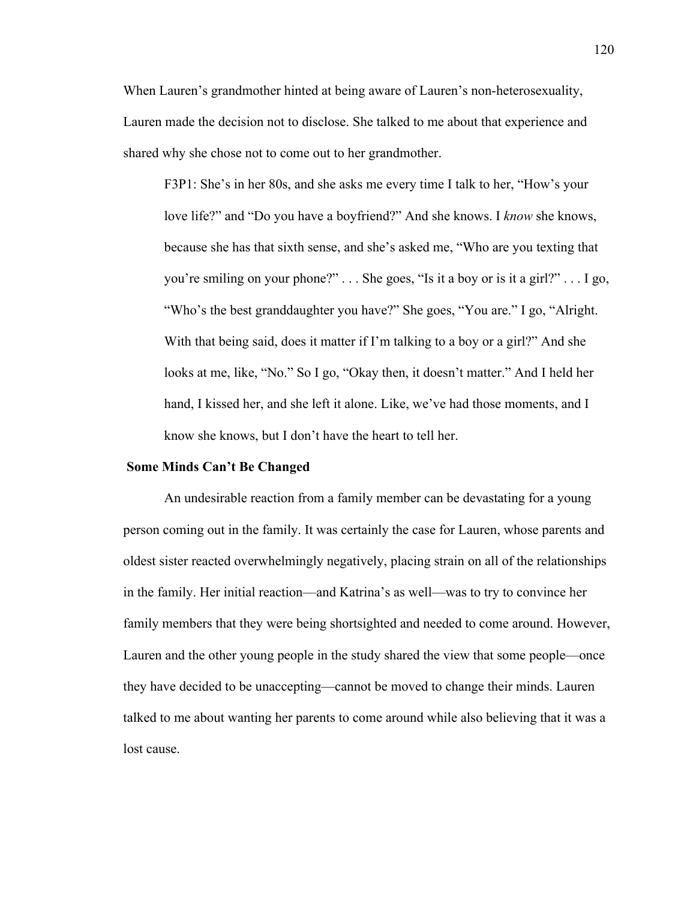When Lauren's grandmother hinted at being aware of Lauren's non-heterosexuality, Lauren made the decision not to disclose. She talked to me about that experience and shared why she chose not to come out to her grandmother.

> F3P1: She's in her 80s, and she asks me every time I talk to her, "How's your love life?" and "Do you have a boyfriend?" And she knows. I *know* she knows, because she has that sixth sense, and she's asked me, "Who are you texting that you're smiling on your phone?" . . . She goes, "Is it a boy or is it a girl?" . . . I go, "Who's the best granddaughter you have?" She goes, "You are." I go, "Alright. With that being said, does it matter if I'm talking to a boy or a girl?" And she looks at me, like, "No." So I go, "Okay then, it doesn't matter." And I held her hand, I kissed her, and she left it alone. Like, we've had those moments, and I know she knows, but I don't have the heart to tell her.

**Some Minds Can't Be Changed**

An undesirable reaction from a family member can be devastating for a young person coming out in the family. It was certainly the case for Lauren, whose parents and oldest sister reacted overwhelmingly negatively, placing strain on all of the relationships in the family. Her initial reaction—and Katrina's as well—was to try to convince her family members that they were being shortsighted and needed to come around. However, Lauren and the other young people in the study shared the view that some people—once they have decided to be unaccepting—cannot be moved to change their minds. Lauren talked to me about wanting her parents to come around while also believing that it was a lost cause.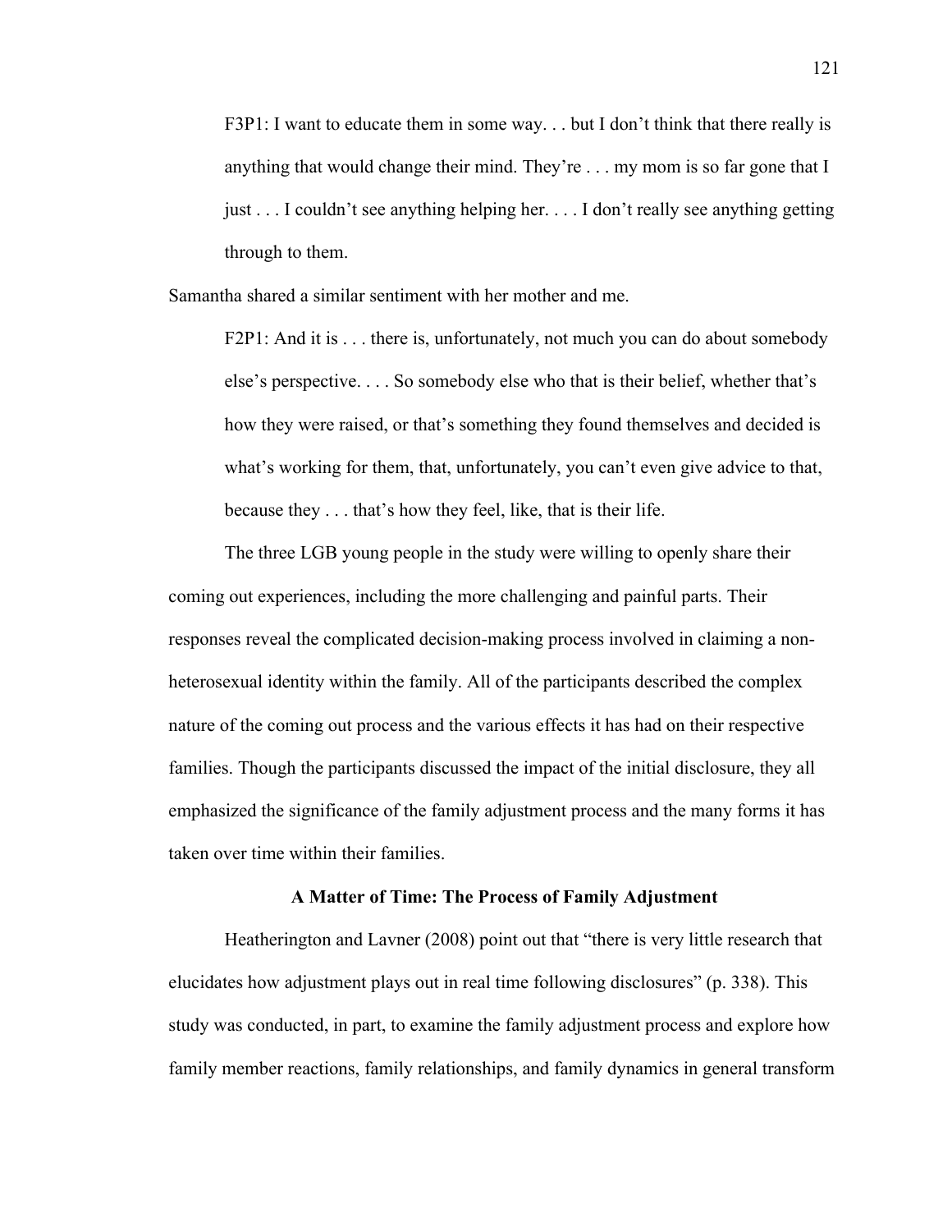> F3P1: I want to educate them in some way. . . but I don't think that there really is anything that would change their mind. They're . . . my mom is so far gone that I just . . . I couldn't see anything helping her. . . . I don't really see anything getting through to them.

Samantha shared a similar sentiment with her mother and me.

> F2P1: And it is . . . there is, unfortunately, not much you can do about somebody else's perspective. . . . So somebody else who that is their belief, whether that's how they were raised, or that's something they found themselves and decided is what's working for them, that, unfortunately, you can't even give advice to that, because they . . . that's how they feel, like, that is their life.

The three LGB young people in the study were willing to openly share their coming out experiences, including the more challenging and painful parts. Their responses reveal the complicated decision-making process involved in claiming a non-heterosexual identity within the family. All of the participants described the complex nature of the coming out process and the various effects it has had on their respective families. Though the participants discussed the impact of the initial disclosure, they all emphasized the significance of the family adjustment process and the many forms it has taken over time within their families.

### A Matter of Time: The Process of Family Adjustment

Heatherington and Lavner (2008) point out that "there is very little research that elucidates how adjustment plays out in real time following disclosures" (p. 338). This study was conducted, in part, to examine the family adjustment process and explore how family member reactions, family relationships, and family dynamics in general transform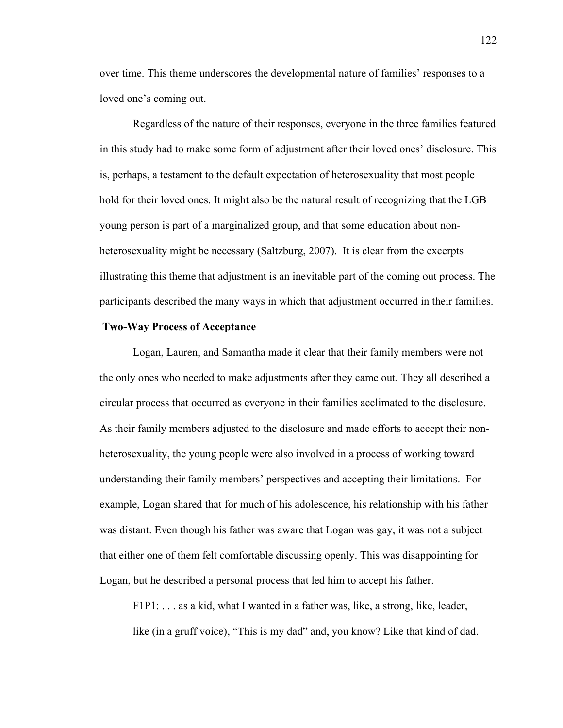over time. This theme underscores the developmental nature of families' responses to a loved one's coming out.

Regardless of the nature of their responses, everyone in the three families featured in this study had to make some form of adjustment after their loved ones' disclosure. This is, perhaps, a testament to the default expectation of heterosexuality that most people hold for their loved ones. It might also be the natural result of recognizing that the LGB young person is part of a marginalized group, and that some education about non-heterosexuality might be necessary (Saltzburg, 2007). It is clear from the excerpts illustrating this theme that adjustment is an inevitable part of the coming out process. The participants described the many ways in which that adjustment occurred in their families.

**Two-Way Process of Acceptance**

Logan, Lauren, and Samantha made it clear that their family members were not the only ones who needed to make adjustments after they came out. They all described a circular process that occurred as everyone in their families acclimated to the disclosure. As their family members adjusted to the disclosure and made efforts to accept their non-heterosexuality, the young people were also involved in a process of working toward understanding their family members' perspectives and accepting their limitations. For example, Logan shared that for much of his adolescence, his relationship with his father was distant. Even though his father was aware that Logan was gay, it was not a subject that either one of them felt comfortable discussing openly. This was disappointing for Logan, but he described a personal process that led him to accept his father.

> F1P1: . . . as a kid, what I wanted in a father was, like, a strong, like, leader, like (in a gruff voice), "This is my dad" and, you know? Like that kind of dad.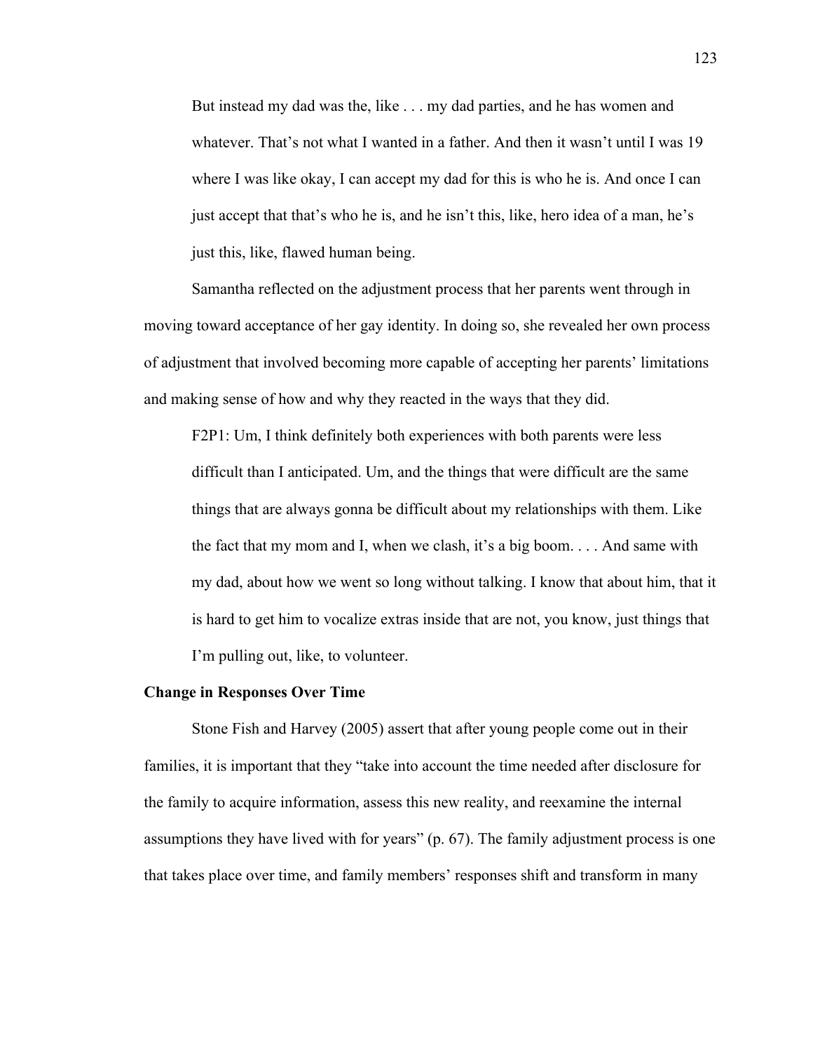> But instead my dad was the, like . . . my dad parties, and he has women and whatever. That's not what I wanted in a father. And then it wasn't until I was 19 where I was like okay, I can accept my dad for this is who he is. And once I can just accept that that's who he is, and he isn't this, like, hero idea of a man, he's just this, like, flawed human being.

Samantha reflected on the adjustment process that her parents went through in moving toward acceptance of her gay identity. In doing so, she revealed her own process of adjustment that involved becoming more capable of accepting her parents' limitations and making sense of how and why they reacted in the ways that they did.

> F2P1: Um, I think definitely both experiences with both parents were less difficult than I anticipated. Um, and the things that were difficult are the same things that are always gonna be difficult about my relationships with them. Like the fact that my mom and I, when we clash, it's a big boom. . . . And same with my dad, about how we went so long without talking. I know that about him, that it is hard to get him to vocalize extras inside that are not, you know, just things that I'm pulling out, like, to volunteer.

**Change in Responses Over Time**

Stone Fish and Harvey (2005) assert that after young people come out in their families, it is important that they "take into account the time needed after disclosure for the family to acquire information, assess this new reality, and reexamine the internal assumptions they have lived with for years" (p. 67). The family adjustment process is one that takes place over time, and family members' responses shift and transform in many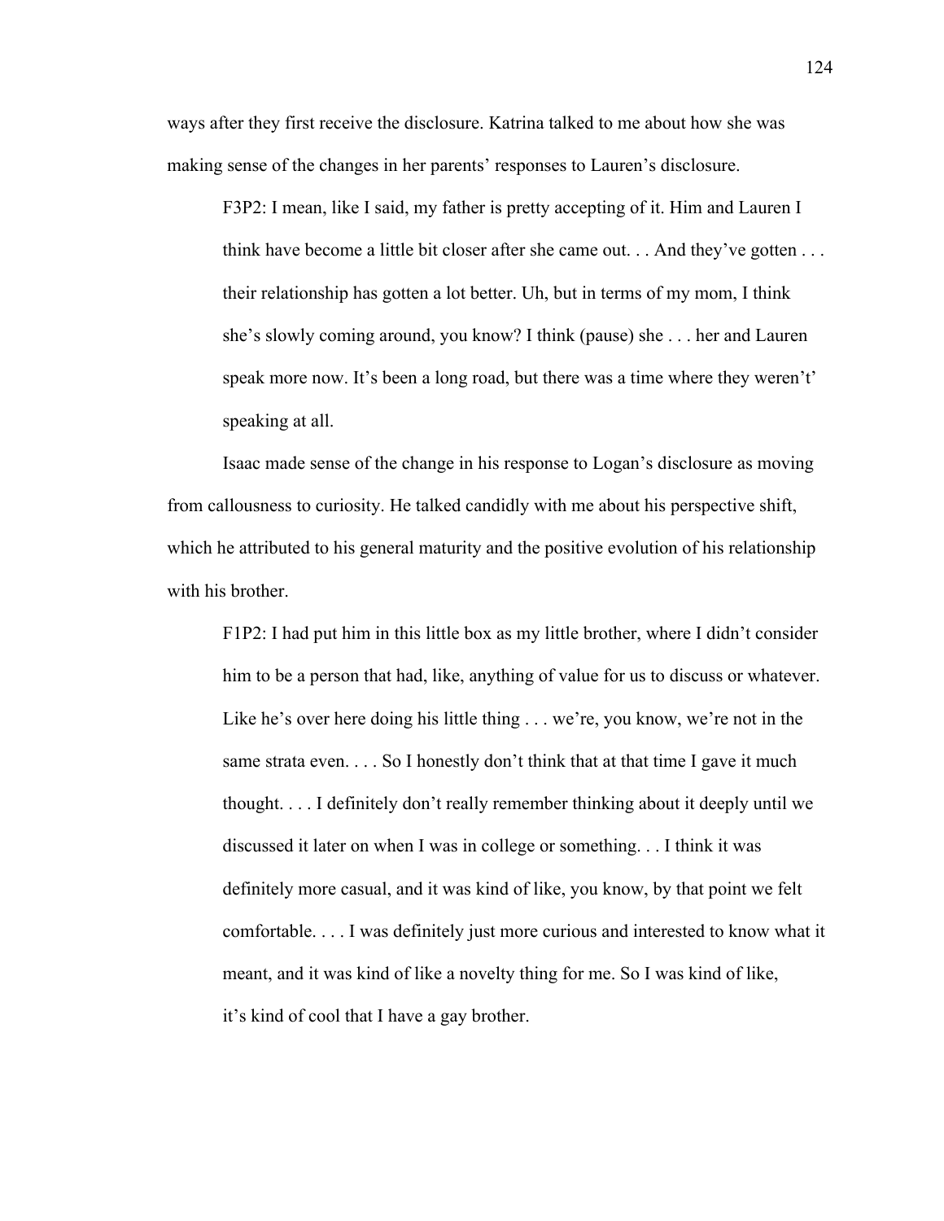ways after they first receive the disclosure. Katrina talked to me about how she was making sense of the changes in her parents' responses to Lauren's disclosure.

> F3P2: I mean, like I said, my father is pretty accepting of it. Him and Lauren I think have become a little bit closer after she came out. . . And they've gotten . . . their relationship has gotten a lot better. Uh, but in terms of my mom, I think she's slowly coming around, you know? I think (pause) she . . . her and Lauren speak more now. It's been a long road, but there was a time where they weren't' speaking at all.

Isaac made sense of the change in his response to Logan's disclosure as moving from callousness to curiosity. He talked candidly with me about his perspective shift, which he attributed to his general maturity and the positive evolution of his relationship with his brother.

> F1P2: I had put him in this little box as my little brother, where I didn't consider him to be a person that had, like, anything of value for us to discuss or whatever. Like he's over here doing his little thing . . . we're, you know, we're not in the same strata even. . . . So I honestly don't think that at that time I gave it much thought. . . . I definitely don't really remember thinking about it deeply until we discussed it later on when I was in college or something. . . I think it was definitely more casual, and it was kind of like, you know, by that point we felt comfortable. . . . I was definitely just more curious and interested to know what it meant, and it was kind of like a novelty thing for me. So I was kind of like, it's kind of cool that I have a gay brother.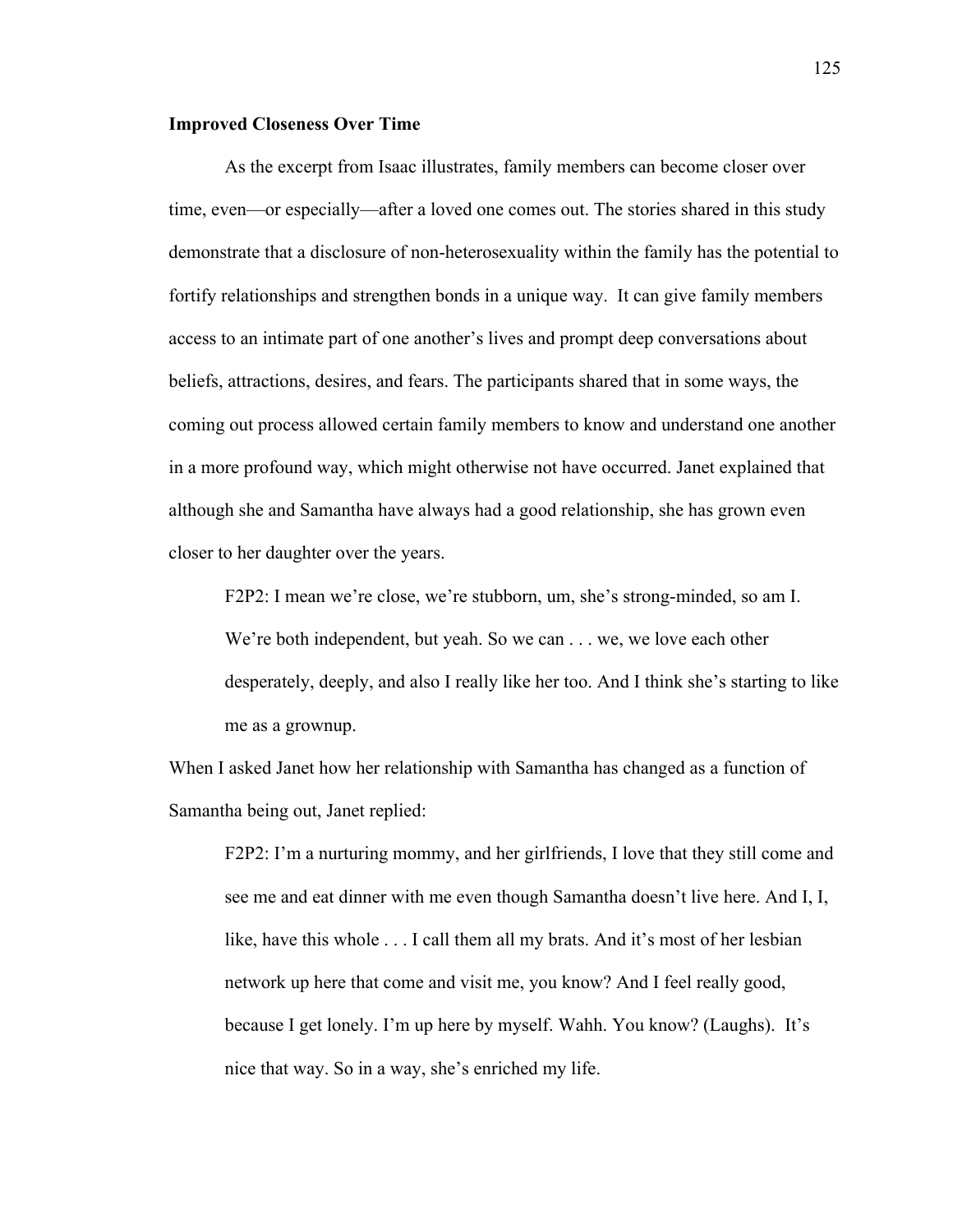**Improved Closeness Over Time**

As the excerpt from Isaac illustrates, family members can become closer over time, even—or especially—after a loved one comes out. The stories shared in this study demonstrate that a disclosure of non-heterosexuality within the family has the potential to fortify relationships and strengthen bonds in a unique way. It can give family members access to an intimate part of one another's lives and prompt deep conversations about beliefs, attractions, desires, and fears. The participants shared that in some ways, the coming out process allowed certain family members to know and understand one another in a more profound way, which might otherwise not have occurred. Janet explained that although she and Samantha have always had a good relationship, she has grown even closer to her daughter over the years.

> F2P2: I mean we're close, we're stubborn, um, she's strong-minded, so am I. We're both independent, but yeah. So we can . . . we, we love each other desperately, deeply, and also I really like her too. And I think she's starting to like me as a grownup.

When I asked Janet how her relationship with Samantha has changed as a function of Samantha being out, Janet replied:

> F2P2: I'm a nurturing mommy, and her girlfriends, I love that they still come and see me and eat dinner with me even though Samantha doesn't live here. And I, I, like, have this whole . . . I call them all my brats. And it's most of her lesbian network up here that come and visit me, you know? And I feel really good, because I get lonely. I'm up here by myself. Wahh. You know? (Laughs). It's nice that way. So in a way, she's enriched my life.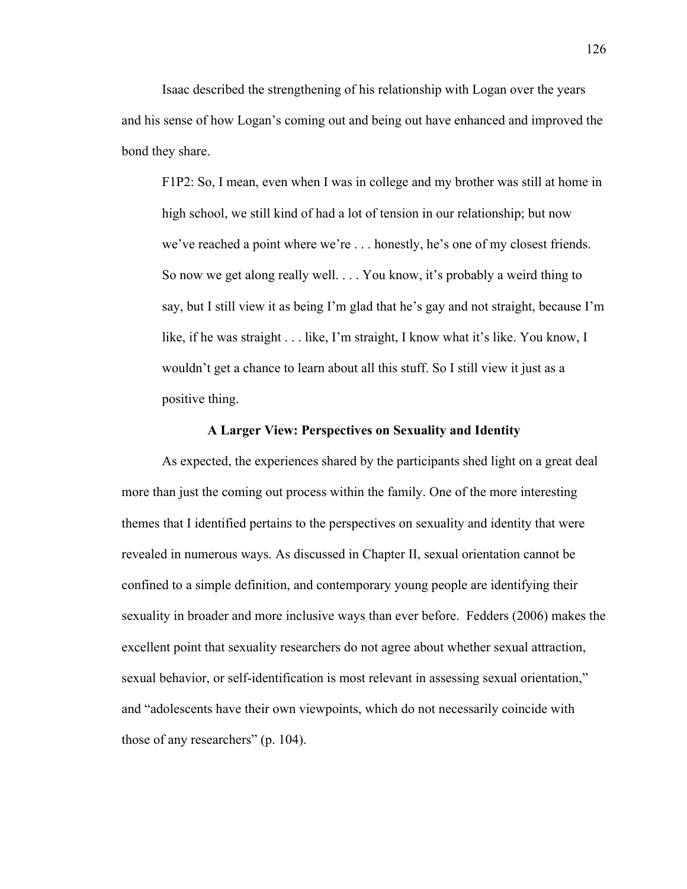Isaac described the strengthening of his relationship with Logan over the years and his sense of how Logan's coming out and being out have enhanced and improved the bond they share.

> F1P2: So, I mean, even when I was in college and my brother was still at home in high school, we still kind of had a lot of tension in our relationship; but now we've reached a point where we're . . . honestly, he's one of my closest friends. So now we get along really well. . . . You know, it's probably a weird thing to say, but I still view it as being I'm glad that he's gay and not straight, because I'm like, if he was straight . . . like, I'm straight, I know what it's like. You know, I wouldn't get a chance to learn about all this stuff. So I still view it just as a positive thing.

## A Larger View: Perspectives on Sexuality and Identity

As expected, the experiences shared by the participants shed light on a great deal more than just the coming out process within the family. One of the more interesting themes that I identified pertains to the perspectives on sexuality and identity that were revealed in numerous ways. As discussed in Chapter II, sexual orientation cannot be confined to a simple definition, and contemporary young people are identifying their sexuality in broader and more inclusive ways than ever before. Fedders (2006) makes the excellent point that sexuality researchers do not agree about whether sexual attraction, sexual behavior, or self-identification is most relevant in assessing sexual orientation," and "adolescents have their own viewpoints, which do not necessarily coincide with those of any researchers" (p. 104).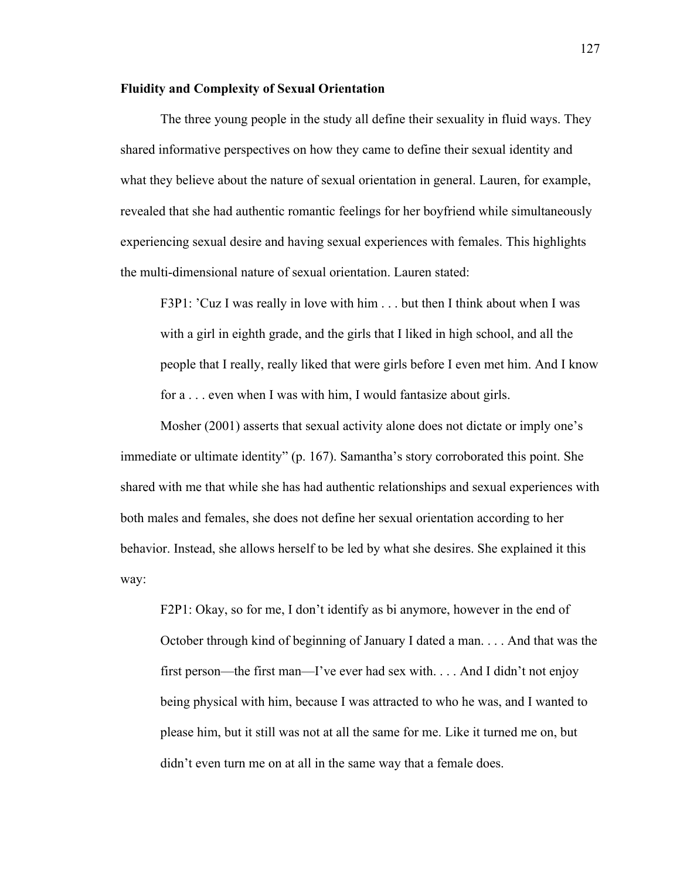**Fluidity and Complexity of Sexual Orientation**

The three young people in the study all define their sexuality in fluid ways. They shared informative perspectives on how they came to define their sexual identity and what they believe about the nature of sexual orientation in general. Lauren, for example, revealed that she had authentic romantic feelings for her boyfriend while simultaneously experiencing sexual desire and having sexual experiences with females. This highlights the multi-dimensional nature of sexual orientation. Lauren stated:

> F3P1: 'Cuz I was really in love with him . . . but then I think about when I was with a girl in eighth grade, and the girls that I liked in high school, and all the people that I really, really liked that were girls before I even met him. And I know for a . . . even when I was with him, I would fantasize about girls.

Mosher (2001) asserts that sexual activity alone does not dictate or imply one's immediate or ultimate identity" (p. 167). Samantha's story corroborated this point. She shared with me that while she has had authentic relationships and sexual experiences with both males and females, she does not define her sexual orientation according to her behavior. Instead, she allows herself to be led by what she desires. She explained it this way:

> F2P1: Okay, so for me, I don't identify as bi anymore, however in the end of October through kind of beginning of January I dated a man. . . . And that was the first person—the first man—I've ever had sex with. . . . And I didn't not enjoy being physical with him, because I was attracted to who he was, and I wanted to please him, but it still was not at all the same for me. Like it turned me on, but didn't even turn me on at all in the same way that a female does.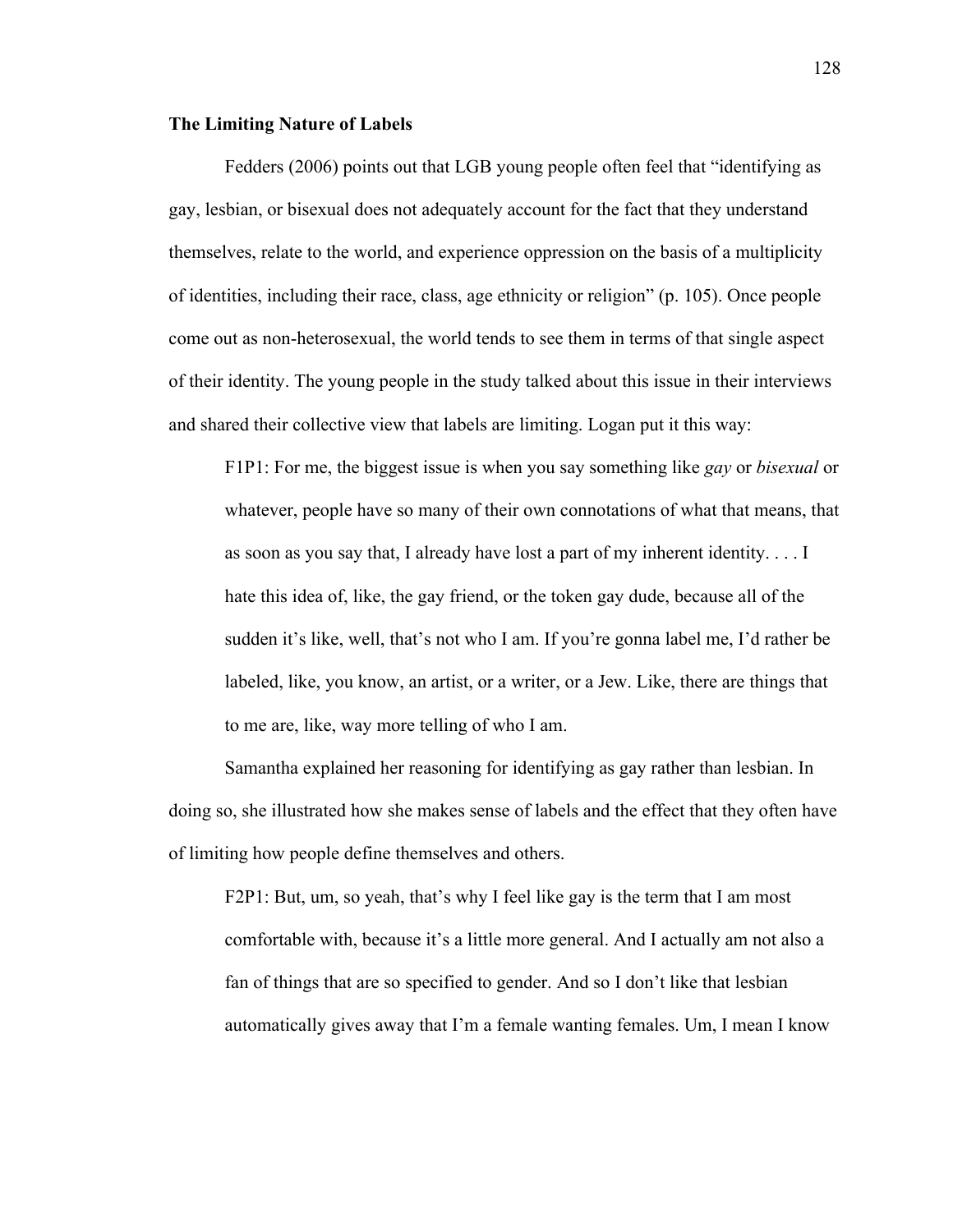**The Limiting Nature of Labels**

Fedders (2006) points out that LGB young people often feel that "identifying as gay, lesbian, or bisexual does not adequately account for the fact that they understand themselves, relate to the world, and experience oppression on the basis of a multiplicity of identities, including their race, class, age ethnicity or religion" (p. 105). Once people come out as non-heterosexual, the world tends to see them in terms of that single aspect of their identity. The young people in the study talked about this issue in their interviews and shared their collective view that labels are limiting. Logan put it this way:

> F1P1: For me, the biggest issue is when you say something like *gay* or *bisexual* or whatever, people have so many of their own connotations of what that means, that as soon as you say that, I already have lost a part of my inherent identity. . . . I hate this idea of, like, the gay friend, or the token gay dude, because all of the sudden it's like, well, that's not who I am. If you're gonna label me, I'd rather be labeled, like, you know, an artist, or a writer, or a Jew. Like, there are things that to me are, like, way more telling of who I am.

Samantha explained her reasoning for identifying as gay rather than lesbian. In doing so, she illustrated how she makes sense of labels and the effect that they often have of limiting how people define themselves and others.

> F2P1: But, um, so yeah, that's why I feel like gay is the term that I am most comfortable with, because it's a little more general. And I actually am not also a fan of things that are so specified to gender. And so I don't like that lesbian automatically gives away that I'm a female wanting females. Um, I mean I know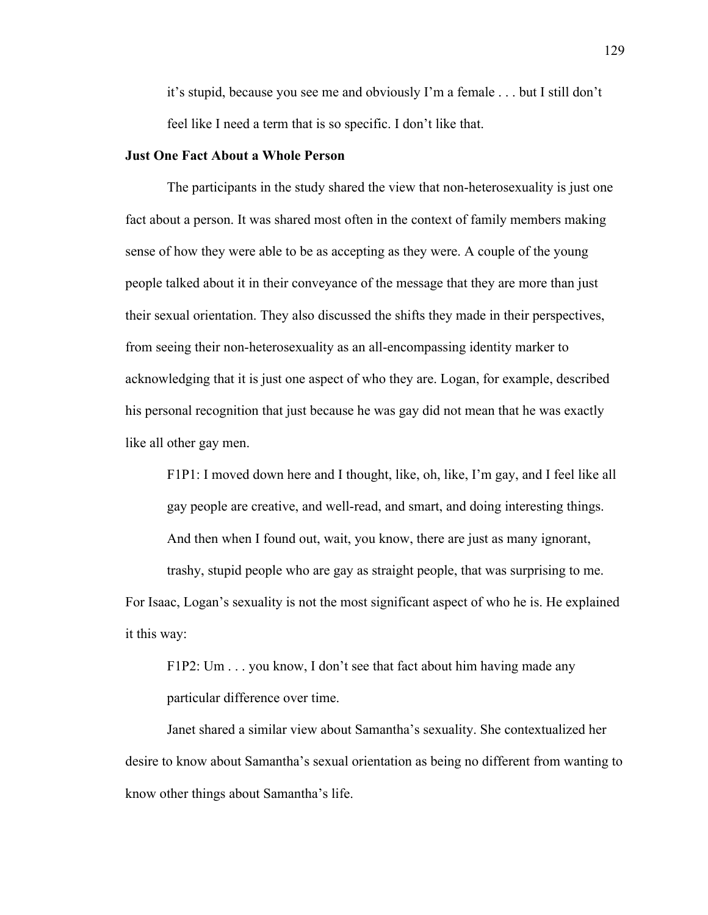it's stupid, because you see me and obviously I'm a female . . . but I still don't feel like I need a term that is so specific. I don't like that.

**Just One Fact About a Whole Person**

The participants in the study shared the view that non-heterosexuality is just one fact about a person. It was shared most often in the context of family members making sense of how they were able to be as accepting as they were. A couple of the young people talked about it in their conveyance of the message that they are more than just their sexual orientation. They also discussed the shifts they made in their perspectives, from seeing their non-heterosexuality as an all-encompassing identity marker to acknowledging that it is just one aspect of who they are. Logan, for example, described his personal recognition that just because he was gay did not mean that he was exactly like all other gay men.

> F1P1: I moved down here and I thought, like, oh, like, I'm gay, and I feel like all gay people are creative, and well-read, and smart, and doing interesting things. And then when I found out, wait, you know, there are just as many ignorant, trashy, stupid people who are gay as straight people, that was surprising to me.

For Isaac, Logan's sexuality is not the most significant aspect of who he is. He explained it this way:

> F1P2: Um . . . you know, I don't see that fact about him having made any particular difference over time.

Janet shared a similar view about Samantha's sexuality. She contextualized her desire to know about Samantha's sexual orientation as being no different from wanting to know other things about Samantha's life.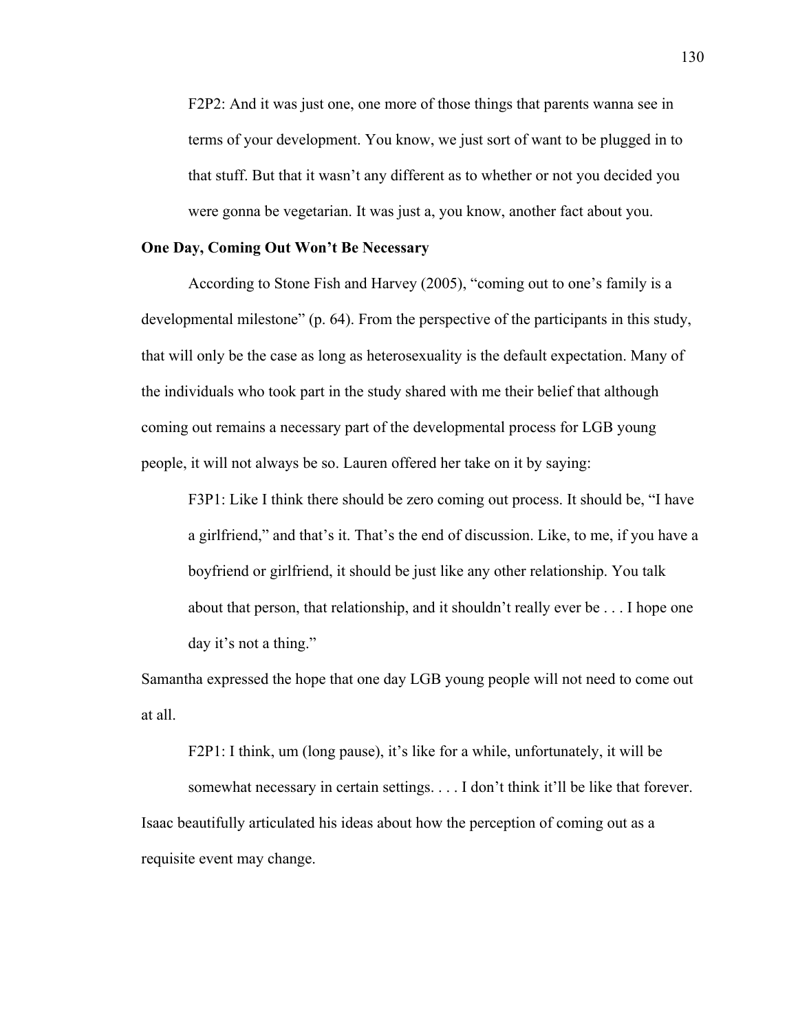F2P2: And it was just one, one more of those things that parents wanna see in terms of your development. You know, we just sort of want to be plugged in to that stuff. But that it wasn't any different as to whether or not you decided you were gonna be vegetarian. It was just a, you know, another fact about you.

**One Day, Coming Out Won't Be Necessary**

According to Stone Fish and Harvey (2005), "coming out to one's family is a developmental milestone" (p. 64). From the perspective of the participants in this study, that will only be the case as long as heterosexuality is the default expectation. Many of the individuals who took part in the study shared with me their belief that although coming out remains a necessary part of the developmental process for LGB young people, it will not always be so. Lauren offered her take on it by saying:

F3P1: Like I think there should be zero coming out process. It should be, "I have a girlfriend," and that's it. That's the end of discussion. Like, to me, if you have a boyfriend or girlfriend, it should be just like any other relationship. You talk about that person, that relationship, and it shouldn't really ever be . . . I hope one day it's not a thing."

Samantha expressed the hope that one day LGB young people will not need to come out at all.

F2P1: I think, um (long pause), it's like for a while, unfortunately, it will be somewhat necessary in certain settings. . . . I don't think it'll be like that forever.

Isaac beautifully articulated his ideas about how the perception of coming out as a requisite event may change.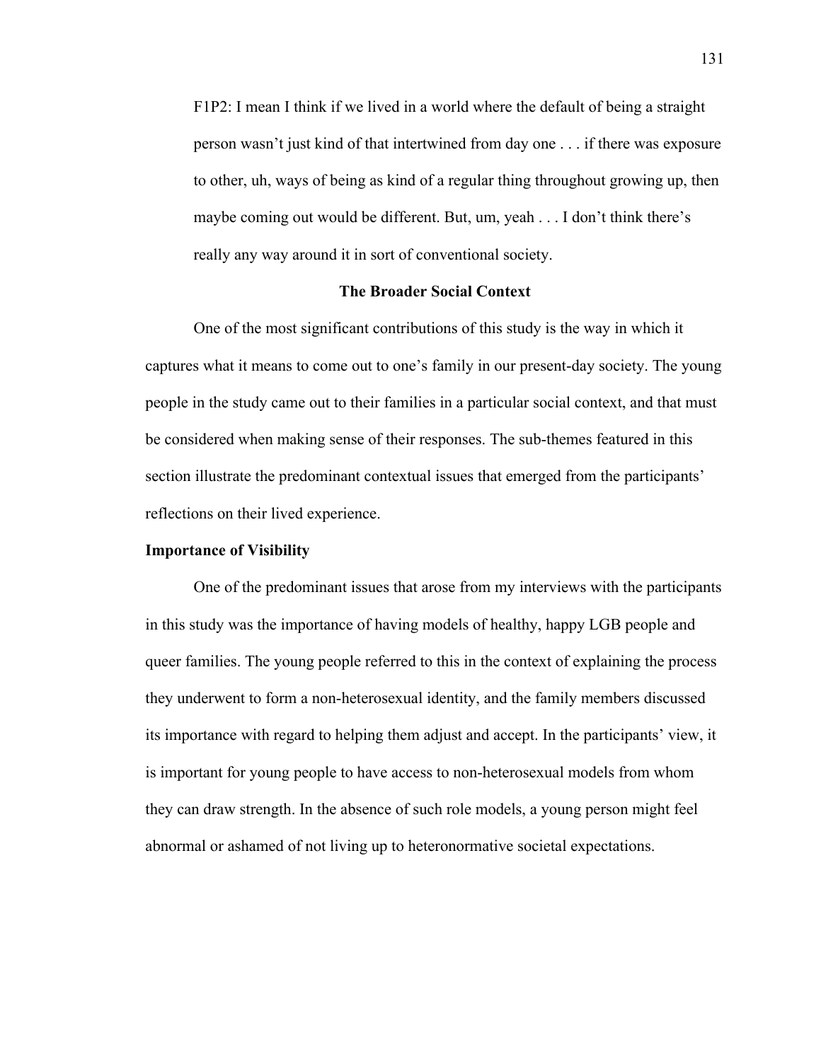F1P2: I mean I think if we lived in a world where the default of being a straight person wasn't just kind of that intertwined from day one . . . if there was exposure to other, uh, ways of being as kind of a regular thing throughout growing up, then maybe coming out would be different. But, um, yeah . . . I don't think there's really any way around it in sort of conventional society.

## The Broader Social Context

One of the most significant contributions of this study is the way in which it captures what it means to come out to one's family in our present-day society. The young people in the study came out to their families in a particular social context, and that must be considered when making sense of their responses. The sub-themes featured in this section illustrate the predominant contextual issues that emerged from the participants' reflections on their lived experience.

### Importance of Visibility

One of the predominant issues that arose from my interviews with the participants in this study was the importance of having models of healthy, happy LGB people and queer families. The young people referred to this in the context of explaining the process they underwent to form a non-heterosexual identity, and the family members discussed its importance with regard to helping them adjust and accept. In the participants' view, it is important for young people to have access to non-heterosexual models from whom they can draw strength. In the absence of such role models, a young person might feel abnormal or ashamed of not living up to heteronormative societal expectations.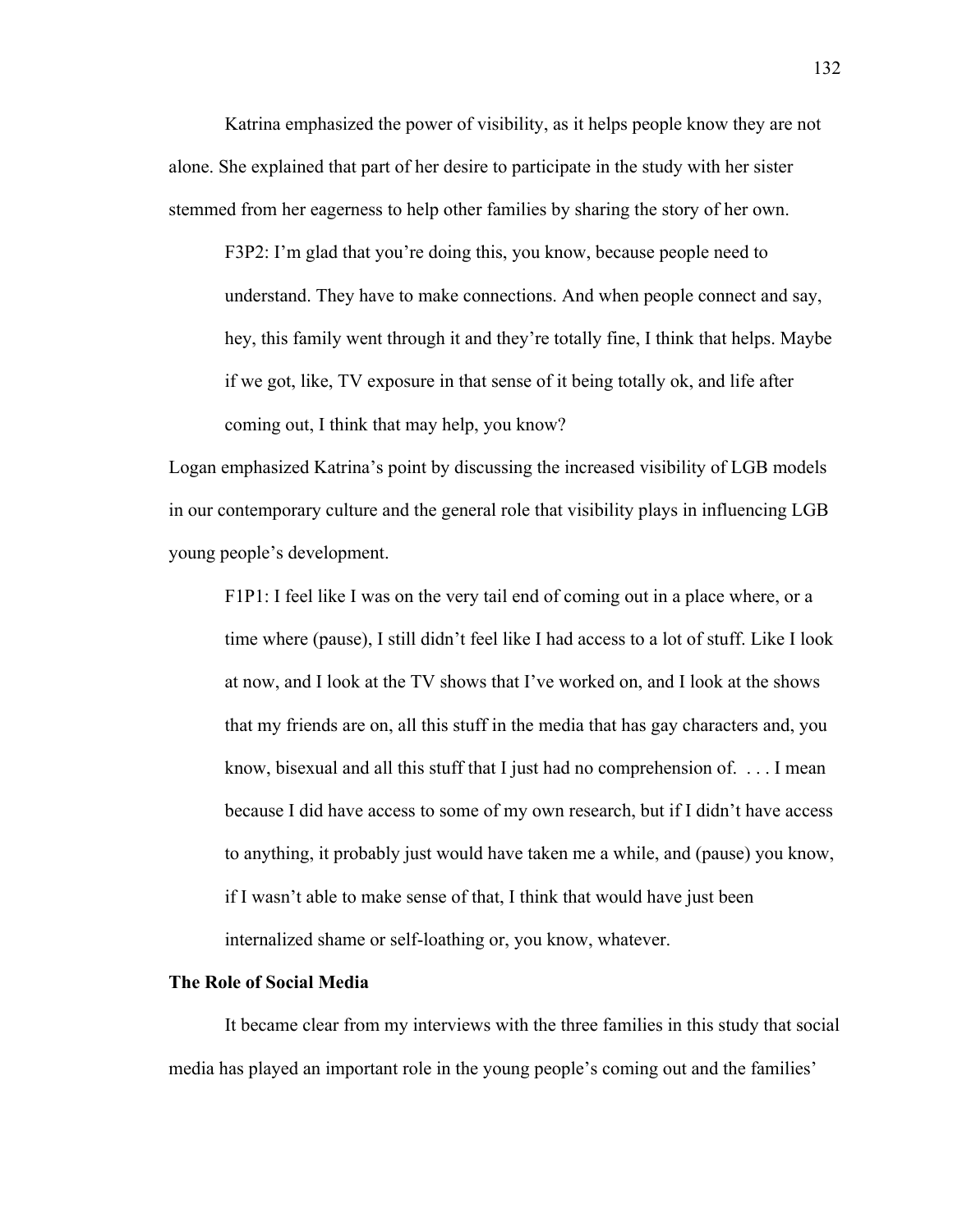Katrina emphasized the power of visibility, as it helps people know they are not alone. She explained that part of her desire to participate in the study with her sister stemmed from her eagerness to help other families by sharing the story of her own.

> F3P2: I'm glad that you're doing this, you know, because people need to understand. They have to make connections. And when people connect and say, hey, this family went through it and they're totally fine, I think that helps. Maybe if we got, like, TV exposure in that sense of it being totally ok, and life after coming out, I think that may help, you know?

Logan emphasized Katrina's point by discussing the increased visibility of LGB models in our contemporary culture and the general role that visibility plays in influencing LGB young people's development.

> F1P1: I feel like I was on the very tail end of coming out in a place where, or a time where (pause), I still didn't feel like I had access to a lot of stuff. Like I look at now, and I look at the TV shows that I've worked on, and I look at the shows that my friends are on, all this stuff in the media that has gay characters and, you know, bisexual and all this stuff that I just had no comprehension of. . . . I mean because I did have access to some of my own research, but if I didn't have access to anything, it probably just would have taken me a while, and (pause) you know, if I wasn't able to make sense of that, I think that would have just been internalized shame or self-loathing or, you know, whatever.

**The Role of Social Media**

It became clear from my interviews with the three families in this study that social media has played an important role in the young people's coming out and the families'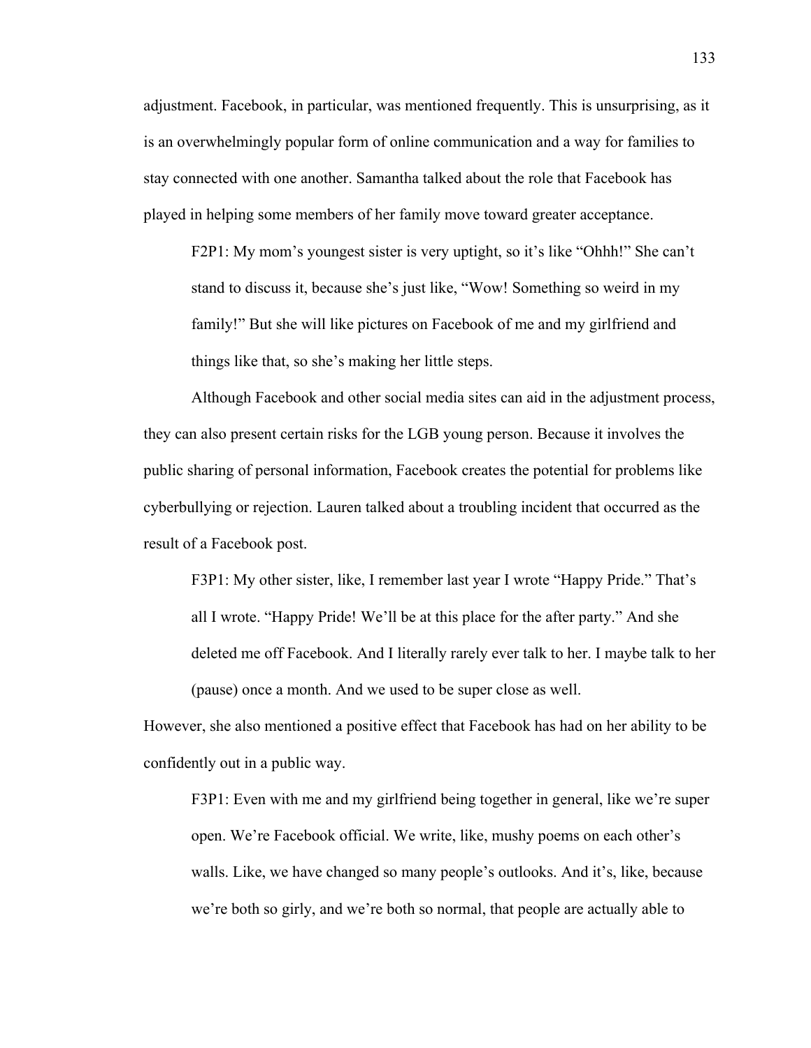adjustment. Facebook, in particular, was mentioned frequently. This is unsurprising, as it is an overwhelmingly popular form of online communication and a way for families to stay connected with one another. Samantha talked about the role that Facebook has played in helping some members of her family move toward greater acceptance.

> F2P1: My mom's youngest sister is very uptight, so it's like "Ohhh!" She can't stand to discuss it, because she's just like, "Wow! Something so weird in my family!" But she will like pictures on Facebook of me and my girlfriend and things like that, so she's making her little steps.

Although Facebook and other social media sites can aid in the adjustment process, they can also present certain risks for the LGB young person. Because it involves the public sharing of personal information, Facebook creates the potential for problems like cyberbullying or rejection. Lauren talked about a troubling incident that occurred as the result of a Facebook post.

> F3P1: My other sister, like, I remember last year I wrote "Happy Pride." That's all I wrote. "Happy Pride! We'll be at this place for the after party." And she deleted me off Facebook. And I literally rarely ever talk to her. I maybe talk to her (pause) once a month. And we used to be super close as well.

However, she also mentioned a positive effect that Facebook has had on her ability to be confidently out in a public way.

> F3P1: Even with me and my girlfriend being together in general, like we're super open. We're Facebook official. We write, like, mushy poems on each other's walls. Like, we have changed so many people's outlooks. And it's, like, because we're both so girly, and we're both so normal, that people are actually able to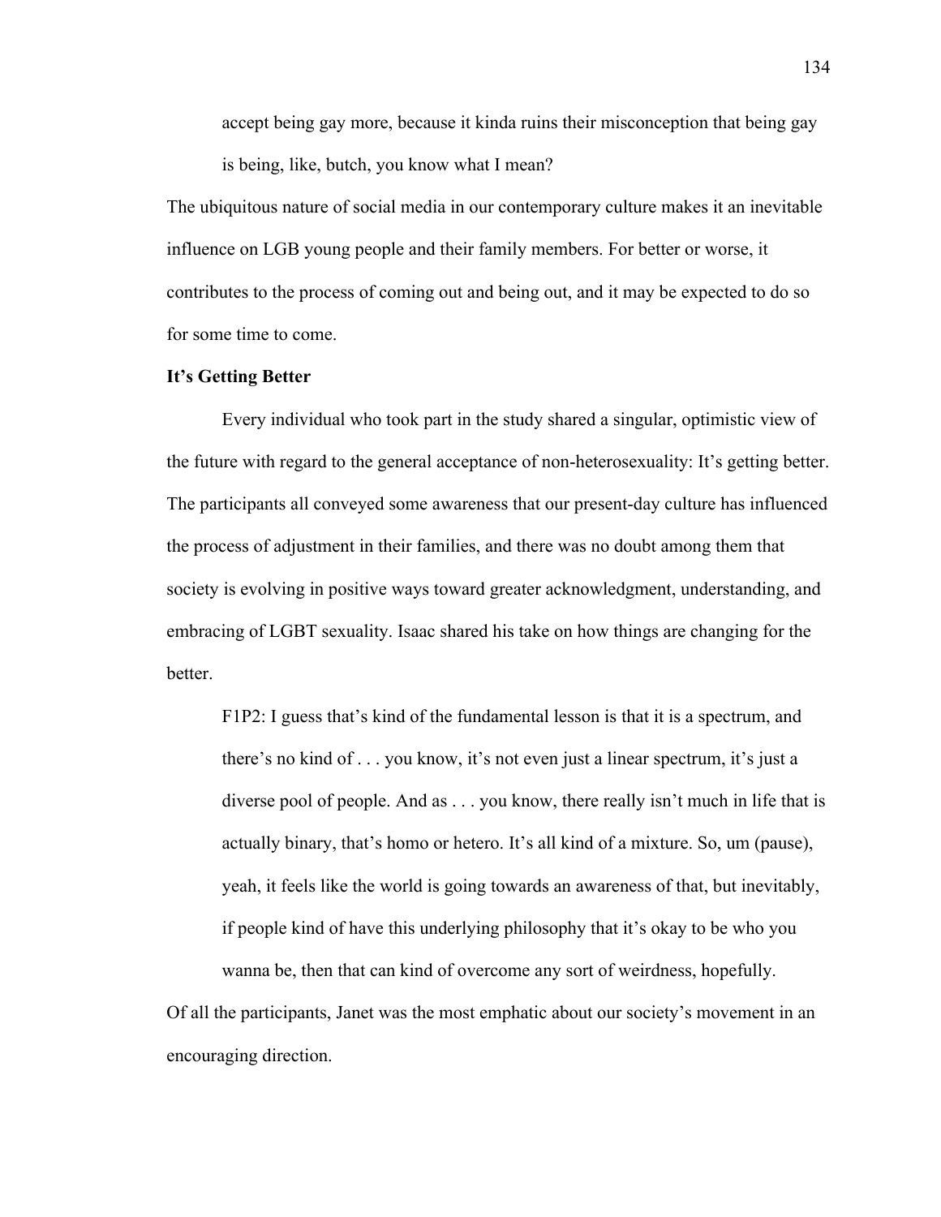> accept being gay more, because it kinda ruins their misconception that being gay is being, like, butch, you know what I mean?

The ubiquitous nature of social media in our contemporary culture makes it an inevitable influence on LGB young people and their family members. For better or worse, it contributes to the process of coming out and being out, and it may be expected to do so for some time to come.

**It's Getting Better**

Every individual who took part in the study shared a singular, optimistic view of the future with regard to the general acceptance of non-heterosexuality: It's getting better. The participants all conveyed some awareness that our present-day culture has influenced the process of adjustment in their families, and there was no doubt among them that society is evolving in positive ways toward greater acknowledgment, understanding, and embracing of LGBT sexuality. Isaac shared his take on how things are changing for the better.

> F1P2: I guess that's kind of the fundamental lesson is that it is a spectrum, and there's no kind of . . . you know, it's not even just a linear spectrum, it's just a diverse pool of people. And as . . . you know, there really isn't much in life that is actually binary, that's homo or hetero. It's all kind of a mixture. So, um (pause), yeah, it feels like the world is going towards an awareness of that, but inevitably, if people kind of have this underlying philosophy that it's okay to be who you wanna be, then that can kind of overcome any sort of weirdness, hopefully.

Of all the participants, Janet was the most emphatic about our society's movement in an encouraging direction.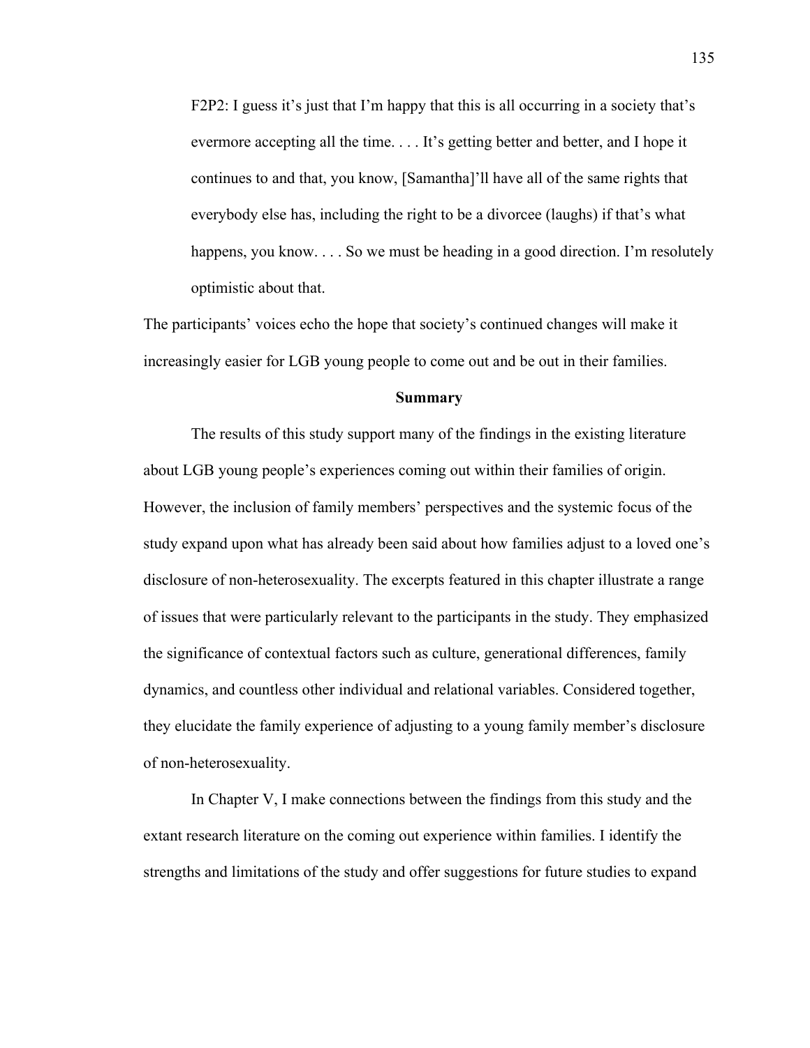> F2P2: I guess it's just that I'm happy that this is all occurring in a society that's evermore accepting all the time. . . . It's getting better and better, and I hope it continues to and that, you know, [Samantha]'ll have all of the same rights that everybody else has, including the right to be a divorcee (laughs) if that's what happens, you know. . . . So we must be heading in a good direction. I'm resolutely optimistic about that.

The participants' voices echo the hope that society's continued changes will make it increasingly easier for LGB young people to come out and be out in their families.

## Summary

The results of this study support many of the findings in the existing literature about LGB young people's experiences coming out within their families of origin. However, the inclusion of family members' perspectives and the systemic focus of the study expand upon what has already been said about how families adjust to a loved one's disclosure of non-heterosexuality. The excerpts featured in this chapter illustrate a range of issues that were particularly relevant to the participants in the study. They emphasized the significance of contextual factors such as culture, generational differences, family dynamics, and countless other individual and relational variables. Considered together, they elucidate the family experience of adjusting to a young family member's disclosure of non-heterosexuality.

In Chapter V, I make connections between the findings from this study and the extant research literature on the coming out experience within families. I identify the strengths and limitations of the study and offer suggestions for future studies to expand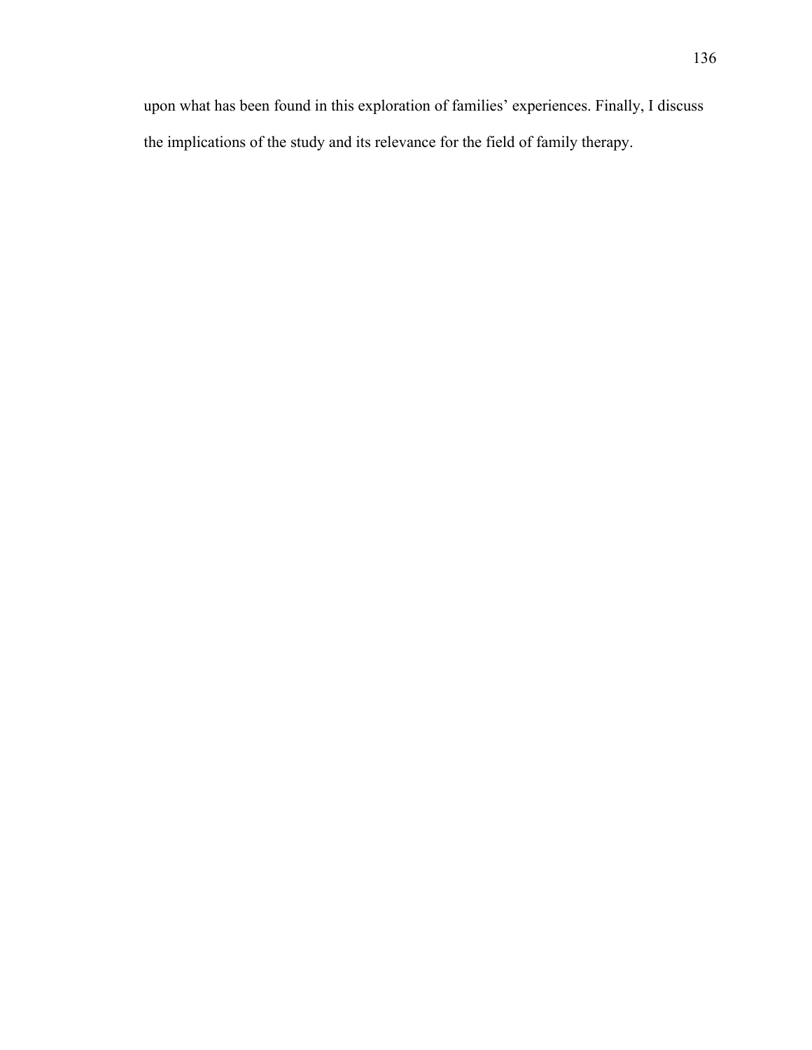upon what has been found in this exploration of families' experiences. Finally, I discuss the implications of the study and its relevance for the field of family therapy.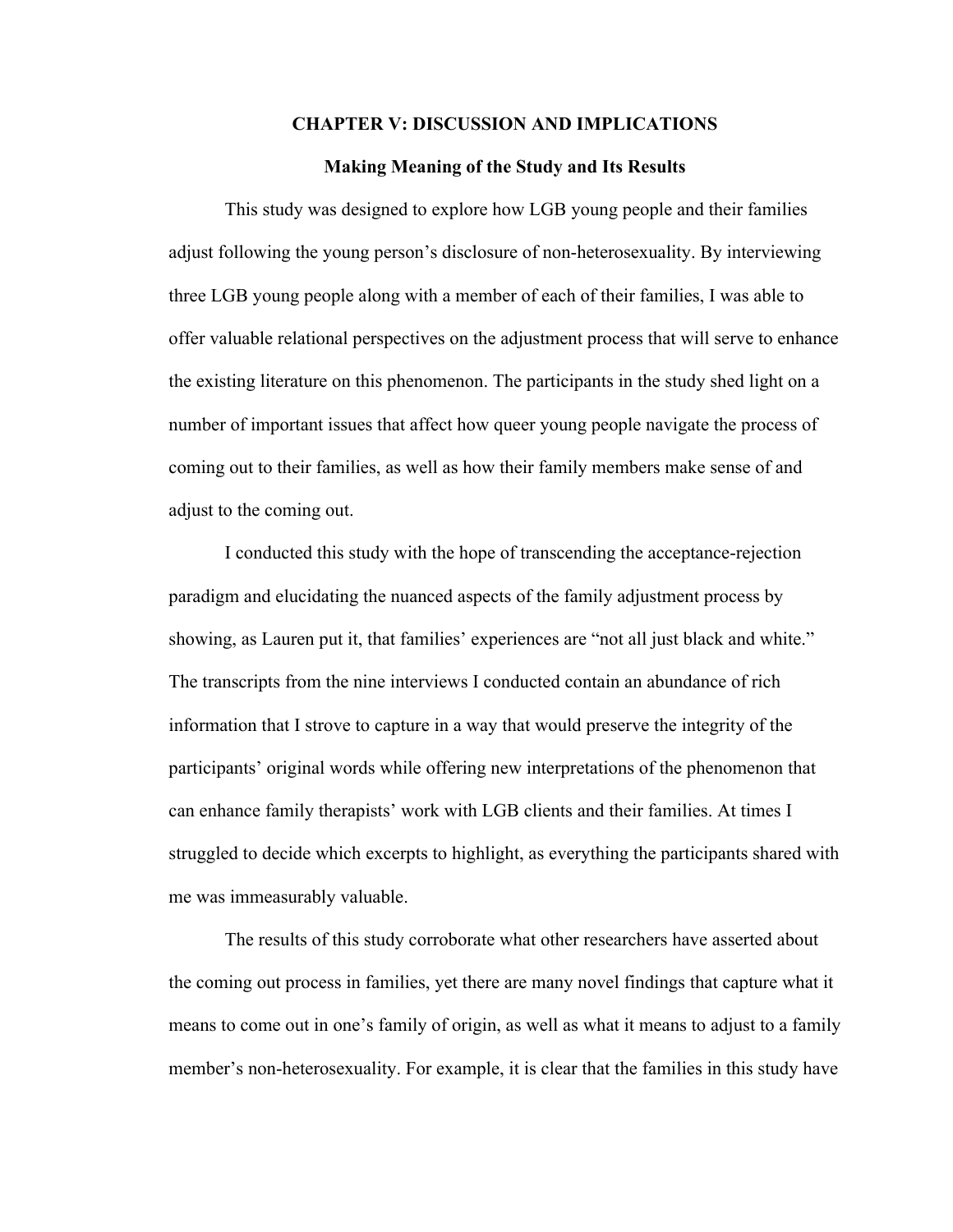# CHAPTER V: DISCUSSION AND IMPLICATIONS

## Making Meaning of the Study and Its Results

This study was designed to explore how LGB young people and their families adjust following the young person's disclosure of non-heterosexuality. By interviewing three LGB young people along with a member of each of their families, I was able to offer valuable relational perspectives on the adjustment process that will serve to enhance the existing literature on this phenomenon. The participants in the study shed light on a number of important issues that affect how queer young people navigate the process of coming out to their families, as well as how their family members make sense of and adjust to the coming out.

I conducted this study with the hope of transcending the acceptance-rejection paradigm and elucidating the nuanced aspects of the family adjustment process by showing, as Lauren put it, that families' experiences are "not all just black and white." The transcripts from the nine interviews I conducted contain an abundance of rich information that I strove to capture in a way that would preserve the integrity of the participants' original words while offering new interpretations of the phenomenon that can enhance family therapists' work with LGB clients and their families. At times I struggled to decide which excerpts to highlight, as everything the participants shared with me was immeasurably valuable.

The results of this study corroborate what other researchers have asserted about the coming out process in families, yet there are many novel findings that capture what it means to come out in one's family of origin, as well as what it means to adjust to a family member's non-heterosexuality. For example, it is clear that the families in this study have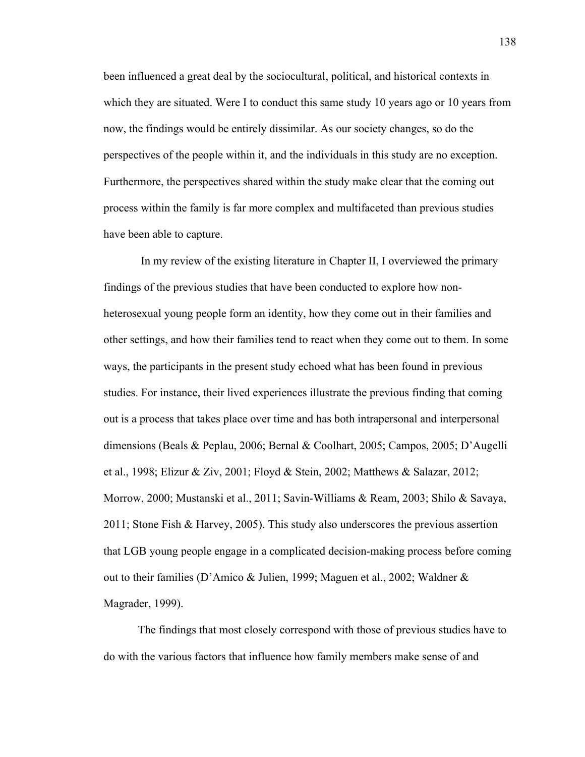been influenced a great deal by the sociocultural, political, and historical contexts in which they are situated. Were I to conduct this same study 10 years ago or 10 years from now, the findings would be entirely dissimilar. As our society changes, so do the perspectives of the people within it, and the individuals in this study are no exception. Furthermore, the perspectives shared within the study make clear that the coming out process within the family is far more complex and multifaceted than previous studies have been able to capture.

In my review of the existing literature in Chapter II, I overviewed the primary findings of the previous studies that have been conducted to explore how non-heterosexual young people form an identity, how they come out in their families and other settings, and how their families tend to react when they come out to them. In some ways, the participants in the present study echoed what has been found in previous studies. For instance, their lived experiences illustrate the previous finding that coming out is a process that takes place over time and has both intrapersonal and interpersonal dimensions (Beals & Peplau, 2006; Bernal & Coolhart, 2005; Campos, 2005; D'Augelli et al., 1998; Elizur & Ziv, 2001; Floyd & Stein, 2002; Matthews & Salazar, 2012; Morrow, 2000; Mustanski et al., 2011; Savin-Williams & Ream, 2003; Shilo & Savaya, 2011; Stone Fish & Harvey, 2005). This study also underscores the previous assertion that LGB young people engage in a complicated decision-making process before coming out to their families (D'Amico & Julien, 1999; Maguen et al., 2002; Waldner & Magrader, 1999).

The findings that most closely correspond with those of previous studies have to do with the various factors that influence how family members make sense of and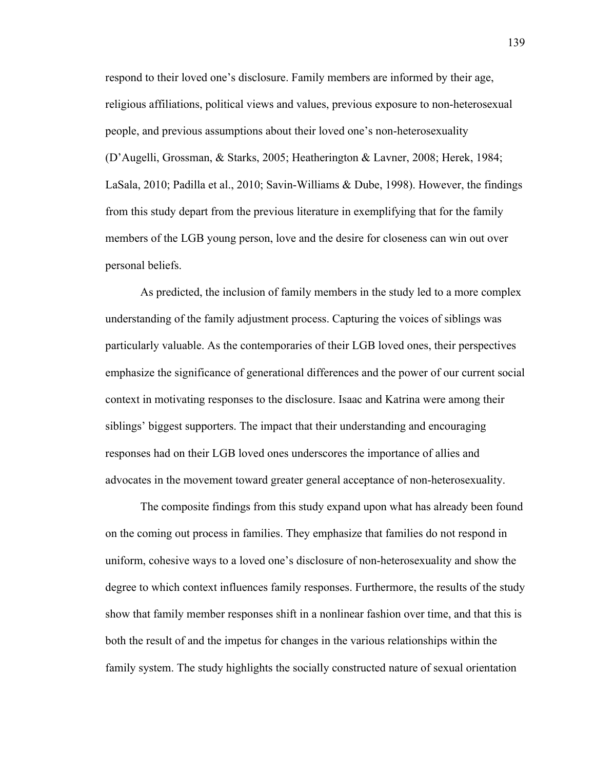respond to their loved one's disclosure. Family members are informed by their age, religious affiliations, political views and values, previous exposure to non-heterosexual people, and previous assumptions about their loved one's non-heterosexuality (D'Augelli, Grossman, & Starks, 2005; Heatherington & Lavner, 2008; Herek, 1984; LaSala, 2010; Padilla et al., 2010; Savin-Williams & Dube, 1998). However, the findings from this study depart from the previous literature in exemplifying that for the family members of the LGB young person, love and the desire for closeness can win out over personal beliefs.

As predicted, the inclusion of family members in the study led to a more complex understanding of the family adjustment process. Capturing the voices of siblings was particularly valuable. As the contemporaries of their LGB loved ones, their perspectives emphasize the significance of generational differences and the power of our current social context in motivating responses to the disclosure. Isaac and Katrina were among their siblings' biggest supporters. The impact that their understanding and encouraging responses had on their LGB loved ones underscores the importance of allies and advocates in the movement toward greater general acceptance of non-heterosexuality.

The composite findings from this study expand upon what has already been found on the coming out process in families. They emphasize that families do not respond in uniform, cohesive ways to a loved one's disclosure of non-heterosexuality and show the degree to which context influences family responses. Furthermore, the results of the study show that family member responses shift in a nonlinear fashion over time, and that this is both the result of and the impetus for changes in the various relationships within the family system. The study highlights the socially constructed nature of sexual orientation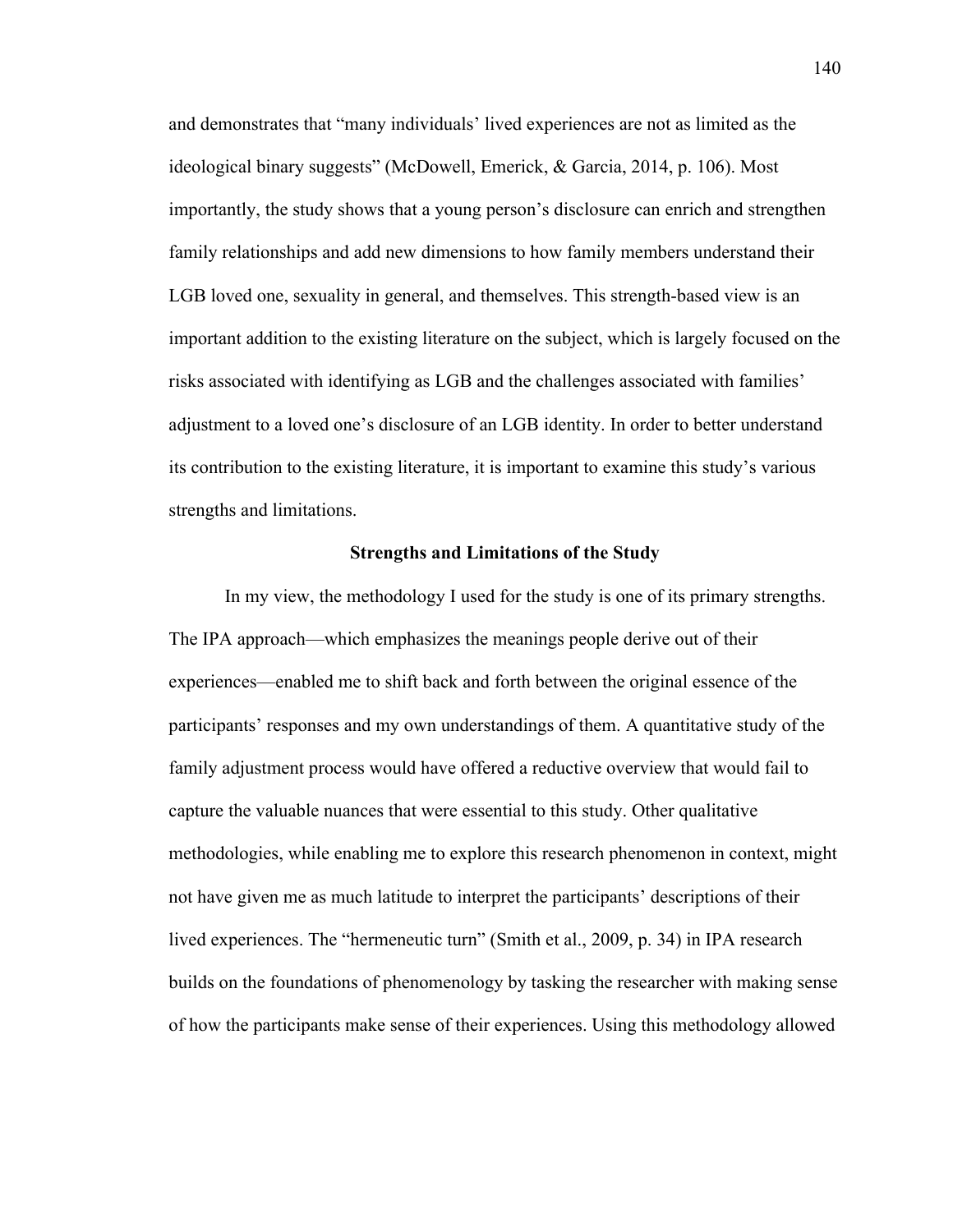and demonstrates that "many individuals' lived experiences are not as limited as the ideological binary suggests" (McDowell, Emerick, & Garcia, 2014, p. 106). Most importantly, the study shows that a young person's disclosure can enrich and strengthen family relationships and add new dimensions to how family members understand their LGB loved one, sexuality in general, and themselves. This strength-based view is an important addition to the existing literature on the subject, which is largely focused on the risks associated with identifying as LGB and the challenges associated with families' adjustment to a loved one's disclosure of an LGB identity. In order to better understand its contribution to the existing literature, it is important to examine this study's various strengths and limitations.

## Strengths and Limitations of the Study

In my view, the methodology I used for the study is one of its primary strengths. The IPA approach—which emphasizes the meanings people derive out of their experiences—enabled me to shift back and forth between the original essence of the participants' responses and my own understandings of them. A quantitative study of the family adjustment process would have offered a reductive overview that would fail to capture the valuable nuances that were essential to this study. Other qualitative methodologies, while enabling me to explore this research phenomenon in context, might not have given me as much latitude to interpret the participants' descriptions of their lived experiences. The "hermeneutic turn" (Smith et al., 2009, p. 34) in IPA research builds on the foundations of phenomenology by tasking the researcher with making sense of how the participants make sense of their experiences. Using this methodology allowed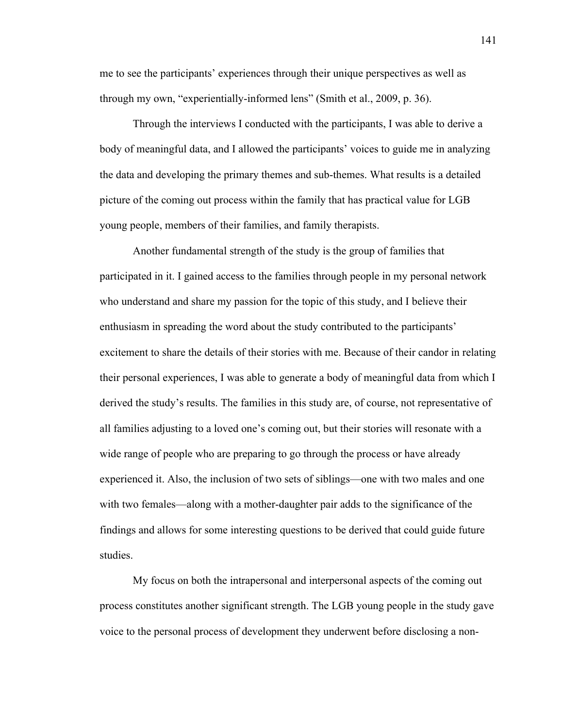me to see the participants' experiences through their unique perspectives as well as through my own, "experientially-informed lens" (Smith et al., 2009, p. 36).

Through the interviews I conducted with the participants, I was able to derive a body of meaningful data, and I allowed the participants' voices to guide me in analyzing the data and developing the primary themes and sub-themes. What results is a detailed picture of the coming out process within the family that has practical value for LGB young people, members of their families, and family therapists.

Another fundamental strength of the study is the group of families that participated in it. I gained access to the families through people in my personal network who understand and share my passion for the topic of this study, and I believe their enthusiasm in spreading the word about the study contributed to the participants' excitement to share the details of their stories with me. Because of their candor in relating their personal experiences, I was able to generate a body of meaningful data from which I derived the study's results. The families in this study are, of course, not representative of all families adjusting to a loved one's coming out, but their stories will resonate with a wide range of people who are preparing to go through the process or have already experienced it. Also, the inclusion of two sets of siblings—one with two males and one with two females—along with a mother-daughter pair adds to the significance of the findings and allows for some interesting questions to be derived that could guide future studies.

My focus on both the intrapersonal and interpersonal aspects of the coming out process constitutes another significant strength. The LGB young people in the study gave voice to the personal process of development they underwent before disclosing a non-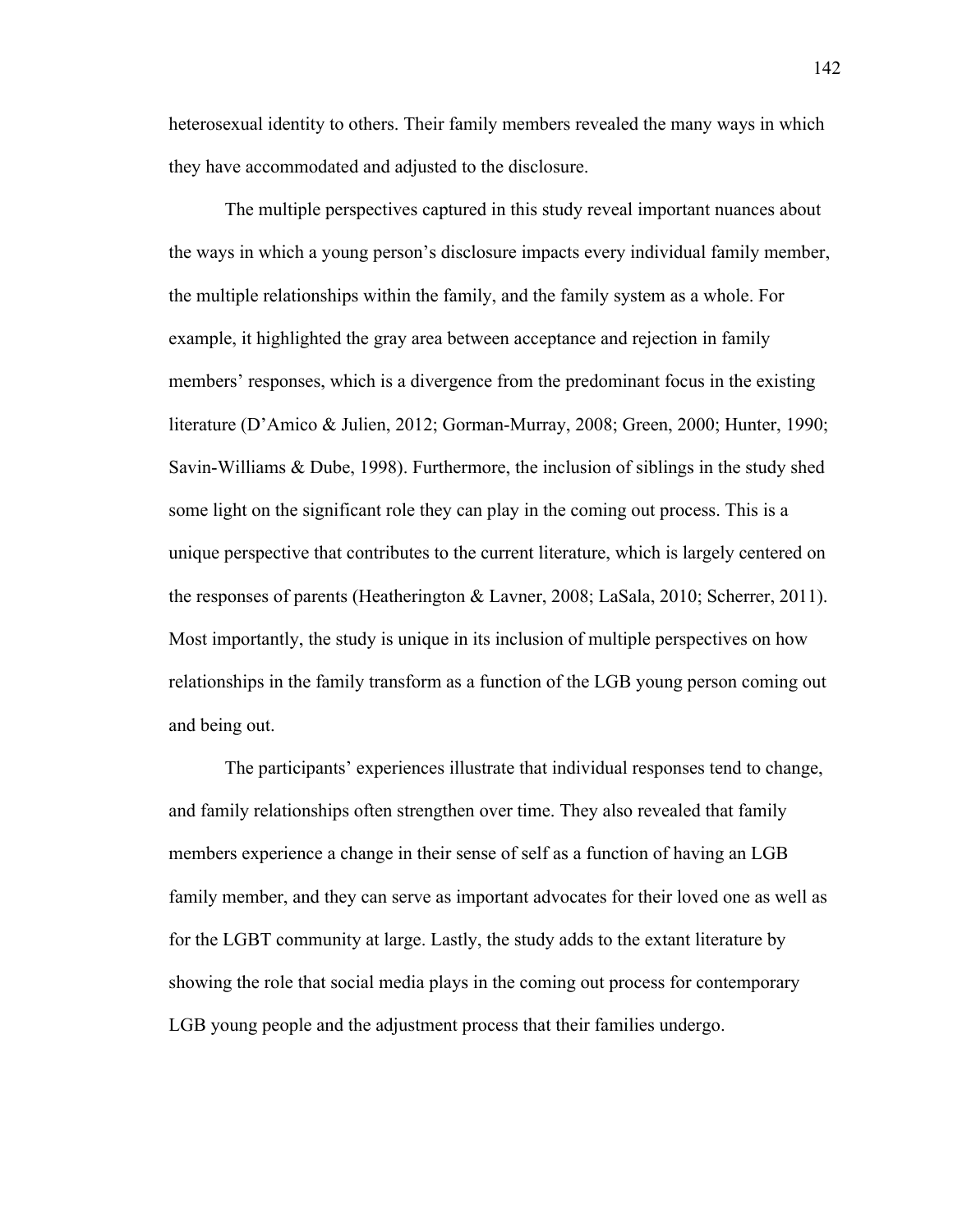heterosexual identity to others. Their family members revealed the many ways in which they have accommodated and adjusted to the disclosure.

The multiple perspectives captured in this study reveal important nuances about the ways in which a young person's disclosure impacts every individual family member, the multiple relationships within the family, and the family system as a whole. For example, it highlighted the gray area between acceptance and rejection in family members' responses, which is a divergence from the predominant focus in the existing literature (D'Amico & Julien, 2012; Gorman-Murray, 2008; Green, 2000; Hunter, 1990; Savin-Williams & Dube, 1998). Furthermore, the inclusion of siblings in the study shed some light on the significant role they can play in the coming out process. This is a unique perspective that contributes to the current literature, which is largely centered on the responses of parents (Heatherington & Lavner, 2008; LaSala, 2010; Scherrer, 2011). Most importantly, the study is unique in its inclusion of multiple perspectives on how relationships in the family transform as a function of the LGB young person coming out and being out.

The participants' experiences illustrate that individual responses tend to change, and family relationships often strengthen over time. They also revealed that family members experience a change in their sense of self as a function of having an LGB family member, and they can serve as important advocates for their loved one as well as for the LGBT community at large. Lastly, the study adds to the extant literature by showing the role that social media plays in the coming out process for contemporary LGB young people and the adjustment process that their families undergo.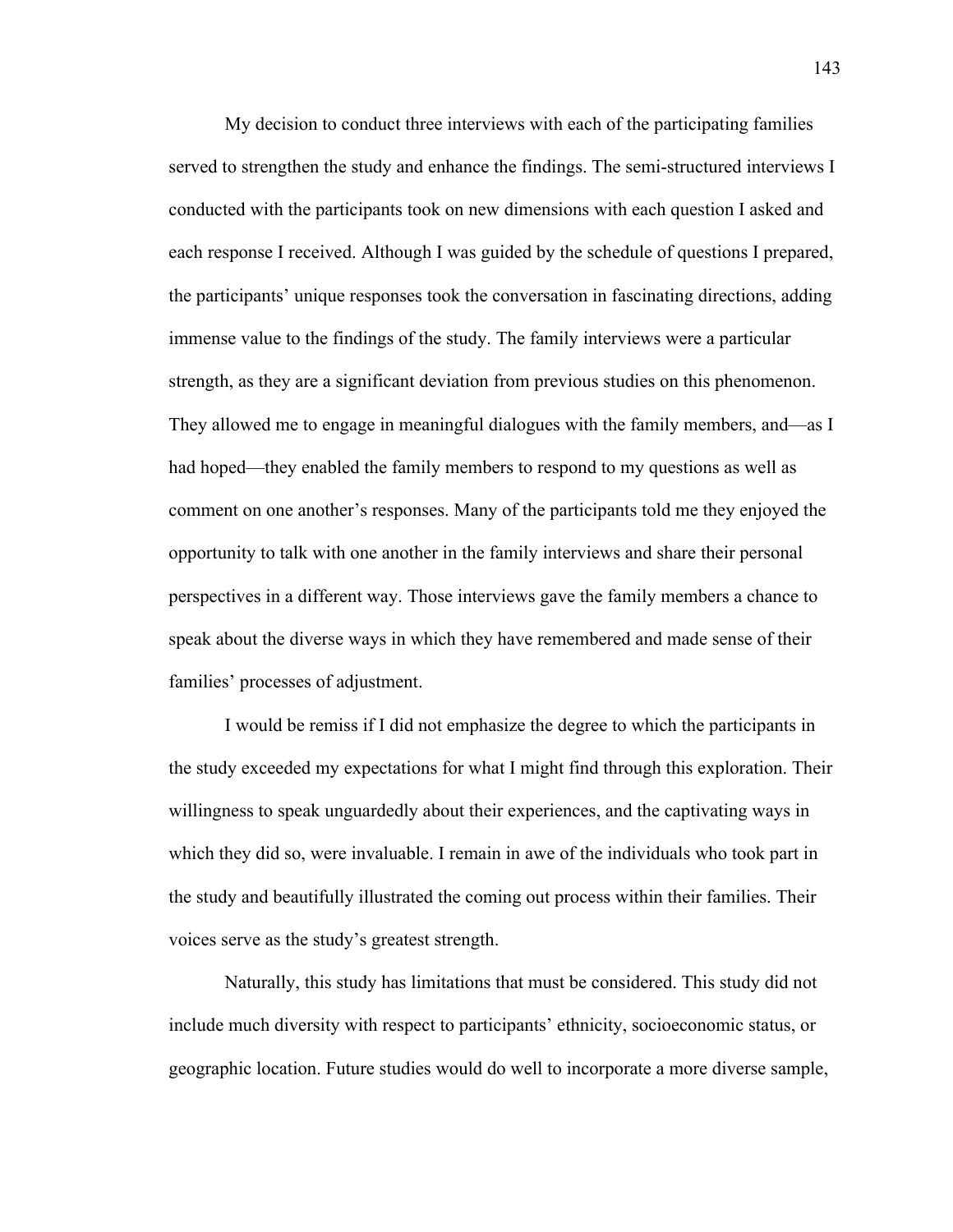My decision to conduct three interviews with each of the participating families served to strengthen the study and enhance the findings. The semi-structured interviews I conducted with the participants took on new dimensions with each question I asked and each response I received. Although I was guided by the schedule of questions I prepared, the participants' unique responses took the conversation in fascinating directions, adding immense value to the findings of the study. The family interviews were a particular strength, as they are a significant deviation from previous studies on this phenomenon. They allowed me to engage in meaningful dialogues with the family members, and—as I had hoped—they enabled the family members to respond to my questions as well as comment on one another's responses. Many of the participants told me they enjoyed the opportunity to talk with one another in the family interviews and share their personal perspectives in a different way. Those interviews gave the family members a chance to speak about the diverse ways in which they have remembered and made sense of their families' processes of adjustment.

I would be remiss if I did not emphasize the degree to which the participants in the study exceeded my expectations for what I might find through this exploration. Their willingness to speak unguardedly about their experiences, and the captivating ways in which they did so, were invaluable. I remain in awe of the individuals who took part in the study and beautifully illustrated the coming out process within their families. Their voices serve as the study's greatest strength.

Naturally, this study has limitations that must be considered. This study did not include much diversity with respect to participants' ethnicity, socioeconomic status, or geographic location. Future studies would do well to incorporate a more diverse sample,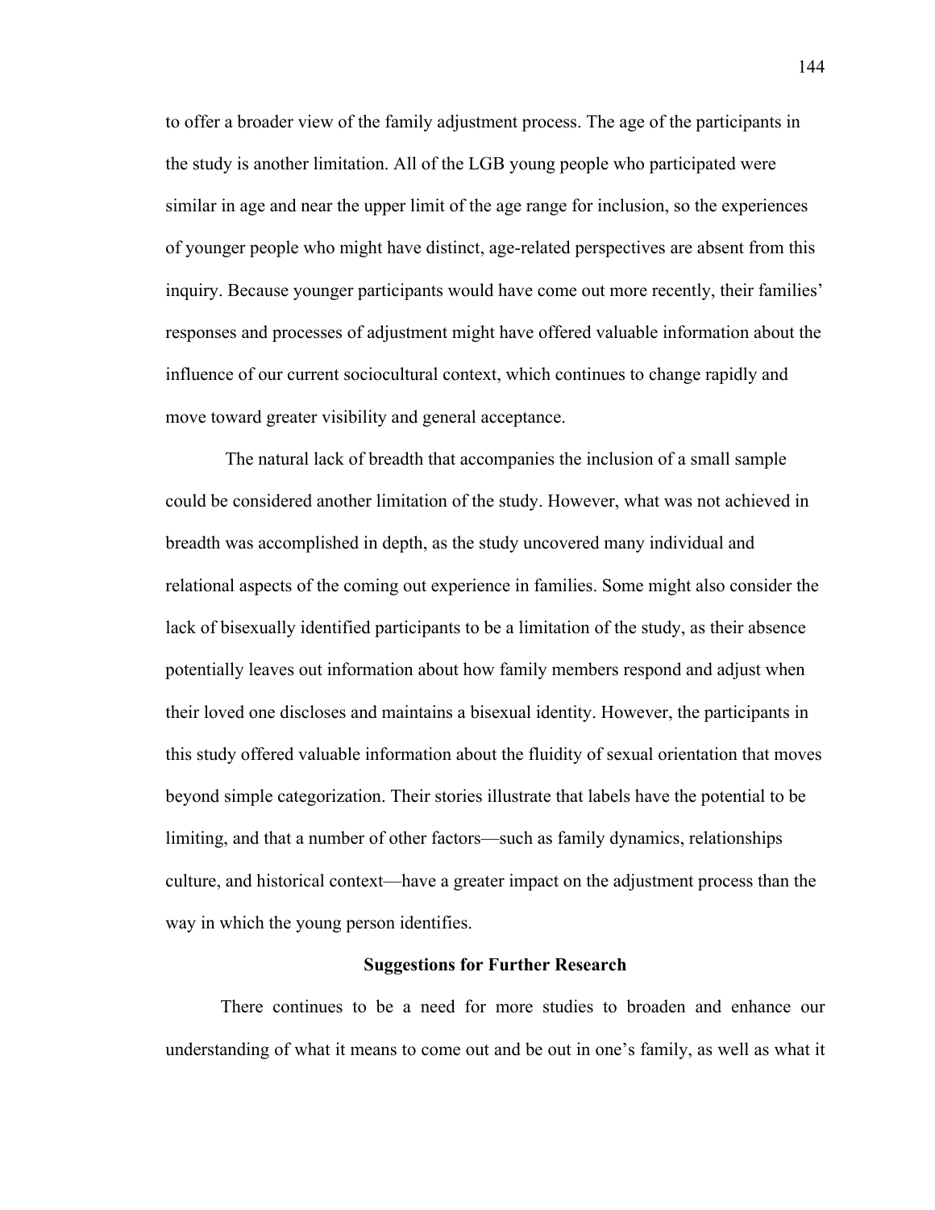to offer a broader view of the family adjustment process. The age of the participants in the study is another limitation. All of the LGB young people who participated were similar in age and near the upper limit of the age range for inclusion, so the experiences of younger people who might have distinct, age-related perspectives are absent from this inquiry. Because younger participants would have come out more recently, their families' responses and processes of adjustment might have offered valuable information about the influence of our current sociocultural context, which continues to change rapidly and move toward greater visibility and general acceptance.

The natural lack of breadth that accompanies the inclusion of a small sample could be considered another limitation of the study. However, what was not achieved in breadth was accomplished in depth, as the study uncovered many individual and relational aspects of the coming out experience in families. Some might also consider the lack of bisexually identified participants to be a limitation of the study, as their absence potentially leaves out information about how family members respond and adjust when their loved one discloses and maintains a bisexual identity. However, the participants in this study offered valuable information about the fluidity of sexual orientation that moves beyond simple categorization. Their stories illustrate that labels have the potential to be limiting, and that a number of other factors—such as family dynamics, relationships culture, and historical context—have a greater impact on the adjustment process than the way in which the young person identifies.

## Suggestions for Further Research

There continues to be a need for more studies to broaden and enhance our understanding of what it means to come out and be out in one's family, as well as what it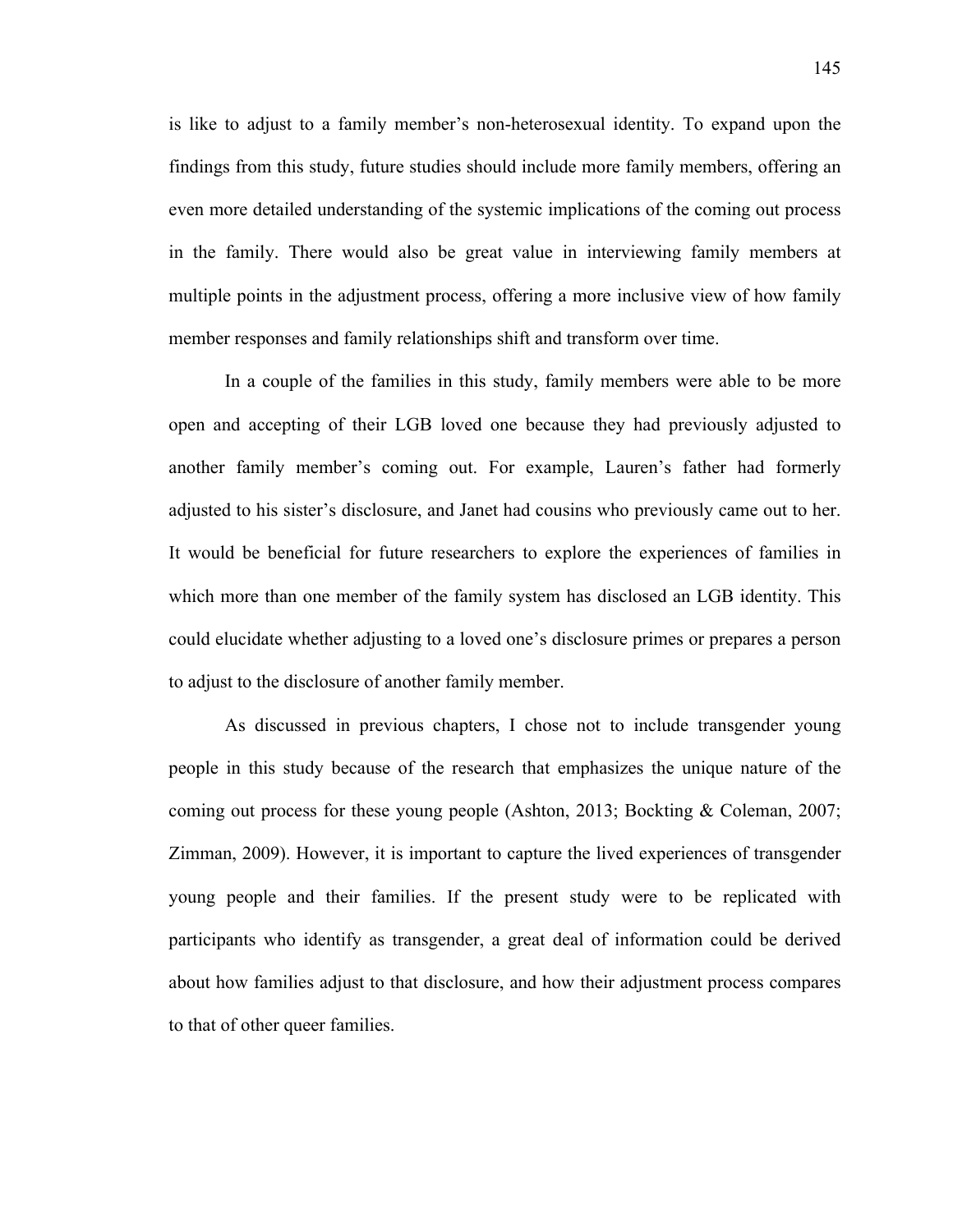is like to adjust to a family member's non-heterosexual identity. To expand upon the findings from this study, future studies should include more family members, offering an even more detailed understanding of the systemic implications of the coming out process in the family. There would also be great value in interviewing family members at multiple points in the adjustment process, offering a more inclusive view of how family member responses and family relationships shift and transform over time.

In a couple of the families in this study, family members were able to be more open and accepting of their LGB loved one because they had previously adjusted to another family member's coming out. For example, Lauren's father had formerly adjusted to his sister's disclosure, and Janet had cousins who previously came out to her. It would be beneficial for future researchers to explore the experiences of families in which more than one member of the family system has disclosed an LGB identity. This could elucidate whether adjusting to a loved one's disclosure primes or prepares a person to adjust to the disclosure of another family member.

As discussed in previous chapters, I chose not to include transgender young people in this study because of the research that emphasizes the unique nature of the coming out process for these young people (Ashton, 2013; Bockting & Coleman, 2007; Zimman, 2009). However, it is important to capture the lived experiences of transgender young people and their families. If the present study were to be replicated with participants who identify as transgender, a great deal of information could be derived about how families adjust to that disclosure, and how their adjustment process compares to that of other queer families.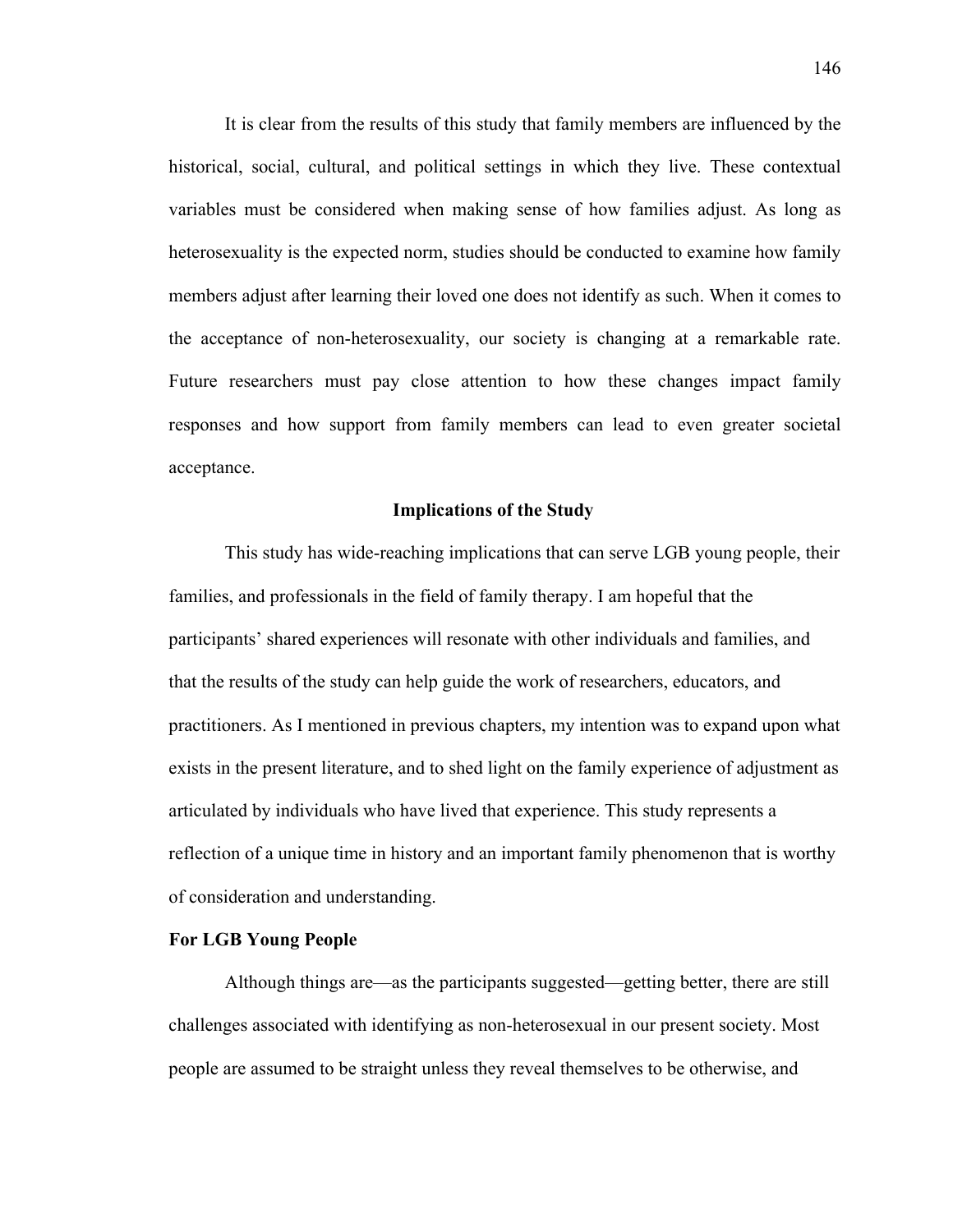It is clear from the results of this study that family members are influenced by the historical, social, cultural, and political settings in which they live. These contextual variables must be considered when making sense of how families adjust. As long as heterosexuality is the expected norm, studies should be conducted to examine how family members adjust after learning their loved one does not identify as such. When it comes to the acceptance of non-heterosexuality, our society is changing at a remarkable rate. Future researchers must pay close attention to how these changes impact family responses and how support from family members can lead to even greater societal acceptance.

## Implications of the Study

This study has wide-reaching implications that can serve LGB young people, their families, and professionals in the field of family therapy. I am hopeful that the participants' shared experiences will resonate with other individuals and families, and that the results of the study can help guide the work of researchers, educators, and practitioners. As I mentioned in previous chapters, my intention was to expand upon what exists in the present literature, and to shed light on the family experience of adjustment as articulated by individuals who have lived that experience. This study represents a reflection of a unique time in history and an important family phenomenon that is worthy of consideration and understanding.

### For LGB Young People

Although things are—as the participants suggested—getting better, there are still challenges associated with identifying as non-heterosexual in our present society. Most people are assumed to be straight unless they reveal themselves to be otherwise, and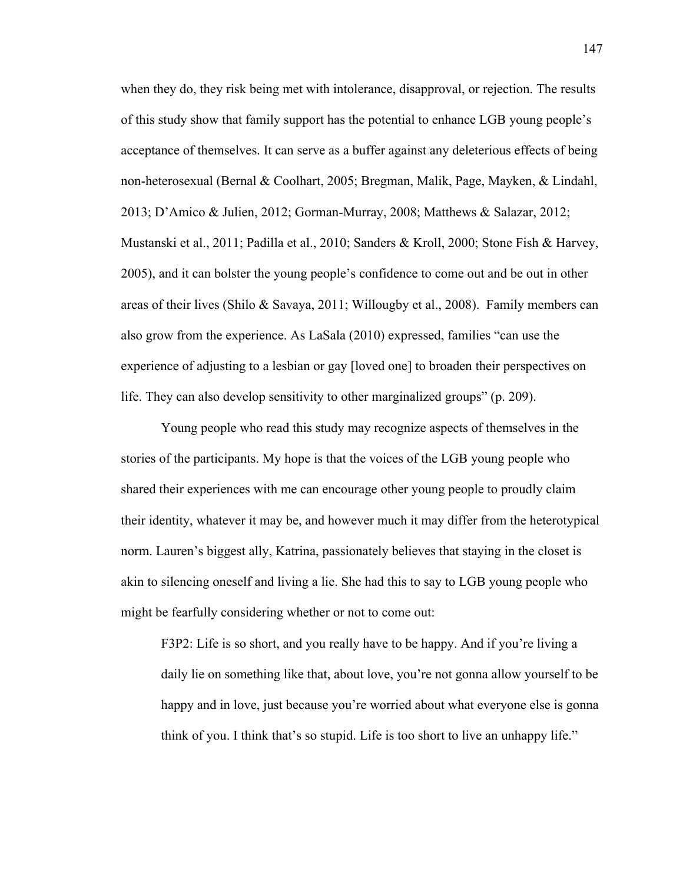when they do, they risk being met with intolerance, disapproval, or rejection. The results of this study show that family support has the potential to enhance LGB young people's acceptance of themselves. It can serve as a buffer against any deleterious effects of being non-heterosexual (Bernal & Coolhart, 2005; Bregman, Malik, Page, Mayken, & Lindahl, 2013; D'Amico & Julien, 2012; Gorman-Murray, 2008; Matthews & Salazar, 2012; Mustanski et al., 2011; Padilla et al., 2010; Sanders & Kroll, 2000; Stone Fish & Harvey, 2005), and it can bolster the young people's confidence to come out and be out in other areas of their lives (Shilo & Savaya, 2011; Willougby et al., 2008). Family members can also grow from the experience. As LaSala (2010) expressed, families "can use the experience of adjusting to a lesbian or gay [loved one] to broaden their perspectives on life. They can also develop sensitivity to other marginalized groups" (p. 209).

Young people who read this study may recognize aspects of themselves in the stories of the participants. My hope is that the voices of the LGB young people who shared their experiences with me can encourage other young people to proudly claim their identity, whatever it may be, and however much it may differ from the heterotypical norm. Lauren's biggest ally, Katrina, passionately believes that staying in the closet is akin to silencing oneself and living a lie. She had this to say to LGB young people who might be fearfully considering whether or not to come out:

> F3P2: Life is so short, and you really have to be happy. And if you're living a daily lie on something like that, about love, you're not gonna allow yourself to be happy and in love, just because you're worried about what everyone else is gonna think of you. I think that's so stupid. Life is too short to live an unhappy life."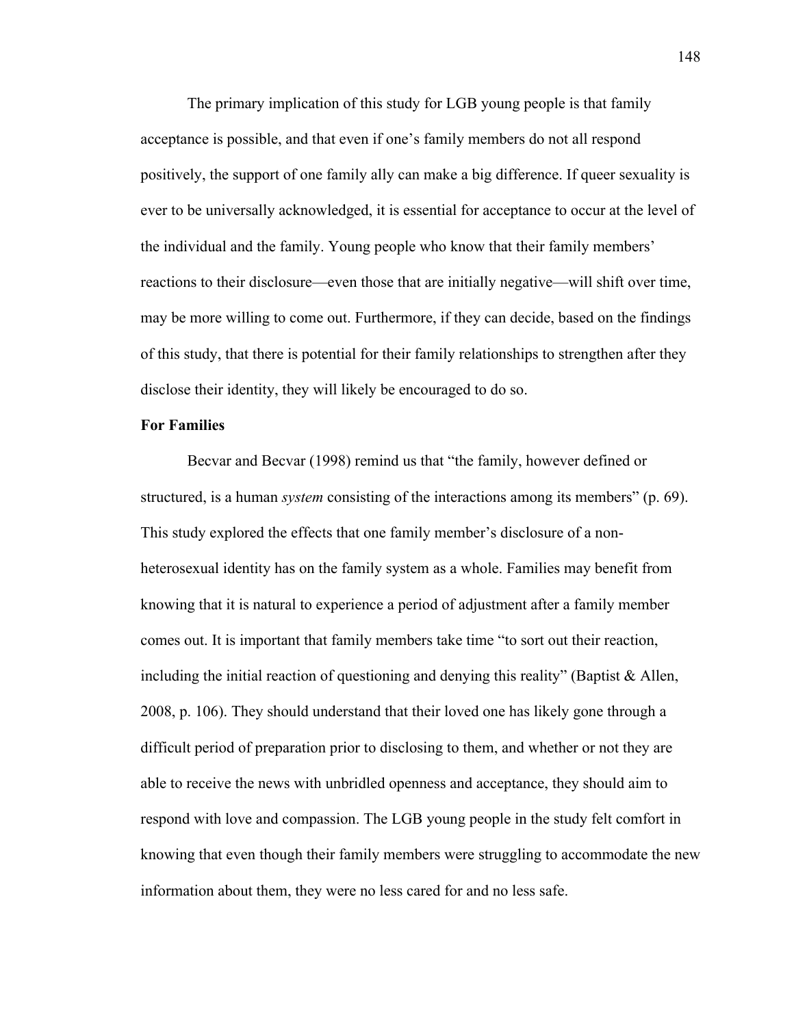The primary implication of this study for LGB young people is that family acceptance is possible, and that even if one's family members do not all respond positively, the support of one family ally can make a big difference. If queer sexuality is ever to be universally acknowledged, it is essential for acceptance to occur at the level of the individual and the family. Young people who know that their family members' reactions to their disclosure—even those that are initially negative—will shift over time, may be more willing to come out. Furthermore, if they can decide, based on the findings of this study, that there is potential for their family relationships to strengthen after they disclose their identity, they will likely be encouraged to do so.

**For Families**

Becvar and Becvar (1998) remind us that "the family, however defined or structured, is a human *system* consisting of the interactions among its members" (p. 69). This study explored the effects that one family member's disclosure of a non-heterosexual identity has on the family system as a whole. Families may benefit from knowing that it is natural to experience a period of adjustment after a family member comes out. It is important that family members take time "to sort out their reaction, including the initial reaction of questioning and denying this reality" (Baptist & Allen, 2008, p. 106). They should understand that their loved one has likely gone through a difficult period of preparation prior to disclosing to them, and whether or not they are able to receive the news with unbridled openness and acceptance, they should aim to respond with love and compassion. The LGB young people in the study felt comfort in knowing that even though their family members were struggling to accommodate the new information about them, they were no less cared for and no less safe.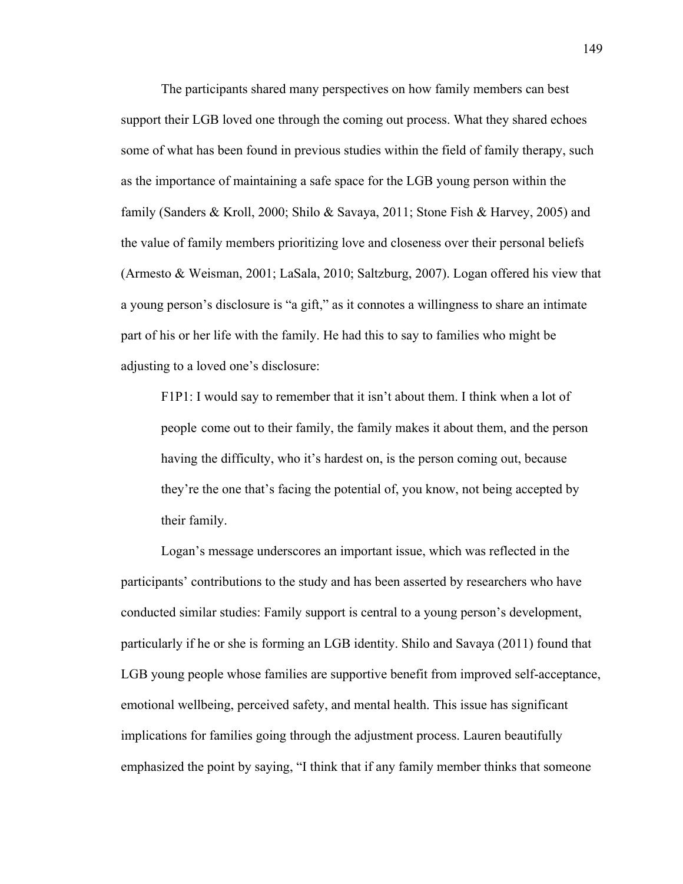The participants shared many perspectives on how family members can best support their LGB loved one through the coming out process. What they shared echoes some of what has been found in previous studies within the field of family therapy, such as the importance of maintaining a safe space for the LGB young person within the family (Sanders & Kroll, 2000; Shilo & Savaya, 2011; Stone Fish & Harvey, 2005) and the value of family members prioritizing love and closeness over their personal beliefs (Armesto & Weisman, 2001; LaSala, 2010; Saltzburg, 2007). Logan offered his view that a young person's disclosure is "a gift," as it connotes a willingness to share an intimate part of his or her life with the family. He had this to say to families who might be adjusting to a loved one's disclosure:

> F1P1: I would say to remember that it isn't about them. I think when a lot of people come out to their family, the family makes it about them, and the person having the difficulty, who it's hardest on, is the person coming out, because they're the one that's facing the potential of, you know, not being accepted by their family.

Logan's message underscores an important issue, which was reflected in the participants' contributions to the study and has been asserted by researchers who have conducted similar studies: Family support is central to a young person's development, particularly if he or she is forming an LGB identity. Shilo and Savaya (2011) found that LGB young people whose families are supportive benefit from improved self-acceptance, emotional wellbeing, perceived safety, and mental health. This issue has significant implications for families going through the adjustment process. Lauren beautifully emphasized the point by saying, "I think that if any family member thinks that someone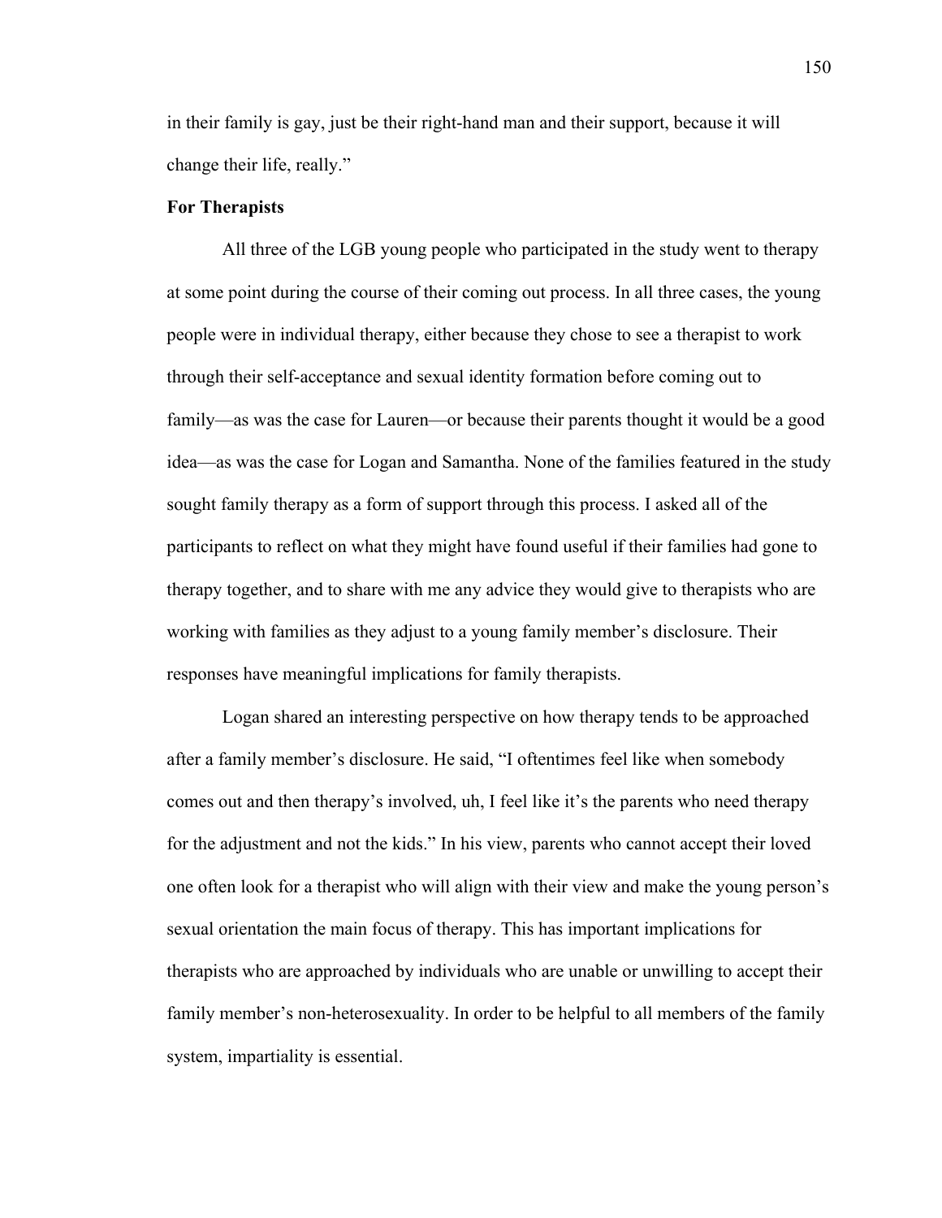in their family is gay, just be their right-hand man and their support, because it will change their life, really."

**For Therapists**

All three of the LGB young people who participated in the study went to therapy at some point during the course of their coming out process. In all three cases, the young people were in individual therapy, either because they chose to see a therapist to work through their self-acceptance and sexual identity formation before coming out to family—as was the case for Lauren—or because their parents thought it would be a good idea—as was the case for Logan and Samantha. None of the families featured in the study sought family therapy as a form of support through this process. I asked all of the participants to reflect on what they might have found useful if their families had gone to therapy together, and to share with me any advice they would give to therapists who are working with families as they adjust to a young family member's disclosure. Their responses have meaningful implications for family therapists.

Logan shared an interesting perspective on how therapy tends to be approached after a family member's disclosure. He said, "I oftentimes feel like when somebody comes out and then therapy's involved, uh, I feel like it's the parents who need therapy for the adjustment and not the kids." In his view, parents who cannot accept their loved one often look for a therapist who will align with their view and make the young person's sexual orientation the main focus of therapy. This has important implications for therapists who are approached by individuals who are unable or unwilling to accept their family member's non-heterosexuality. In order to be helpful to all members of the family system, impartiality is essential.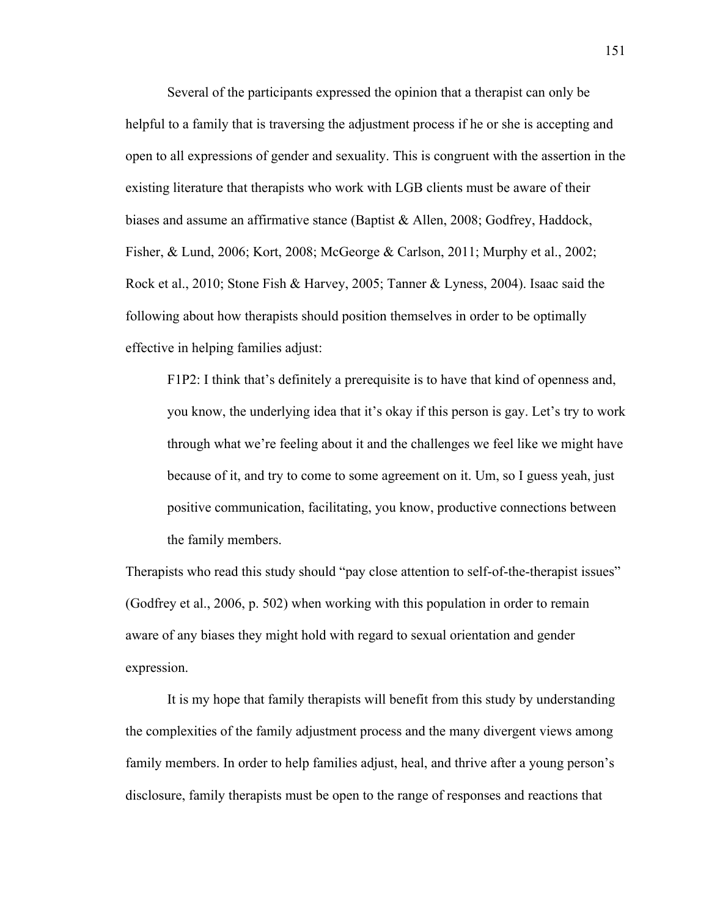Several of the participants expressed the opinion that a therapist can only be helpful to a family that is traversing the adjustment process if he or she is accepting and open to all expressions of gender and sexuality. This is congruent with the assertion in the existing literature that therapists who work with LGB clients must be aware of their biases and assume an affirmative stance (Baptist & Allen, 2008; Godfrey, Haddock, Fisher, & Lund, 2006; Kort, 2008; McGeorge & Carlson, 2011; Murphy et al., 2002; Rock et al., 2010; Stone Fish & Harvey, 2005; Tanner & Lyness, 2004). Isaac said the following about how therapists should position themselves in order to be optimally effective in helping families adjust:

> F1P2: I think that's definitely a prerequisite is to have that kind of openness and, you know, the underlying idea that it's okay if this person is gay. Let's try to work through what we're feeling about it and the challenges we feel like we might have because of it, and try to come to some agreement on it. Um, so I guess yeah, just positive communication, facilitating, you know, productive connections between the family members.

Therapists who read this study should "pay close attention to self-of-the-therapist issues" (Godfrey et al., 2006, p. 502) when working with this population in order to remain aware of any biases they might hold with regard to sexual orientation and gender expression.

It is my hope that family therapists will benefit from this study by understanding the complexities of the family adjustment process and the many divergent views among family members. In order to help families adjust, heal, and thrive after a young person's disclosure, family therapists must be open to the range of responses and reactions that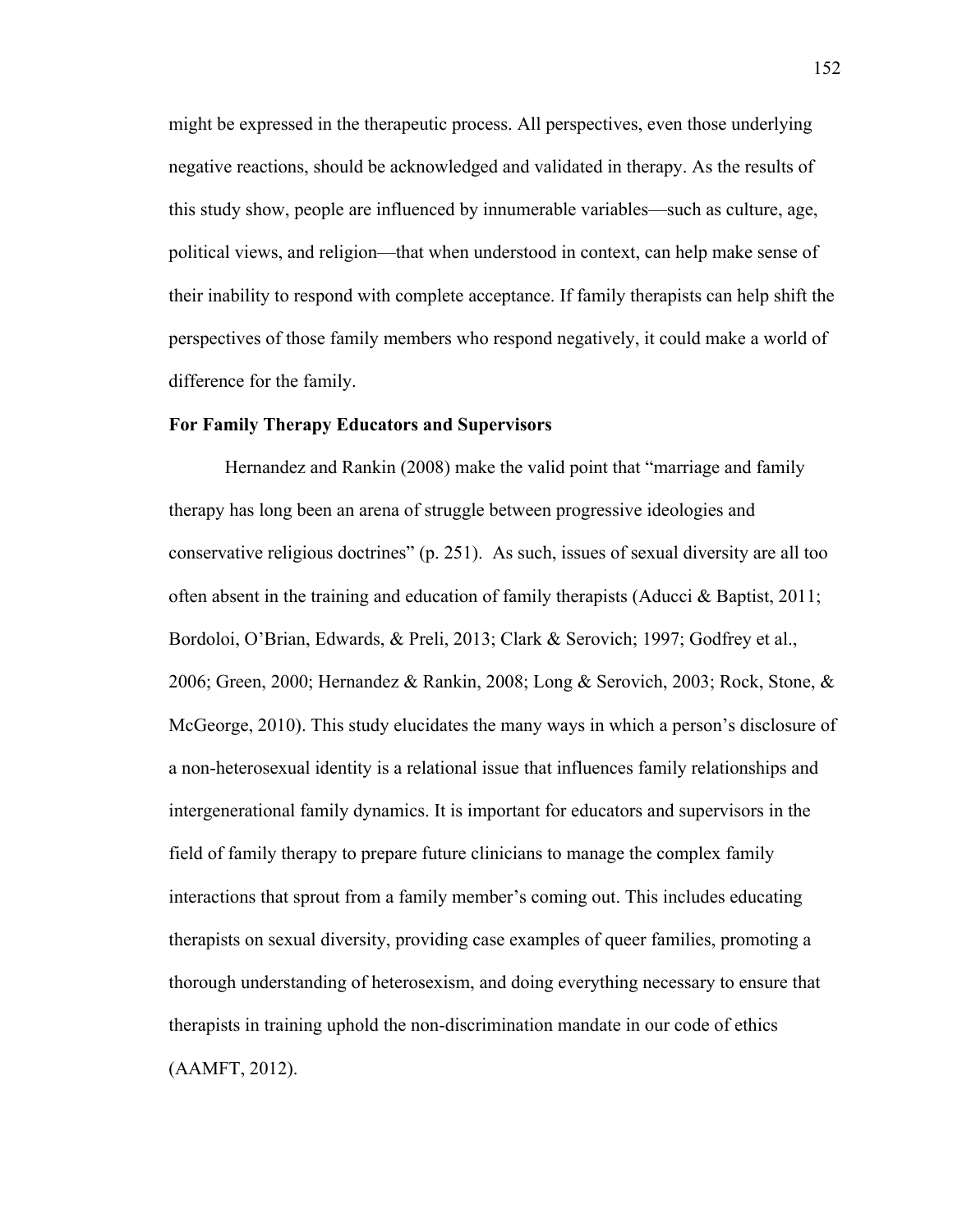might be expressed in the therapeutic process. All perspectives, even those underlying negative reactions, should be acknowledged and validated in therapy. As the results of this study show, people are influenced by innumerable variables—such as culture, age, political views, and religion—that when understood in context, can help make sense of their inability to respond with complete acceptance. If family therapists can help shift the perspectives of those family members who respond negatively, it could make a world of difference for the family.

**For Family Therapy Educators and Supervisors**

Hernandez and Rankin (2008) make the valid point that "marriage and family therapy has long been an arena of struggle between progressive ideologies and conservative religious doctrines" (p. 251). As such, issues of sexual diversity are all too often absent in the training and education of family therapists (Aducci & Baptist, 2011; Bordoloi, O'Brian, Edwards, & Preli, 2013; Clark & Serovich; 1997; Godfrey et al., 2006; Green, 2000; Hernandez & Rankin, 2008; Long & Serovich, 2003; Rock, Stone, & McGeorge, 2010). This study elucidates the many ways in which a person's disclosure of a non-heterosexual identity is a relational issue that influences family relationships and intergenerational family dynamics. It is important for educators and supervisors in the field of family therapy to prepare future clinicians to manage the complex family interactions that sprout from a family member's coming out. This includes educating therapists on sexual diversity, providing case examples of queer families, promoting a thorough understanding of heterosexism, and doing everything necessary to ensure that therapists in training uphold the non-discrimination mandate in our code of ethics (AAMFT, 2012).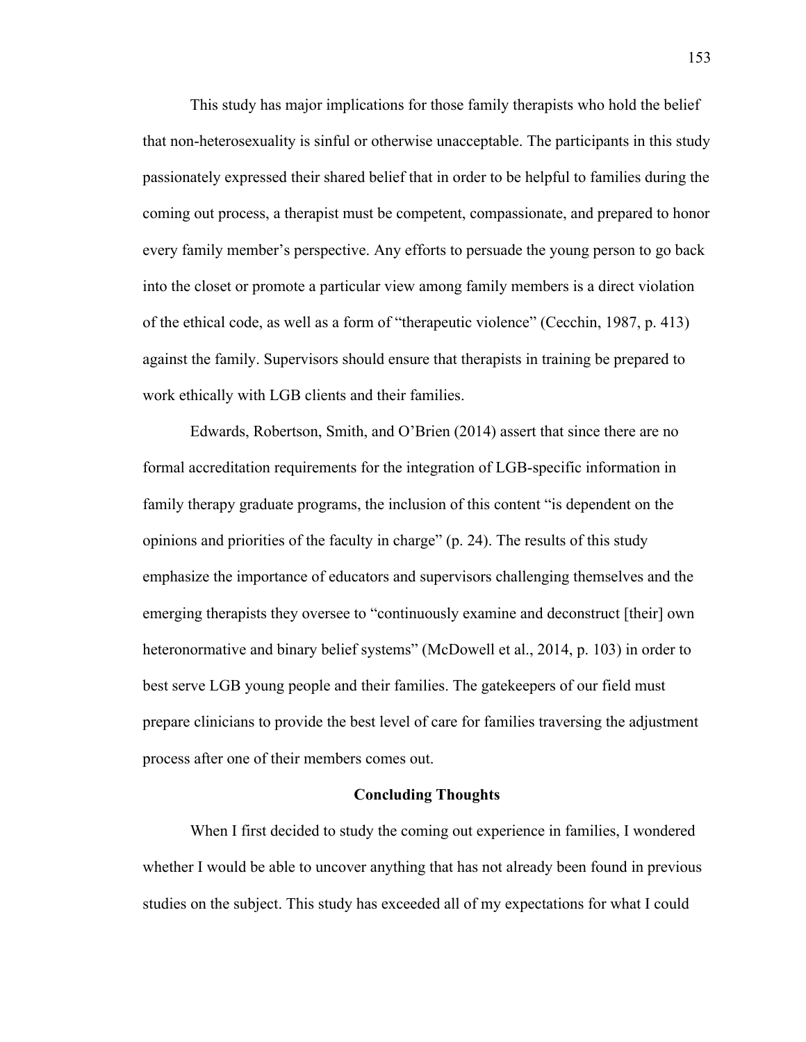This study has major implications for those family therapists who hold the belief that non-heterosexuality is sinful or otherwise unacceptable. The participants in this study passionately expressed their shared belief that in order to be helpful to families during the coming out process, a therapist must be competent, compassionate, and prepared to honor every family member's perspective. Any efforts to persuade the young person to go back into the closet or promote a particular view among family members is a direct violation of the ethical code, as well as a form of "therapeutic violence" (Cecchin, 1987, p. 413) against the family. Supervisors should ensure that therapists in training be prepared to work ethically with LGB clients and their families.

Edwards, Robertson, Smith, and O'Brien (2014) assert that since there are no formal accreditation requirements for the integration of LGB-specific information in family therapy graduate programs, the inclusion of this content "is dependent on the opinions and priorities of the faculty in charge" (p. 24). The results of this study emphasize the importance of educators and supervisors challenging themselves and the emerging therapists they oversee to "continuously examine and deconstruct [their] own heteronormative and binary belief systems" (McDowell et al., 2014, p. 103) in order to best serve LGB young people and their families. The gatekeepers of our field must prepare clinicians to provide the best level of care for families traversing the adjustment process after one of their members comes out.

## Concluding Thoughts

When I first decided to study the coming out experience in families, I wondered whether I would be able to uncover anything that has not already been found in previous studies on the subject. This study has exceeded all of my expectations for what I could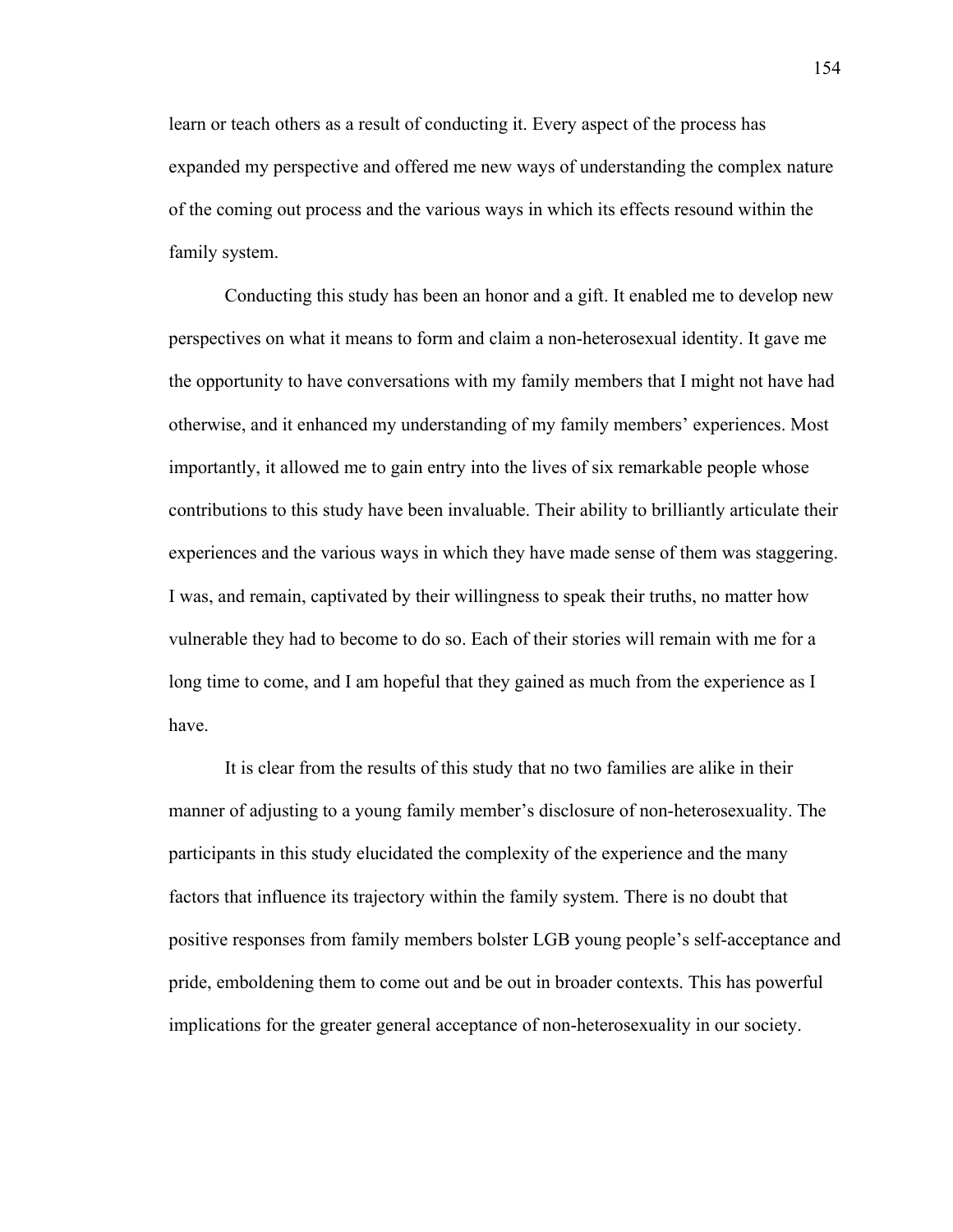learn or teach others as a result of conducting it. Every aspect of the process has expanded my perspective and offered me new ways of understanding the complex nature of the coming out process and the various ways in which its effects resound within the family system.

Conducting this study has been an honor and a gift. It enabled me to develop new perspectives on what it means to form and claim a non-heterosexual identity. It gave me the opportunity to have conversations with my family members that I might not have had otherwise, and it enhanced my understanding of my family members' experiences. Most importantly, it allowed me to gain entry into the lives of six remarkable people whose contributions to this study have been invaluable. Their ability to brilliantly articulate their experiences and the various ways in which they have made sense of them was staggering. I was, and remain, captivated by their willingness to speak their truths, no matter how vulnerable they had to become to do so. Each of their stories will remain with me for a long time to come, and I am hopeful that they gained as much from the experience as I have.

It is clear from the results of this study that no two families are alike in their manner of adjusting to a young family member's disclosure of non-heterosexuality. The participants in this study elucidated the complexity of the experience and the many factors that influence its trajectory within the family system. There is no doubt that positive responses from family members bolster LGB young people's self-acceptance and pride, emboldening them to come out and be out in broader contexts. This has powerful implications for the greater general acceptance of non-heterosexuality in our society.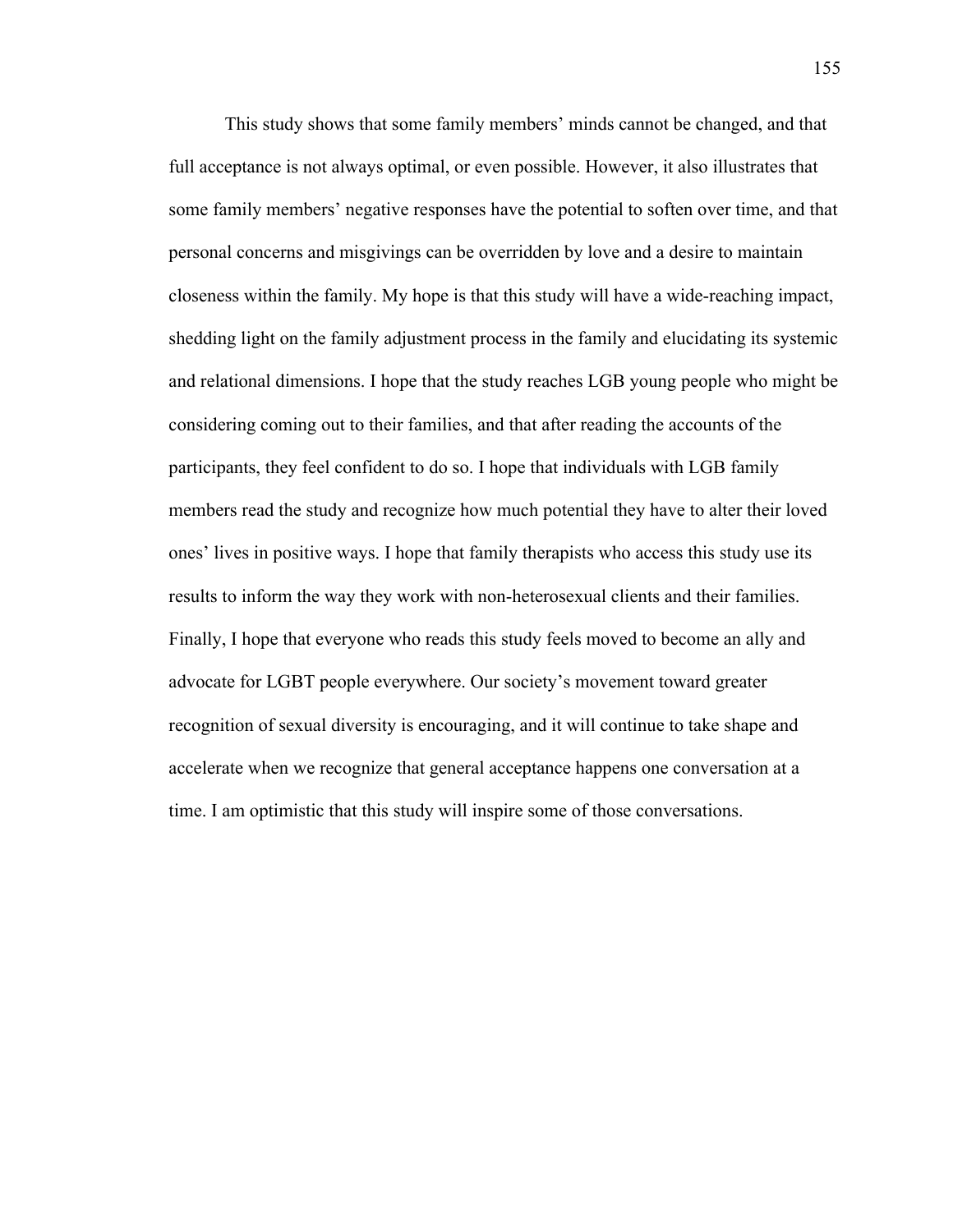This study shows that some family members' minds cannot be changed, and that full acceptance is not always optimal, or even possible. However, it also illustrates that some family members' negative responses have the potential to soften over time, and that personal concerns and misgivings can be overridden by love and a desire to maintain closeness within the family. My hope is that this study will have a wide-reaching impact, shedding light on the family adjustment process in the family and elucidating its systemic and relational dimensions. I hope that the study reaches LGB young people who might be considering coming out to their families, and that after reading the accounts of the participants, they feel confident to do so. I hope that individuals with LGB family members read the study and recognize how much potential they have to alter their loved ones' lives in positive ways. I hope that family therapists who access this study use its results to inform the way they work with non-heterosexual clients and their families. Finally, I hope that everyone who reads this study feels moved to become an ally and advocate for LGBT people everywhere. Our society's movement toward greater recognition of sexual diversity is encouraging, and it will continue to take shape and accelerate when we recognize that general acceptance happens one conversation at a time. I am optimistic that this study will inspire some of those conversations.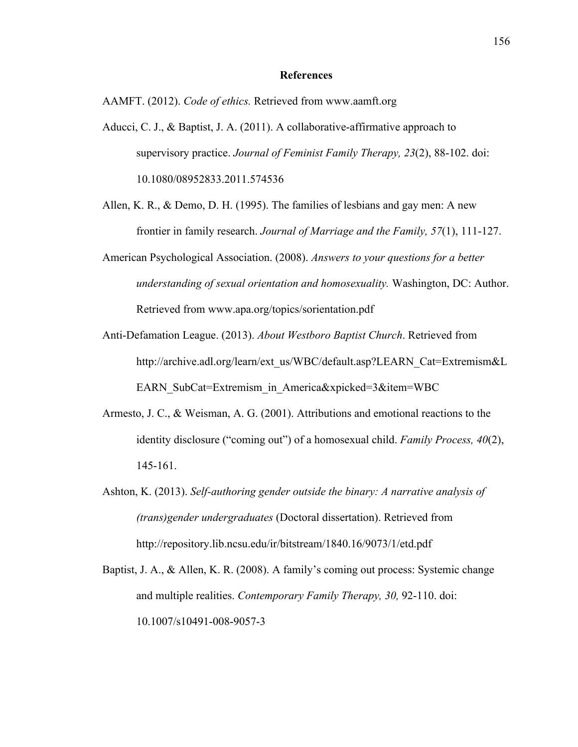# References

AAMFT. (2012). *Code of ethics.* Retrieved from www.aamft.org

Aducci, C. J., & Baptist, J. A. (2011). A collaborative-affirmative approach to supervisory practice. *Journal of Feminist Family Therapy, 23*(2), 88-102. doi: 10.1080/08952833.2011.574536

Allen, K. R., & Demo, D. H. (1995). The families of lesbians and gay men: A new frontier in family research. *Journal of Marriage and the Family, 57*(1), 111-127.

American Psychological Association. (2008). *Answers to your questions for a better understanding of sexual orientation and homosexuality.* Washington, DC: Author. Retrieved from www.apa.org/topics/sorientation.pdf

Anti-Defamation League. (2013). *About Westboro Baptist Church*. Retrieved from http://archive.adl.org/learn/ext_us/WBC/default.asp?LEARN_Cat=Extremism&LEARN_SubCat=Extremism_in_America&xpicked=3&item=WBC

Armesto, J. C., & Weisman, A. G. (2001). Attributions and emotional reactions to the identity disclosure ("coming out") of a homosexual child. *Family Process, 40*(2), 145-161.

Ashton, K. (2013). *Self-authoring gender outside the binary: A narrative analysis of (trans)gender undergraduates* (Doctoral dissertation). Retrieved from http://repository.lib.ncsu.edu/ir/bitstream/1840.16/9073/1/etd.pdf

Baptist, J. A., & Allen, K. R. (2008). A family's coming out process: Systemic change and multiple realities. *Contemporary Family Therapy, 30,* 92-110. doi: 10.1007/s10491-008-9057-3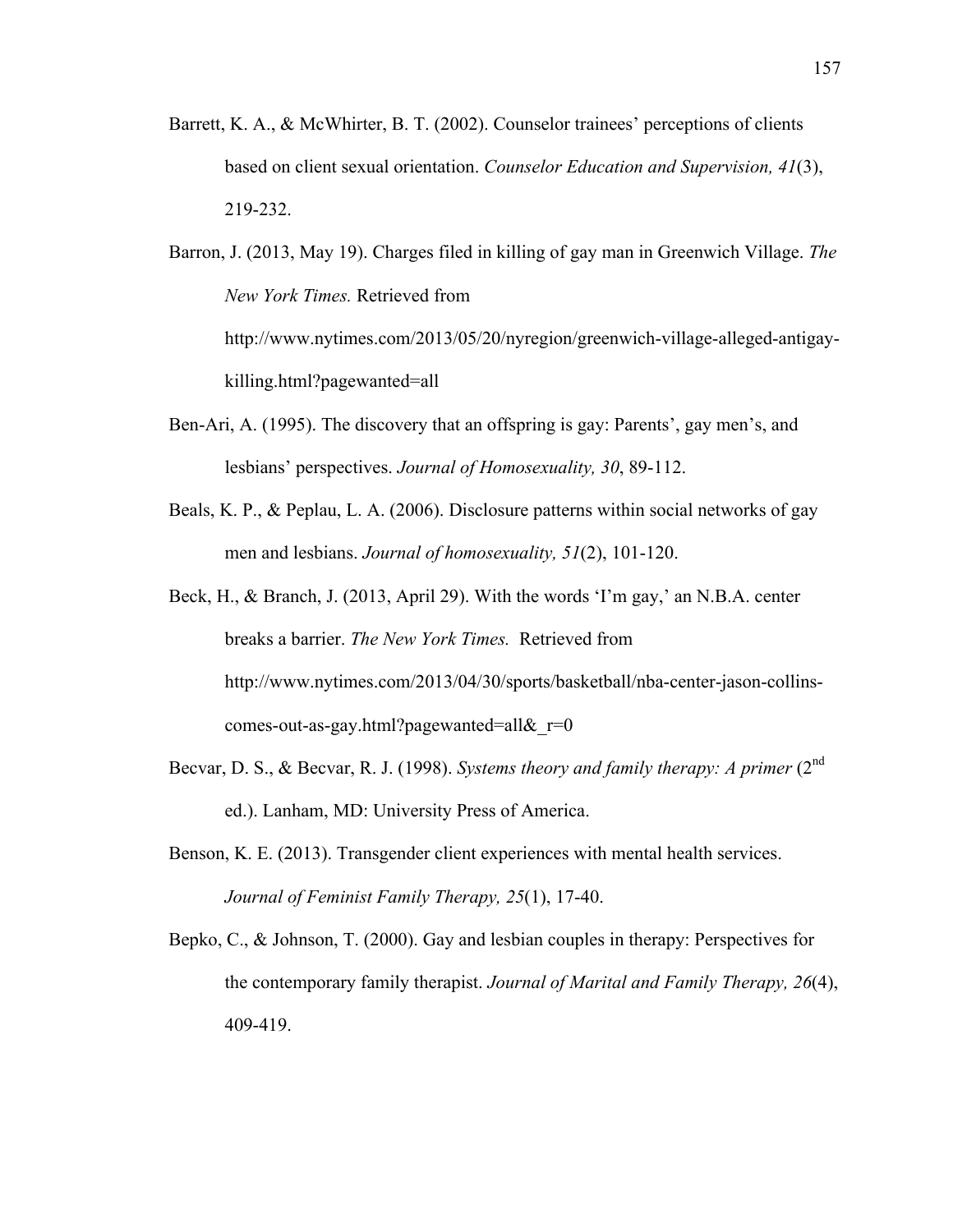Barrett, K. A., & McWhirter, B. T. (2002). Counselor trainees' perceptions of clients based on client sexual orientation. *Counselor Education and Supervision, 41*(3), 219-232.

Barron, J. (2013, May 19). Charges filed in killing of gay man in Greenwich Village. *The New York Times.* Retrieved from http://www.nytimes.com/2013/05/20/nyregion/greenwich-village-alleged-antigay-killing.html?pagewanted=all

Ben-Ari, A. (1995). The discovery that an offspring is gay: Parents', gay men's, and lesbians' perspectives. *Journal of Homosexuality, 30*, 89-112.

Beals, K. P., & Peplau, L. A. (2006). Disclosure patterns within social networks of gay men and lesbians. *Journal of homosexuality, 51*(2), 101-120.

Beck, H., & Branch, J. (2013, April 29). With the words 'I'm gay,' an N.B.A. center breaks a barrier. *The New York Times.* Retrieved from http://www.nytimes.com/2013/04/30/sports/basketball/nba-center-jason-collins-comes-out-as-gay.html?pagewanted=all&_r=0

Becvar, D. S., & Becvar, R. J. (1998). *Systems theory and family therapy: A primer* (2nd ed.). Lanham, MD: University Press of America.

Benson, K. E. (2013). Transgender client experiences with mental health services. *Journal of Feminist Family Therapy, 25*(1), 17-40.

Bepko, C., & Johnson, T. (2000). Gay and lesbian couples in therapy: Perspectives for the contemporary family therapist. *Journal of Marital and Family Therapy, 26*(4), 409-419.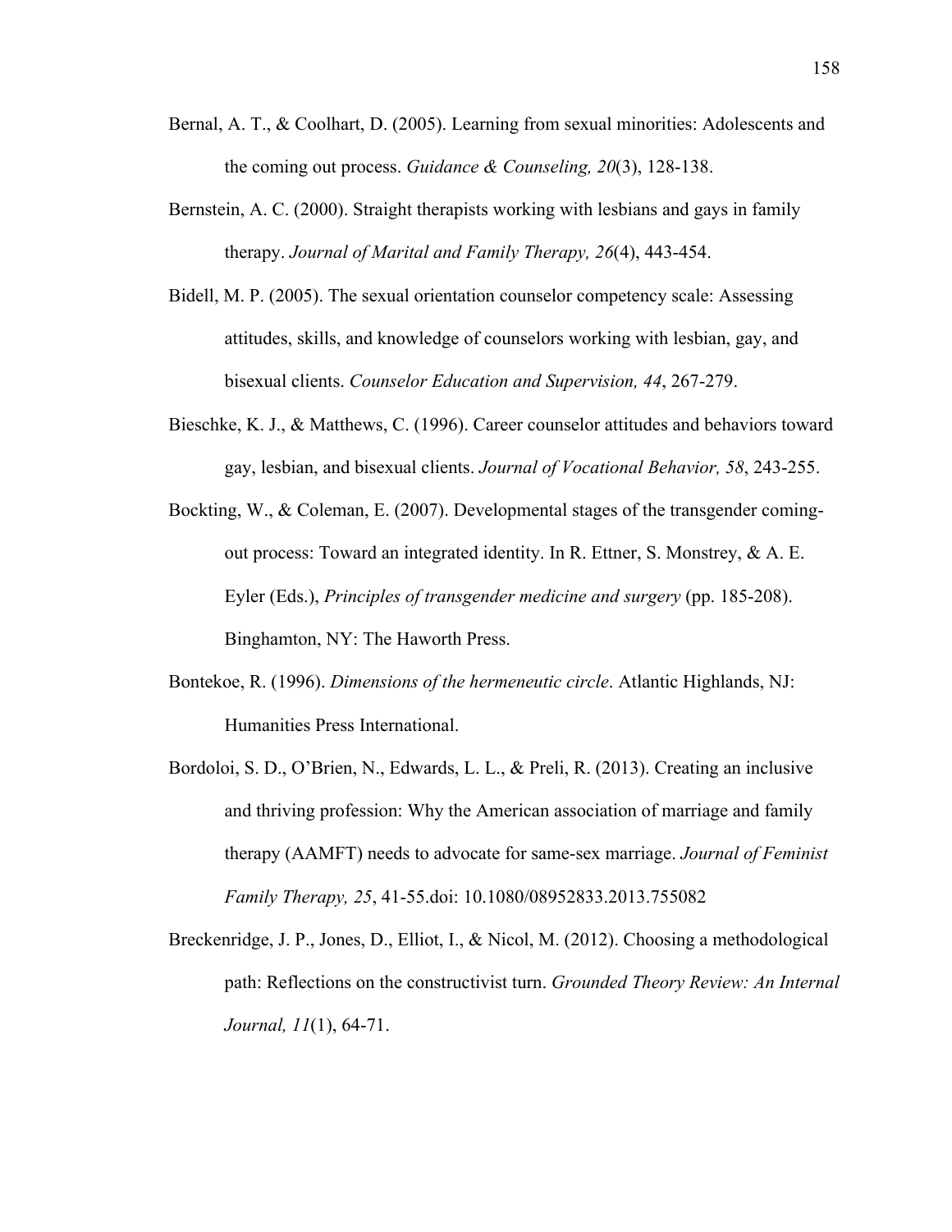Bernal, A. T., & Coolhart, D. (2005). Learning from sexual minorities: Adolescents and the coming out process. *Guidance & Counseling, 20*(3), 128-138.

Bernstein, A. C. (2000). Straight therapists working with lesbians and gays in family therapy. *Journal of Marital and Family Therapy, 26*(4), 443-454.

Bidell, M. P. (2005). The sexual orientation counselor competency scale: Assessing attitudes, skills, and knowledge of counselors working with lesbian, gay, and bisexual clients. *Counselor Education and Supervision, 44*, 267-279.

Bieschke, K. J., & Matthews, C. (1996). Career counselor attitudes and behaviors toward gay, lesbian, and bisexual clients. *Journal of Vocational Behavior, 58*, 243-255.

Bockting, W., & Coleman, E. (2007). Developmental stages of the transgender coming-out process: Toward an integrated identity. In R. Ettner, S. Monstrey, & A. E. Eyler (Eds.), *Principles of transgender medicine and surgery* (pp. 185-208). Binghamton, NY: The Haworth Press.

Bontekoe, R. (1996). *Dimensions of the hermeneutic circle*. Atlantic Highlands, NJ: Humanities Press International.

Bordoloi, S. D., O'Brien, N., Edwards, L. L., & Preli, R. (2013). Creating an inclusive and thriving profession: Why the American association of marriage and family therapy (AAMFT) needs to advocate for same-sex marriage. *Journal of Feminist Family Therapy, 25*, 41-55.doi: 10.1080/08952833.2013.755082

Breckenridge, J. P., Jones, D., Elliot, I., & Nicol, M. (2012). Choosing a methodological path: Reflections on the constructivist turn. *Grounded Theory Review: An Internal Journal, 11*(1), 64-71.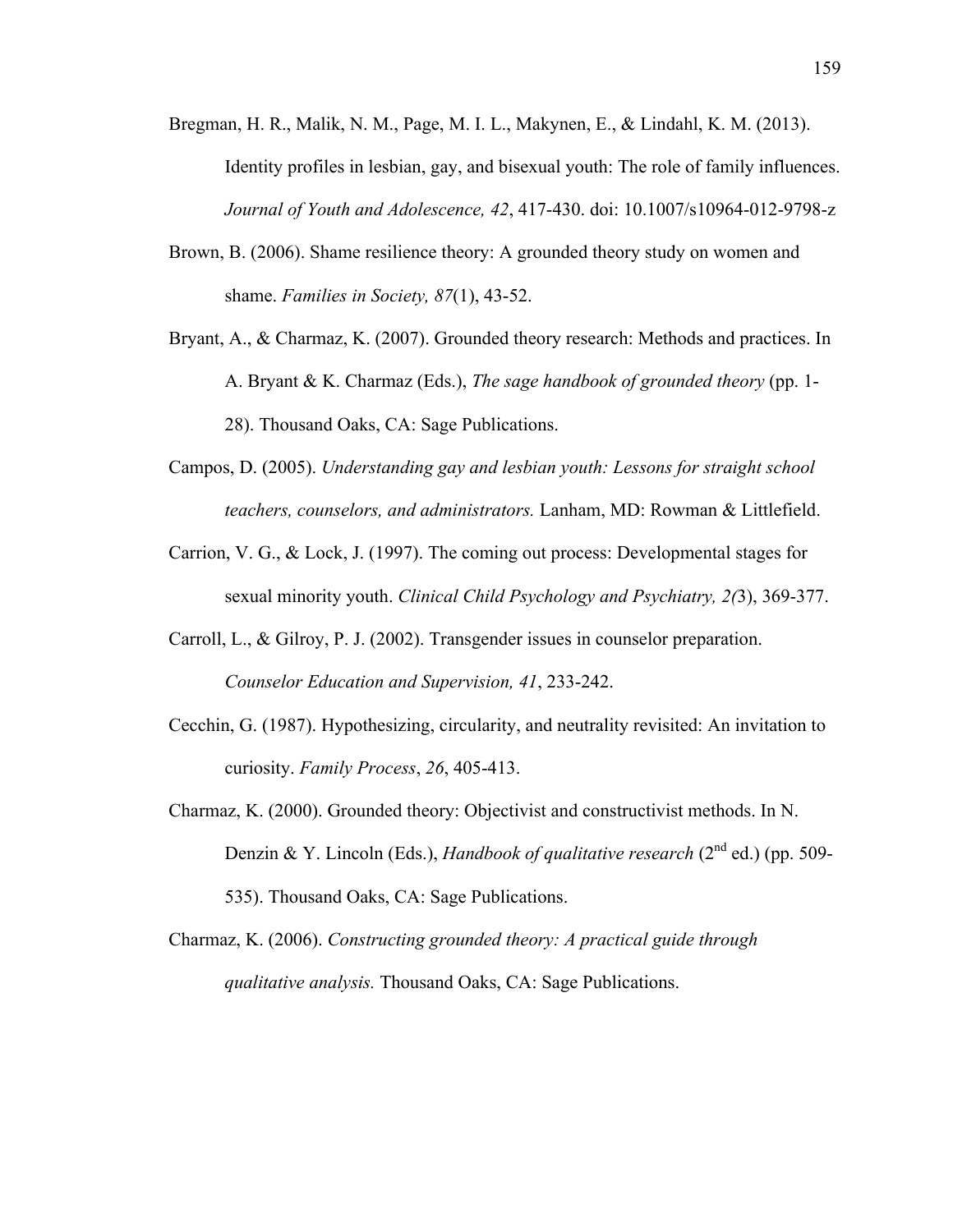Bregman, H. R., Malik, N. M., Page, M. I. L., Makynen, E., & Lindahl, K. M. (2013). Identity profiles in lesbian, gay, and bisexual youth: The role of family influences. *Journal of Youth and Adolescence, 42*, 417-430. doi: 10.1007/s10964-012-9798-z

Brown, B. (2006). Shame resilience theory: A grounded theory study on women and shame. *Families in Society, 87*(1), 43-52.

Bryant, A., & Charmaz, K. (2007). Grounded theory research: Methods and practices. In A. Bryant & K. Charmaz (Eds.), *The sage handbook of grounded theory* (pp. 1-28). Thousand Oaks, CA: Sage Publications.

Campos, D. (2005). *Understanding gay and lesbian youth: Lessons for straight school teachers, counselors, and administrators.* Lanham, MD: Rowman & Littlefield.

Carrion, V. G., & Lock, J. (1997). The coming out process: Developmental stages for sexual minority youth. *Clinical Child Psychology and Psychiatry, 2(*3), 369-377.

Carroll, L., & Gilroy, P. J. (2002). Transgender issues in counselor preparation. *Counselor Education and Supervision, 41*, 233-242.

Cecchin, G. (1987). Hypothesizing, circularity, and neutrality revisited: An invitation to curiosity. *Family Process*, *26*, 405-413.

Charmaz, K. (2000). Grounded theory: Objectivist and constructivist methods. In N. Denzin & Y. Lincoln (Eds.), *Handbook of qualitative research* (2nd ed.) (pp. 509-535). Thousand Oaks, CA: Sage Publications.

Charmaz, K. (2006). *Constructing grounded theory: A practical guide through qualitative analysis.* Thousand Oaks, CA: Sage Publications.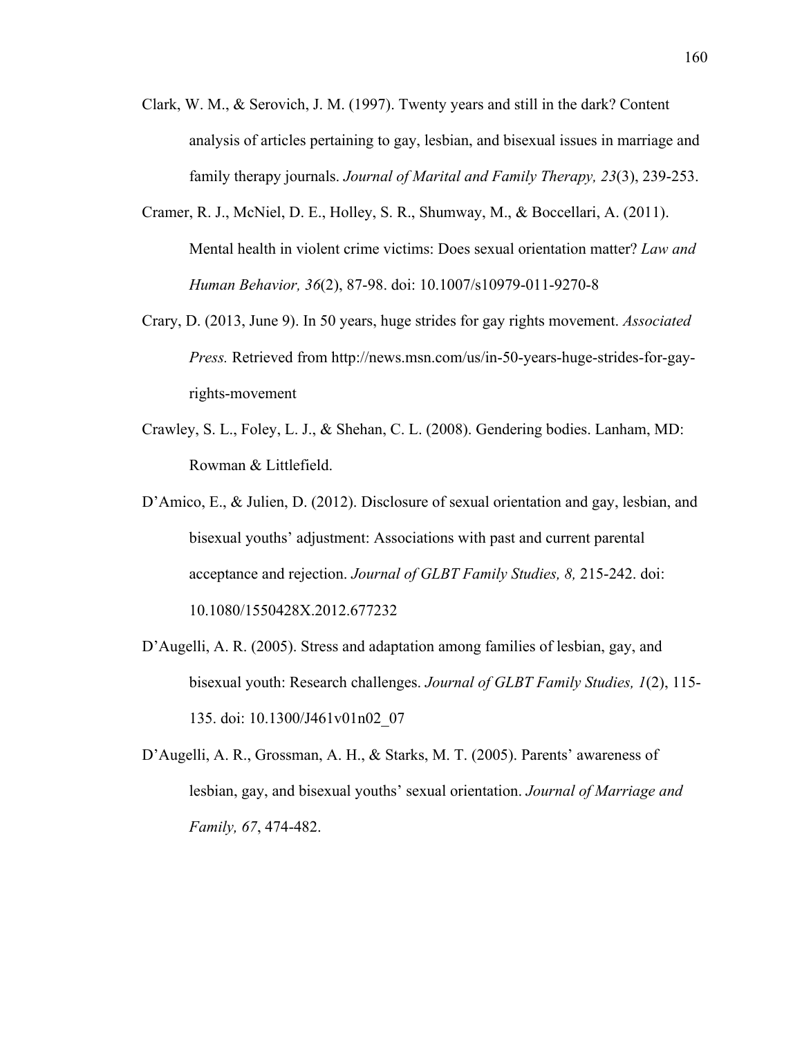Clark, W. M., & Serovich, J. M. (1997). Twenty years and still in the dark? Content analysis of articles pertaining to gay, lesbian, and bisexual issues in marriage and family therapy journals. *Journal of Marital and Family Therapy, 23*(3), 239-253.

Cramer, R. J., McNiel, D. E., Holley, S. R., Shumway, M., & Boccellari, A. (2011). Mental health in violent crime victims: Does sexual orientation matter? *Law and Human Behavior, 36*(2), 87-98. doi: 10.1007/s10979-011-9270-8

Crary, D. (2013, June 9). In 50 years, huge strides for gay rights movement. *Associated Press.* Retrieved from http://news.msn.com/us/in-50-years-huge-strides-for-gay-rights-movement

Crawley, S. L., Foley, L. J., & Shehan, C. L. (2008). Gendering bodies. Lanham, MD: Rowman & Littlefield.

D'Amico, E., & Julien, D. (2012). Disclosure of sexual orientation and gay, lesbian, and bisexual youths' adjustment: Associations with past and current parental acceptance and rejection. *Journal of GLBT Family Studies, 8,* 215-242. doi: 10.1080/1550428X.2012.677232

D'Augelli, A. R. (2005). Stress and adaptation among families of lesbian, gay, and bisexual youth: Research challenges. *Journal of GLBT Family Studies, 1*(2), 115-135. doi: 10.1300/J461v01n02_07

D'Augelli, A. R., Grossman, A. H., & Starks, M. T. (2005). Parents' awareness of lesbian, gay, and bisexual youths' sexual orientation. *Journal of Marriage and Family, 67*, 474-482.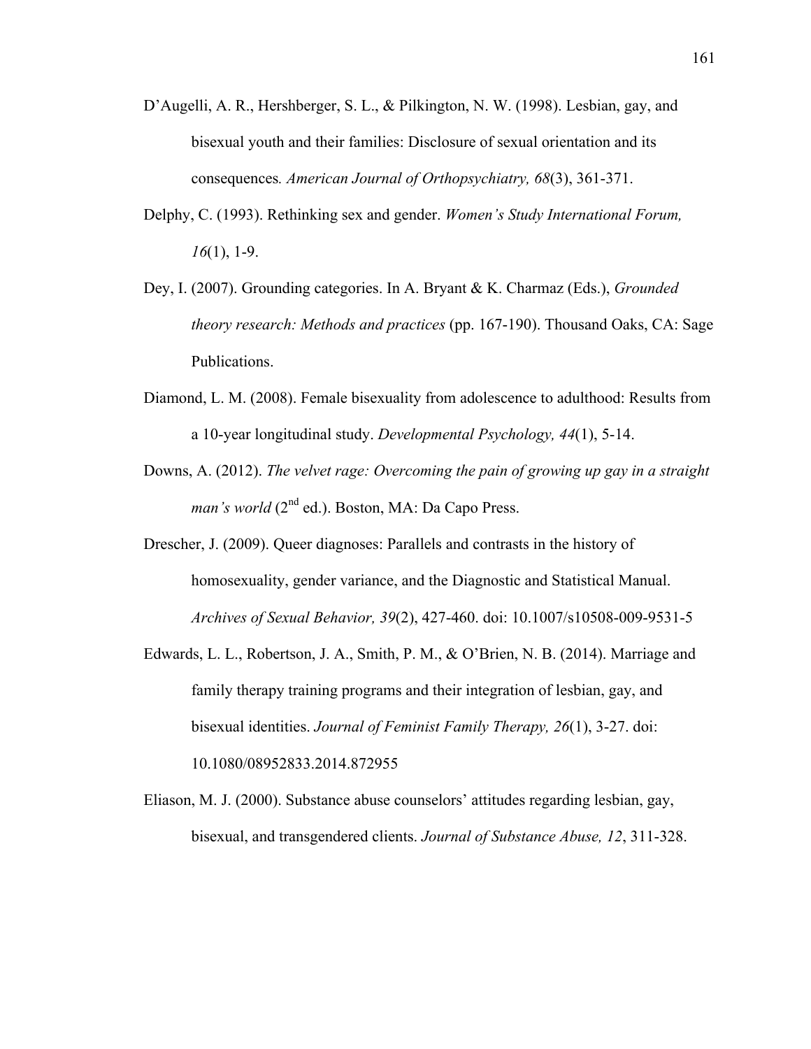D'Augelli, A. R., Hershberger, S. L., & Pilkington, N. W. (1998). Lesbian, gay, and bisexual youth and their families: Disclosure of sexual orientation and its consequences*. American Journal of Orthopsychiatry, 68*(3), 361-371.

Delphy, C. (1993). Rethinking sex and gender. *Women's Study International Forum, 16*(1), 1-9.

Dey, I. (2007). Grounding categories. In A. Bryant & K. Charmaz (Eds.), *Grounded theory research: Methods and practices* (pp. 167-190). Thousand Oaks, CA: Sage Publications.

Diamond, L. M. (2008). Female bisexuality from adolescence to adulthood: Results from a 10-year longitudinal study. *Developmental Psychology, 44*(1), 5-14.

Downs, A. (2012). *The velvet rage: Overcoming the pain of growing up gay in a straight man's world* (2nd ed.). Boston, MA: Da Capo Press.

Drescher, J. (2009). Queer diagnoses: Parallels and contrasts in the history of homosexuality, gender variance, and the Diagnostic and Statistical Manual. *Archives of Sexual Behavior, 39*(2), 427-460. doi: 10.1007/s10508-009-9531-5

Edwards, L. L., Robertson, J. A., Smith, P. M., & O'Brien, N. B. (2014). Marriage and family therapy training programs and their integration of lesbian, gay, and bisexual identities. *Journal of Feminist Family Therapy, 26*(1), 3-27. doi: 10.1080/08952833.2014.872955

Eliason, M. J. (2000). Substance abuse counselors' attitudes regarding lesbian, gay, bisexual, and transgendered clients. *Journal of Substance Abuse, 12*, 311-328.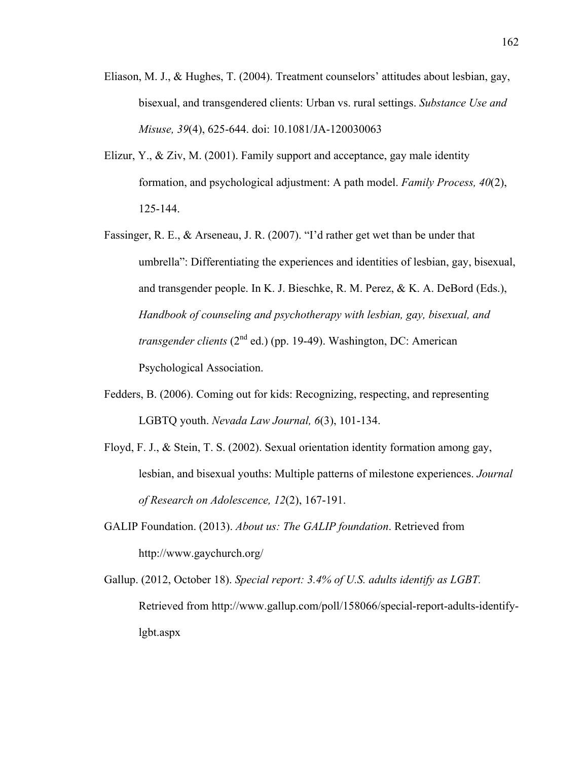Eliason, M. J., & Hughes, T. (2004). Treatment counselors' attitudes about lesbian, gay, bisexual, and transgendered clients: Urban vs. rural settings. *Substance Use and Misuse, 39*(4), 625-644. doi: 10.1081/JA-120030063

Elizur, Y., & Ziv, M. (2001). Family support and acceptance, gay male identity formation, and psychological adjustment: A path model. *Family Process, 40*(2), 125-144.

Fassinger, R. E., & Arseneau, J. R. (2007). "I'd rather get wet than be under that umbrella": Differentiating the experiences and identities of lesbian, gay, bisexual, and transgender people. In K. J. Bieschke, R. M. Perez, & K. A. DeBord (Eds.), *Handbook of counseling and psychotherapy with lesbian, gay, bisexual, and transgender clients* (2nd ed.) (pp. 19-49). Washington, DC: American Psychological Association.

Fedders, B. (2006). Coming out for kids: Recognizing, respecting, and representing LGBTQ youth. *Nevada Law Journal, 6*(3), 101-134.

Floyd, F. J., & Stein, T. S. (2002). Sexual orientation identity formation among gay, lesbian, and bisexual youths: Multiple patterns of milestone experiences. *Journal of Research on Adolescence, 12*(2), 167-191.

GALIP Foundation. (2013). *About us: The GALIP foundation*. Retrieved from http://www.gaychurch.org/

Gallup. (2012, October 18). *Special report: 3.4% of U.S. adults identify as LGBT.* Retrieved from http://www.gallup.com/poll/158066/special-report-adults-identify-lgbt.aspx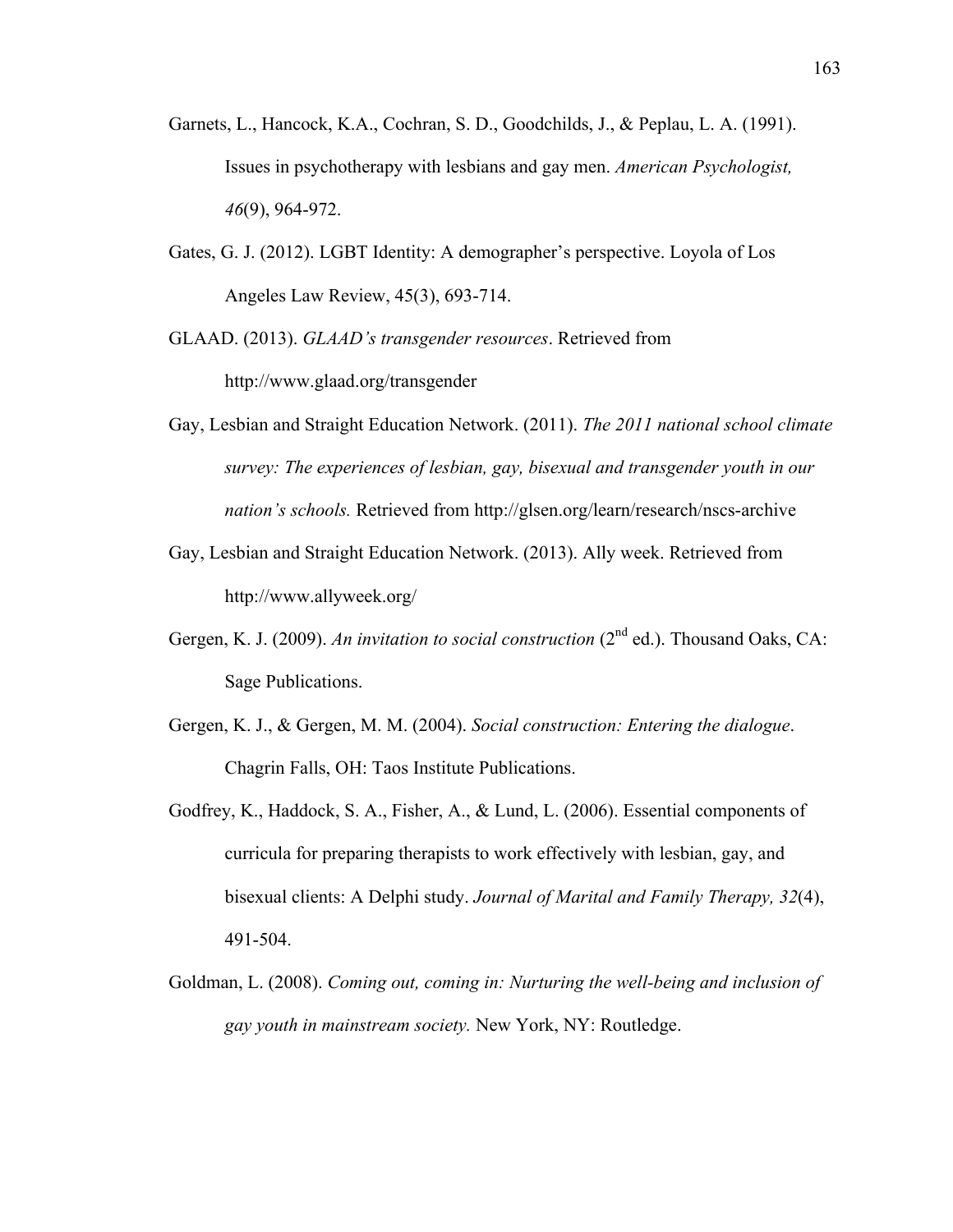Garnets, L., Hancock, K.A., Cochran, S. D., Goodchilds, J., & Peplau, L. A. (1991). Issues in psychotherapy with lesbians and gay men. *American Psychologist, 46*(9), 964-972.

Gates, G. J. (2012). LGBT Identity: A demographer's perspective. Loyola of Los Angeles Law Review, 45(3), 693-714.

GLAAD. (2013). *GLAAD's transgender resources*. Retrieved from http://www.glaad.org/transgender

Gay, Lesbian and Straight Education Network. (2011). *The 2011 national school climate survey: The experiences of lesbian, gay, bisexual and transgender youth in our nation's schools.* Retrieved from http://glsen.org/learn/research/nscs-archive

Gay, Lesbian and Straight Education Network. (2013). Ally week. Retrieved from http://www.allyweek.org/

Gergen, K. J. (2009). *An invitation to social construction* (2nd ed.). Thousand Oaks, CA: Sage Publications.

Gergen, K. J., & Gergen, M. M. (2004). *Social construction: Entering the dialogue*. Chagrin Falls, OH: Taos Institute Publications.

Godfrey, K., Haddock, S. A., Fisher, A., & Lund, L. (2006). Essential components of curricula for preparing therapists to work effectively with lesbian, gay, and bisexual clients: A Delphi study. *Journal of Marital and Family Therapy, 32*(4), 491-504.

Goldman, L. (2008). *Coming out, coming in: Nurturing the well-being and inclusion of gay youth in mainstream society.* New York, NY: Routledge.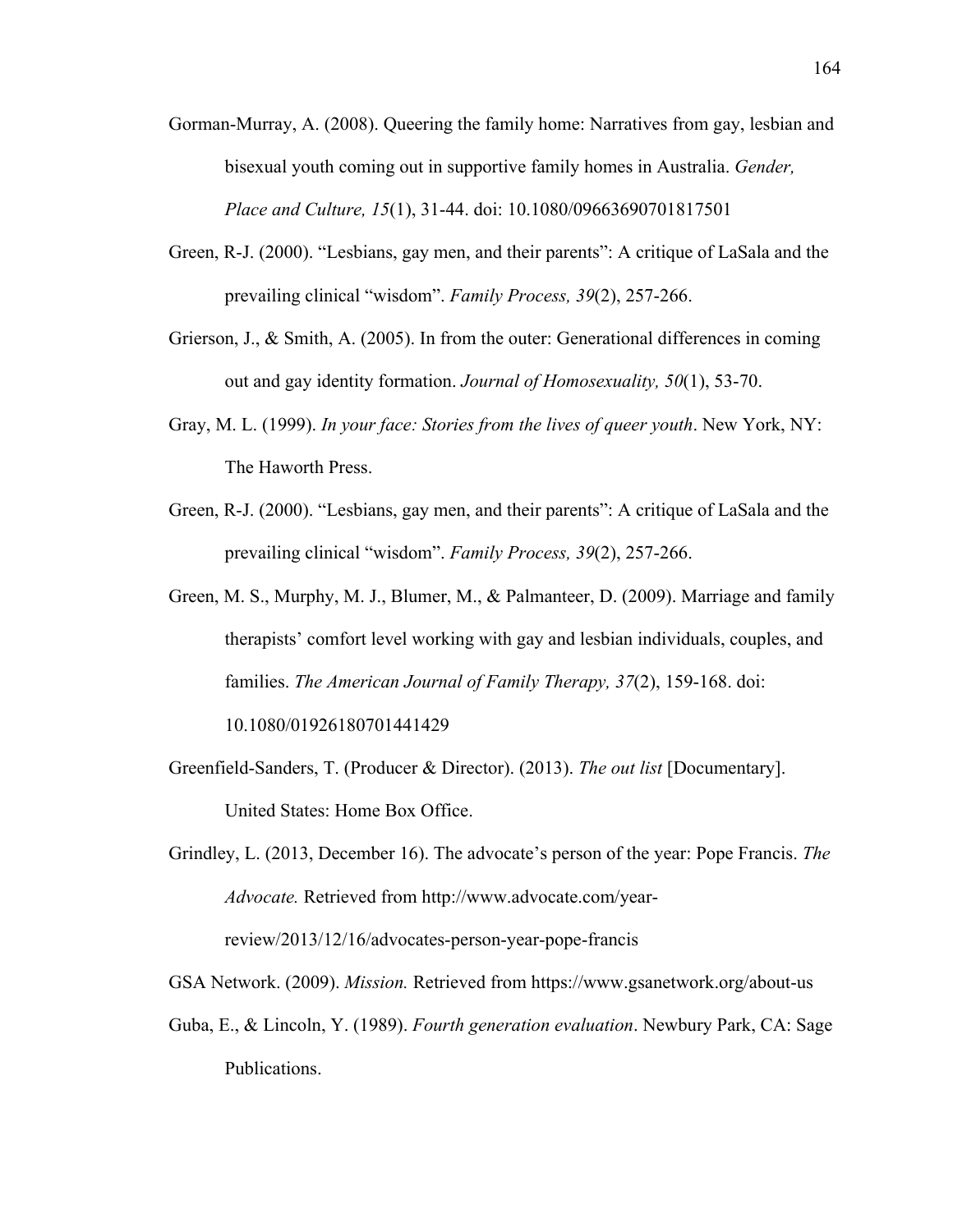Gorman-Murray, A. (2008). Queering the family home: Narratives from gay, lesbian and bisexual youth coming out in supportive family homes in Australia. *Gender, Place and Culture, 15*(1), 31-44. doi: 10.1080/09663690701817501

Green, R-J. (2000). "Lesbians, gay men, and their parents": A critique of LaSala and the prevailing clinical "wisdom". *Family Process, 39*(2), 257-266.

Grierson, J., & Smith, A. (2005). In from the outer: Generational differences in coming out and gay identity formation. *Journal of Homosexuality, 50*(1), 53-70.

Gray, M. L. (1999). *In your face: Stories from the lives of queer youth*. New York, NY: The Haworth Press.

Green, R-J. (2000). "Lesbians, gay men, and their parents": A critique of LaSala and the prevailing clinical "wisdom". *Family Process, 39*(2), 257-266.

Green, M. S., Murphy, M. J., Blumer, M., & Palmanteer, D. (2009). Marriage and family therapists' comfort level working with gay and lesbian individuals, couples, and families. *The American Journal of Family Therapy, 37*(2), 159-168. doi: 10.1080/01926180701441429

Greenfield-Sanders, T. (Producer & Director). (2013). *The out list* [Documentary]. United States: Home Box Office.

Grindley, L. (2013, December 16). The advocate's person of the year: Pope Francis. *The Advocate.* Retrieved from http://www.advocate.com/year-review/2013/12/16/advocates-person-year-pope-francis

GSA Network. (2009). *Mission.* Retrieved from https://www.gsanetwork.org/about-us

Guba, E., & Lincoln, Y. (1989). *Fourth generation evaluation*. Newbury Park, CA: Sage Publications.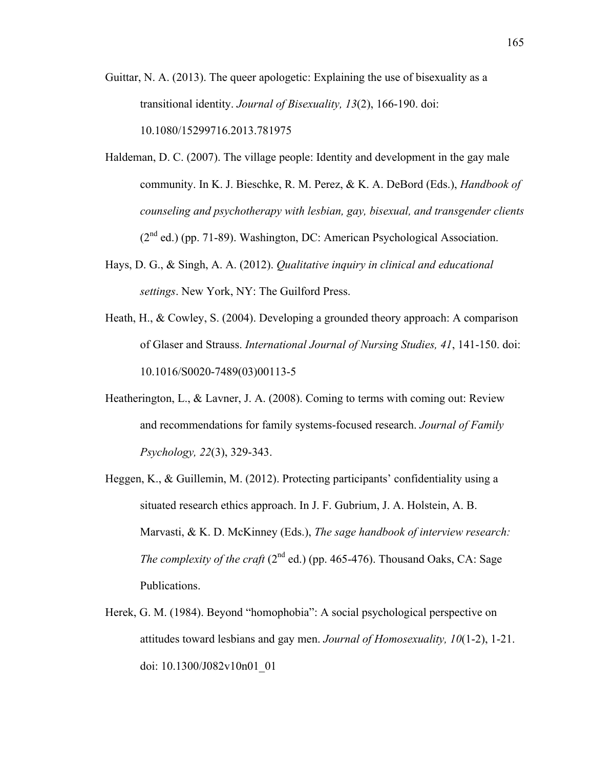Guittar, N. A. (2013). The queer apologetic: Explaining the use of bisexuality as a transitional identity. *Journal of Bisexuality, 13*(2), 166-190. doi: 10.1080/15299716.2013.781975

Haldeman, D. C. (2007). The village people: Identity and development in the gay male community. In K. J. Bieschke, R. M. Perez, & K. A. DeBord (Eds.), *Handbook of counseling and psychotherapy with lesbian, gay, bisexual, and transgender clients* (2nd ed.) (pp. 71-89). Washington, DC: American Psychological Association.

Hays, D. G., & Singh, A. A. (2012). *Qualitative inquiry in clinical and educational settings*. New York, NY: The Guilford Press.

Heath, H., & Cowley, S. (2004). Developing a grounded theory approach: A comparison of Glaser and Strauss. *International Journal of Nursing Studies, 41*, 141-150. doi: 10.1016/S0020-7489(03)00113-5

Heatherington, L., & Lavner, J. A. (2008). Coming to terms with coming out: Review and recommendations for family systems-focused research. *Journal of Family Psychology, 22*(3), 329-343.

Heggen, K., & Guillemin, M. (2012). Protecting participants' confidentiality using a situated research ethics approach. In J. F. Gubrium, J. A. Holstein, A. B. Marvasti, & K. D. McKinney (Eds.), *The sage handbook of interview research: The complexity of the craft* (2nd ed.) (pp. 465-476). Thousand Oaks, CA: Sage Publications.

Herek, G. M. (1984). Beyond "homophobia": A social psychological perspective on attitudes toward lesbians and gay men. *Journal of Homosexuality, 10*(1-2), 1-21. doi: 10.1300/J082v10n01_01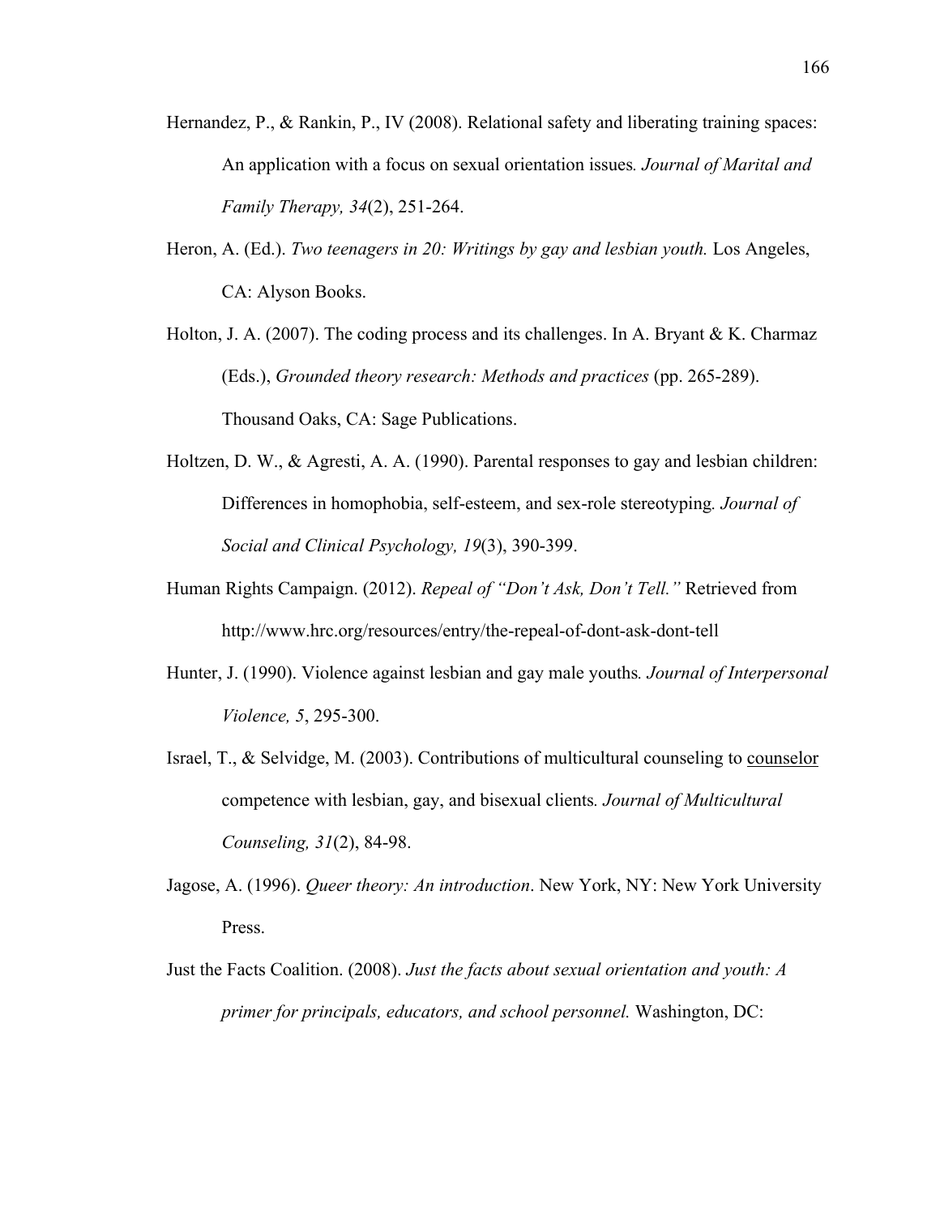Hernandez, P., & Rankin, P., IV (2008). Relational safety and liberating training spaces: An application with a focus on sexual orientation issues. *Journal of Marital and Family Therapy, 34*(2), 251-264.

Heron, A. (Ed.). *Two teenagers in 20: Writings by gay and lesbian youth.* Los Angeles, CA: Alyson Books.

Holton, J. A. (2007). The coding process and its challenges. In A. Bryant & K. Charmaz (Eds.), *Grounded theory research: Methods and practices* (pp. 265-289). Thousand Oaks, CA: Sage Publications.

Holtzen, D. W., & Agresti, A. A. (1990). Parental responses to gay and lesbian children: Differences in homophobia, self-esteem, and sex-role stereotyping. *Journal of Social and Clinical Psychology, 19*(3), 390-399.

Human Rights Campaign. (2012). *Repeal of "Don't Ask, Don't Tell."* Retrieved from http://www.hrc.org/resources/entry/the-repeal-of-dont-ask-dont-tell

Hunter, J. (1990). Violence against lesbian and gay male youths. *Journal of Interpersonal Violence, 5*, 295-300.

Israel, T., & Selvidge, M. (2003). Contributions of multicultural counseling to counselor competence with lesbian, gay, and bisexual clients. *Journal of Multicultural Counseling, 31*(2), 84-98.

Jagose, A. (1996). *Queer theory: An introduction*. New York, NY: New York University Press.

Just the Facts Coalition. (2008). *Just the facts about sexual orientation and youth: A primer for principals, educators, and school personnel.* Washington, DC: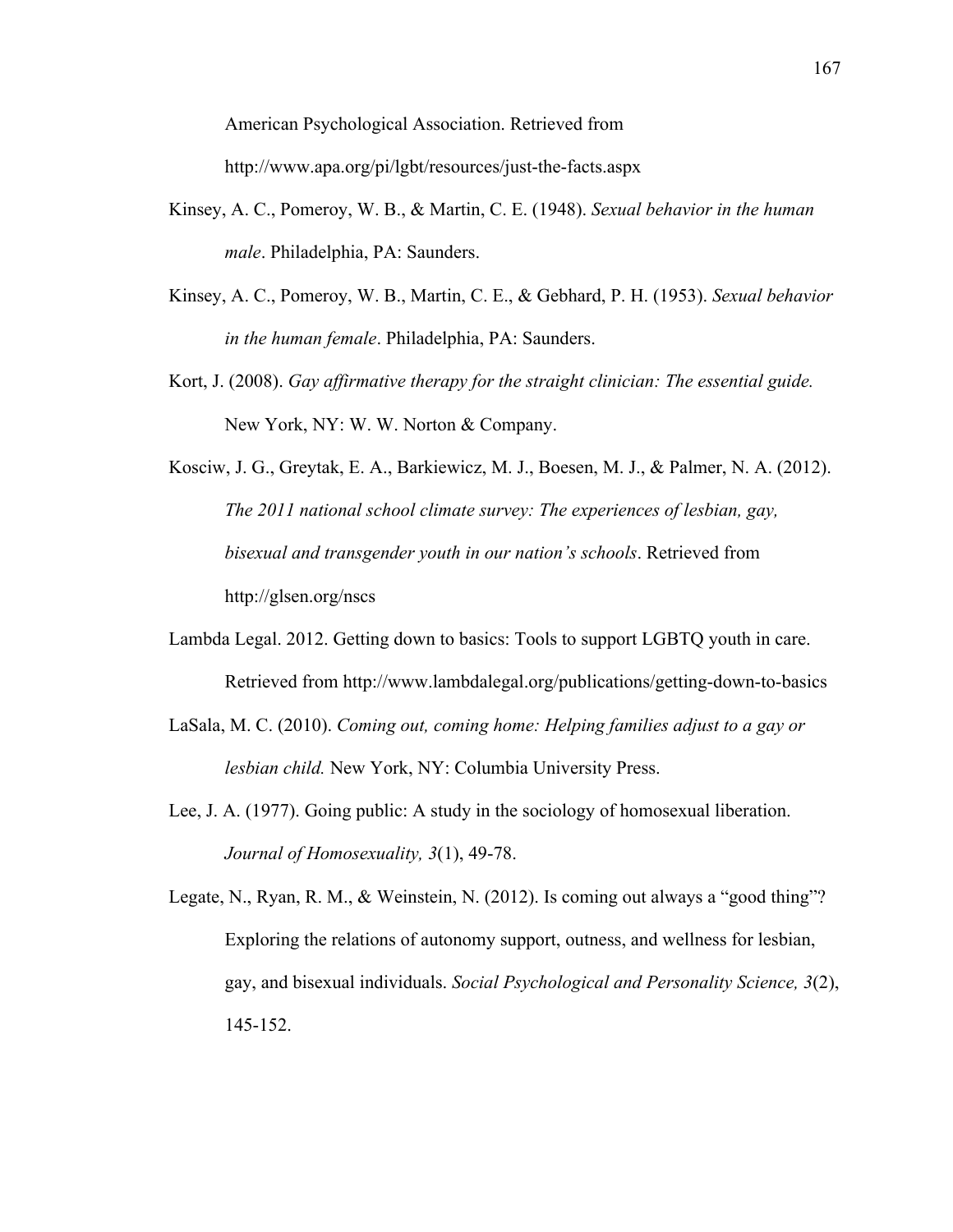American Psychological Association. Retrieved from http://www.apa.org/pi/lgbt/resources/just-the-facts.aspx

Kinsey, A. C., Pomeroy, W. B., & Martin, C. E. (1948). *Sexual behavior in the human male*. Philadelphia, PA: Saunders.

Kinsey, A. C., Pomeroy, W. B., Martin, C. E., & Gebhard, P. H. (1953). *Sexual behavior in the human female*. Philadelphia, PA: Saunders.

Kort, J. (2008). *Gay affirmative therapy for the straight clinician: The essential guide.* New York, NY: W. W. Norton & Company.

Kosciw, J. G., Greytak, E. A., Barkiewicz, M. J., Boesen, M. J., & Palmer, N. A. (2012). *The 2011 national school climate survey: The experiences of lesbian, gay, bisexual and transgender youth in our nation's schools*. Retrieved from http://glsen.org/nscs

Lambda Legal. 2012. Getting down to basics: Tools to support LGBTQ youth in care. Retrieved from http://www.lambdalegal.org/publications/getting-down-to-basics

LaSala, M. C. (2010). *Coming out, coming home: Helping families adjust to a gay or lesbian child.* New York, NY: Columbia University Press.

Lee, J. A. (1977). Going public: A study in the sociology of homosexual liberation. *Journal of Homosexuality, 3*(1), 49-78.

Legate, N., Ryan, R. M., & Weinstein, N. (2012). Is coming out always a "good thing"? Exploring the relations of autonomy support, outness, and wellness for lesbian, gay, and bisexual individuals. *Social Psychological and Personality Science, 3*(2), 145-152.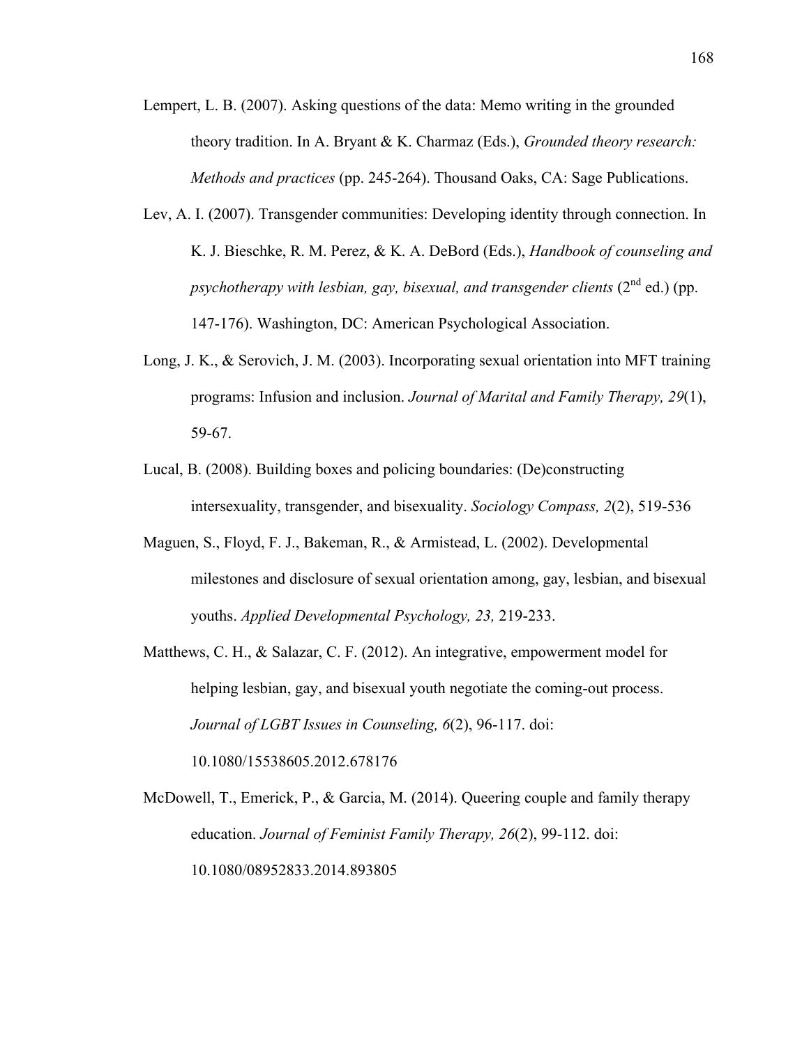Lempert, L. B. (2007). Asking questions of the data: Memo writing in the grounded theory tradition. In A. Bryant & K. Charmaz (Eds.), *Grounded theory research: Methods and practices* (pp. 245-264). Thousand Oaks, CA: Sage Publications.

Lev, A. I. (2007). Transgender communities: Developing identity through connection. In K. J. Bieschke, R. M. Perez, & K. A. DeBord (Eds.), *Handbook of counseling and psychotherapy with lesbian, gay, bisexual, and transgender clients* (2nd ed.) (pp. 147-176). Washington, DC: American Psychological Association.

Long, J. K., & Serovich, J. M. (2003). Incorporating sexual orientation into MFT training programs: Infusion and inclusion. *Journal of Marital and Family Therapy, 29*(1), 59-67.

Lucal, B. (2008). Building boxes and policing boundaries: (De)constructing intersexuality, transgender, and bisexuality. *Sociology Compass, 2*(2), 519-536

Maguen, S., Floyd, F. J., Bakeman, R., & Armistead, L. (2002). Developmental milestones and disclosure of sexual orientation among, gay, lesbian, and bisexual youths. *Applied Developmental Psychology, 23,* 219-233.

Matthews, C. H., & Salazar, C. F. (2012). An integrative, empowerment model for helping lesbian, gay, and bisexual youth negotiate the coming-out process. *Journal of LGBT Issues in Counseling, 6*(2), 96-117. doi: 10.1080/15538605.2012.678176

McDowell, T., Emerick, P., & Garcia, M. (2014). Queering couple and family therapy education. *Journal of Feminist Family Therapy, 26*(2), 99-112. doi: 10.1080/08952833.2014.893805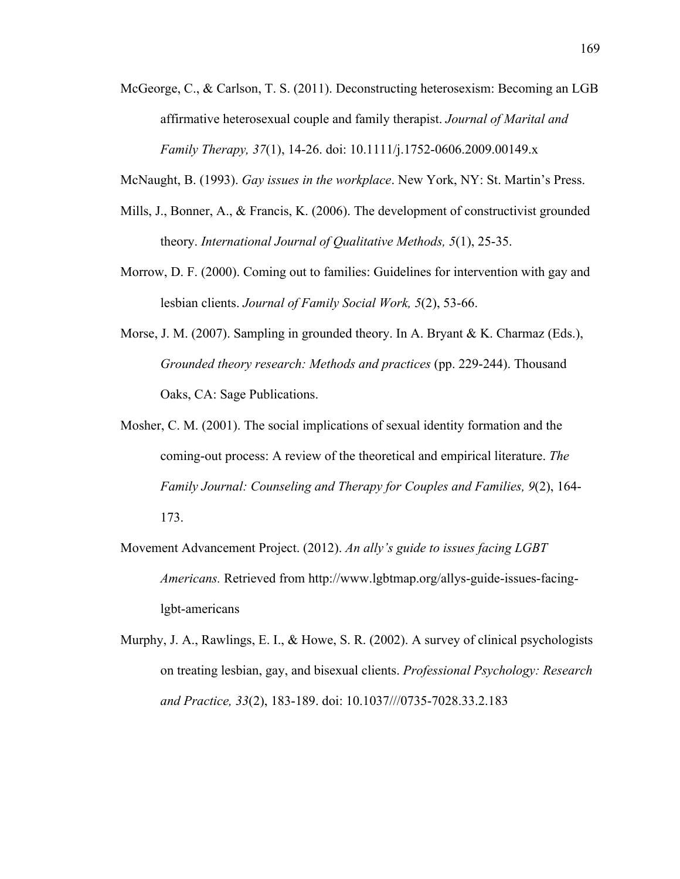McGeorge, C., & Carlson, T. S. (2011). Deconstructing heterosexism: Becoming an LGB affirmative heterosexual couple and family therapist. *Journal of Marital and Family Therapy, 37*(1), 14-26. doi: 10.1111/j.1752-0606.2009.00149.x

McNaught, B. (1993). *Gay issues in the workplace*. New York, NY: St. Martin's Press.

Mills, J., Bonner, A., & Francis, K. (2006). The development of constructivist grounded theory. *International Journal of Qualitative Methods, 5*(1), 25-35.

Morrow, D. F. (2000). Coming out to families: Guidelines for intervention with gay and lesbian clients. *Journal of Family Social Work, 5*(2), 53-66.

Morse, J. M. (2007). Sampling in grounded theory. In A. Bryant & K. Charmaz (Eds.), *Grounded theory research: Methods and practices* (pp. 229-244). Thousand Oaks, CA: Sage Publications.

Mosher, C. M. (2001). The social implications of sexual identity formation and the coming-out process: A review of the theoretical and empirical literature. *The Family Journal: Counseling and Therapy for Couples and Families, 9*(2), 164-173.

Movement Advancement Project. (2012). *An ally's guide to issues facing LGBT Americans.* Retrieved from http://www.lgbtmap.org/allys-guide-issues-facing-lgbt-americans

Murphy, J. A., Rawlings, E. I., & Howe, S. R. (2002). A survey of clinical psychologists on treating lesbian, gay, and bisexual clients. *Professional Psychology: Research and Practice, 33*(2), 183-189. doi: 10.1037///0735-7028.33.2.183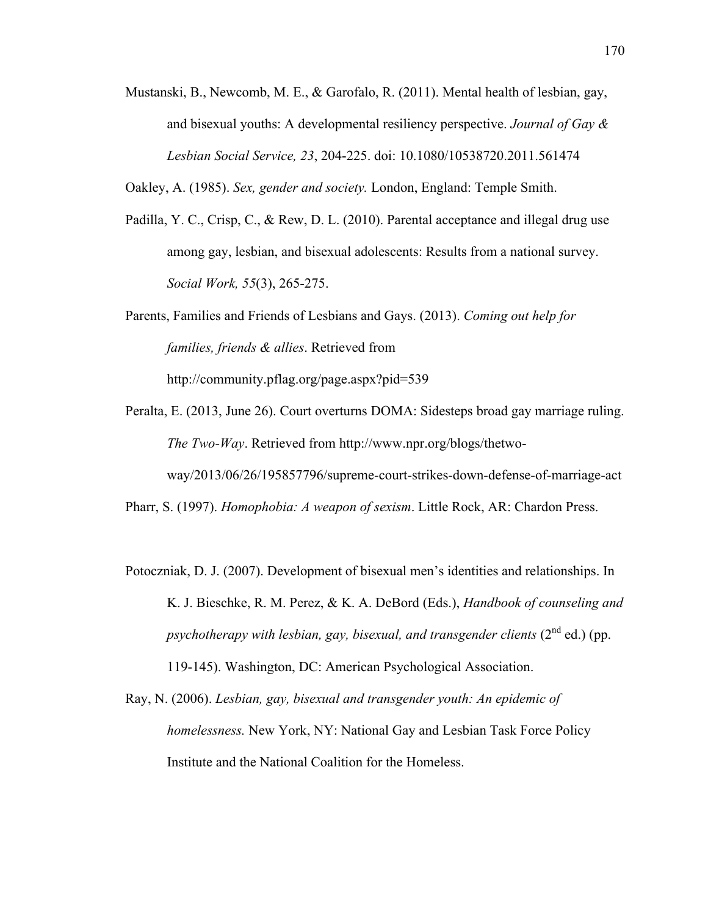Mustanski, B., Newcomb, M. E., & Garofalo, R. (2011). Mental health of lesbian, gay, and bisexual youths: A developmental resiliency perspective. *Journal of Gay & Lesbian Social Service, 23*, 204-225. doi: 10.1080/10538720.2011.561474

Oakley, A. (1985). *Sex, gender and society.* London, England: Temple Smith.

Padilla, Y. C., Crisp, C., & Rew, D. L. (2010). Parental acceptance and illegal drug use among gay, lesbian, and bisexual adolescents: Results from a national survey. *Social Work, 55*(3), 265-275.

Parents, Families and Friends of Lesbians and Gays. (2013). *Coming out help for families, friends & allies*. Retrieved from http://community.pflag.org/page.aspx?pid=539

Peralta, E. (2013, June 26). Court overturns DOMA: Sidesteps broad gay marriage ruling. *The Two-Way*. Retrieved from http://www.npr.org/blogs/thetwo-way/2013/06/26/195857796/supreme-court-strikes-down-defense-of-marriage-act

Pharr, S. (1997). *Homophobia: A weapon of sexism*. Little Rock, AR: Chardon Press.

Potoczniak, D. J. (2007). Development of bisexual men's identities and relationships. In K. J. Bieschke, R. M. Perez, & K. A. DeBord (Eds.), *Handbook of counseling and psychotherapy with lesbian, gay, bisexual, and transgender clients* (2nd ed.) (pp. 119-145). Washington, DC: American Psychological Association.

Ray, N. (2006). *Lesbian, gay, bisexual and transgender youth: An epidemic of homelessness.* New York, NY: National Gay and Lesbian Task Force Policy Institute and the National Coalition for the Homeless.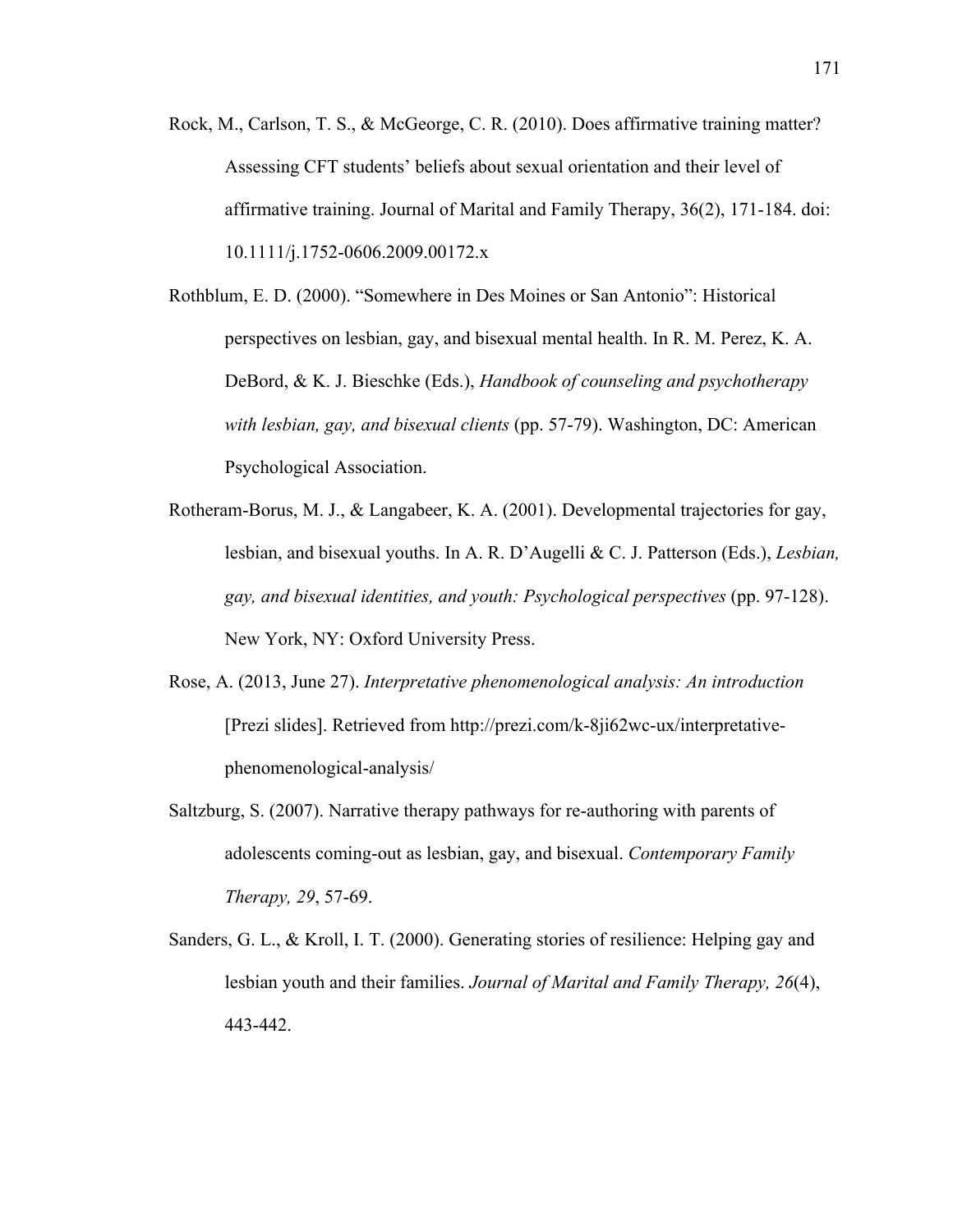Rock, M., Carlson, T. S., & McGeorge, C. R. (2010). Does affirmative training matter? Assessing CFT students' beliefs about sexual orientation and their level of affirmative training. Journal of Marital and Family Therapy, 36(2), 171-184. doi: 10.1111/j.1752-0606.2009.00172.x

Rothblum, E. D. (2000). "Somewhere in Des Moines or San Antonio": Historical perspectives on lesbian, gay, and bisexual mental health. In R. M. Perez, K. A. DeBord, & K. J. Bieschke (Eds.), *Handbook of counseling and psychotherapy with lesbian, gay, and bisexual clients* (pp. 57-79). Washington, DC: American Psychological Association.

Rotheram-Borus, M. J., & Langabeer, K. A. (2001). Developmental trajectories for gay, lesbian, and bisexual youths. In A. R. D'Augelli & C. J. Patterson (Eds.), *Lesbian, gay, and bisexual identities, and youth: Psychological perspectives* (pp. 97-128). New York, NY: Oxford University Press.

Rose, A. (2013, June 27). *Interpretative phenomenological analysis: An introduction* [Prezi slides]. Retrieved from http://prezi.com/k-8ji62wc-ux/interpretative-phenomenological-analysis/

Saltzburg, S. (2007). Narrative therapy pathways for re-authoring with parents of adolescents coming-out as lesbian, gay, and bisexual. *Contemporary Family Therapy, 29*, 57-69.

Sanders, G. L., & Kroll, I. T. (2000). Generating stories of resilience: Helping gay and lesbian youth and their families. *Journal of Marital and Family Therapy, 26*(4), 443-442.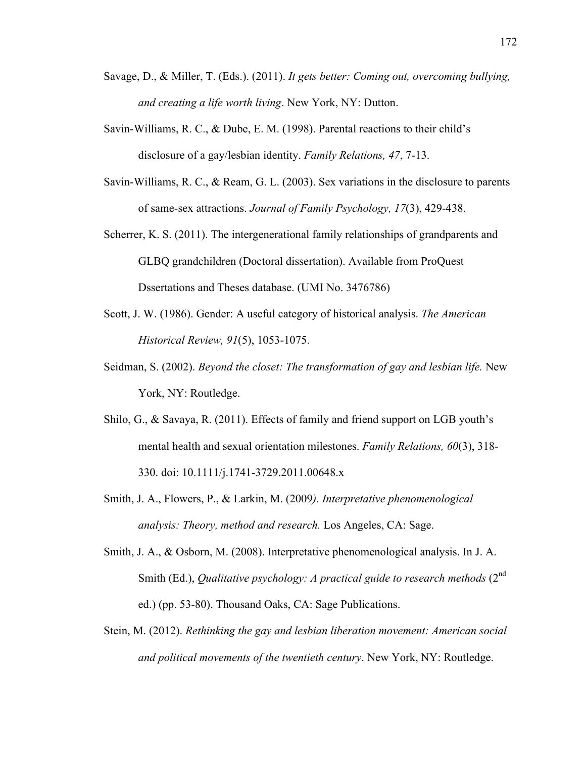Savage, D., & Miller, T. (Eds.). (2011). *It gets better: Coming out, overcoming bullying, and creating a life worth living*. New York, NY: Dutton.

Savin-Williams, R. C., & Dube, E. M. (1998). Parental reactions to their child's disclosure of a gay/lesbian identity. *Family Relations, 47*, 7-13.

Savin-Williams, R. C., & Ream, G. L. (2003). Sex variations in the disclosure to parents of same-sex attractions. *Journal of Family Psychology, 17*(3), 429-438.

Scherrer, K. S. (2011). The intergenerational family relationships of grandparents and GLBQ grandchildren (Doctoral dissertation). Available from ProQuest Dssertations and Theses database. (UMI No. 3476786)

Scott, J. W. (1986). Gender: A useful category of historical analysis. *The American Historical Review, 91*(5), 1053-1075.

Seidman, S. (2002). *Beyond the closet: The transformation of gay and lesbian life.* New York, NY: Routledge.

Shilo, G., & Savaya, R. (2011). Effects of family and friend support on LGB youth's mental health and sexual orientation milestones. *Family Relations, 60*(3), 318-330. doi: 10.1111/j.1741-3729.2011.00648.x

Smith, J. A., Flowers, P., & Larkin, M. (2009*). Interpretative phenomenological analysis: Theory, method and research.* Los Angeles, CA: Sage.

Smith, J. A., & Osborn, M. (2008). Interpretative phenomenological analysis. In J. A. Smith (Ed.), *Qualitative psychology: A practical guide to research methods* (2nd ed.) (pp. 53-80). Thousand Oaks, CA: Sage Publications.

Stein, M. (2012). *Rethinking the gay and lesbian liberation movement: American social and political movements of the twentieth century*. New York, NY: Routledge.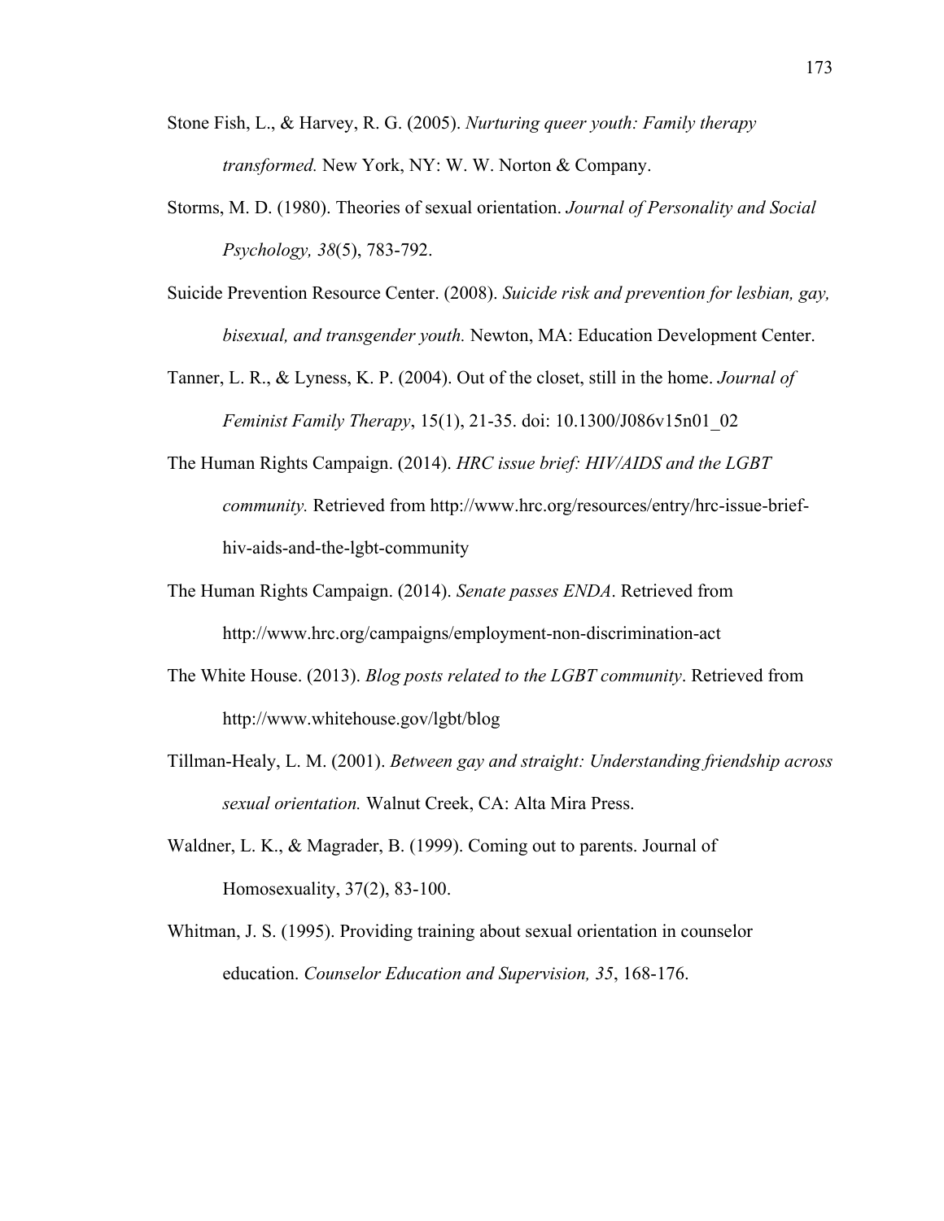Stone Fish, L., & Harvey, R. G. (2005). *Nurturing queer youth: Family therapy transformed.* New York, NY: W. W. Norton & Company.

Storms, M. D. (1980). Theories of sexual orientation. *Journal of Personality and Social Psychology, 38*(5), 783-792.

Suicide Prevention Resource Center. (2008). *Suicide risk and prevention for lesbian, gay, bisexual, and transgender youth.* Newton, MA: Education Development Center.

Tanner, L. R., & Lyness, K. P. (2004). Out of the closet, still in the home. *Journal of Feminist Family Therapy*, 15(1), 21-35. doi: 10.1300/J086v15n01_02

The Human Rights Campaign. (2014). *HRC issue brief: HIV/AIDS and the LGBT community.* Retrieved from http://www.hrc.org/resources/entry/hrc-issue-brief-hiv-aids-and-the-lgbt-community

The Human Rights Campaign. (2014). *Senate passes ENDA*. Retrieved from http://www.hrc.org/campaigns/employment-non-discrimination-act

The White House. (2013). *Blog posts related to the LGBT community*. Retrieved from http://www.whitehouse.gov/lgbt/blog

Tillman-Healy, L. M. (2001). *Between gay and straight: Understanding friendship across sexual orientation.* Walnut Creek, CA: Alta Mira Press.

Waldner, L. K., & Magrader, B. (1999). Coming out to parents. Journal of Homosexuality, 37(2), 83-100.

Whitman, J. S. (1995). Providing training about sexual orientation in counselor education. *Counselor Education and Supervision, 35*, 168-176.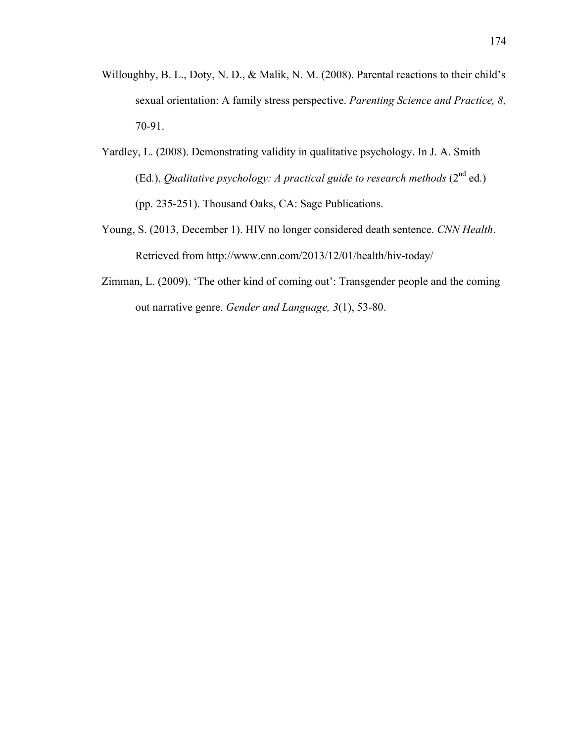Willoughby, B. L., Doty, N. D., & Malik, N. M. (2008). Parental reactions to their child's sexual orientation: A family stress perspective. *Parenting Science and Practice, 8,* 70-91.

Yardley, L. (2008). Demonstrating validity in qualitative psychology. In J. A. Smith (Ed.), *Qualitative psychology: A practical guide to research methods* (2nd ed.) (pp. 235-251). Thousand Oaks, CA: Sage Publications.

Young, S. (2013, December 1). HIV no longer considered death sentence. *CNN Health*. Retrieved from http://www.cnn.com/2013/12/01/health/hiv-today/

Zimman, L. (2009). 'The other kind of coming out': Transgender people and the coming out narrative genre. *Gender and Language, 3*(1), 53-80.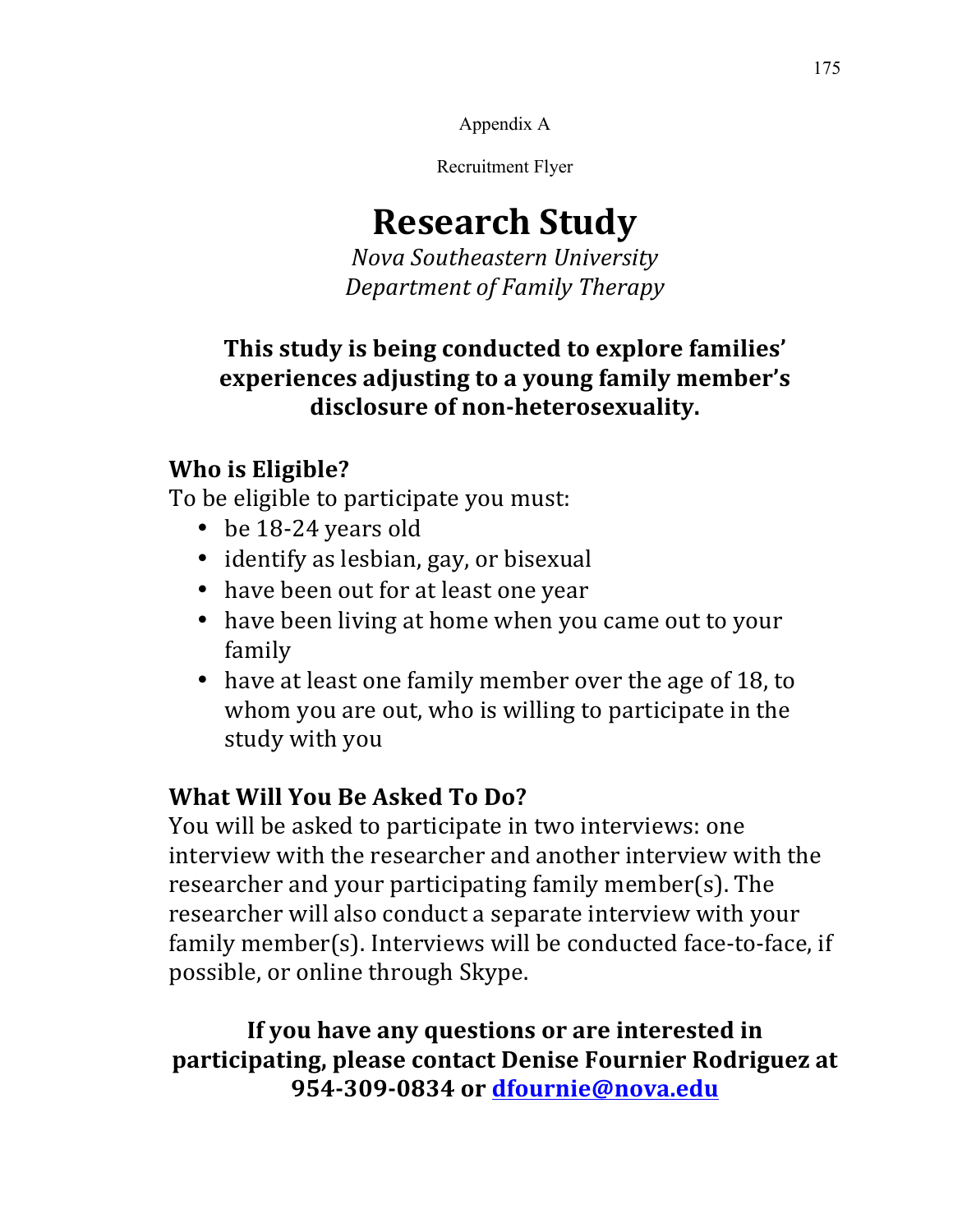Appendix A

Recruitment Flyer

# Research Study

*Nova Southeastern University*
*Department of Family Therapy*

**This study is being conducted to explore families' experiences adjusting to a young family member's disclosure of non-heterosexuality.**

## Who is Eligible?

To be eligible to participate you must:

- be 18-24 years old
- identify as lesbian, gay, or bisexual
- have been out for at least one year
- have been living at home when you came out to your family
- have at least one family member over the age of 18, to whom you are out, who is willing to participate in the study with you

## What Will You Be Asked To Do?

You will be asked to participate in two interviews: one interview with the researcher and another interview with the researcher and your participating family member(s). The researcher will also conduct a separate interview with your family member(s). Interviews will be conducted face-to-face, if possible, or online through Skype.

**If you have any questions or are interested in participating, please contact Denise Fournier Rodriguez at 954-309-0834 or dfournie@nova.edu**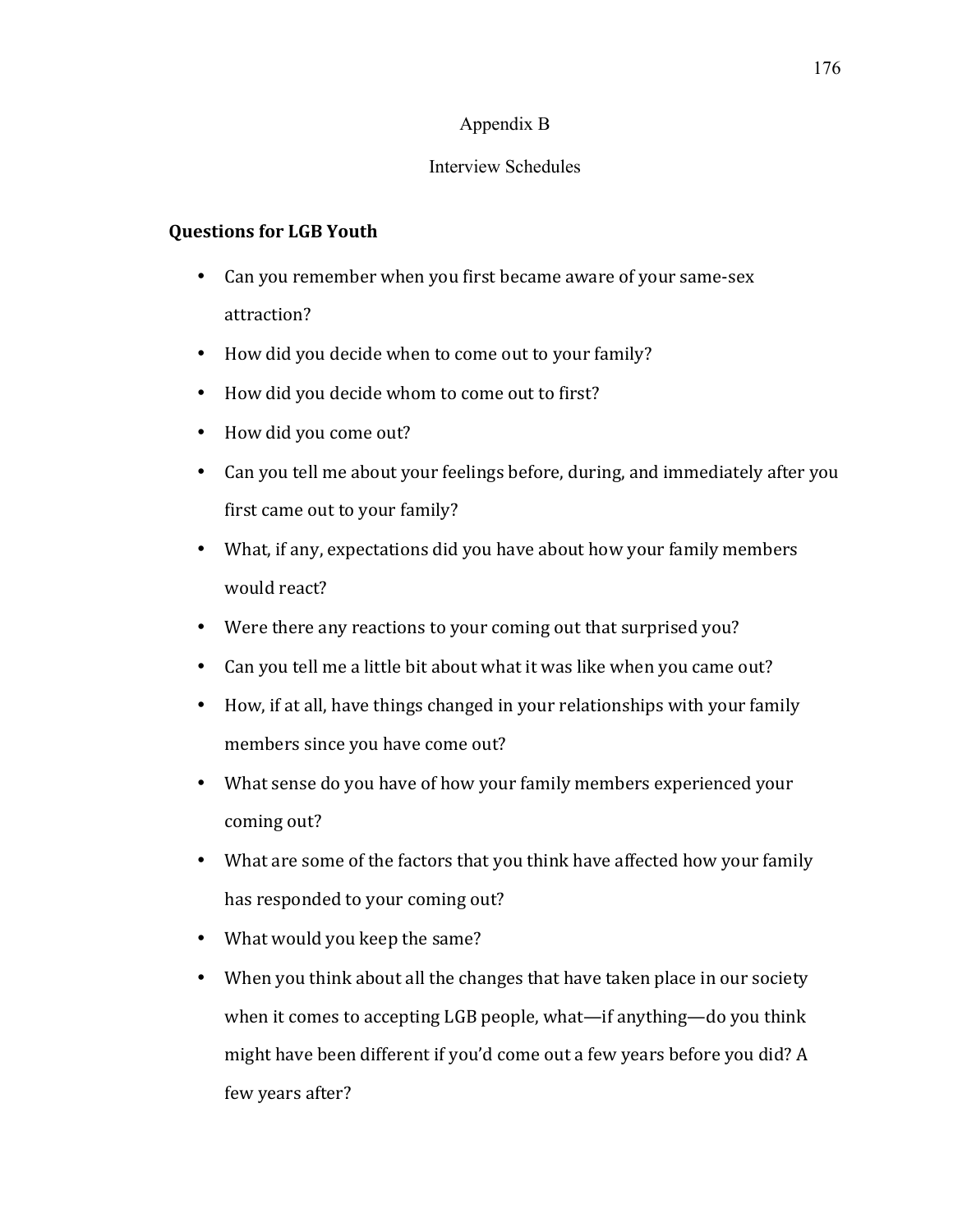Appendix B

Interview Schedules

**Questions for LGB Youth**

- Can you remember when you first became aware of your same-sex attraction?
- How did you decide when to come out to your family?
- How did you decide whom to come out to first?
- How did you come out?
- Can you tell me about your feelings before, during, and immediately after you first came out to your family?
- What, if any, expectations did you have about how your family members would react?
- Were there any reactions to your coming out that surprised you?
- Can you tell me a little bit about what it was like when you came out?
- How, if at all, have things changed in your relationships with your family members since you have come out?
- What sense do you have of how your family members experienced your coming out?
- What are some of the factors that you think have affected how your family has responded to your coming out?
- What would you keep the same?
- When you think about all the changes that have taken place in our society when it comes to accepting LGB people, what—if anything—do you think might have been different if you'd come out a few years before you did? A few years after?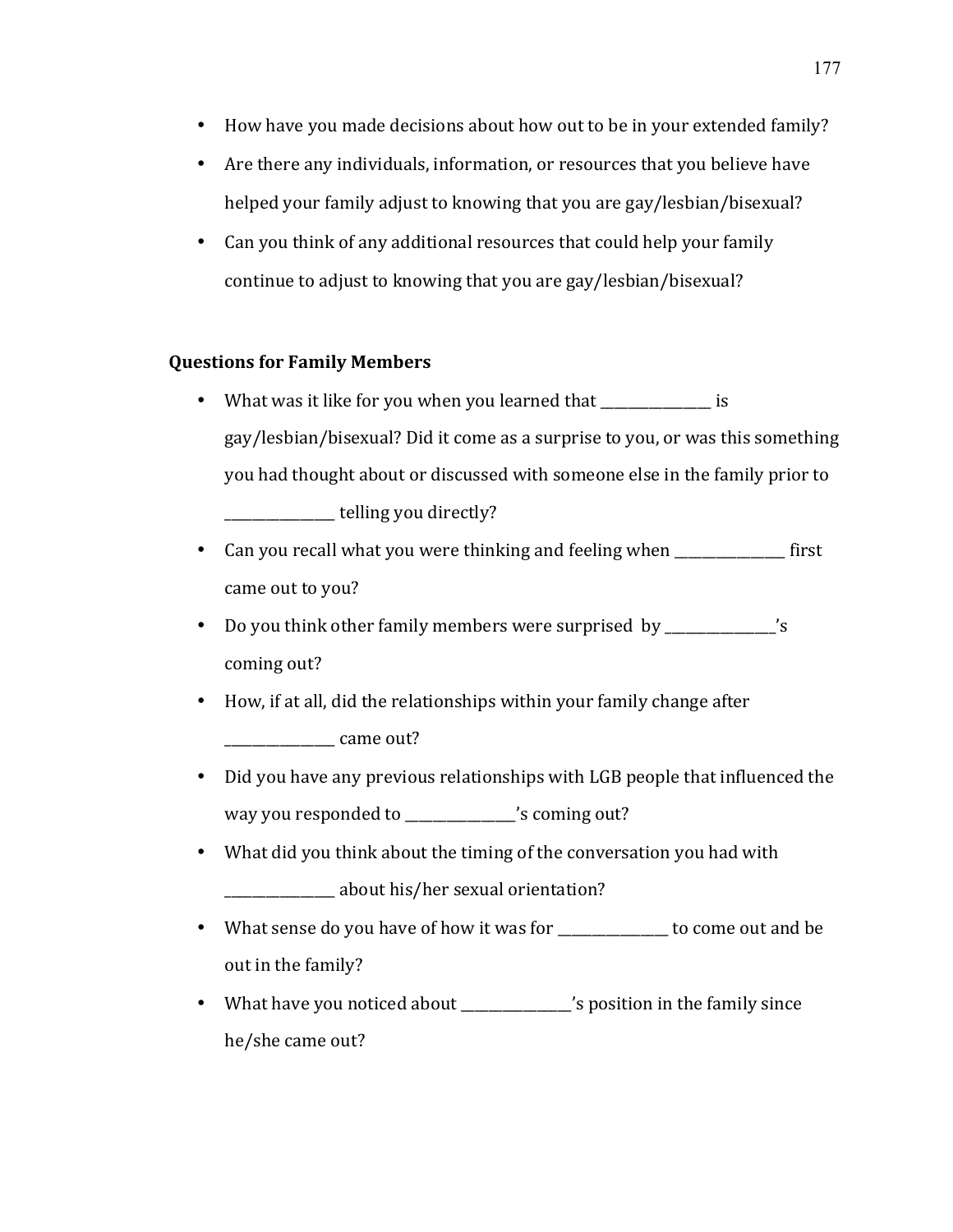- How have you made decisions about how out to be in your extended family?
- Are there any individuals, information, or resources that you believe have helped your family adjust to knowing that you are gay/lesbian/bisexual?
- Can you think of any additional resources that could help your family continue to adjust to knowing that you are gay/lesbian/bisexual?

**Questions for Family Members**

- What was it like for you when you learned that _______________ is gay/lesbian/bisexual? Did it come as a surprise to you, or was this something you had thought about or discussed with someone else in the family prior to _______________ telling you directly?
- Can you recall what you were thinking and feeling when _______________ first came out to you?
- Do you think other family members were surprised by _______________'s coming out?
- How, if at all, did the relationships within your family change after _______________ came out?
- Did you have any previous relationships with LGB people that influenced the way you responded to _______________'s coming out?
- What did you think about the timing of the conversation you had with _______________ about his/her sexual orientation?
- What sense do you have of how it was for _______________ to come out and be out in the family?
- What have you noticed about _______________'s position in the family since he/she came out?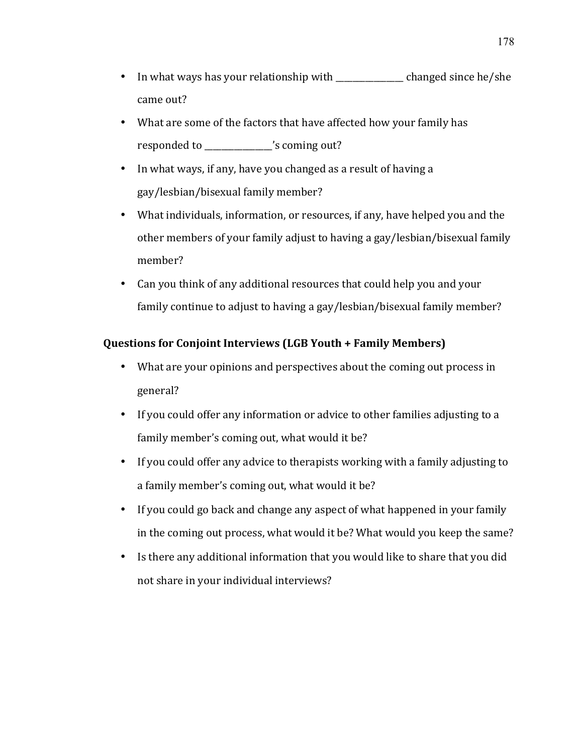- In what ways has your relationship with _______________ changed since he/she came out?
- What are some of the factors that have affected how your family has responded to _______________'s coming out?
- In what ways, if any, have you changed as a result of having a gay/lesbian/bisexual family member?
- What individuals, information, or resources, if any, have helped you and the other members of your family adjust to having a gay/lesbian/bisexual family member?
- Can you think of any additional resources that could help you and your family continue to adjust to having a gay/lesbian/bisexual family member?

**Questions for Conjoint Interviews (LGB Youth + Family Members)**

- What are your opinions and perspectives about the coming out process in general?
- If you could offer any information or advice to other families adjusting to a family member's coming out, what would it be?
- If you could offer any advice to therapists working with a family adjusting to a family member's coming out, what would it be?
- If you could go back and change any aspect of what happened in your family in the coming out process, what would it be? What would you keep the same?
- Is there any additional information that you would like to share that you did not share in your individual interviews?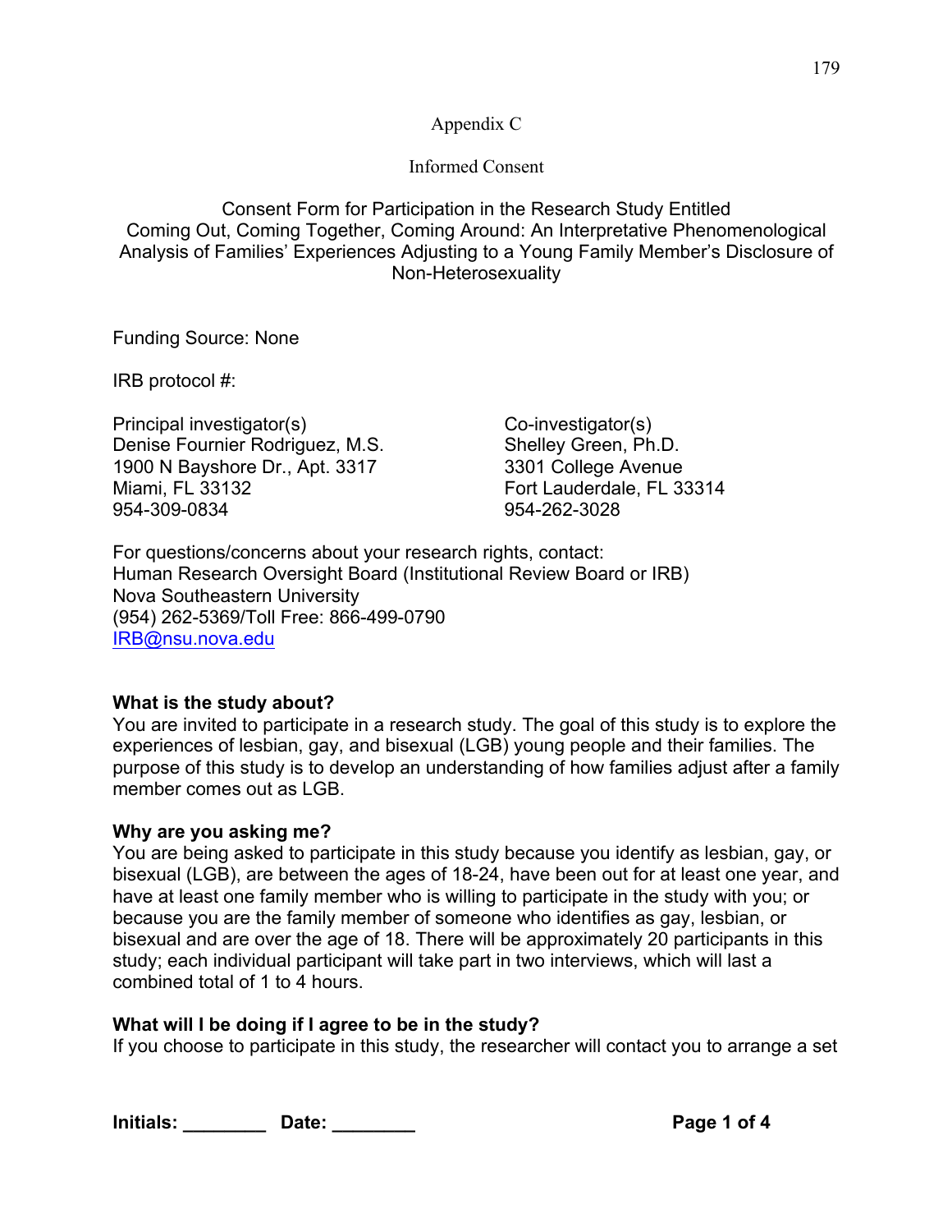Appendix C

Informed Consent

Consent Form for Participation in the Research Study Entitled
Coming Out, Coming Together, Coming Around: An Interpretative Phenomenological Analysis of Families' Experiences Adjusting to a Young Family Member's Disclosure of Non-Heterosexuality

Funding Source: None

IRB protocol #:

Principal investigator(s)
Denise Fournier Rodriguez, M.S.
1900 N Bayshore Dr., Apt. 3317
Miami, FL 33132
954-309-0834

Co-investigator(s)
Shelley Green, Ph.D.
3301 College Avenue
Fort Lauderdale, FL 33314
954-262-3028

For questions/concerns about your research rights, contact:
Human Research Oversight Board (Institutional Review Board or IRB)
Nova Southeastern University
(954) 262-5369/Toll Free: 866-499-0790
IRB@nsu.nova.edu

**What is the study about?**
You are invited to participate in a research study. The goal of this study is to explore the experiences of lesbian, gay, and bisexual (LGB) young people and their families. The purpose of this study is to develop an understanding of how families adjust after a family member comes out as LGB.

**Why are you asking me?**
You are being asked to participate in this study because you identify as lesbian, gay, or bisexual (LGB), are between the ages of 18-24, have been out for at least one year, and have at least one family member who is willing to participate in the study with you; or because you are the family member of someone who identifies as gay, lesbian, or bisexual and are over the age of 18. There will be approximately 20 participants in this study; each individual participant will take part in two interviews, which will last a combined total of 1 to 4 hours.

**What will I be doing if I agree to be in the study?**
If you choose to participate in this study, the researcher will contact you to arrange a set

**Initials: ________ Date: ________**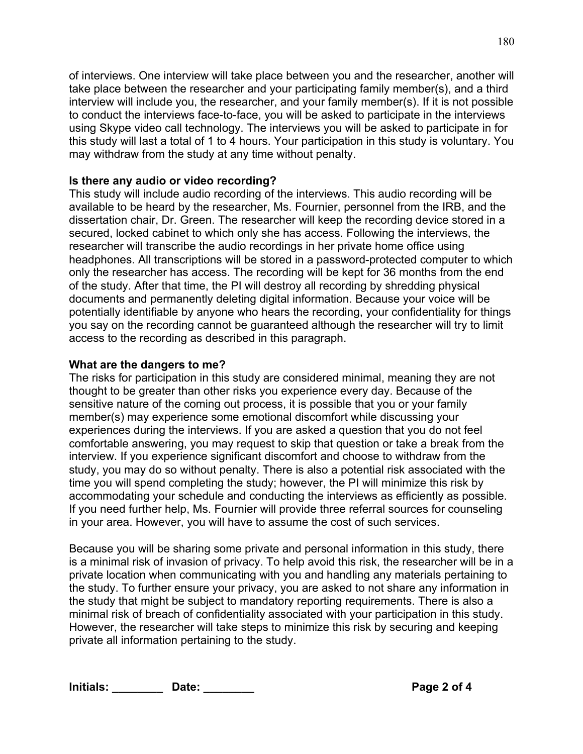of interviews. One interview will take place between you and the researcher, another will take place between the researcher and your participating family member(s), and a third interview will include you, the researcher, and your family member(s). If it is not possible to conduct the interviews face-to-face, you will be asked to participate in the interviews using Skype video call technology. The interviews you will be asked to participate in for this study will last a total of 1 to 4 hours. Your participation in this study is voluntary. You may withdraw from the study at any time without penalty.

**Is there any audio or video recording?**
This study will include audio recording of the interviews. This audio recording will be available to be heard by the researcher, Ms. Fournier, personnel from the IRB, and the dissertation chair, Dr. Green. The researcher will keep the recording device stored in a secured, locked cabinet to which only she has access. Following the interviews, the researcher will transcribe the audio recordings in her private home office using headphones. All transcriptions will be stored in a password-protected computer to which only the researcher has access. The recording will be kept for 36 months from the end of the study. After that time, the PI will destroy all recording by shredding physical documents and permanently deleting digital information. Because your voice will be potentially identifiable by anyone who hears the recording, your confidentiality for things you say on the recording cannot be guaranteed although the researcher will try to limit access to the recording as described in this paragraph.

**What are the dangers to me?**
The risks for participation in this study are considered minimal, meaning they are not thought to be greater than other risks you experience every day. Because of the sensitive nature of the coming out process, it is possible that you or your family member(s) may experience some emotional discomfort while discussing your experiences during the interviews. If you are asked a question that you do not feel comfortable answering, you may request to skip that question or take a break from the interview. If you experience significant discomfort and choose to withdraw from the study, you may do so without penalty. There is also a potential risk associated with the time you will spend completing the study; however, the PI will minimize this risk by accommodating your schedule and conducting the interviews as efficiently as possible. If you need further help, Ms. Fournier will provide three referral sources for counseling in your area. However, you will have to assume the cost of such services.

Because you will be sharing some private and personal information in this study, there is a minimal risk of invasion of privacy. To help avoid this risk, the researcher will be in a private location when communicating with you and handling any materials pertaining to the study. To further ensure your privacy, you are asked to not share any information in the study that might be subject to mandatory reporting requirements. There is also a minimal risk of breach of confidentiality associated with your participation in this study. However, the researcher will take steps to minimize this risk by securing and keeping private all information pertaining to the study.

**Initials: ________ Date: ________**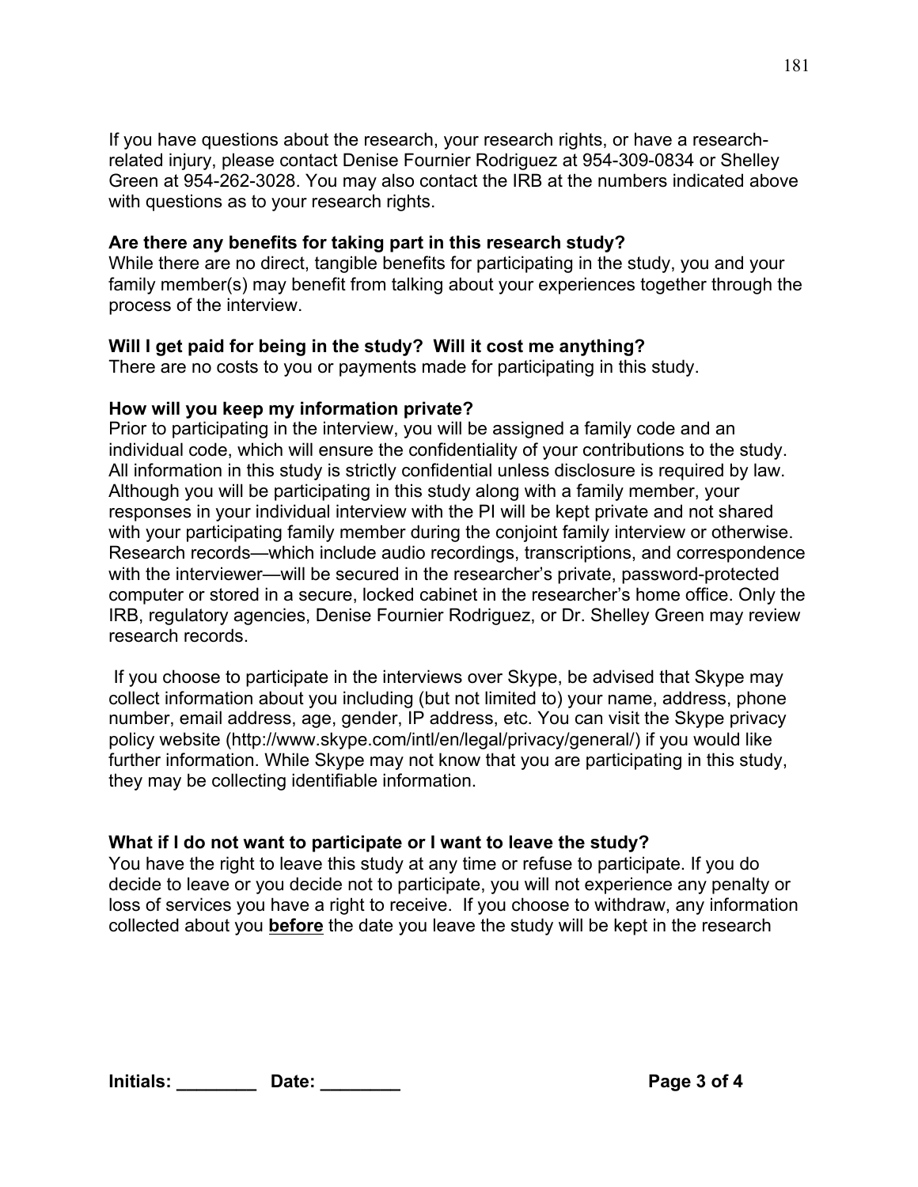If you have questions about the research, your research rights, or have a research-related injury, please contact Denise Fournier Rodriguez at 954-309-0834 or Shelley Green at 954-262-3028. You may also contact the IRB at the numbers indicated above with questions as to your research rights.

**Are there any benefits for taking part in this research study?**
While there are no direct, tangible benefits for participating in the study, you and your family member(s) may benefit from talking about your experiences together through the process of the interview.

**Will I get paid for being in the study? Will it cost me anything?**
There are no costs to you or payments made for participating in this study.

**How will you keep my information private?**
Prior to participating in the interview, you will be assigned a family code and an individual code, which will ensure the confidentiality of your contributions to the study. All information in this study is strictly confidential unless disclosure is required by law. Although you will be participating in this study along with a family member, your responses in your individual interview with the PI will be kept private and not shared with your participating family member during the conjoint family interview or otherwise. Research records—which include audio recordings, transcriptions, and correspondence with the interviewer—will be secured in the researcher's private, password-protected computer or stored in a secure, locked cabinet in the researcher's home office. Only the IRB, regulatory agencies, Denise Fournier Rodriguez, or Dr. Shelley Green may review research records.

If you choose to participate in the interviews over Skype, be advised that Skype may collect information about you including (but not limited to) your name, address, phone number, email address, age, gender, IP address, etc. You can visit the Skype privacy policy website (http://www.skype.com/intl/en/legal/privacy/general/) if you would like further information. While Skype may not know that you are participating in this study, they may be collecting identifiable information.

**What if I do not want to participate or I want to leave the study?**
You have the right to leave this study at any time or refuse to participate. If you do decide to leave or you decide not to participate, you will not experience any penalty or loss of services you have a right to receive. If you choose to withdraw, any information collected about you **before** the date you leave the study will be kept in the research

**Initials: ________ Date: ________**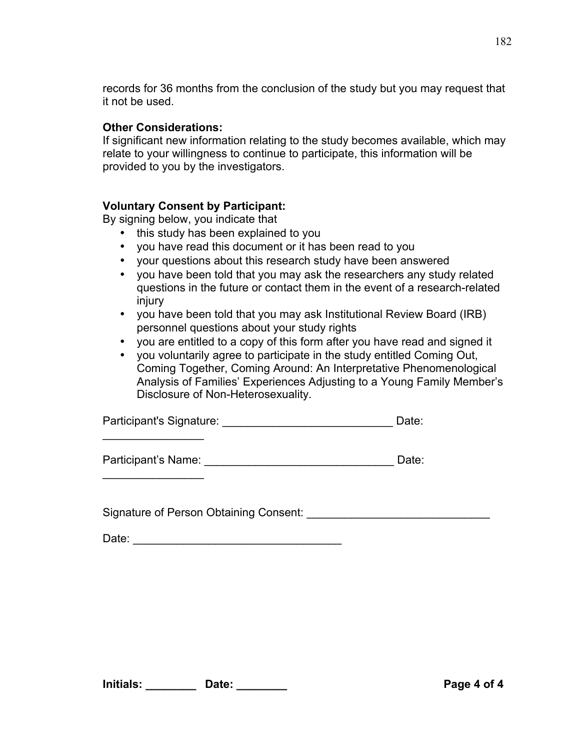records for 36 months from the conclusion of the study but you may request that it not be used.

**Other Considerations:**
If significant new information relating to the study becomes available, which may relate to your willingness to continue to participate, this information will be provided to you by the investigators.

**Voluntary Consent by Participant:**
By signing below, you indicate that

- this study has been explained to you
- you have read this document or it has been read to you
- your questions about this research study have been answered
- you have been told that you may ask the researchers any study related questions in the future or contact them in the event of a research-related injury
- you have been told that you may ask Institutional Review Board (IRB) personnel questions about your study rights
- you are entitled to a copy of this form after you have read and signed it
- you voluntarily agree to participate in the study entitled Coming Out, Coming Together, Coming Around: An Interpretative Phenomenological Analysis of Families' Experiences Adjusting to a Young Family Member's Disclosure of Non-Heterosexuality.

Participant's Signature: ___________________________ Date: ________________

Participant's Name: ______________________________ Date: ________________

Signature of Person Obtaining Consent: _____________________________

Date: _________________________________

**Initials: ________ Date: ________**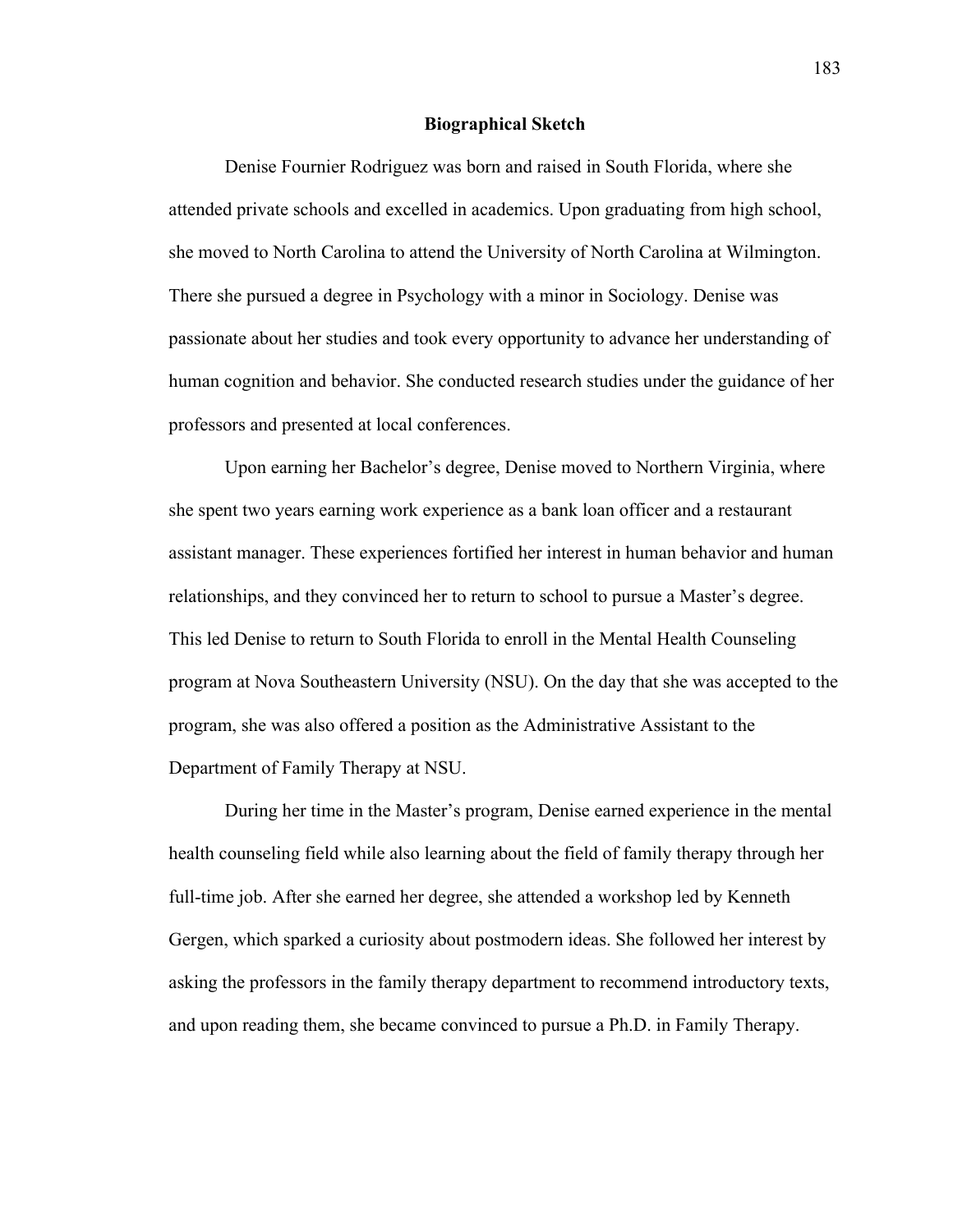## Biographical Sketch

Denise Fournier Rodriguez was born and raised in South Florida, where she attended private schools and excelled in academics. Upon graduating from high school, she moved to North Carolina to attend the University of North Carolina at Wilmington. There she pursued a degree in Psychology with a minor in Sociology. Denise was passionate about her studies and took every opportunity to advance her understanding of human cognition and behavior. She conducted research studies under the guidance of her professors and presented at local conferences.

Upon earning her Bachelor's degree, Denise moved to Northern Virginia, where she spent two years earning work experience as a bank loan officer and a restaurant assistant manager. These experiences fortified her interest in human behavior and human relationships, and they convinced her to return to school to pursue a Master's degree. This led Denise to return to South Florida to enroll in the Mental Health Counseling program at Nova Southeastern University (NSU). On the day that she was accepted to the program, she was also offered a position as the Administrative Assistant to the Department of Family Therapy at NSU.

During her time in the Master's program, Denise earned experience in the mental health counseling field while also learning about the field of family therapy through her full-time job. After she earned her degree, she attended a workshop led by Kenneth Gergen, which sparked a curiosity about postmodern ideas. She followed her interest by asking the professors in the family therapy department to recommend introductory texts, and upon reading them, she became convinced to pursue a Ph.D. in Family Therapy.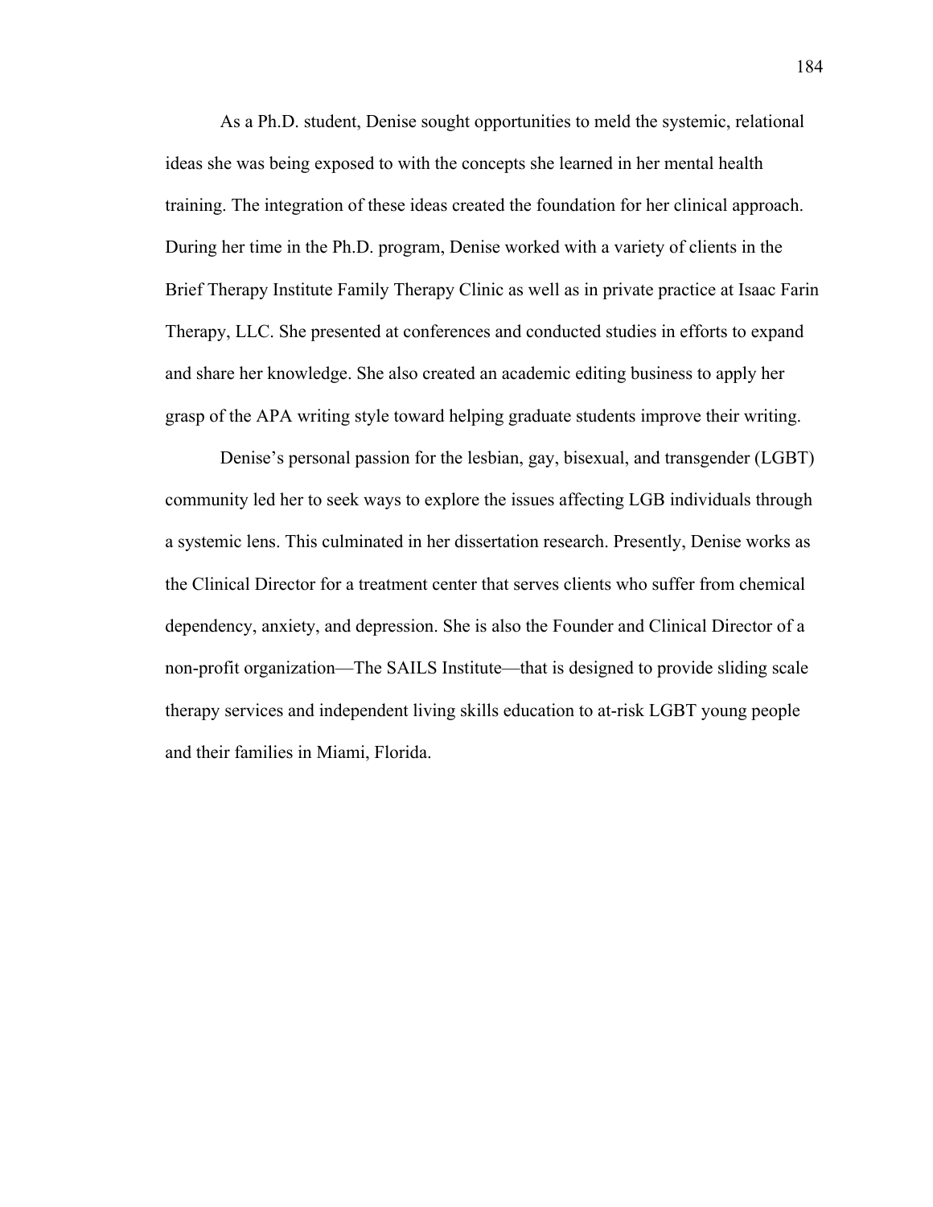As a Ph.D. student, Denise sought opportunities to meld the systemic, relational ideas she was being exposed to with the concepts she learned in her mental health training. The integration of these ideas created the foundation for her clinical approach. During her time in the Ph.D. program, Denise worked with a variety of clients in the Brief Therapy Institute Family Therapy Clinic as well as in private practice at Isaac Farin Therapy, LLC. She presented at conferences and conducted studies in efforts to expand and share her knowledge. She also created an academic editing business to apply her grasp of the APA writing style toward helping graduate students improve their writing.

Denise's personal passion for the lesbian, gay, bisexual, and transgender (LGBT) community led her to seek ways to explore the issues affecting LGB individuals through a systemic lens. This culminated in her dissertation research. Presently, Denise works as the Clinical Director for a treatment center that serves clients who suffer from chemical dependency, anxiety, and depression. She is also the Founder and Clinical Director of a non-profit organization—The SAILS Institute—that is designed to provide sliding scale therapy services and independent living skills education to at-risk LGBT young people and their families in Miami, Florida.